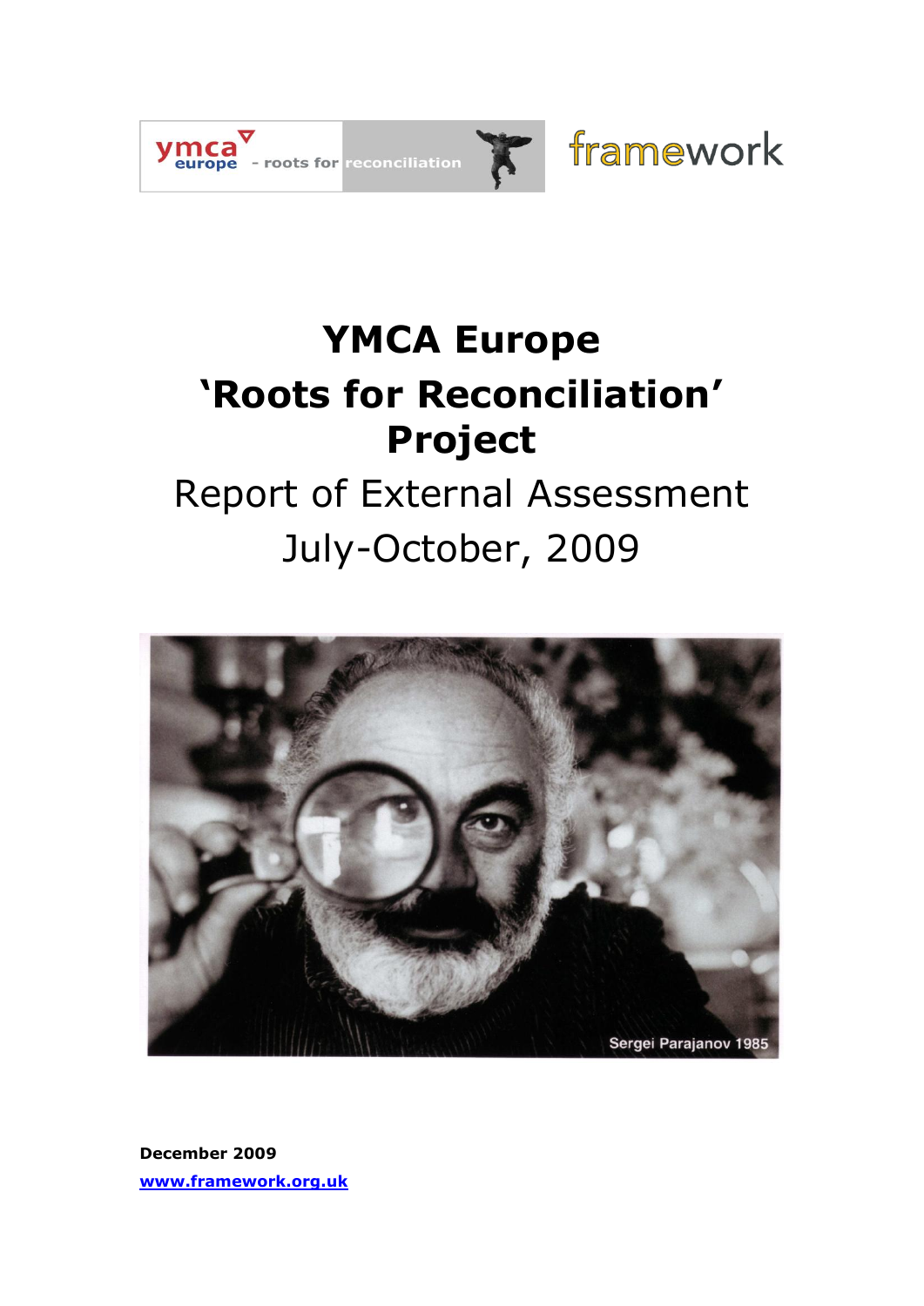ymca europe - roots for reconciliation

framework

# YMCA Europe 'Roots for Reconciliation' Project

## Report of External Assessment July-October, 2009

Sergei Parajanov 1985

**December 2009**

**www.framework.org.uk**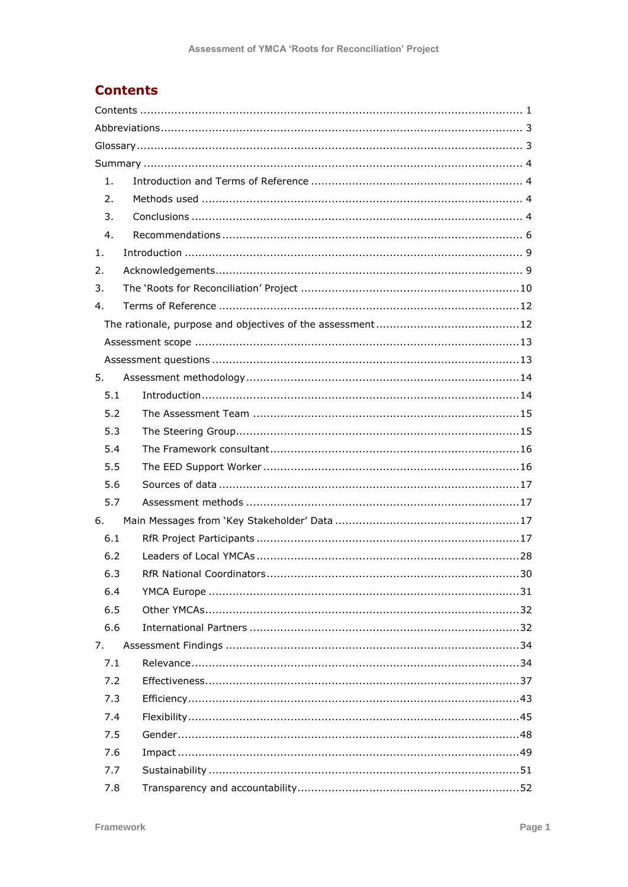# Contents

Contents ..... 1

Abbreviations ..... 3

Glossary ..... 3

Summary ..... 4

1. Introduction and Terms of Reference ..... 4
2. Methods used ..... 4
3. Conclusions ..... 4
4. Recommendations ..... 6

1. Introduction ..... 9
2. Acknowledgements ..... 9
3. The 'Roots for Reconciliation' Project ..... 10
4. Terms of Reference ..... 12

The rationale, purpose and objectives of the assessment ..... 12

Assessment scope ..... 13

Assessment questions ..... 13

5. Assessment methodology ..... 14
   - 5.1 Introduction ..... 14
   - 5.2 The Assessment Team ..... 15
   - 5.3 The Steering Group ..... 15
   - 5.4 The Framework consultant ..... 16
   - 5.5 The EED Support Worker ..... 16
   - 5.6 Sources of data ..... 17
   - 5.7 Assessment methods ..... 17
6. Main Messages from 'Key Stakeholder' Data ..... 17
   - 6.1 RfR Project Participants ..... 17
   - 6.2 Leaders of Local YMCAs ..... 28
   - 6.3 RfR National Coordinators ..... 30
   - 6.4 YMCA Europe ..... 31
   - 6.5 Other YMCAs ..... 32
   - 6.6 International Partners ..... 32
7. Assessment Findings ..... 34
   - 7.1 Relevance ..... 34
   - 7.2 Effectiveness ..... 37
   - 7.3 Efficiency ..... 43
   - 7.4 Flexibility ..... 45
   - 7.5 Gender ..... 48
   - 7.6 Impact ..... 49
   - 7.7 Sustainability ..... 51
   - 7.8 Transparency and accountability ..... 52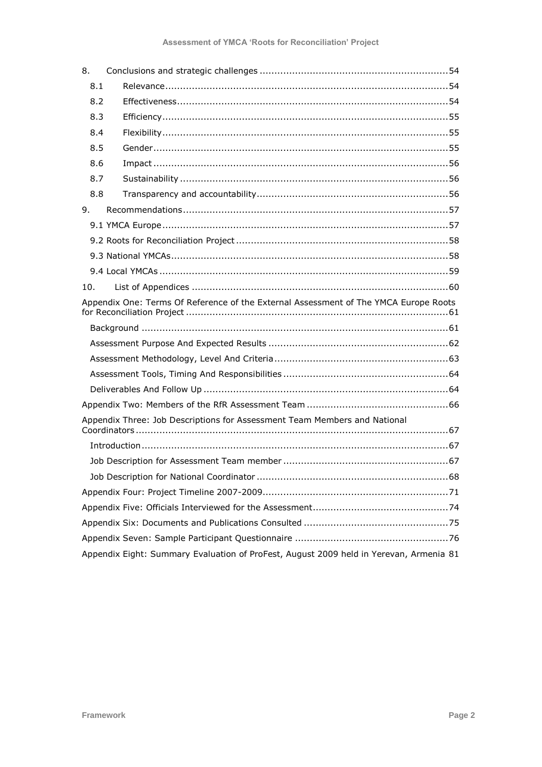8. Conclusions and strategic challenges ..............................................................54

8.1 Relevance ..............................................................54

8.2 Effectiveness ..............................................................54

8.3 Efficiency ..............................................................55

8.4 Flexibility ..............................................................55

8.5 Gender ..............................................................55

8.6 Impact ..............................................................56

8.7 Sustainability ..............................................................56

8.8 Transparency and accountability ..............................................................56

9. Recommendations ..............................................................57

9.1 YMCA Europe ..............................................................57

9.2 Roots for Reconciliation Project ..............................................................58

9.3 National YMCAs ..............................................................58

9.4 Local YMCAs ..............................................................59

10. List of Appendices ..............................................................60

Appendix One: Terms Of Reference of the External Assessment of The YMCA Europe Roots for Reconciliation Project ..............................................................61

Background ..............................................................61

Assessment Purpose And Expected Results ..............................................................62

Assessment Methodology, Level And Criteria ..............................................................63

Assessment Tools, Timing And Responsibilities ..............................................................64

Deliverables And Follow Up ..............................................................64

Appendix Two: Members of the RfR Assessment Team ..............................................................66

Appendix Three: Job Descriptions for Assessment Team Members and National Coordinators ..............................................................67

Introduction ..............................................................67

Job Description for Assessment Team member ..............................................................67

Job Description for National Coordinator ..............................................................68

Appendix Four: Project Timeline 2007-2009 ..............................................................71

Appendix Five: Officials Interviewed for the Assessment ..............................................................74

Appendix Six: Documents and Publications Consulted ..............................................................75

Appendix Seven: Sample Participant Questionnaire ..............................................................76

Appendix Eight: Summary Evaluation of ProFest, August 2009 held in Yerevan, Armenia 81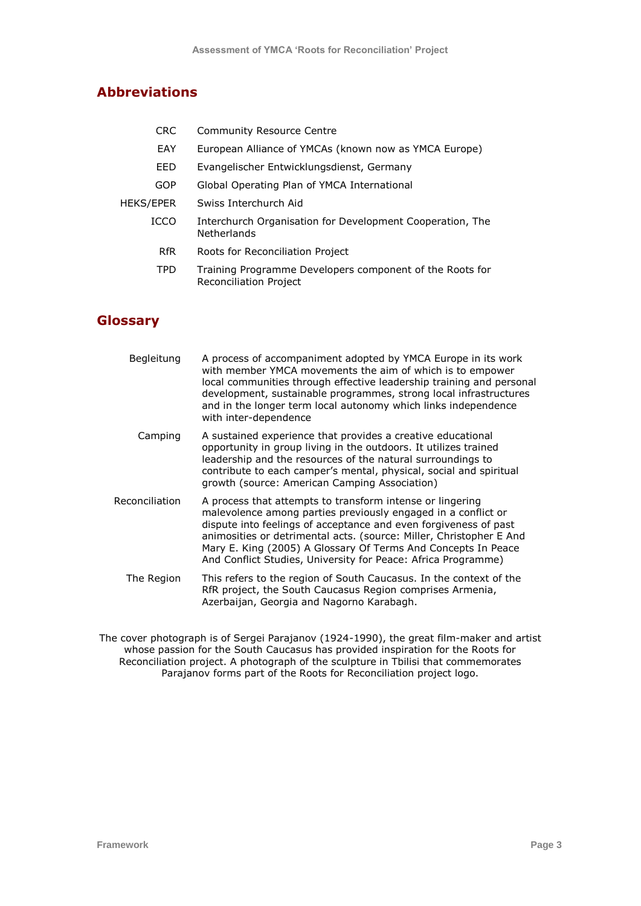## Abbreviations

| | |
|---|---|
| CRC | Community Resource Centre |
| EAY | European Alliance of YMCAs (known now as YMCA Europe) |
| EED | Evangelischer Entwicklungsdienst, Germany |
| GOP | Global Operating Plan of YMCA International |
| HEKS/EPER | Swiss Interchurch Aid |
| ICCO | Interchurch Organisation for Development Cooperation, The Netherlands |
| RfR | Roots for Reconciliation Project |
| TPD | Training Programme Developers component of the Roots for Reconciliation Project |

## Glossary

| | |
|---|---|
| Begleitung | A process of accompaniment adopted by YMCA Europe in its work with member YMCA movements the aim of which is to empower local communities through effective leadership training and personal development, sustainable programmes, strong local infrastructures and in the longer term local autonomy which links independence with inter-dependence |
| Camping | A sustained experience that provides a creative educational opportunity in group living in the outdoors. It utilizes trained leadership and the resources of the natural surroundings to contribute to each camper's mental, physical, social and spiritual growth (source: American Camping Association) |
| Reconciliation | A process that attempts to transform intense or lingering malevolence among parties previously engaged in a conflict or dispute into feelings of acceptance and even forgiveness of past animosities or detrimental acts. (source: Miller, Christopher E And Mary E. King (2005) A Glossary Of Terms And Concepts In Peace And Conflict Studies, University for Peace: Africa Programme) |
| The Region | This refers to the region of South Caucasus. In the context of the RfR project, the South Caucasus Region comprises Armenia, Azerbaijan, Georgia and Nagorno Karabagh. |

The cover photograph is of Sergei Parajanov (1924-1990), the great film-maker and artist whose passion for the South Caucasus has provided inspiration for the Roots for Reconciliation project. A photograph of the sculpture in Tbilisi that commemorates Parajanov forms part of the Roots for Reconciliation project logo.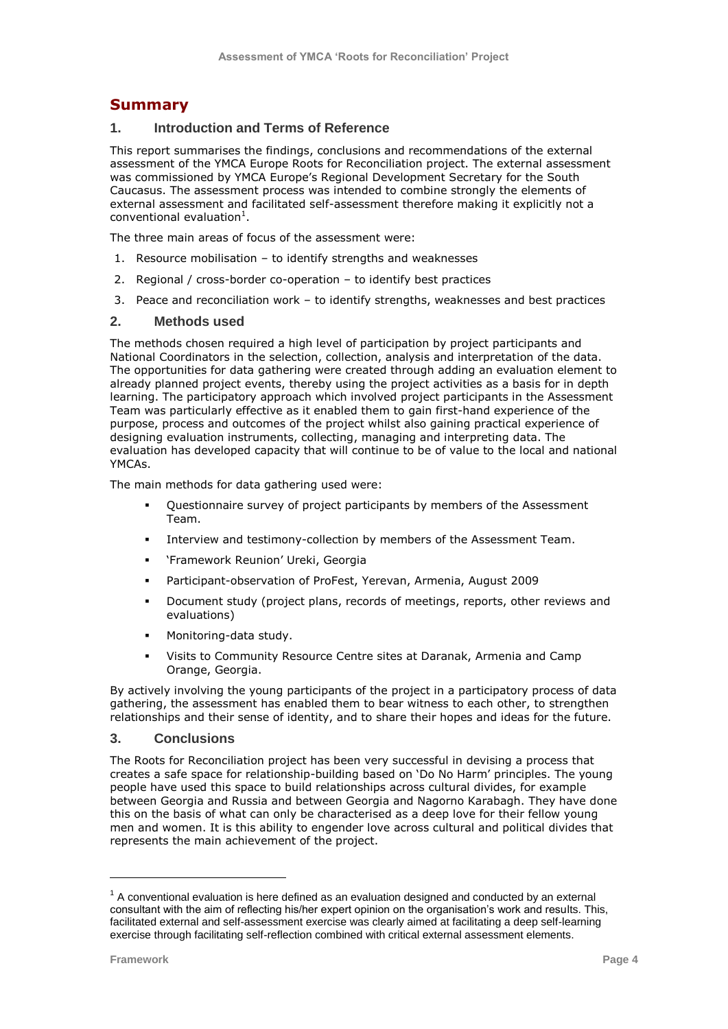# Summary

## 1. Introduction and Terms of Reference

This report summarises the findings, conclusions and recommendations of the external assessment of the YMCA Europe Roots for Reconciliation project. The external assessment was commissioned by YMCA Europe's Regional Development Secretary for the South Caucasus. The assessment process was intended to combine strongly the elements of external assessment and facilitated self-assessment therefore making it explicitly not a conventional evaluation[1].

The three main areas of focus of the assessment were:

1. Resource mobilisation – to identify strengths and weaknesses
2. Regional / cross-border co-operation – to identify best practices
3. Peace and reconciliation work – to identify strengths, weaknesses and best practices

## 2. Methods used

The methods chosen required a high level of participation by project participants and National Coordinators in the selection, collection, analysis and interpretation of the data. The opportunities for data gathering were created through adding an evaluation element to already planned project events, thereby using the project activities as a basis for in depth learning. The participatory approach which involved project participants in the Assessment Team was particularly effective as it enabled them to gain first-hand experience of the purpose, process and outcomes of the project whilst also gaining practical experience of designing evaluation instruments, collecting, managing and interpreting data. The evaluation has developed capacity that will continue to be of value to the local and national YMCAs.

The main methods for data gathering used were:

- Questionnaire survey of project participants by members of the Assessment Team.
- Interview and testimony-collection by members of the Assessment Team.
- 'Framework Reunion' Ureki, Georgia
- Participant-observation of ProFest, Yerevan, Armenia, August 2009
- Document study (project plans, records of meetings, reports, other reviews and evaluations)
- Monitoring-data study.
- Visits to Community Resource Centre sites at Daranak, Armenia and Camp Orange, Georgia.

By actively involving the young participants of the project in a participatory process of data gathering, the assessment has enabled them to bear witness to each other, to strengthen relationships and their sense of identity, and to share their hopes and ideas for the future.

## 3. Conclusions

The Roots for Reconciliation project has been very successful in devising a process that creates a safe space for relationship-building based on 'Do No Harm' principles. The young people have used this space to build relationships across cultural divides, for example between Georgia and Russia and between Georgia and Nagorno Karabagh. They have done this on the basis of what can only be characterised as a deep love for their fellow young men and women. It is this ability to engender love across cultural and political divides that represents the main achievement of the project.

[1] A conventional evaluation is here defined as an evaluation designed and conducted by an external consultant with the aim of reflecting his/her expert opinion on the organisation's work and results. This, facilitated external and self-assessment exercise was clearly aimed at facilitating a deep self-learning exercise through facilitating self-reflection combined with critical external assessment elements.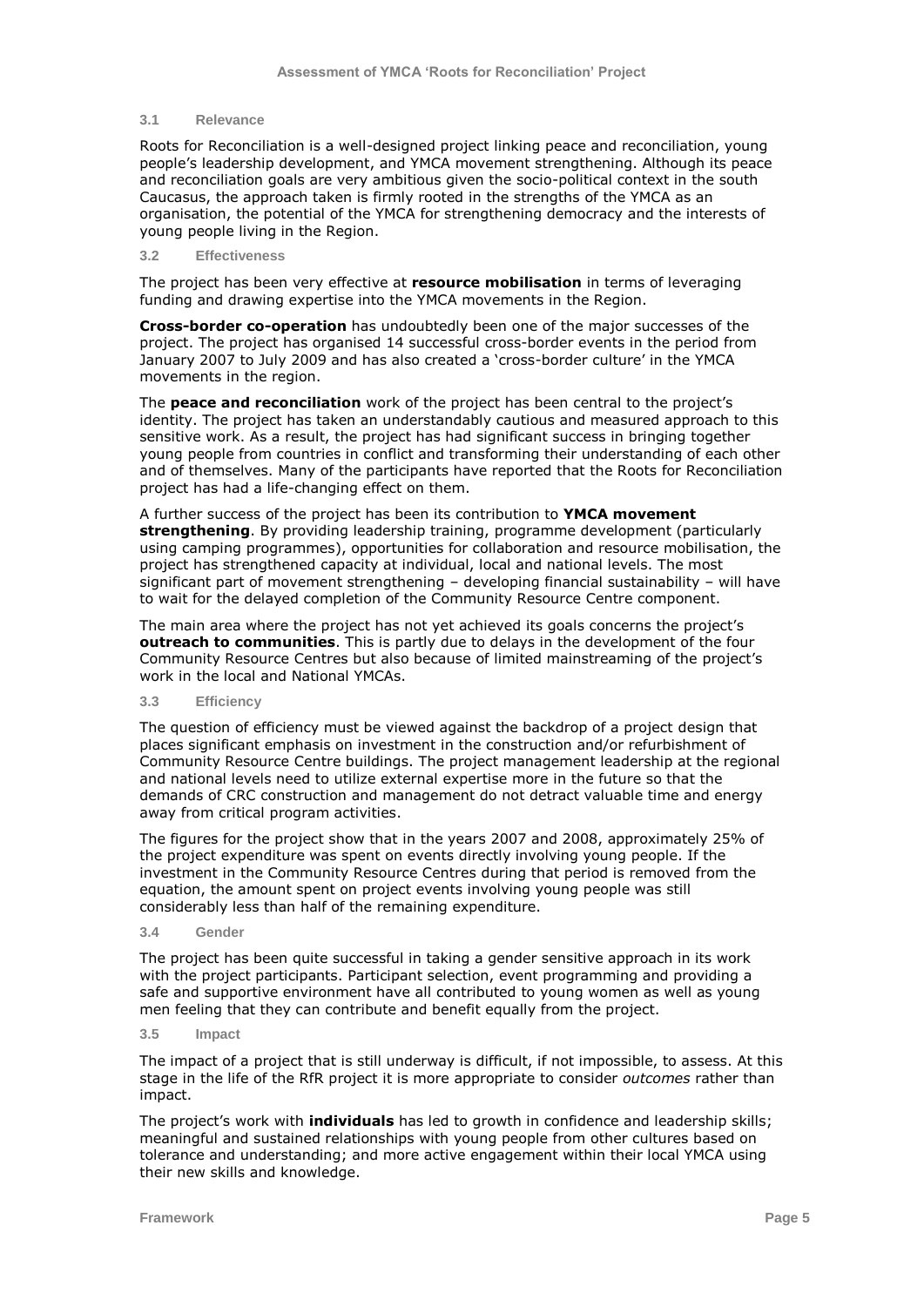### 3.1 Relevance

Roots for Reconciliation is a well-designed project linking peace and reconciliation, young people's leadership development, and YMCA movement strengthening. Although its peace and reconciliation goals are very ambitious given the socio-political context in the south Caucasus, the approach taken is firmly rooted in the strengths of the YMCA as an organisation, the potential of the YMCA for strengthening democracy and the interests of young people living in the Region.

### 3.2 Effectiveness

The project has been very effective at **resource mobilisation** in terms of leveraging funding and drawing expertise into the YMCA movements in the Region.

**Cross-border co-operation** has undoubtedly been one of the major successes of the project. The project has organised 14 successful cross-border events in the period from January 2007 to July 2009 and has also created a 'cross-border culture' in the YMCA movements in the region.

The **peace and reconciliation** work of the project has been central to the project's identity. The project has taken an understandably cautious and measured approach to this sensitive work. As a result, the project has had significant success in bringing together young people from countries in conflict and transforming their understanding of each other and of themselves. Many of the participants have reported that the Roots for Reconciliation project has had a life-changing effect on them.

A further success of the project has been its contribution to **YMCA movement strengthening**. By providing leadership training, programme development (particularly using camping programmes), opportunities for collaboration and resource mobilisation, the project has strengthened capacity at individual, local and national levels. The most significant part of movement strengthening – developing financial sustainability – will have to wait for the delayed completion of the Community Resource Centre component.

The main area where the project has not yet achieved its goals concerns the project's **outreach to communities**. This is partly due to delays in the development of the four Community Resource Centres but also because of limited mainstreaming of the project's work in the local and National YMCAs.

### 3.3 Efficiency

The question of efficiency must be viewed against the backdrop of a project design that places significant emphasis on investment in the construction and/or refurbishment of Community Resource Centre buildings. The project management leadership at the regional and national levels need to utilize external expertise more in the future so that the demands of CRC construction and management do not detract valuable time and energy away from critical program activities.

The figures for the project show that in the years 2007 and 2008, approximately 25% of the project expenditure was spent on events directly involving young people. If the investment in the Community Resource Centres during that period is removed from the equation, the amount spent on project events involving young people was still considerably less than half of the remaining expenditure.

### 3.4 Gender

The project has been quite successful in taking a gender sensitive approach in its work with the project participants. Participant selection, event programming and providing a safe and supportive environment have all contributed to young women as well as young men feeling that they can contribute and benefit equally from the project.

### 3.5 Impact

The impact of a project that is still underway is difficult, if not impossible, to assess. At this stage in the life of the RfR project it is more appropriate to consider *outcomes* rather than impact.

The project's work with **individuals** has led to growth in confidence and leadership skills; meaningful and sustained relationships with young people from other cultures based on tolerance and understanding; and more active engagement within their local YMCA using their new skills and knowledge.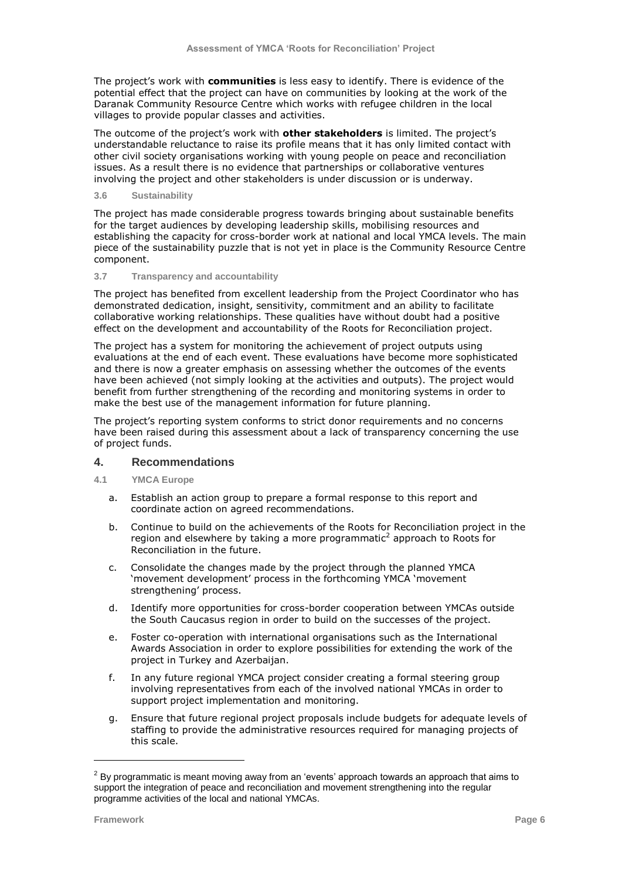The project's work with **communities** is less easy to identify. There is evidence of the potential effect that the project can have on communities by looking at the work of the Daranak Community Resource Centre which works with refugee children in the local villages to provide popular classes and activities.

The outcome of the project's work with **other stakeholders** is limited. The project's understandable reluctance to raise its profile means that it has only limited contact with other civil society organisations working with young people on peace and reconciliation issues. As a result there is no evidence that partnerships or collaborative ventures involving the project and other stakeholders is under discussion or is underway.

### 3.6 Sustainability

The project has made considerable progress towards bringing about sustainable benefits for the target audiences by developing leadership skills, mobilising resources and establishing the capacity for cross-border work at national and local YMCA levels. The main piece of the sustainability puzzle that is not yet in place is the Community Resource Centre component.

### 3.7 Transparency and accountability

The project has benefited from excellent leadership from the Project Coordinator who has demonstrated dedication, insight, sensitivity, commitment and an ability to facilitate collaborative working relationships. These qualities have without doubt had a positive effect on the development and accountability of the Roots for Reconciliation project.

The project has a system for monitoring the achievement of project outputs using evaluations at the end of each event. These evaluations have become more sophisticated and there is now a greater emphasis on assessing whether the outcomes of the events have been achieved (not simply looking at the activities and outputs). The project would benefit from further strengthening of the recording and monitoring systems in order to make the best use of the management information for future planning.

The project's reporting system conforms to strict donor requirements and no concerns have been raised during this assessment about a lack of transparency concerning the use of project funds.

## 4. Recommendations

### 4.1 YMCA Europe

a. Establish an action group to prepare a formal response to this report and coordinate action on agreed recommendations.

b. Continue to build on the achievements of the Roots for Reconciliation project in the region and elsewhere by taking a more programmatic[2] approach to Roots for Reconciliation in the future.

c. Consolidate the changes made by the project through the planned YMCA 'movement development' process in the forthcoming YMCA 'movement strengthening' process.

d. Identify more opportunities for cross-border cooperation between YMCAs outside the South Caucasus region in order to build on the successes of the project.

e. Foster co-operation with international organisations such as the International Awards Association in order to explore possibilities for extending the work of the project in Turkey and Azerbaijan.

f. In any future regional YMCA project consider creating a formal steering group involving representatives from each of the involved national YMCAs in order to support project implementation and monitoring.

g. Ensure that future regional project proposals include budgets for adequate levels of staffing to provide the administrative resources required for managing projects of this scale.

---

[2] By programmatic is meant moving away from an 'events' approach towards an approach that aims to support the integration of peace and reconciliation and movement strengthening into the regular programme activities of the local and national YMCAs.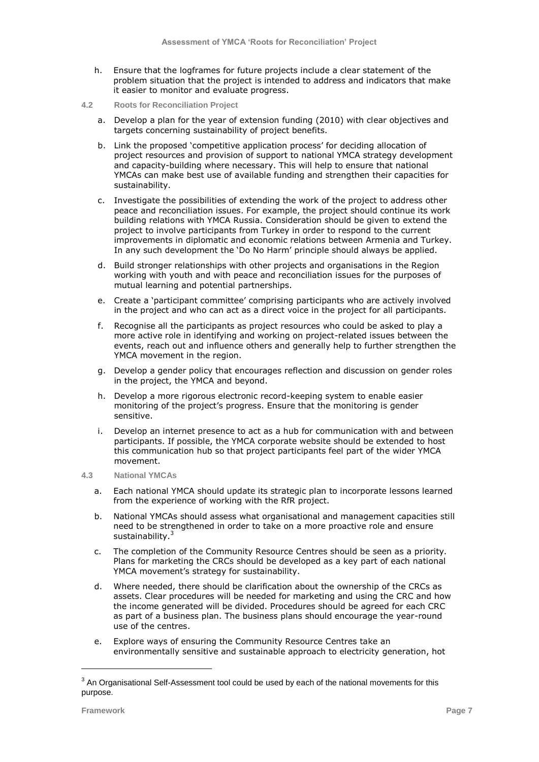h. Ensure that the logframes for future projects include a clear statement of the problem situation that the project is intended to address and indicators that make it easier to monitor and evaluate progress.

### 4.2 Roots for Reconciliation Project

a. Develop a plan for the year of extension funding (2010) with clear objectives and targets concerning sustainability of project benefits.

b. Link the proposed 'competitive application process' for deciding allocation of project resources and provision of support to national YMCA strategy development and capacity-building where necessary. This will help to ensure that national YMCAs can make best use of available funding and strengthen their capacities for sustainability.

c. Investigate the possibilities of extending the work of the project to address other peace and reconciliation issues. For example, the project should continue its work building relations with YMCA Russia. Consideration should be given to extend the project to involve participants from Turkey in order to respond to the current improvements in diplomatic and economic relations between Armenia and Turkey. In any such development the 'Do No Harm' principle should always be applied.

d. Build stronger relationships with other projects and organisations in the Region working with youth and with peace and reconciliation issues for the purposes of mutual learning and potential partnerships.

e. Create a 'participant committee' comprising participants who are actively involved in the project and who can act as a direct voice in the project for all participants.

f. Recognise all the participants as project resources who could be asked to play a more active role in identifying and working on project-related issues between the events, reach out and influence others and generally help to further strengthen the YMCA movement in the region.

g. Develop a gender policy that encourages reflection and discussion on gender roles in the project, the YMCA and beyond.

h. Develop a more rigorous electronic record-keeping system to enable easier monitoring of the project's progress. Ensure that the monitoring is gender sensitive.

i. Develop an internet presence to act as a hub for communication with and between participants. If possible, the YMCA corporate website should be extended to host this communication hub so that project participants feel part of the wider YMCA movement.

### 4.3 National YMCAs

a. Each national YMCA should update its strategic plan to incorporate lessons learned from the experience of working with the RfR project.

b. National YMCAs should assess what organisational and management capacities still need to be strengthened in order to take on a more proactive role and ensure sustainability.[3]

c. The completion of the Community Resource Centres should be seen as a priority. Plans for marketing the CRCs should be developed as a key part of each national YMCA movement's strategy for sustainability.

d. Where needed, there should be clarification about the ownership of the CRCs as assets. Clear procedures will be needed for marketing and using the CRC and how the income generated will be divided. Procedures should be agreed for each CRC as part of a business plan. The business plans should encourage the year-round use of the centres.

e. Explore ways of ensuring the Community Resource Centres take an environmentally sensitive and sustainable approach to electricity generation, hot

[3] An Organisational Self-Assessment tool could be used by each of the national movements for this purpose.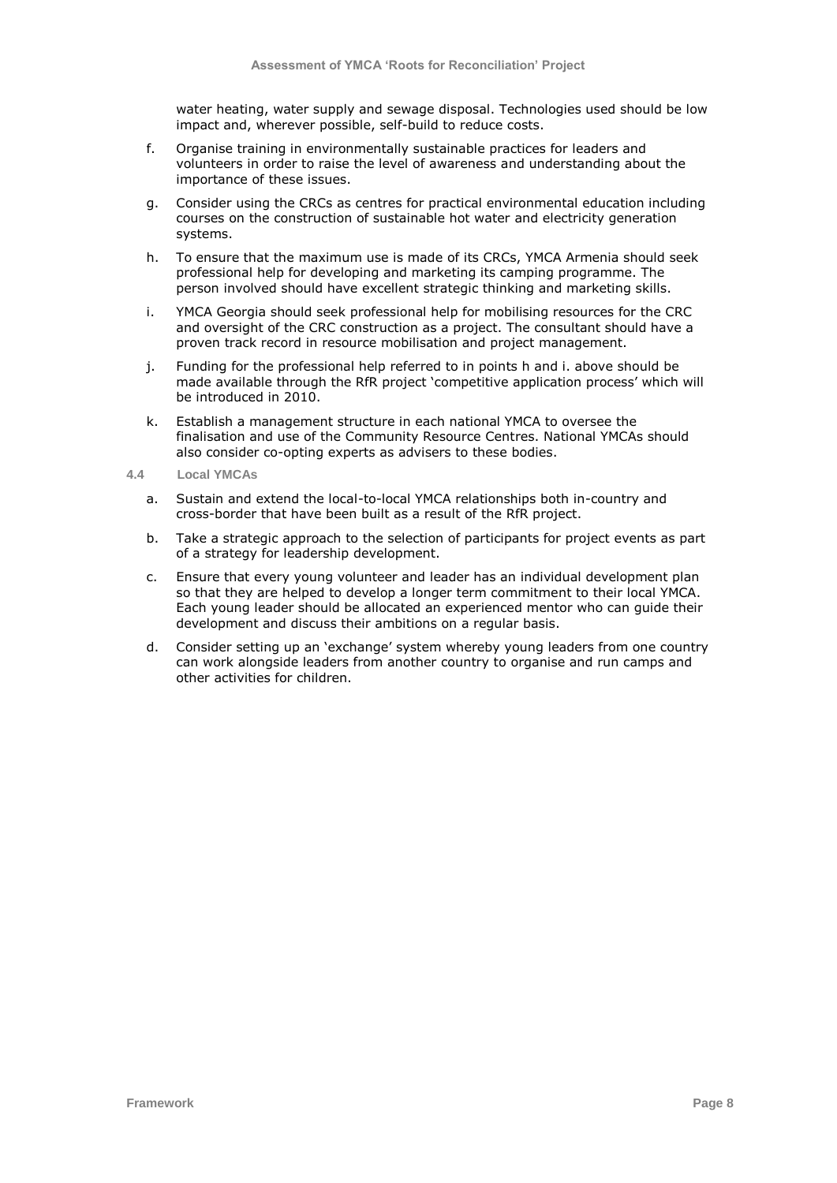water heating, water supply and sewage disposal. Technologies used should be low impact and, wherever possible, self-build to reduce costs.

f. Organise training in environmentally sustainable practices for leaders and volunteers in order to raise the level of awareness and understanding about the importance of these issues.

g. Consider using the CRCs as centres for practical environmental education including courses on the construction of sustainable hot water and electricity generation systems.

h. To ensure that the maximum use is made of its CRCs, YMCA Armenia should seek professional help for developing and marketing its camping programme. The person involved should have excellent strategic thinking and marketing skills.

i. YMCA Georgia should seek professional help for mobilising resources for the CRC and oversight of the CRC construction as a project. The consultant should have a proven track record in resource mobilisation and project management.

j. Funding for the professional help referred to in points h and i. above should be made available through the RfR project 'competitive application process' which will be introduced in 2010.

k. Establish a management structure in each national YMCA to oversee the finalisation and use of the Community Resource Centres. National YMCAs should also consider co-opting experts as advisers to these bodies.

### 4.4 Local YMCAs

a. Sustain and extend the local-to-local YMCA relationships both in-country and cross-border that have been built as a result of the RfR project.

b. Take a strategic approach to the selection of participants for project events as part of a strategy for leadership development.

c. Ensure that every young volunteer and leader has an individual development plan so that they are helped to develop a longer term commitment to their local YMCA. Each young leader should be allocated an experienced mentor who can guide their development and discuss their ambitions on a regular basis.

d. Consider setting up an 'exchange' system whereby young leaders from one country can work alongside leaders from another country to organise and run camps and other activities for children.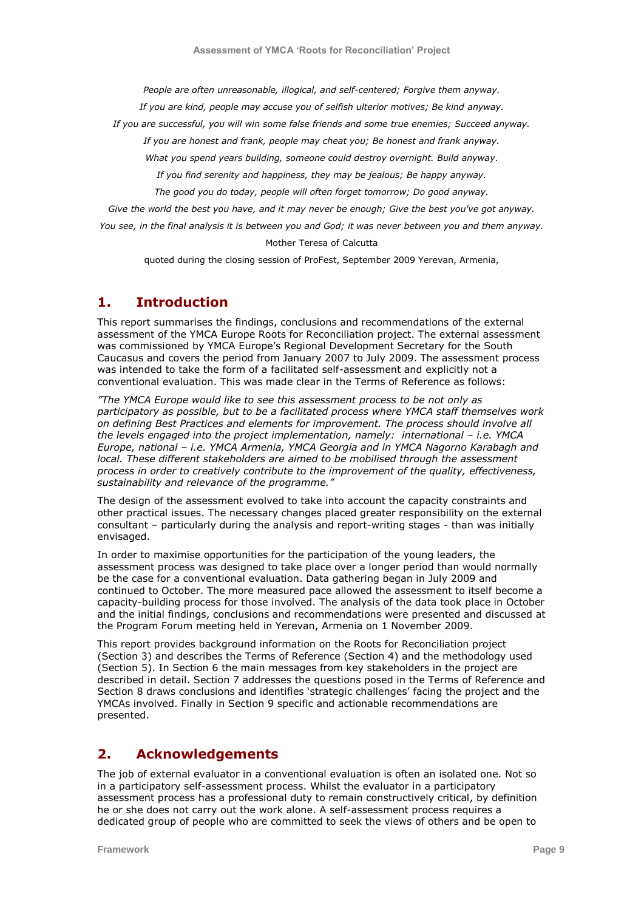*People are often unreasonable, illogical, and self-centered; Forgive them anyway.*

*If you are kind, people may accuse you of selfish ulterior motives; Be kind anyway.*

*If you are successful, you will win some false friends and some true enemies; Succeed anyway.*

*If you are honest and frank, people may cheat you; Be honest and frank anyway.*

*What you spend years building, someone could destroy overnight. Build anyway.*

*If you find serenity and happiness, they may be jealous; Be happy anyway.*

*The good you do today, people will often forget tomorrow; Do good anyway.*

*Give the world the best you have, and it may never be enough; Give the best you've got anyway.*

*You see, in the final analysis it is between you and God; it was never between you and them anyway.*

Mother Teresa of Calcutta

quoted during the closing session of ProFest, September 2009 Yerevan, Armenia,

## 1. Introduction

This report summarises the findings, conclusions and recommendations of the external assessment of the YMCA Europe Roots for Reconciliation project. The external assessment was commissioned by YMCA Europe's Regional Development Secretary for the South Caucasus and covers the period from January 2007 to July 2009. The assessment process was intended to take the form of a facilitated self-assessment and explicitly not a conventional evaluation. This was made clear in the Terms of Reference as follows:

*"The YMCA Europe would like to see this assessment process to be not only as participatory as possible, but to be a facilitated process where YMCA staff themselves work on defining Best Practices and elements for improvement. The process should involve all the levels engaged into the project implementation, namely: international – i.e. YMCA Europe, national – i.e. YMCA Armenia, YMCA Georgia and in YMCA Nagorno Karabagh and local. These different stakeholders are aimed to be mobilised through the assessment process in order to creatively contribute to the improvement of the quality, effectiveness, sustainability and relevance of the programme."*

The design of the assessment evolved to take into account the capacity constraints and other practical issues. The necessary changes placed greater responsibility on the external consultant – particularly during the analysis and report-writing stages - than was initially envisaged.

In order to maximise opportunities for the participation of the young leaders, the assessment process was designed to take place over a longer period than would normally be the case for a conventional evaluation. Data gathering began in July 2009 and continued to October. The more measured pace allowed the assessment to itself become a capacity-building process for those involved. The analysis of the data took place in October and the initial findings, conclusions and recommendations were presented and discussed at the Program Forum meeting held in Yerevan, Armenia on 1 November 2009.

This report provides background information on the Roots for Reconciliation project (Section 3) and describes the Terms of Reference (Section 4) and the methodology used (Section 5). In Section 6 the main messages from key stakeholders in the project are described in detail. Section 7 addresses the questions posed in the Terms of Reference and Section 8 draws conclusions and identifies 'strategic challenges' facing the project and the YMCAs involved. Finally in Section 9 specific and actionable recommendations are presented.

## 2. Acknowledgements

The job of external evaluator in a conventional evaluation is often an isolated one. Not so in a participatory self-assessment process. Whilst the evaluator in a participatory assessment process has a professional duty to remain constructively critical, by definition he or she does not carry out the work alone. A self-assessment process requires a dedicated group of people who are committed to seek the views of others and be open to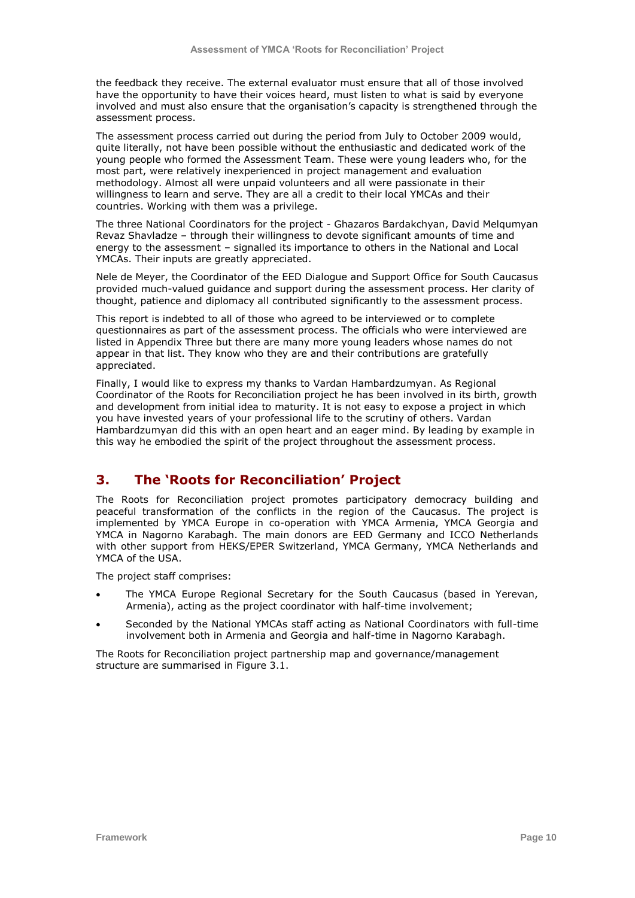the feedback they receive. The external evaluator must ensure that all of those involved have the opportunity to have their voices heard, must listen to what is said by everyone involved and must also ensure that the organisation's capacity is strengthened through the assessment process.

The assessment process carried out during the period from July to October 2009 would, quite literally, not have been possible without the enthusiastic and dedicated work of the young people who formed the Assessment Team. These were young leaders who, for the most part, were relatively inexperienced in project management and evaluation methodology. Almost all were unpaid volunteers and all were passionate in their willingness to learn and serve. They are all a credit to their local YMCAs and their countries. Working with them was a privilege.

The three National Coordinators for the project - Ghazaros Bardakchyan, David Melqumyan Revaz Shavladze – through their willingness to devote significant amounts of time and energy to the assessment – signalled its importance to others in the National and Local YMCAs. Their inputs are greatly appreciated.

Nele de Meyer, the Coordinator of the EED Dialogue and Support Office for South Caucasus provided much-valued guidance and support during the assessment process. Her clarity of thought, patience and diplomacy all contributed significantly to the assessment process.

This report is indebted to all of those who agreed to be interviewed or to complete questionnaires as part of the assessment process. The officials who were interviewed are listed in Appendix Three but there are many more young leaders whose names do not appear in that list. They know who they are and their contributions are gratefully appreciated.

Finally, I would like to express my thanks to Vardan Hambardzumyan. As Regional Coordinator of the Roots for Reconciliation project he has been involved in its birth, growth and development from initial idea to maturity. It is not easy to expose a project in which you have invested years of your professional life to the scrutiny of others. Vardan Hambardzumyan did this with an open heart and an eager mind. By leading by example in this way he embodied the spirit of the project throughout the assessment process.

## 3. The 'Roots for Reconciliation' Project

The Roots for Reconciliation project promotes participatory democracy building and peaceful transformation of the conflicts in the region of the Caucasus. The project is implemented by YMCA Europe in co-operation with YMCA Armenia, YMCA Georgia and YMCA in Nagorno Karabagh. The main donors are EED Germany and ICCO Netherlands with other support from HEKS/EPER Switzerland, YMCA Germany, YMCA Netherlands and YMCA of the USA.

The project staff comprises:

- The YMCA Europe Regional Secretary for the South Caucasus (based in Yerevan, Armenia), acting as the project coordinator with half-time involvement;
- Seconded by the National YMCAs staff acting as National Coordinators with full-time involvement both in Armenia and Georgia and half-time in Nagorno Karabagh.

The Roots for Reconciliation project partnership map and governance/management structure are summarised in Figure 3.1.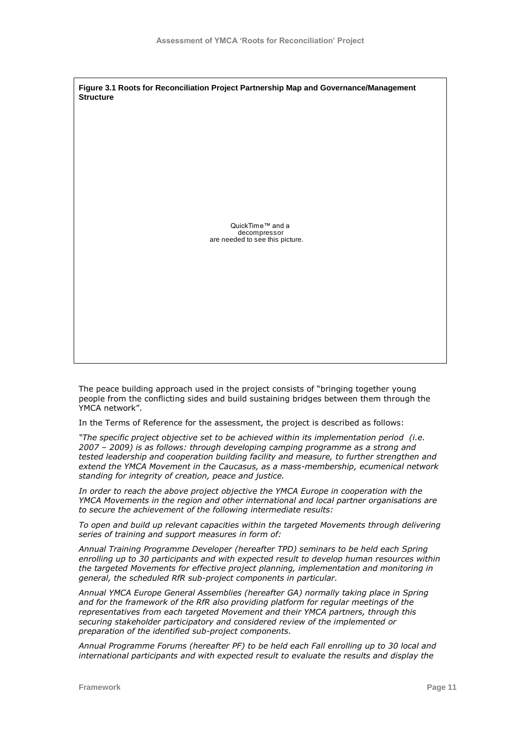**Figure 3.1 Roots for Reconciliation Project Partnership Map and Governance/Management Structure**

QuickTime™ and a decompressor are needed to see this picture.

The peace building approach used in the project consists of "bringing together young people from the conflicting sides and build sustaining bridges between them through the YMCA network".

In the Terms of Reference for the assessment, the project is described as follows:

*"The specific project objective set to be achieved within its implementation period (i.e. 2007 – 2009) is as follows: through developing camping programme as a strong and tested leadership and cooperation building facility and measure, to further strengthen and extend the YMCA Movement in the Caucasus, as a mass-membership, ecumenical network standing for integrity of creation, peace and justice.*

*In order to reach the above project objective the YMCA Europe in cooperation with the YMCA Movements in the region and other international and local partner organisations are to secure the achievement of the following intermediate results:*

*To open and build up relevant capacities within the targeted Movements through delivering series of training and support measures in form of:*

*Annual Training Programme Developer (hereafter TPD) seminars to be held each Spring enrolling up to 30 participants and with expected result to develop human resources within the targeted Movements for effective project planning, implementation and monitoring in general, the scheduled RfR sub-project components in particular.*

*Annual YMCA Europe General Assemblies (hereafter GA) normally taking place in Spring and for the framework of the RfR also providing platform for regular meetings of the representatives from each targeted Movement and their YMCA partners, through this securing stakeholder participatory and considered review of the implemented or preparation of the identified sub-project components.*

*Annual Programme Forums (hereafter PF) to be held each Fall enrolling up to 30 local and international participants and with expected result to evaluate the results and display the*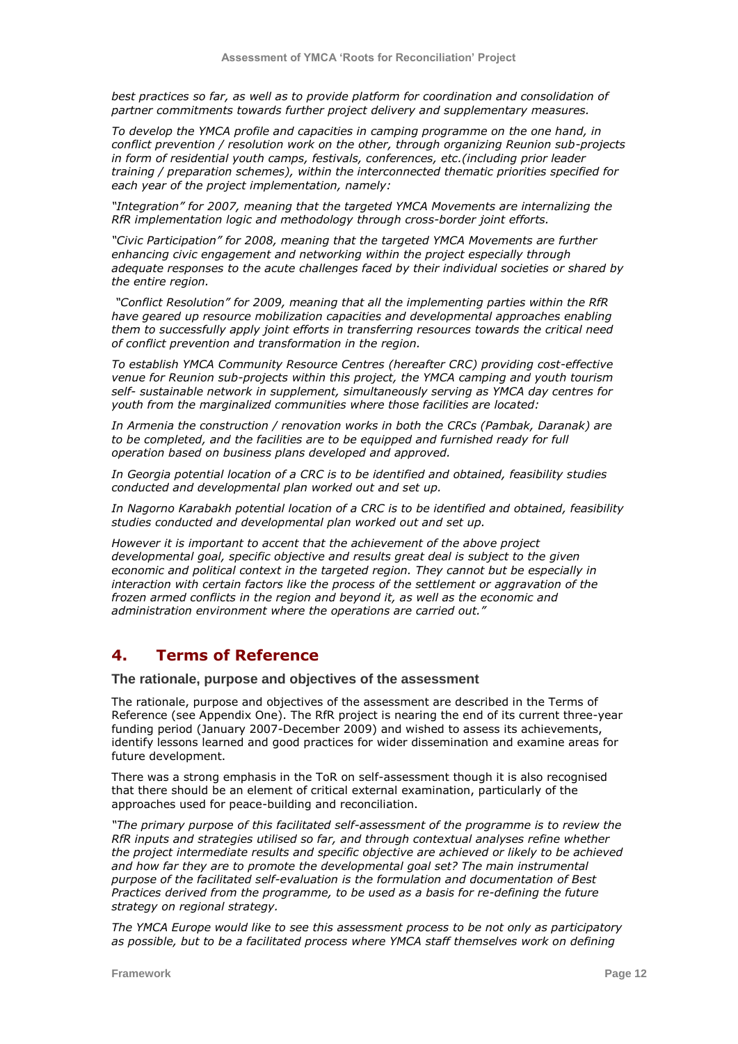*best practices so far, as well as to provide platform for coordination and consolidation of partner commitments towards further project delivery and supplementary measures.*

*To develop the YMCA profile and capacities in camping programme on the one hand, in conflict prevention / resolution work on the other, through organizing Reunion sub-projects in form of residential youth camps, festivals, conferences, etc.(including prior leader training / preparation schemes), within the interconnected thematic priorities specified for each year of the project implementation, namely:*

*"Integration" for 2007, meaning that the targeted YMCA Movements are internalizing the RfR implementation logic and methodology through cross-border joint efforts.*

*"Civic Participation" for 2008, meaning that the targeted YMCA Movements are further enhancing civic engagement and networking within the project especially through adequate responses to the acute challenges faced by their individual societies or shared by the entire region.*

*"Conflict Resolution" for 2009, meaning that all the implementing parties within the RfR have geared up resource mobilization capacities and developmental approaches enabling them to successfully apply joint efforts in transferring resources towards the critical need of conflict prevention and transformation in the region.*

*To establish YMCA Community Resource Centres (hereafter CRC) providing cost-effective venue for Reunion sub-projects within this project, the YMCA camping and youth tourism self- sustainable network in supplement, simultaneously serving as YMCA day centres for youth from the marginalized communities where those facilities are located:*

*In Armenia the construction / renovation works in both the CRCs (Pambak, Daranak) are to be completed, and the facilities are to be equipped and furnished ready for full operation based on business plans developed and approved.*

*In Georgia potential location of a CRC is to be identified and obtained, feasibility studies conducted and developmental plan worked out and set up.*

*In Nagorno Karabakh potential location of a CRC is to be identified and obtained, feasibility studies conducted and developmental plan worked out and set up.*

*However it is important to accent that the achievement of the above project developmental goal, specific objective and results great deal is subject to the given economic and political context in the targeted region. They cannot but be especially in interaction with certain factors like the process of the settlement or aggravation of the frozen armed conflicts in the region and beyond it, as well as the economic and administration environment where the operations are carried out."*

## 4. Terms of Reference

### The rationale, purpose and objectives of the assessment

The rationale, purpose and objectives of the assessment are described in the Terms of Reference (see Appendix One). The RfR project is nearing the end of its current three-year funding period (January 2007-December 2009) and wished to assess its achievements, identify lessons learned and good practices for wider dissemination and examine areas for future development.

There was a strong emphasis in the ToR on self-assessment though it is also recognised that there should be an element of critical external examination, particularly of the approaches used for peace-building and reconciliation.

*"The primary purpose of this facilitated self-assessment of the programme is to review the RfR inputs and strategies utilised so far, and through contextual analyses refine whether the project intermediate results and specific objective are achieved or likely to be achieved and how far they are to promote the developmental goal set? The main instrumental purpose of the facilitated self-evaluation is the formulation and documentation of Best Practices derived from the programme, to be used as a basis for re-defining the future strategy on regional strategy.*

*The YMCA Europe would like to see this assessment process to be not only as participatory as possible, but to be a facilitated process where YMCA staff themselves work on defining*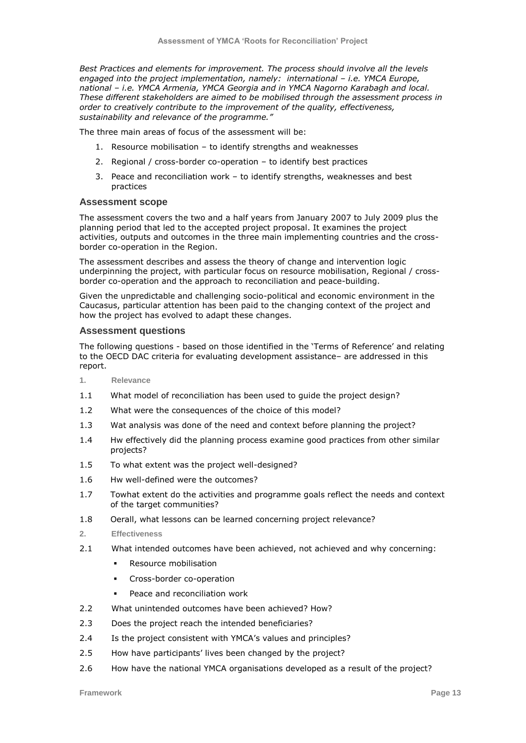*Best Practices and elements for improvement. The process should involve all the levels engaged into the project implementation, namely: international – i.e. YMCA Europe, national – i.e. YMCA Armenia, YMCA Georgia and in YMCA Nagorno Karabagh and local. These different stakeholders are aimed to be mobilised through the assessment process in order to creatively contribute to the improvement of the quality, effectiveness, sustainability and relevance of the programme."*

The three main areas of focus of the assessment will be:

1. Resource mobilisation – to identify strengths and weaknesses
2. Regional / cross-border co-operation – to identify best practices
3. Peace and reconciliation work – to identify strengths, weaknesses and best practices

### Assessment scope

The assessment covers the two and a half years from January 2007 to July 2009 plus the planning period that led to the accepted project proposal. It examines the project activities, outputs and outcomes in the three main implementing countries and the cross-border co-operation in the Region.

The assessment describes and assess the theory of change and intervention logic underpinning the project, with particular focus on resource mobilisation, Regional / cross-border co-operation and the approach to reconciliation and peace-building.

Given the unpredictable and challenging socio-political and economic environment in the Caucasus, particular attention has been paid to the changing context of the project and how the project has evolved to adapt these changes.

### Assessment questions

The following questions - based on those identified in the 'Terms of Reference' and relating to the OECD DAC criteria for evaluating development assistance– are addressed in this report.

**1. Relevance**

1.1 What model of reconciliation has been used to guide the project design?

1.2 What were the consequences of the choice of this model?

1.3 Wat analysis was done of the need and context before planning the project?

1.4 Hw effectively did the planning process examine good practices from other similar projects?

1.5 To what extent was the project well-designed?

1.6 Hw well-defined were the outcomes?

1.7 Towhat extent do the activities and programme goals reflect the needs and context of the target communities?

1.8 Oerall, what lessons can be learned concerning project relevance?

**2. Effectiveness**

2.1 What intended outcomes have been achieved, not achieved and why concerning:

- Resource mobilisation
- Cross-border co-operation
- Peace and reconciliation work

2.2 What unintended outcomes have been achieved? How?

2.3 Does the project reach the intended beneficiaries?

2.4 Is the project consistent with YMCA's values and principles?

2.5 How have participants' lives been changed by the project?

2.6 How have the national YMCA organisations developed as a result of the project?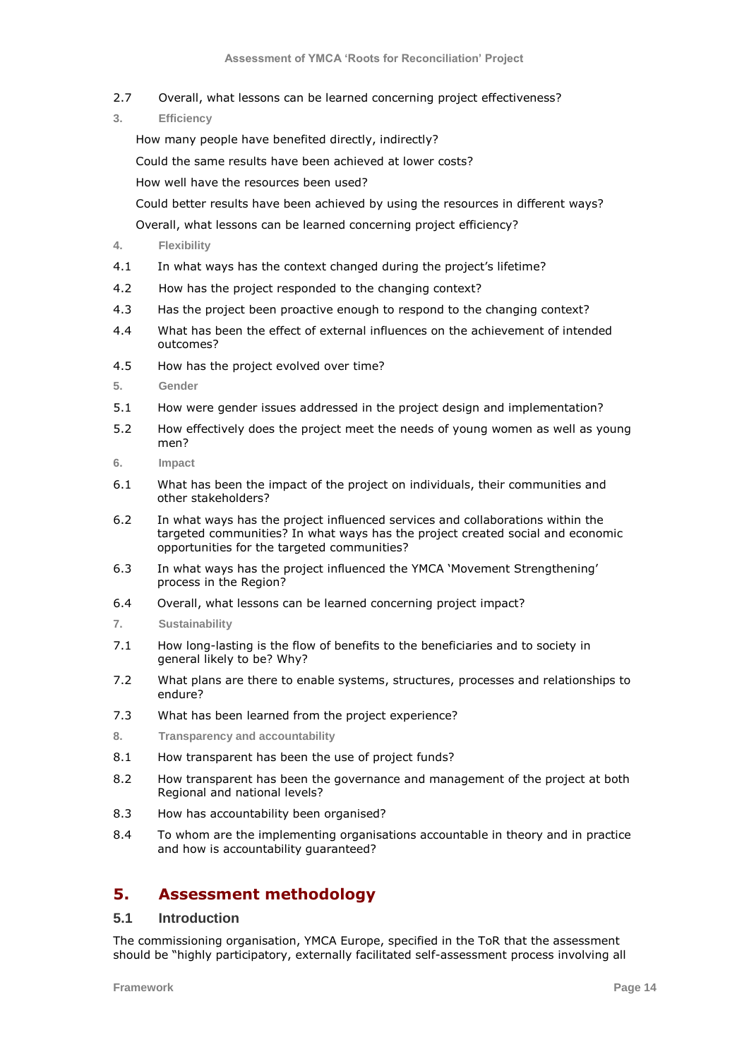2.7 Overall, what lessons can be learned concerning project effectiveness?

**3. Efficiency**

How many people have benefited directly, indirectly?

Could the same results have been achieved at lower costs?

How well have the resources been used?

Could better results have been achieved by using the resources in different ways?

Overall, what lessons can be learned concerning project efficiency?

**4. Flexibility**

4.1 In what ways has the context changed during the project's lifetime?

4.2 How has the project responded to the changing context?

4.3 Has the project been proactive enough to respond to the changing context?

4.4 What has been the effect of external influences on the achievement of intended outcomes?

4.5 How has the project evolved over time?

**5. Gender**

5.1 How were gender issues addressed in the project design and implementation?

5.2 How effectively does the project meet the needs of young women as well as young men?

**6. Impact**

6.1 What has been the impact of the project on individuals, their communities and other stakeholders?

6.2 In what ways has the project influenced services and collaborations within the targeted communities? In what ways has the project created social and economic opportunities for the targeted communities?

6.3 In what ways has the project influenced the YMCA 'Movement Strengthening' process in the Region?

6.4 Overall, what lessons can be learned concerning project impact?

**7. Sustainability**

7.1 How long-lasting is the flow of benefits to the beneficiaries and to society in general likely to be? Why?

7.2 What plans are there to enable systems, structures, processes and relationships to endure?

7.3 What has been learned from the project experience?

**8. Transparency and accountability**

8.1 How transparent has been the use of project funds?

8.2 How transparent has been the governance and management of the project at both Regional and national levels?

8.3 How has accountability been organised?

8.4 To whom are the implementing organisations accountable in theory and in practice and how is accountability guaranteed?

# 5. Assessment methodology

## 5.1 Introduction

The commissioning organisation, YMCA Europe, specified in the ToR that the assessment should be "highly participatory, externally facilitated self-assessment process involving all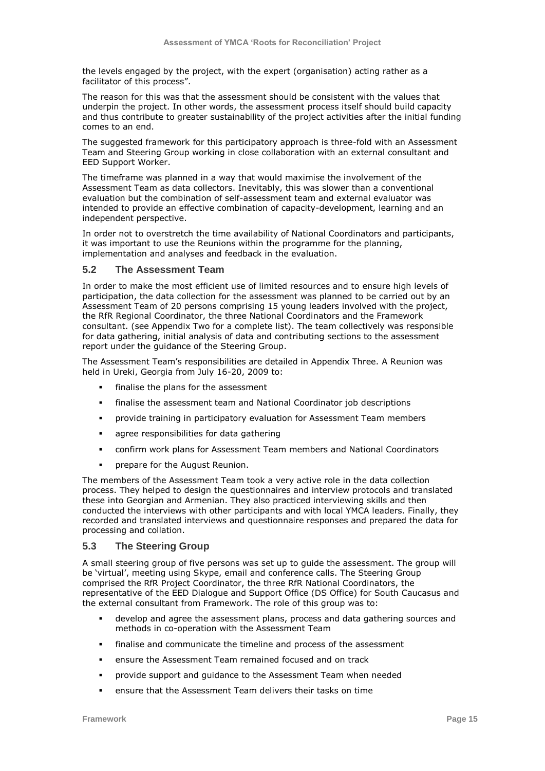the levels engaged by the project, with the expert (organisation) acting rather as a facilitator of this process".

The reason for this was that the assessment should be consistent with the values that underpin the project. In other words, the assessment process itself should build capacity and thus contribute to greater sustainability of the project activities after the initial funding comes to an end.

The suggested framework for this participatory approach is three-fold with an Assessment Team and Steering Group working in close collaboration with an external consultant and EED Support Worker.

The timeframe was planned in a way that would maximise the involvement of the Assessment Team as data collectors. Inevitably, this was slower than a conventional evaluation but the combination of self-assessment team and external evaluator was intended to provide an effective combination of capacity-development, learning and an independent perspective.

In order not to overstretch the time availability of National Coordinators and participants, it was important to use the Reunions within the programme for the planning, implementation and analyses and feedback in the evaluation.

## 5.2 The Assessment Team

In order to make the most efficient use of limited resources and to ensure high levels of participation, the data collection for the assessment was planned to be carried out by an Assessment Team of 20 persons comprising 15 young leaders involved with the project, the RfR Regional Coordinator, the three National Coordinators and the Framework consultant. (see Appendix Two for a complete list). The team collectively was responsible for data gathering, initial analysis of data and contributing sections to the assessment report under the guidance of the Steering Group.

The Assessment Team's responsibilities are detailed in Appendix Three. A Reunion was held in Ureki, Georgia from July 16-20, 2009 to:

- finalise the plans for the assessment
- finalise the assessment team and National Coordinator job descriptions
- provide training in participatory evaluation for Assessment Team members
- agree responsibilities for data gathering
- confirm work plans for Assessment Team members and National Coordinators
- prepare for the August Reunion.

The members of the Assessment Team took a very active role in the data collection process. They helped to design the questionnaires and interview protocols and translated these into Georgian and Armenian. They also practiced interviewing skills and then conducted the interviews with other participants and with local YMCA leaders. Finally, they recorded and translated interviews and questionnaire responses and prepared the data for processing and collation.

## 5.3 The Steering Group

A small steering group of five persons was set up to guide the assessment. The group will be 'virtual', meeting using Skype, email and conference calls. The Steering Group comprised the RfR Project Coordinator, the three RfR National Coordinators, the representative of the EED Dialogue and Support Office (DS Office) for South Caucasus and the external consultant from Framework. The role of this group was to:

- develop and agree the assessment plans, process and data gathering sources and methods in co-operation with the Assessment Team
- finalise and communicate the timeline and process of the assessment
- ensure the Assessment Team remained focused and on track
- provide support and guidance to the Assessment Team when needed
- ensure that the Assessment Team delivers their tasks on time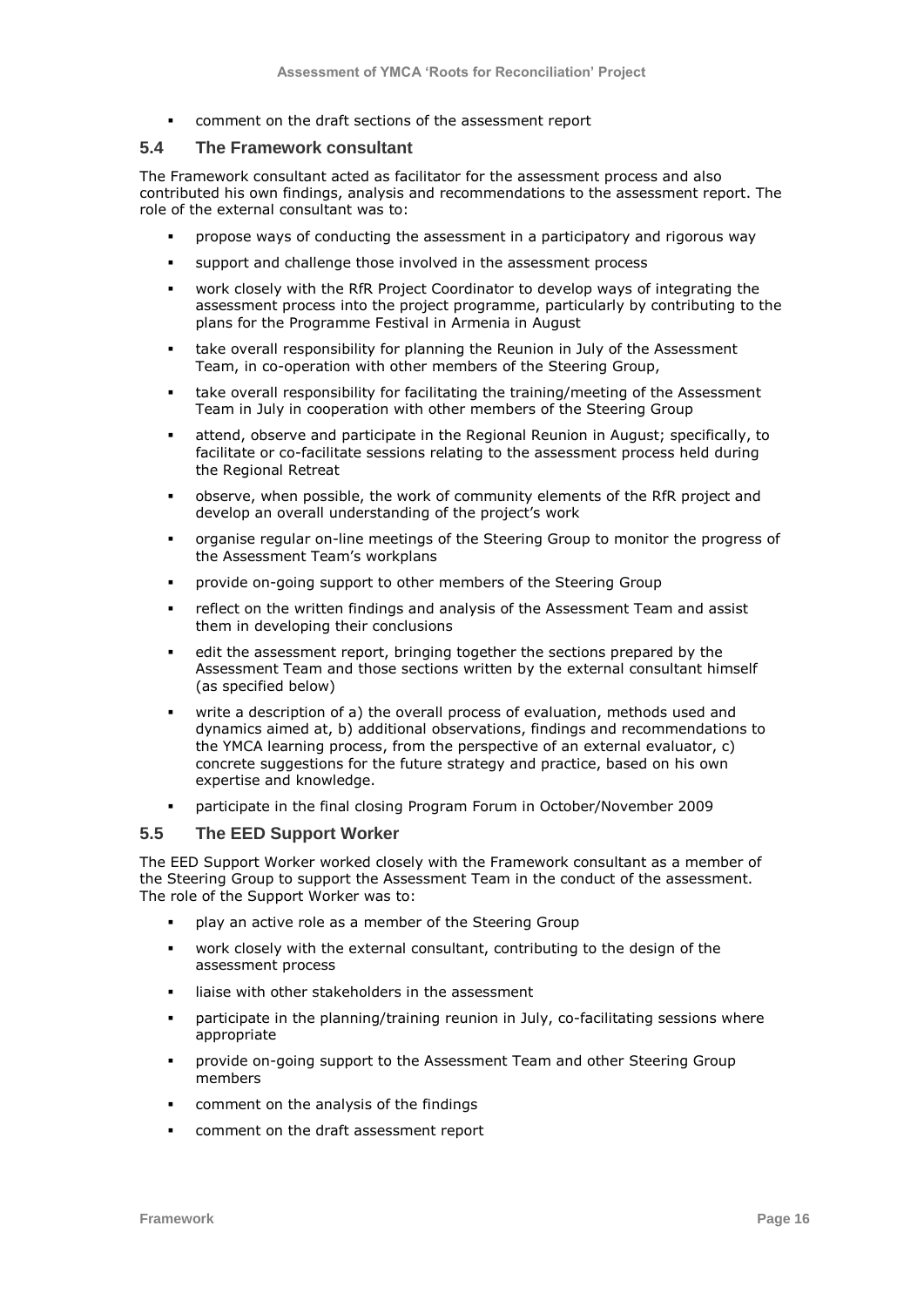- comment on the draft sections of the assessment report

### 5.4 The Framework consultant

The Framework consultant acted as facilitator for the assessment process and also contributed his own findings, analysis and recommendations to the assessment report. The role of the external consultant was to:

- propose ways of conducting the assessment in a participatory and rigorous way
- support and challenge those involved in the assessment process
- work closely with the RfR Project Coordinator to develop ways of integrating the assessment process into the project programme, particularly by contributing to the plans for the Programme Festival in Armenia in August
- take overall responsibility for planning the Reunion in July of the Assessment Team, in co-operation with other members of the Steering Group,
- take overall responsibility for facilitating the training/meeting of the Assessment Team in July in cooperation with other members of the Steering Group
- attend, observe and participate in the Regional Reunion in August; specifically, to facilitate or co-facilitate sessions relating to the assessment process held during the Regional Retreat
- observe, when possible, the work of community elements of the RfR project and develop an overall understanding of the project's work
- organise regular on-line meetings of the Steering Group to monitor the progress of the Assessment Team's workplans
- provide on-going support to other members of the Steering Group
- reflect on the written findings and analysis of the Assessment Team and assist them in developing their conclusions
- edit the assessment report, bringing together the sections prepared by the Assessment Team and those sections written by the external consultant himself (as specified below)
- write a description of a) the overall process of evaluation, methods used and dynamics aimed at, b) additional observations, findings and recommendations to the YMCA learning process, from the perspective of an external evaluator, c) concrete suggestions for the future strategy and practice, based on his own expertise and knowledge.
- participate in the final closing Program Forum in October/November 2009

### 5.5 The EED Support Worker

The EED Support Worker worked closely with the Framework consultant as a member of the Steering Group to support the Assessment Team in the conduct of the assessment. The role of the Support Worker was to:

- play an active role as a member of the Steering Group
- work closely with the external consultant, contributing to the design of the assessment process
- liaise with other stakeholders in the assessment
- participate in the planning/training reunion in July, co-facilitating sessions where appropriate
- provide on-going support to the Assessment Team and other Steering Group members
- comment on the analysis of the findings
- comment on the draft assessment report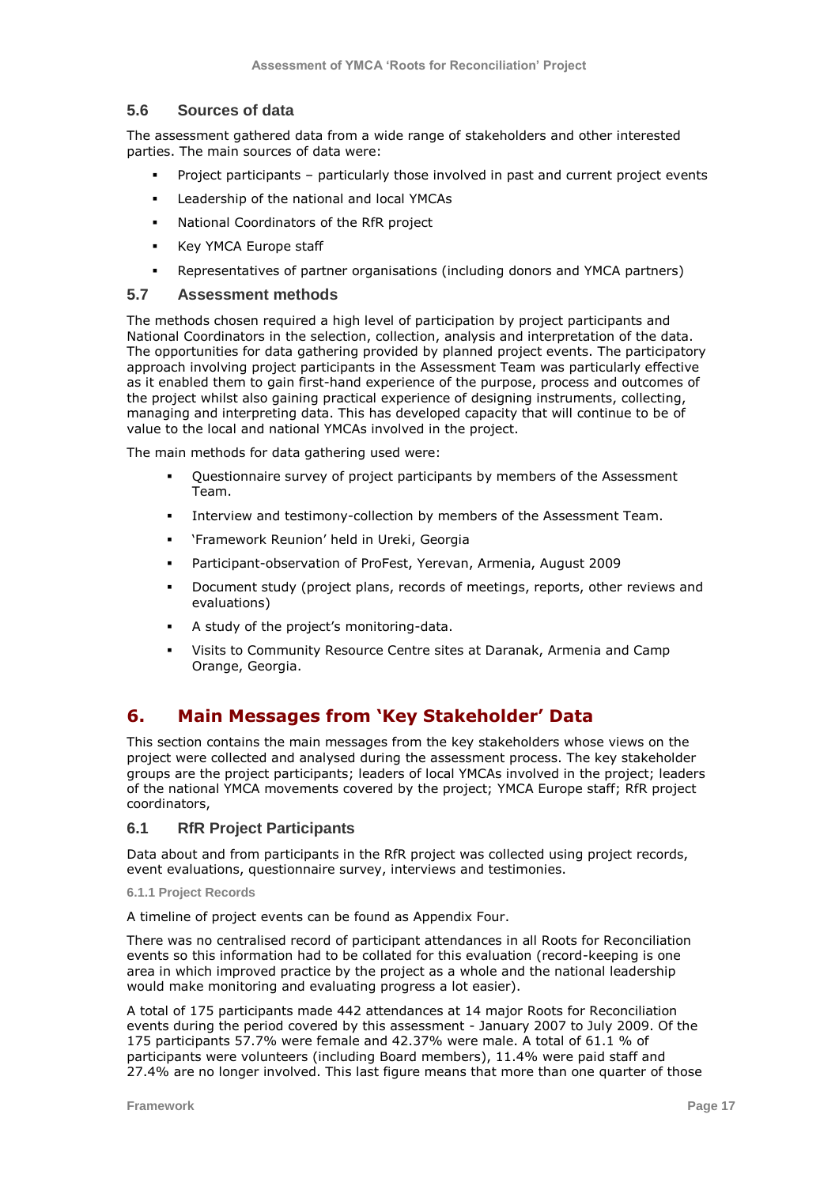### 5.6 Sources of data

The assessment gathered data from a wide range of stakeholders and other interested parties. The main sources of data were:

- Project participants – particularly those involved in past and current project events
- Leadership of the national and local YMCAs
- National Coordinators of the RfR project
- Key YMCA Europe staff
- Representatives of partner organisations (including donors and YMCA partners)

### 5.7 Assessment methods

The methods chosen required a high level of participation by project participants and National Coordinators in the selection, collection, analysis and interpretation of the data. The opportunities for data gathering provided by planned project events. The participatory approach involving project participants in the Assessment Team was particularly effective as it enabled them to gain first-hand experience of the purpose, process and outcomes of the project whilst also gaining practical experience of designing instruments, collecting, managing and interpreting data. This has developed capacity that will continue to be of value to the local and national YMCAs involved in the project.

The main methods for data gathering used were:

- Questionnaire survey of project participants by members of the Assessment Team.
- Interview and testimony-collection by members of the Assessment Team.
- 'Framework Reunion' held in Ureki, Georgia
- Participant-observation of ProFest, Yerevan, Armenia, August 2009
- Document study (project plans, records of meetings, reports, other reviews and evaluations)
- A study of the project's monitoring-data.
- Visits to Community Resource Centre sites at Daranak, Armenia and Camp Orange, Georgia.

## 6. Main Messages from 'Key Stakeholder' Data

This section contains the main messages from the key stakeholders whose views on the project were collected and analysed during the assessment process. The key stakeholder groups are the project participants; leaders of local YMCAs involved in the project; leaders of the national YMCA movements covered by the project; YMCA Europe staff; RfR project coordinators,

### 6.1 RfR Project Participants

Data about and from participants in the RfR project was collected using project records, event evaluations, questionnaire survey, interviews and testimonies.

#### 6.1.1 Project Records

A timeline of project events can be found as Appendix Four.

There was no centralised record of participant attendances in all Roots for Reconciliation events so this information had to be collated for this evaluation (record-keeping is one area in which improved practice by the project as a whole and the national leadership would make monitoring and evaluating progress a lot easier).

A total of 175 participants made 442 attendances at 14 major Roots for Reconciliation events during the period covered by this assessment - January 2007 to July 2009. Of the 175 participants 57.7% were female and 42.37% were male. A total of 61.1 % of participants were volunteers (including Board members), 11.4% were paid staff and 27.4% are no longer involved. This last figure means that more than one quarter of those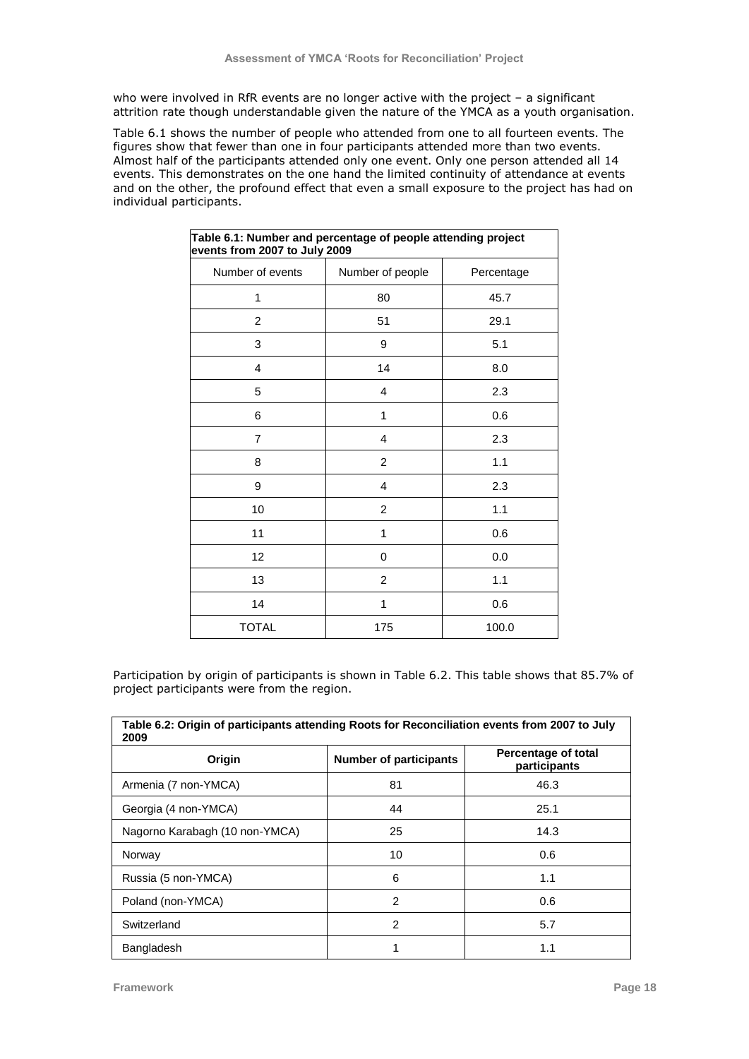who were involved in RfR events are no longer active with the project – a significant attrition rate though understandable given the nature of the YMCA as a youth organisation.

Table 6.1 shows the number of people who attended from one to all fourteen events. The figures show that fewer than one in four participants attended more than two events. Almost half of the participants attended only one event. Only one person attended all 14 events. This demonstrates on the one hand the limited continuity of attendance at events and on the other, the profound effect that even a small exposure to the project has had on individual participants.

**Table 6.1: Number and percentage of people attending project events from 2007 to July 2009**

| Number of events | Number of people | Percentage |
|---|---|---|
| 1 | 80 | 45.7 |
| 2 | 51 | 29.1 |
| 3 | 9 | 5.1 |
| 4 | 14 | 8.0 |
| 5 | 4 | 2.3 |
| 6 | 1 | 0.6 |
| 7 | 4 | 2.3 |
| 8 | 2 | 1.1 |
| 9 | 4 | 2.3 |
| 10 | 2 | 1.1 |
| 11 | 1 | 0.6 |
| 12 | 0 | 0.0 |
| 13 | 2 | 1.1 |
| 14 | 1 | 0.6 |
| TOTAL | 175 | 100.0 |

Participation by origin of participants is shown in Table 6.2. This table shows that 85.7% of project participants were from the region.

**Table 6.2: Origin of participants attending Roots for Reconciliation events from 2007 to July 2009**

| Origin | Number of participants | Percentage of total participants |
|---|---|---|
| Armenia (7 non-YMCA) | 81 | 46.3 |
| Georgia (4 non-YMCA) | 44 | 25.1 |
| Nagorno Karabagh (10 non-YMCA) | 25 | 14.3 |
| Norway | 10 | 0.6 |
| Russia (5 non-YMCA) | 6 | 1.1 |
| Poland (non-YMCA) | 2 | 0.6 |
| Switzerland | 2 | 5.7 |
| Bangladesh | 1 | 1.1 |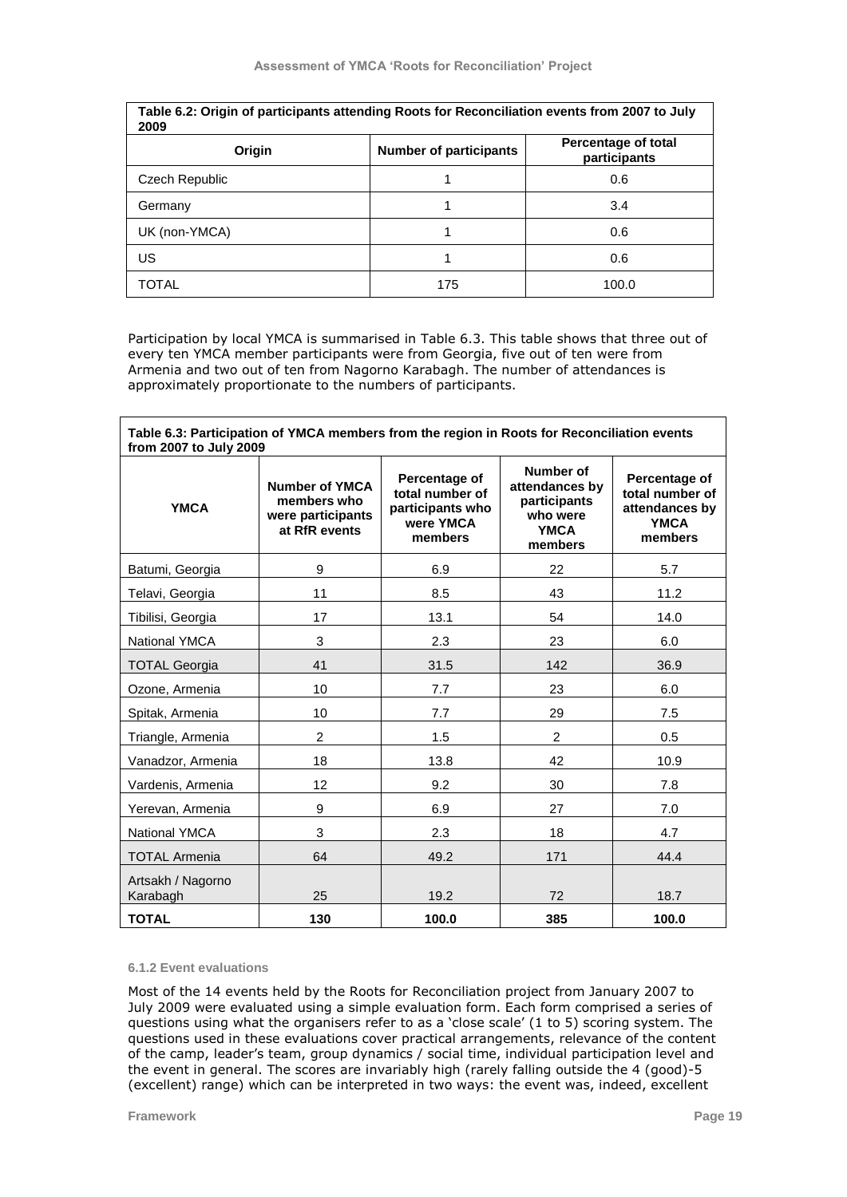| Table 6.2: Origin of participants attending Roots for Reconciliation events from 2007 to July 2009 | | |
|---|---|---|
| **Origin** | **Number of participants** | **Percentage of total participants** |
| Czech Republic | 1 | 0.6 |
| Germany | 1 | 3.4 |
| UK (non-YMCA) | 1 | 0.6 |
| US | 1 | 0.6 |
| TOTAL | 175 | 100.0 |

Participation by local YMCA is summarised in Table 6.3. This table shows that three out of every ten YMCA member participants were from Georgia, five out of ten were from Armenia and two out of ten from Nagorno Karabagh. The number of attendances is approximately proportionate to the numbers of participants.

**Table 6.3: Participation of YMCA members from the region in Roots for Reconciliation events from 2007 to July 2009**

| YMCA | Number of YMCA members who were participants at RfR events | Percentage of total number of participants who were YMCA members | Number of attendances by participants who were YMCA members | Percentage of total number of attendances by YMCA members |
|---|---|---|---|---|
| Batumi, Georgia | 9 | 6.9 | 22 | 5.7 |
| Telavi, Georgia | 11 | 8.5 | 43 | 11.2 |
| Tibilisi, Georgia | 17 | 13.1 | 54 | 14.0 |
| National YMCA | 3 | 2.3 | 23 | 6.0 |
| TOTAL Georgia | 41 | 31.5 | 142 | 36.9 |
| Ozone, Armenia | 10 | 7.7 | 23 | 6.0 |
| Spitak, Armenia | 10 | 7.7 | 29 | 7.5 |
| Triangle, Armenia | 2 | 1.5 | 2 | 0.5 |
| Vanadzor, Armenia | 18 | 13.8 | 42 | 10.9 |
| Vardenis, Armenia | 12 | 9.2 | 30 | 7.8 |
| Yerevan, Armenia | 9 | 6.9 | 27 | 7.0 |
| National YMCA | 3 | 2.3 | 18 | 4.7 |
| TOTAL Armenia | 64 | 49.2 | 171 | 44.4 |
| Artsakh / Nagorno Karabagh | 25 | 19.2 | 72 | 18.7 |
| **TOTAL** | **130** | **100.0** | **385** | **100.0** |

#### 6.1.2 Event evaluations

Most of the 14 events held by the Roots for Reconciliation project from January 2007 to July 2009 were evaluated using a simple evaluation form. Each form comprised a series of questions using what the organisers refer to as a 'close scale' (1 to 5) scoring system. The questions used in these evaluations cover practical arrangements, relevance of the content of the camp, leader's team, group dynamics / social time, individual participation level and the event in general. The scores are invariably high (rarely falling outside the 4 (good)-5 (excellent) range) which can be interpreted in two ways: the event was, indeed, excellent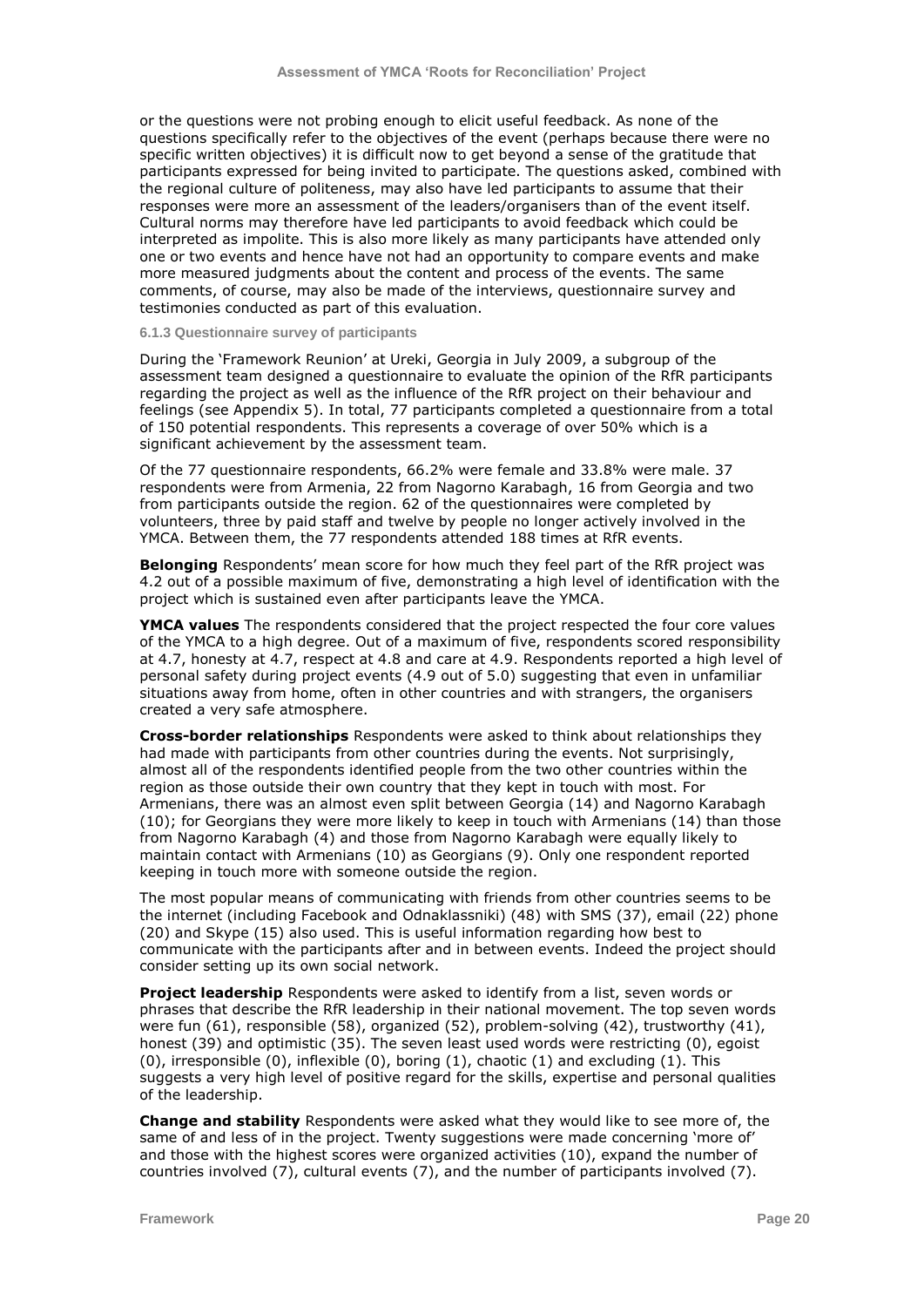or the questions were not probing enough to elicit useful feedback. As none of the questions specifically refer to the objectives of the event (perhaps because there were no specific written objectives) it is difficult now to get beyond a sense of the gratitude that participants expressed for being invited to participate. The questions asked, combined with the regional culture of politeness, may also have led participants to assume that their responses were more an assessment of the leaders/organisers than of the event itself. Cultural norms may therefore have led participants to avoid feedback which could be interpreted as impolite. This is also more likely as many participants have attended only one or two events and hence have not had an opportunity to compare events and make more measured judgments about the content and process of the events. The same comments, of course, may also be made of the interviews, questionnaire survey and testimonies conducted as part of this evaluation.

#### 6.1.3 Questionnaire survey of participants

During the 'Framework Reunion' at Ureki, Georgia in July 2009, a subgroup of the assessment team designed a questionnaire to evaluate the opinion of the RfR participants regarding the project as well as the influence of the RfR project on their behaviour and feelings (see Appendix 5). In total, 77 participants completed a questionnaire from a total of 150 potential respondents. This represents a coverage of over 50% which is a significant achievement by the assessment team.

Of the 77 questionnaire respondents, 66.2% were female and 33.8% were male. 37 respondents were from Armenia, 22 from Nagorno Karabagh, 16 from Georgia and two from participants outside the region. 62 of the questionnaires were completed by volunteers, three by paid staff and twelve by people no longer actively involved in the YMCA. Between them, the 77 respondents attended 188 times at RfR events.

**Belonging** Respondents' mean score for how much they feel part of the RfR project was 4.2 out of a possible maximum of five, demonstrating a high level of identification with the project which is sustained even after participants leave the YMCA.

**YMCA values** The respondents considered that the project respected the four core values of the YMCA to a high degree. Out of a maximum of five, respondents scored responsibility at 4.7, honesty at 4.7, respect at 4.8 and care at 4.9. Respondents reported a high level of personal safety during project events (4.9 out of 5.0) suggesting that even in unfamiliar situations away from home, often in other countries and with strangers, the organisers created a very safe atmosphere.

**Cross-border relationships** Respondents were asked to think about relationships they had made with participants from other countries during the events. Not surprisingly, almost all of the respondents identified people from the two other countries within the region as those outside their own country that they kept in touch with most. For Armenians, there was an almost even split between Georgia (14) and Nagorno Karabagh (10); for Georgians they were more likely to keep in touch with Armenians (14) than those from Nagorno Karabagh (4) and those from Nagorno Karabagh were equally likely to maintain contact with Armenians (10) as Georgians (9). Only one respondent reported keeping in touch more with someone outside the region.

The most popular means of communicating with friends from other countries seems to be the internet (including Facebook and Odnaklassniki) (48) with SMS (37), email (22) phone (20) and Skype (15) also used. This is useful information regarding how best to communicate with the participants after and in between events. Indeed the project should consider setting up its own social network.

**Project leadership** Respondents were asked to identify from a list, seven words or phrases that describe the RfR leadership in their national movement. The top seven words were fun (61), responsible (58), organized (52), problem-solving (42), trustworthy (41), honest (39) and optimistic (35). The seven least used words were restricting (0), egoist (0), irresponsible (0), inflexible (0), boring (1), chaotic (1) and excluding (1). This suggests a very high level of positive regard for the skills, expertise and personal qualities of the leadership.

**Change and stability** Respondents were asked what they would like to see more of, the same of and less of in the project. Twenty suggestions were made concerning 'more of' and those with the highest scores were organized activities (10), expand the number of countries involved (7), cultural events (7), and the number of participants involved (7).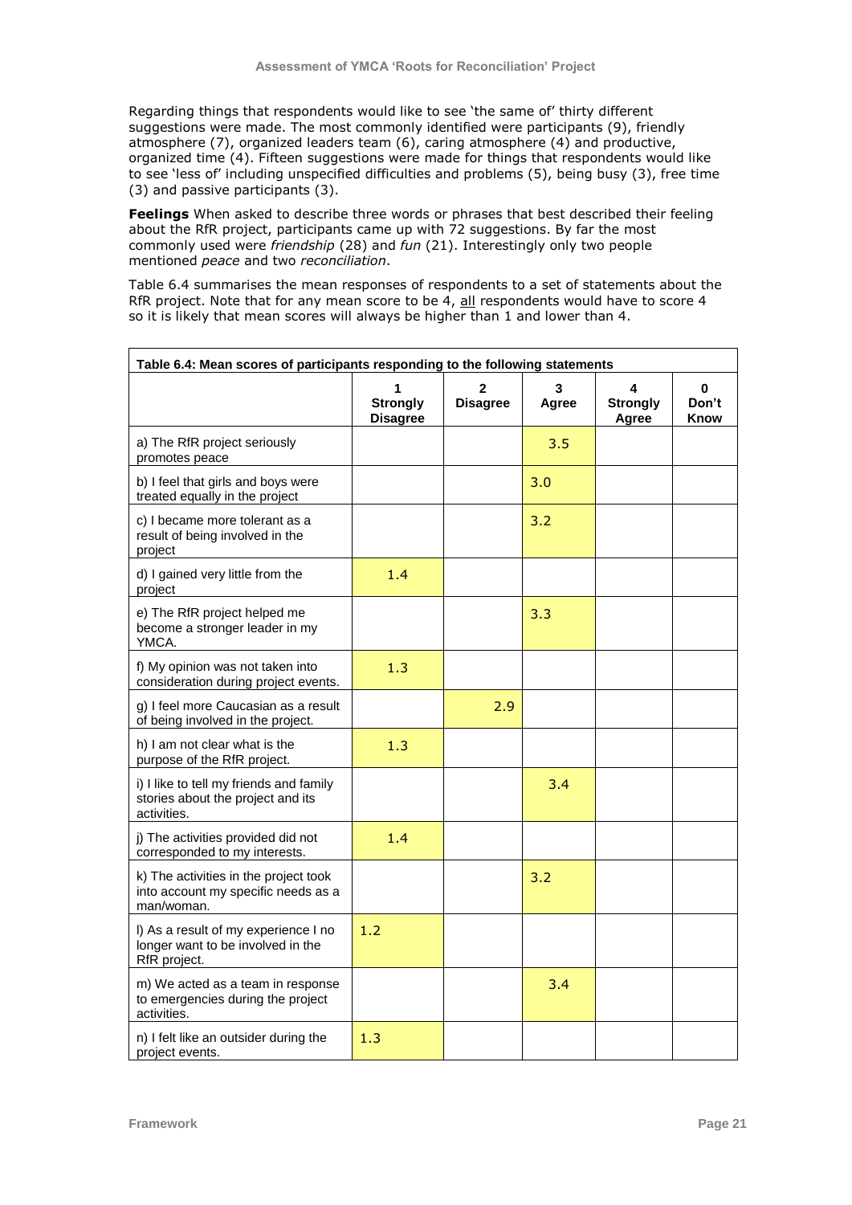Regarding things that respondents would like to see 'the same of' thirty different suggestions were made. The most commonly identified were participants (9), friendly atmosphere (7), organized leaders team (6), caring atmosphere (4) and productive, organized time (4). Fifteen suggestions were made for things that respondents would like to see 'less of' including unspecified difficulties and problems (5), being busy (3), free time (3) and passive participants (3).

**Feelings** When asked to describe three words or phrases that best described their feeling about the RfR project, participants came up with 72 suggestions. By far the most commonly used were *friendship* (28) and *fun* (21). Interestingly only two people mentioned *peace* and two *reconciliation*.

Table 6.4 summarises the mean responses of respondents to a set of statements about the RfR project. Note that for any mean score to be 4, all respondents would have to score 4 so it is likely that mean scores will always be higher than 1 and lower than 4.

| Table 6.4: Mean scores of participants responding to the following statements | | | | | |
|---|---|---|---|---|---|
| | 1 Strongly Disagree | 2 Disagree | 3 Agree | 4 Strongly Agree | 0 Don't Know |
| a) The RfR project seriously promotes peace | | | 3.5 | | |
| b) I feel that girls and boys were treated equally in the project | | | 3.0 | | |
| c) I became more tolerant as a result of being involved in the project | | | 3.2 | | |
| d) I gained very little from the project | 1.4 | | | | |
| e) The RfR project helped me become a stronger leader in my YMCA. | | | 3.3 | | |
| f) My opinion was not taken into consideration during project events. | 1.3 | | | | |
| g) I feel more Caucasian as a result of being involved in the project. | | 2.9 | | | |
| h) I am not clear what is the purpose of the RfR project. | 1.3 | | | | |
| i) I like to tell my friends and family stories about the project and its activities. | | | 3.4 | | |
| j) The activities provided did not corresponded to my interests. | 1.4 | | | | |
| k) The activities in the project took into account my specific needs as a man/woman. | | | 3.2 | | |
| l) As a result of my experience I no longer want to be involved in the RfR project. | 1.2 | | | | |
| m) We acted as a team in response to emergencies during the project activities. | | | 3.4 | | |
| n) I felt like an outsider during the project events. | 1.3 | | | | |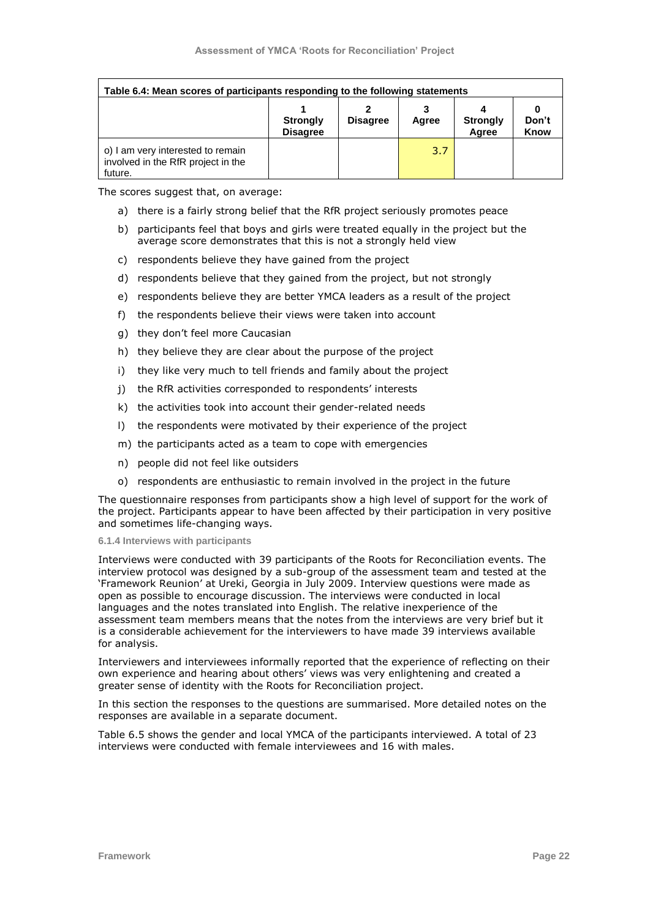| Table 6.4: Mean scores of participants responding to the following statements | | | | | |
|---|---|---|---|---|---|
| | 1 Strongly Disagree | 2 Disagree | 3 Agree | 4 Strongly Agree | 0 Don't Know |
| o) I am very interested to remain involved in the RfR project in the future. | | | 3.7 | | |

The scores suggest that, on average:

a) there is a fairly strong belief that the RfR project seriously promotes peace
b) participants feel that boys and girls were treated equally in the project but the average score demonstrates that this is not a strongly held view
c) respondents believe they have gained from the project
d) respondents believe that they gained from the project, but not strongly
e) respondents believe they are better YMCA leaders as a result of the project
f) the respondents believe their views were taken into account
g) they don't feel more Caucasian
h) they believe they are clear about the purpose of the project
i) they like very much to tell friends and family about the project
j) the RfR activities corresponded to respondents' interests
k) the activities took into account their gender-related needs
l) the respondents were motivated by their experience of the project
m) the participants acted as a team to cope with emergencies
n) people did not feel like outsiders
o) respondents are enthusiastic to remain involved in the project in the future

The questionnaire responses from participants show a high level of support for the work of the project. Participants appear to have been affected by their participation in very positive and sometimes life-changing ways.

#### 6.1.4 Interviews with participants

Interviews were conducted with 39 participants of the Roots for Reconciliation events. The interview protocol was designed by a sub-group of the assessment team and tested at the 'Framework Reunion' at Ureki, Georgia in July 2009. Interview questions were made as open as possible to encourage discussion. The interviews were conducted in local languages and the notes translated into English. The relative inexperience of the assessment team members means that the notes from the interviews are very brief but it is a considerable achievement for the interviewers to have made 39 interviews available for analysis.

Interviewers and interviewees informally reported that the experience of reflecting on their own experience and hearing about others' views was very enlightening and created a greater sense of identity with the Roots for Reconciliation project.

In this section the responses to the questions are summarised. More detailed notes on the responses are available in a separate document.

Table 6.5 shows the gender and local YMCA of the participants interviewed. A total of 23 interviews were conducted with female interviewees and 16 with males.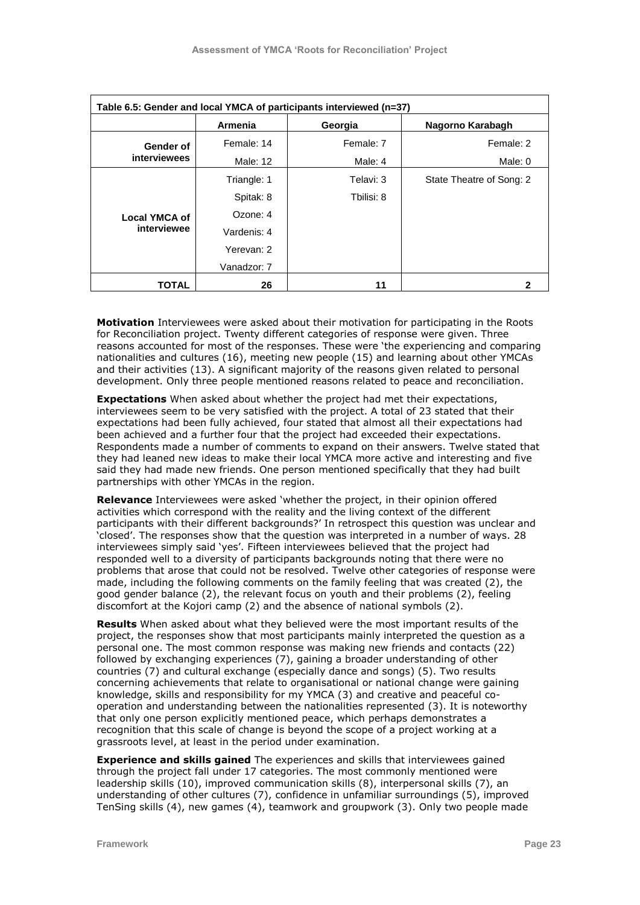| Table 6.5: Gender and local YMCA of participants interviewed (n=37) | | | |
|---|---|---|---|
| | **Armenia** | **Georgia** | **Nagorno Karabagh** |
| **Gender of interviewees** | Female: 14<br>Male: 12 | Female: 7<br>Male: 4 | Female: 2<br>Male: 0 |
| **Local YMCA of interviewee** | Triangle: 1<br>Spitak: 8<br>Ozone: 4<br>Vardenis: 4<br>Yerevan: 2<br>Vanadzor: 7 | Telavi: 3<br>Tbilisi: 8 | State Theatre of Song: 2 |
| **TOTAL** | **26** | **11** | **2** |

**Motivation** Interviewees were asked about their motivation for participating in the Roots for Reconciliation project. Twenty different categories of response were given. Three reasons accounted for most of the responses. These were 'the experiencing and comparing nationalities and cultures (16), meeting new people (15) and learning about other YMCAs and their activities (13). A significant majority of the reasons given related to personal development. Only three people mentioned reasons related to peace and reconciliation.

**Expectations** When asked about whether the project had met their expectations, interviewees seem to be very satisfied with the project. A total of 23 stated that their expectations had been fully achieved, four stated that almost all their expectations had been achieved and a further four that the project had exceeded their expectations. Respondents made a number of comments to expand on their answers. Twelve stated that they had leaned new ideas to make their local YMCA more active and interesting and five said they had made new friends. One person mentioned specifically that they had built partnerships with other YMCAs in the region.

**Relevance** Interviewees were asked 'whether the project, in their opinion offered activities which correspond with the reality and the living context of the different participants with their different backgrounds?' In retrospect this question was unclear and 'closed'. The responses show that the question was interpreted in a number of ways. 28 interviewees simply said 'yes'. Fifteen interviewees believed that the project had responded well to a diversity of participants backgrounds noting that there were no problems that arose that could not be resolved. Twelve other categories of response were made, including the following comments on the family feeling that was created (2), the good gender balance (2), the relevant focus on youth and their problems (2), feeling discomfort at the Kojori camp (2) and the absence of national symbols (2).

**Results** When asked about what they believed were the most important results of the project, the responses show that most participants mainly interpreted the question as a personal one. The most common response was making new friends and contacts (22) followed by exchanging experiences (7), gaining a broader understanding of other countries (7) and cultural exchange (especially dance and songs) (5). Two results concerning achievements that relate to organisational or national change were gaining knowledge, skills and responsibility for my YMCA (3) and creative and peaceful co-operation and understanding between the nationalities represented (3). It is noteworthy that only one person explicitly mentioned peace, which perhaps demonstrates a recognition that this scale of change is beyond the scope of a project working at a grassroots level, at least in the period under examination.

**Experience and skills gained** The experiences and skills that interviewees gained through the project fall under 17 categories. The most commonly mentioned were leadership skills (10), improved communication skills (8), interpersonal skills (7), an understanding of other cultures (7), confidence in unfamiliar surroundings (5), improved TenSing skills (4), new games (4), teamwork and groupwork (3). Only two people made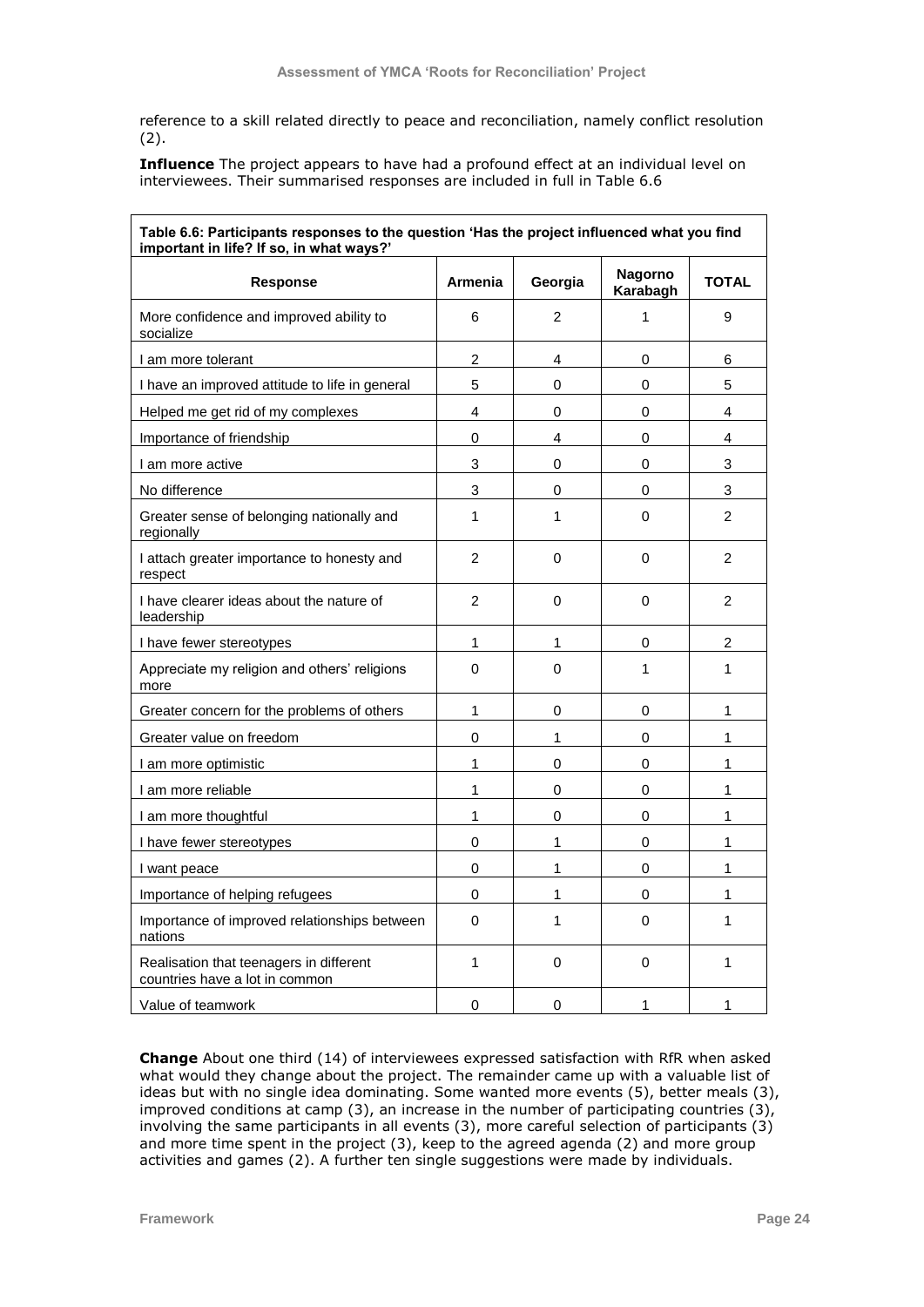reference to a skill related directly to peace and reconciliation, namely conflict resolution (2).

**Influence** The project appears to have had a profound effect at an individual level on interviewees. Their summarised responses are included in full in Table 6.6

**Table 6.6: Participants responses to the question 'Has the project influenced what you find important in life? If so, in what ways?'**

| Response | Armenia | Georgia | Nagorno Karabagh | TOTAL |
|---|---|---|---|---|
| More confidence and improved ability to socialize | 6 | 2 | 1 | 9 |
| I am more tolerant | 2 | 4 | 0 | 6 |
| I have an improved attitude to life in general | 5 | 0 | 0 | 5 |
| Helped me get rid of my complexes | 4 | 0 | 0 | 4 |
| Importance of friendship | 0 | 4 | 0 | 4 |
| I am more active | 3 | 0 | 0 | 3 |
| No difference | 3 | 0 | 0 | 3 |
| Greater sense of belonging nationally and regionally | 1 | 1 | 0 | 2 |
| I attach greater importance to honesty and respect | 2 | 0 | 0 | 2 |
| I have clearer ideas about the nature of leadership | 2 | 0 | 0 | 2 |
| I have fewer stereotypes | 1 | 1 | 0 | 2 |
| Appreciate my religion and others' religions more | 0 | 0 | 1 | 1 |
| Greater concern for the problems of others | 1 | 0 | 0 | 1 |
| Greater value on freedom | 0 | 1 | 0 | 1 |
| I am more optimistic | 1 | 0 | 0 | 1 |
| I am more reliable | 1 | 0 | 0 | 1 |
| I am more thoughtful | 1 | 0 | 0 | 1 |
| I have fewer stereotypes | 0 | 1 | 0 | 1 |
| I want peace | 0 | 1 | 0 | 1 |
| Importance of helping refugees | 0 | 1 | 0 | 1 |
| Importance of improved relationships between nations | 0 | 1 | 0 | 1 |
| Realisation that teenagers in different countries have a lot in common | 1 | 0 | 0 | 1 |
| Value of teamwork | 0 | 0 | 1 | 1 |

**Change** About one third (14) of interviewees expressed satisfaction with RfR when asked what would they change about the project. The remainder came up with a valuable list of ideas but with no single idea dominating. Some wanted more events (5), better meals (3), improved conditions at camp (3), an increase in the number of participating countries (3), involving the same participants in all events (3), more careful selection of participants (3) and more time spent in the project (3), keep to the agreed agenda (2) and more group activities and games (2). A further ten single suggestions were made by individuals.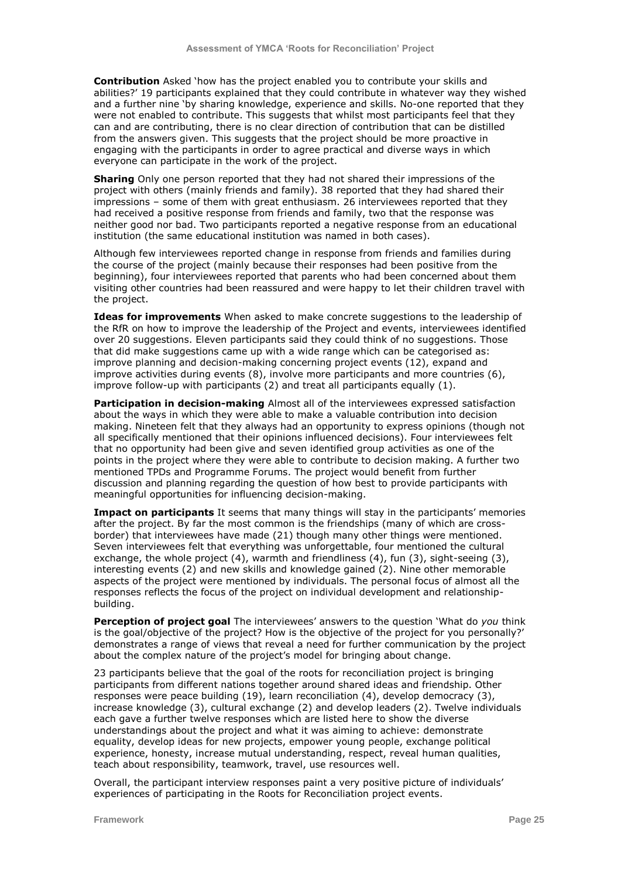**Contribution** Asked 'how has the project enabled you to contribute your skills and abilities?' 19 participants explained that they could contribute in whatever way they wished and a further nine 'by sharing knowledge, experience and skills. No-one reported that they were not enabled to contribute. This suggests that whilst most participants feel that they can and are contributing, there is no clear direction of contribution that can be distilled from the answers given. This suggests that the project should be more proactive in engaging with the participants in order to agree practical and diverse ways in which everyone can participate in the work of the project.

**Sharing** Only one person reported that they had not shared their impressions of the project with others (mainly friends and family). 38 reported that they had shared their impressions – some of them with great enthusiasm. 26 interviewees reported that they had received a positive response from friends and family, two that the response was neither good nor bad. Two participants reported a negative response from an educational institution (the same educational institution was named in both cases).

Although few interviewees reported change in response from friends and families during the course of the project (mainly because their responses had been positive from the beginning), four interviewees reported that parents who had been concerned about them visiting other countries had been reassured and were happy to let their children travel with the project.

**Ideas for improvements** When asked to make concrete suggestions to the leadership of the RfR on how to improve the leadership of the Project and events, interviewees identified over 20 suggestions. Eleven participants said they could think of no suggestions. Those that did make suggestions came up with a wide range which can be categorised as: improve planning and decision-making concerning project events (12), expand and improve activities during events (8), involve more participants and more countries (6), improve follow-up with participants (2) and treat all participants equally (1).

**Participation in decision-making** Almost all of the interviewees expressed satisfaction about the ways in which they were able to make a valuable contribution into decision making. Nineteen felt that they always had an opportunity to express opinions (though not all specifically mentioned that their opinions influenced decisions). Four interviewees felt that no opportunity had been give and seven identified group activities as one of the points in the project where they were able to contribute to decision making. A further two mentioned TPDs and Programme Forums. The project would benefit from further discussion and planning regarding the question of how best to provide participants with meaningful opportunities for influencing decision-making.

**Impact on participants** It seems that many things will stay in the participants' memories after the project. By far the most common is the friendships (many of which are cross-border) that interviewees have made (21) though many other things were mentioned. Seven interviewees felt that everything was unforgettable, four mentioned the cultural exchange, the whole project (4), warmth and friendliness (4), fun (3), sight-seeing (3), interesting events (2) and new skills and knowledge gained (2). Nine other memorable aspects of the project were mentioned by individuals. The personal focus of almost all the responses reflects the focus of the project on individual development and relationship-building.

**Perception of project goal** The interviewees' answers to the question 'What do *you* think is the goal/objective of the project? How is the objective of the project for you personally?' demonstrates a range of views that reveal a need for further communication by the project about the complex nature of the project's model for bringing about change.

23 participants believe that the goal of the roots for reconciliation project is bringing participants from different nations together around shared ideas and friendship. Other responses were peace building (19), learn reconciliation (4), develop democracy (3), increase knowledge (3), cultural exchange (2) and develop leaders (2). Twelve individuals each gave a further twelve responses which are listed here to show the diverse understandings about the project and what it was aiming to achieve: demonstrate equality, develop ideas for new projects, empower young people, exchange political experience, honesty, increase mutual understanding, respect, reveal human qualities, teach about responsibility, teamwork, travel, use resources well.

Overall, the participant interview responses paint a very positive picture of individuals' experiences of participating in the Roots for Reconciliation project events.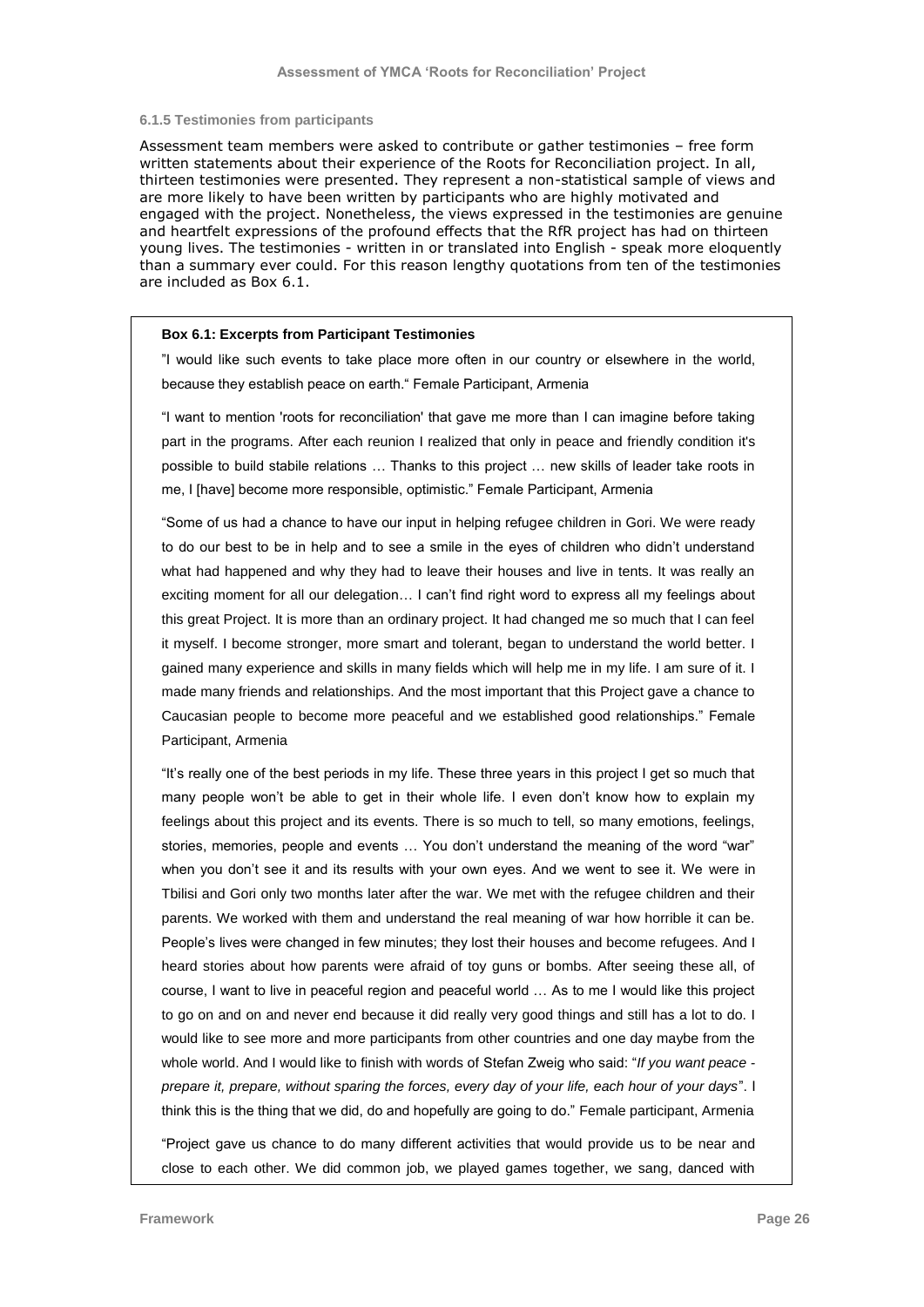#### 6.1.5 Testimonies from participants

Assessment team members were asked to contribute or gather testimonies – free form written statements about their experience of the Roots for Reconciliation project. In all, thirteen testimonies were presented. They represent a non-statistical sample of views and are more likely to have been written by participants who are highly motivated and engaged with the project. Nonetheless, the views expressed in the testimonies are genuine and heartfelt expressions of the profound effects that the RfR project has had on thirteen young lives. The testimonies - written in or translated into English - speak more eloquently than a summary ever could. For this reason lengthy quotations from ten of the testimonies are included as Box 6.1.

**Box 6.1: Excerpts from Participant Testimonies**

"I would like such events to take place more often in our country or elsewhere in the world, because they establish peace on earth." Female Participant, Armenia

"I want to mention 'roots for reconciliation' that gave me more than I can imagine before taking part in the programs. After each reunion I realized that only in peace and friendly condition it's possible to build stabile relations … Thanks to this project … new skills of leader take roots in me, I [have] become more responsible, optimistic." Female Participant, Armenia

"Some of us had a chance to have our input in helping refugee children in Gori. We were ready to do our best to be in help and to see a smile in the eyes of children who didn't understand what had happened and why they had to leave their houses and live in tents. It was really an exciting moment for all our delegation… I can't find right word to express all my feelings about this great Project. It is more than an ordinary project. It had changed me so much that I can feel it myself. I become stronger, more smart and tolerant, began to understand the world better. I gained many experience and skills in many fields which will help me in my life. I am sure of it. I made many friends and relationships. And the most important that this Project gave a chance to Caucasian people to become more peaceful and we established good relationships." Female Participant, Armenia

"It's really one of the best periods in my life. These three years in this project I get so much that many people won't be able to get in their whole life. I even don't know how to explain my feelings about this project and its events. There is so much to tell, so many emotions, feelings, stories, memories, people and events … You don't understand the meaning of the word "war" when you don't see it and its results with your own eyes. And we went to see it. We were in Tbilisi and Gori only two months later after the war. We met with the refugee children and their parents. We worked with them and understand the real meaning of war how horrible it can be. People's lives were changed in few minutes; they lost their houses and become refugees. And I heard stories about how parents were afraid of toy guns or bombs. After seeing these all, of course, I want to live in peaceful region and peaceful world … As to me I would like this project to go on and on and never end because it did really very good things and still has a lot to do. I would like to see more and more participants from other countries and one day maybe from the whole world. And I would like to finish with words of Stefan Zweig who said: "*If you want peace - prepare it, prepare, without sparing the forces, every day of your life, each hour of your days*". I think this is the thing that we did, do and hopefully are going to do." Female participant, Armenia

"Project gave us chance to do many different activities that would provide us to be near and close to each other. We did common job, we played games together, we sang, danced with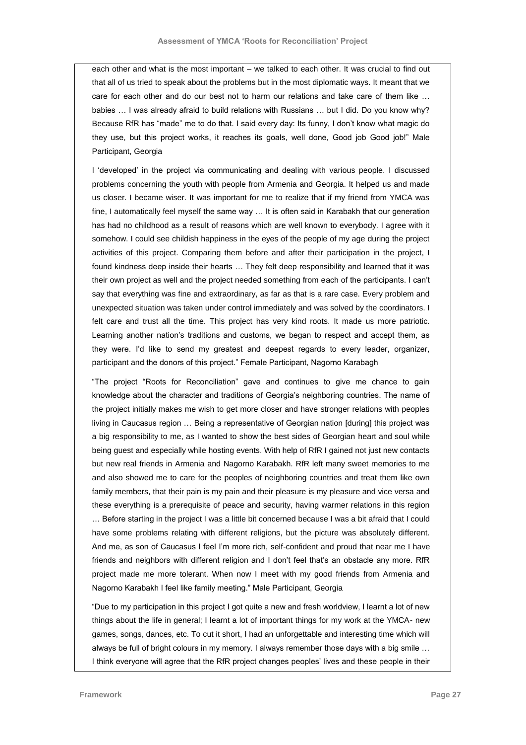each other and what is the most important – we talked to each other. It was crucial to find out that all of us tried to speak about the problems but in the most diplomatic ways. It meant that we care for each other and do our best not to harm our relations and take care of them like … babies … I was already afraid to build relations with Russians … but I did. Do you know why? Because RfR has "made" me to do that. I said every day: Its funny, I don't know what magic do they use, but this project works, it reaches its goals, well done, Good job Good job!" Male Participant, Georgia

I 'developed' in the project via communicating and dealing with various people. I discussed problems concerning the youth with people from Armenia and Georgia. It helped us and made us closer. I became wiser. It was important for me to realize that if my friend from YMCA was fine, I automatically feel myself the same way … It is often said in Karabakh that our generation has had no childhood as a result of reasons which are well known to everybody. I agree with it somehow. I could see childish happiness in the eyes of the people of my age during the project activities of this project. Comparing them before and after their participation in the project, I found kindness deep inside their hearts … They felt deep responsibility and learned that it was their own project as well and the project needed something from each of the participants. I can't say that everything was fine and extraordinary, as far as that is a rare case. Every problem and unexpected situation was taken under control immediately and was solved by the coordinators. I felt care and trust all the time. This project has very kind roots. It made us more patriotic. Learning another nation's traditions and customs, we began to respect and accept them, as they were. I'd like to send my greatest and deepest regards to every leader, organizer, participant and the donors of this project." Female Participant, Nagorno Karabagh

"The project "Roots for Reconciliation" gave and continues to give me chance to gain knowledge about the character and traditions of Georgia's neighboring countries. The name of the project initially makes me wish to get more closer and have stronger relations with peoples living in Caucasus region … Being a representative of Georgian nation [during] this project was a big responsibility to me, as I wanted to show the best sides of Georgian heart and soul while being guest and especially while hosting events. With help of RfR I gained not just new contacts but new real friends in Armenia and Nagorno Karabakh. RfR left many sweet memories to me and also showed me to care for the peoples of neighboring countries and treat them like own family members, that their pain is my pain and their pleasure is my pleasure and vice versa and these everything is a prerequisite of peace and security, having warmer relations in this region … Before starting in the project I was a little bit concerned because I was a bit afraid that I could have some problems relating with different religions, but the picture was absolutely different. And me, as son of Caucasus I feel I'm more rich, self-confident and proud that near me I have friends and neighbors with different religion and I don't feel that's an obstacle any more. RfR project made me more tolerant. When now I meet with my good friends from Armenia and Nagorno Karabakh I feel like family meeting." Male Participant, Georgia

"Due to my participation in this project I got quite a new and fresh worldview, I learnt a lot of new things about the life in general; I learnt a lot of important things for my work at the YMCA- new games, songs, dances, etc. To cut it short, I had an unforgettable and interesting time which will always be full of bright colours in my memory. I always remember those days with a big smile … I think everyone will agree that the RfR project changes peoples' lives and these people in their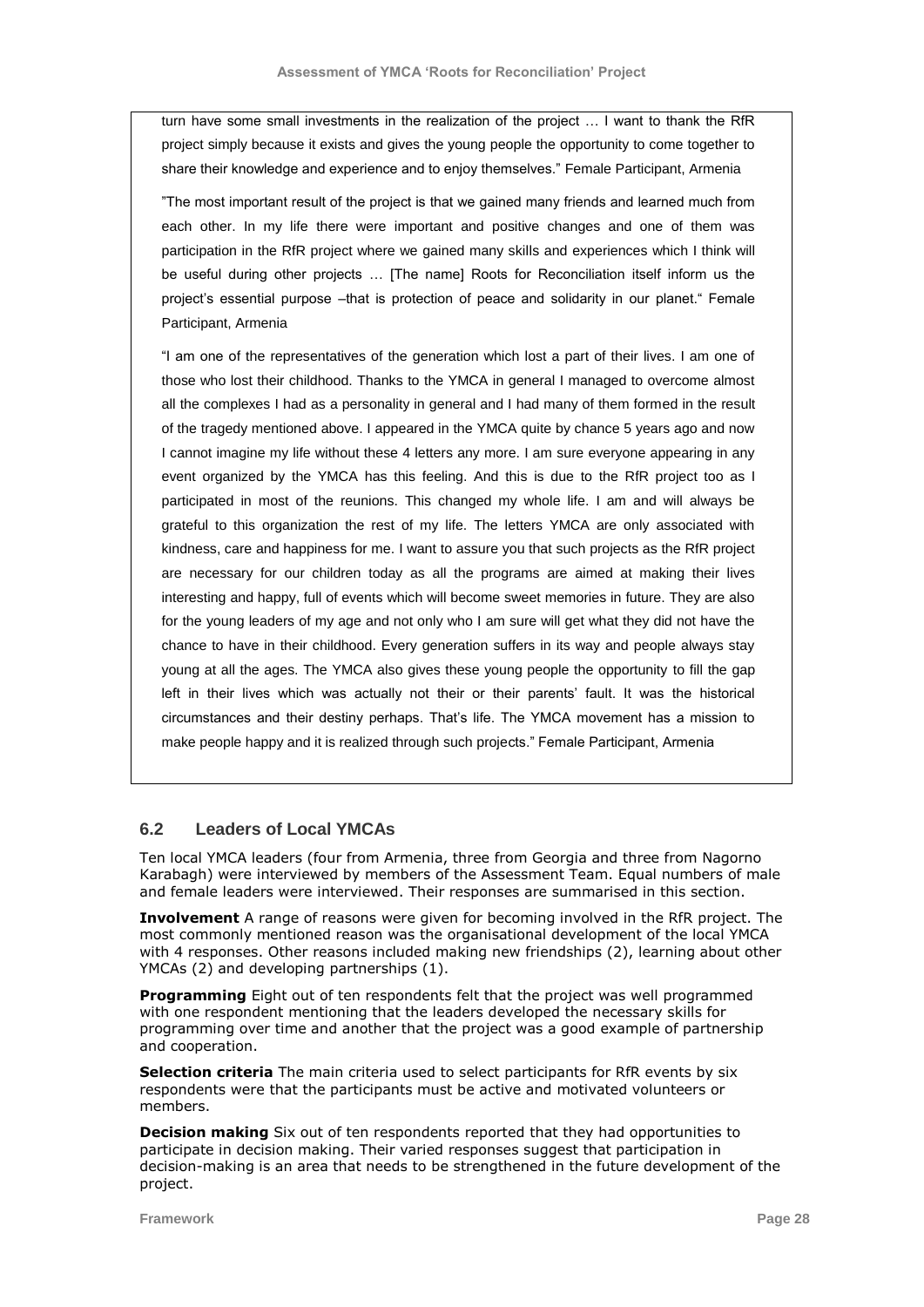turn have some small investments in the realization of the project … I want to thank the RfR project simply because it exists and gives the young people the opportunity to come together to share their knowledge and experience and to enjoy themselves." Female Participant, Armenia

"The most important result of the project is that we gained many friends and learned much from each other. In my life there were important and positive changes and one of them was participation in the RfR project where we gained many skills and experiences which I think will be useful during other projects … [The name] Roots for Reconciliation itself inform us the project's essential purpose –that is protection of peace and solidarity in our planet." Female Participant, Armenia

"I am one of the representatives of the generation which lost a part of their lives. I am one of those who lost their childhood. Thanks to the YMCA in general I managed to overcome almost all the complexes I had as a personality in general and I had many of them formed in the result of the tragedy mentioned above. I appeared in the YMCA quite by chance 5 years ago and now I cannot imagine my life without these 4 letters any more. I am sure everyone appearing in any event organized by the YMCA has this feeling. And this is due to the RfR project too as I participated in most of the reunions. This changed my whole life. I am and will always be grateful to this organization the rest of my life. The letters YMCA are only associated with kindness, care and happiness for me. I want to assure you that such projects as the RfR project are necessary for our children today as all the programs are aimed at making their lives interesting and happy, full of events which will become sweet memories in future. They are also for the young leaders of my age and not only who I am sure will get what they did not have the chance to have in their childhood. Every generation suffers in its way and people always stay young at all the ages. The YMCA also gives these young people the opportunity to fill the gap left in their lives which was actually not their or their parents' fault. It was the historical circumstances and their destiny perhaps. That's life. The YMCA movement has a mission to make people happy and it is realized through such projects." Female Participant, Armenia

## 6.2 Leaders of Local YMCAs

Ten local YMCA leaders (four from Armenia, three from Georgia and three from Nagorno Karabagh) were interviewed by members of the Assessment Team. Equal numbers of male and female leaders were interviewed. Their responses are summarised in this section.

**Involvement** A range of reasons were given for becoming involved in the RfR project. The most commonly mentioned reason was the organisational development of the local YMCA with 4 responses. Other reasons included making new friendships (2), learning about other YMCAs (2) and developing partnerships (1).

**Programming** Eight out of ten respondents felt that the project was well programmed with one respondent mentioning that the leaders developed the necessary skills for programming over time and another that the project was a good example of partnership and cooperation.

**Selection criteria** The main criteria used to select participants for RfR events by six respondents were that the participants must be active and motivated volunteers or members.

**Decision making** Six out of ten respondents reported that they had opportunities to participate in decision making. Their varied responses suggest that participation in decision-making is an area that needs to be strengthened in the future development of the project.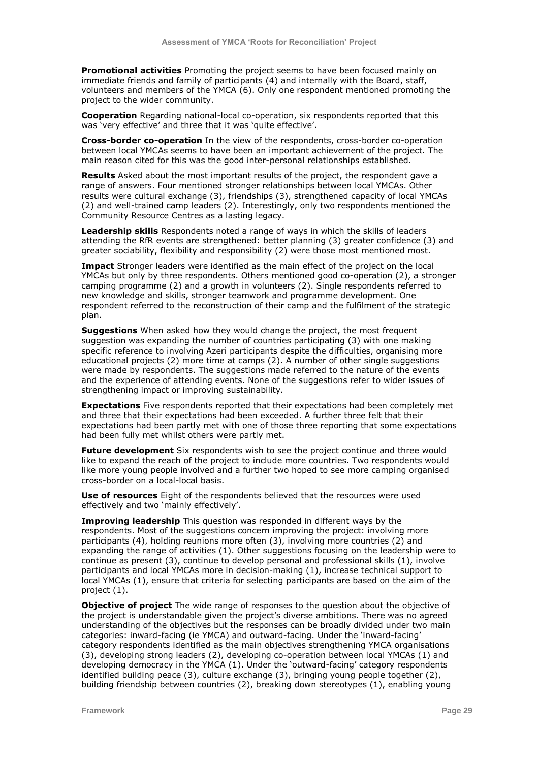**Promotional activities** Promoting the project seems to have been focused mainly on immediate friends and family of participants (4) and internally with the Board, staff, volunteers and members of the YMCA (6). Only one respondent mentioned promoting the project to the wider community.

**Cooperation** Regarding national-local co-operation, six respondents reported that this was 'very effective' and three that it was 'quite effective'.

**Cross-border co-operation** In the view of the respondents, cross-border co-operation between local YMCAs seems to have been an important achievement of the project. The main reason cited for this was the good inter-personal relationships established.

**Results** Asked about the most important results of the project, the respondent gave a range of answers. Four mentioned stronger relationships between local YMCAs. Other results were cultural exchange (3), friendships (3), strengthened capacity of local YMCAs (2) and well-trained camp leaders (2). Interestingly, only two respondents mentioned the Community Resource Centres as a lasting legacy.

**Leadership skills** Respondents noted a range of ways in which the skills of leaders attending the RfR events are strengthened: better planning (3) greater confidence (3) and greater sociability, flexibility and responsibility (2) were those most mentioned most.

**Impact** Stronger leaders were identified as the main effect of the project on the local YMCAs but only by three respondents. Others mentioned good co-operation (2), a stronger camping programme (2) and a growth in volunteers (2). Single respondents referred to new knowledge and skills, stronger teamwork and programme development. One respondent referred to the reconstruction of their camp and the fulfilment of the strategic plan.

**Suggestions** When asked how they would change the project, the most frequent suggestion was expanding the number of countries participating (3) with one making specific reference to involving Azeri participants despite the difficulties, organising more educational projects (2) more time at camps (2). A number of other single suggestions were made by respondents. The suggestions made referred to the nature of the events and the experience of attending events. None of the suggestions refer to wider issues of strengthening impact or improving sustainability.

**Expectations** Five respondents reported that their expectations had been completely met and three that their expectations had been exceeded. A further three felt that their expectations had been partly met with one of those three reporting that some expectations had been fully met whilst others were partly met.

**Future development** Six respondents wish to see the project continue and three would like to expand the reach of the project to include more countries. Two respondents would like more young people involved and a further two hoped to see more camping organised cross-border on a local-local basis.

**Use of resources** Eight of the respondents believed that the resources were used effectively and two 'mainly effectively'.

**Improving leadership** This question was responded in different ways by the respondents. Most of the suggestions concern improving the project: involving more participants (4), holding reunions more often (3), involving more countries (2) and expanding the range of activities (1). Other suggestions focusing on the leadership were to continue as present (3), continue to develop personal and professional skills (1), involve participants and local YMCAs more in decision-making (1), increase technical support to local YMCAs (1), ensure that criteria for selecting participants are based on the aim of the project (1).

**Objective of project** The wide range of responses to the question about the objective of the project is understandable given the project's diverse ambitions. There was no agreed understanding of the objectives but the responses can be broadly divided under two main categories: inward-facing (ie YMCA) and outward-facing. Under the 'inward-facing' category respondents identified as the main objectives strengthening YMCA organisations (3), developing strong leaders (2), developing co-operation between local YMCAs (1) and developing democracy in the YMCA (1). Under the 'outward-facing' category respondents identified building peace (3), culture exchange (3), bringing young people together (2), building friendship between countries (2), breaking down stereotypes (1), enabling young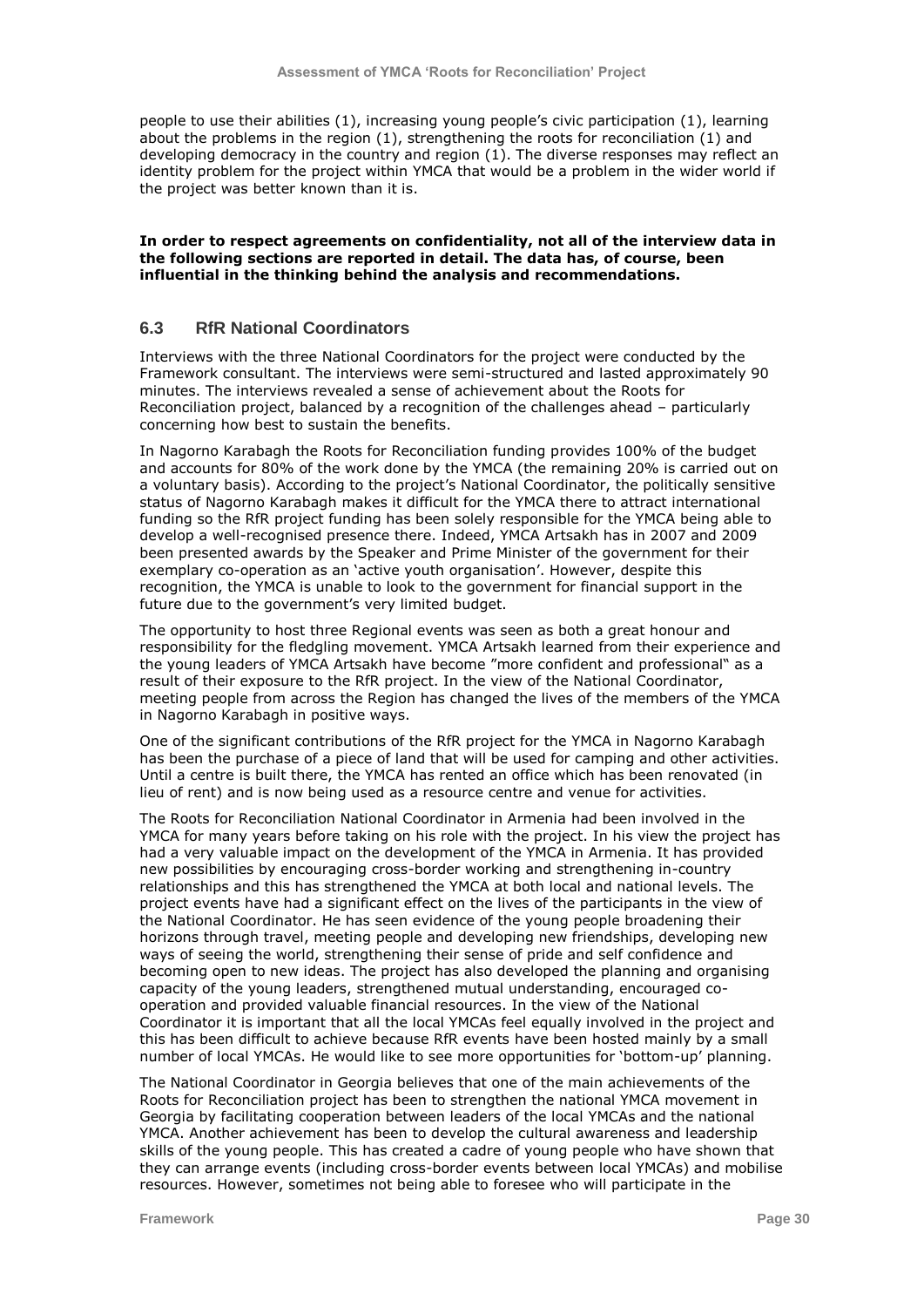people to use their abilities (1), increasing young people's civic participation (1), learning about the problems in the region (1), strengthening the roots for reconciliation (1) and developing democracy in the country and region (1). The diverse responses may reflect an identity problem for the project within YMCA that would be a problem in the wider world if the project was better known than it is.

**In order to respect agreements on confidentiality, not all of the interview data in the following sections are reported in detail. The data has, of course, been influential in the thinking behind the analysis and recommendations.**

### 6.3 RfR National Coordinators

Interviews with the three National Coordinators for the project were conducted by the Framework consultant. The interviews were semi-structured and lasted approximately 90 minutes. The interviews revealed a sense of achievement about the Roots for Reconciliation project, balanced by a recognition of the challenges ahead – particularly concerning how best to sustain the benefits.

In Nagorno Karabagh the Roots for Reconciliation funding provides 100% of the budget and accounts for 80% of the work done by the YMCA (the remaining 20% is carried out on a voluntary basis). According to the project's National Coordinator, the politically sensitive status of Nagorno Karabagh makes it difficult for the YMCA there to attract international funding so the RfR project funding has been solely responsible for the YMCA being able to develop a well-recognised presence there. Indeed, YMCA Artsakh has in 2007 and 2009 been presented awards by the Speaker and Prime Minister of the government for their exemplary co-operation as an 'active youth organisation'. However, despite this recognition, the YMCA is unable to look to the government for financial support in the future due to the government's very limited budget.

The opportunity to host three Regional events was seen as both a great honour and responsibility for the fledgling movement. YMCA Artsakh learned from their experience and the young leaders of YMCA Artsakh have become "more confident and professional" as a result of their exposure to the RfR project. In the view of the National Coordinator, meeting people from across the Region has changed the lives of the members of the YMCA in Nagorno Karabagh in positive ways.

One of the significant contributions of the RfR project for the YMCA in Nagorno Karabagh has been the purchase of a piece of land that will be used for camping and other activities. Until a centre is built there, the YMCA has rented an office which has been renovated (in lieu of rent) and is now being used as a resource centre and venue for activities.

The Roots for Reconciliation National Coordinator in Armenia had been involved in the YMCA for many years before taking on his role with the project. In his view the project has had a very valuable impact on the development of the YMCA in Armenia. It has provided new possibilities by encouraging cross-border working and strengthening in-country relationships and this has strengthened the YMCA at both local and national levels. The project events have had a significant effect on the lives of the participants in the view of the National Coordinator. He has seen evidence of the young people broadening their horizons through travel, meeting people and developing new friendships, developing new ways of seeing the world, strengthening their sense of pride and self confidence and becoming open to new ideas. The project has also developed the planning and organising capacity of the young leaders, strengthened mutual understanding, encouraged co-operation and provided valuable financial resources. In the view of the National Coordinator it is important that all the local YMCAs feel equally involved in the project and this has been difficult to achieve because RfR events have been hosted mainly by a small number of local YMCAs. He would like to see more opportunities for 'bottom-up' planning.

The National Coordinator in Georgia believes that one of the main achievements of the Roots for Reconciliation project has been to strengthen the national YMCA movement in Georgia by facilitating cooperation between leaders of the local YMCAs and the national YMCA. Another achievement has been to develop the cultural awareness and leadership skills of the young people. This has created a cadre of young people who have shown that they can arrange events (including cross-border events between local YMCAs) and mobilise resources. However, sometimes not being able to foresee who will participate in the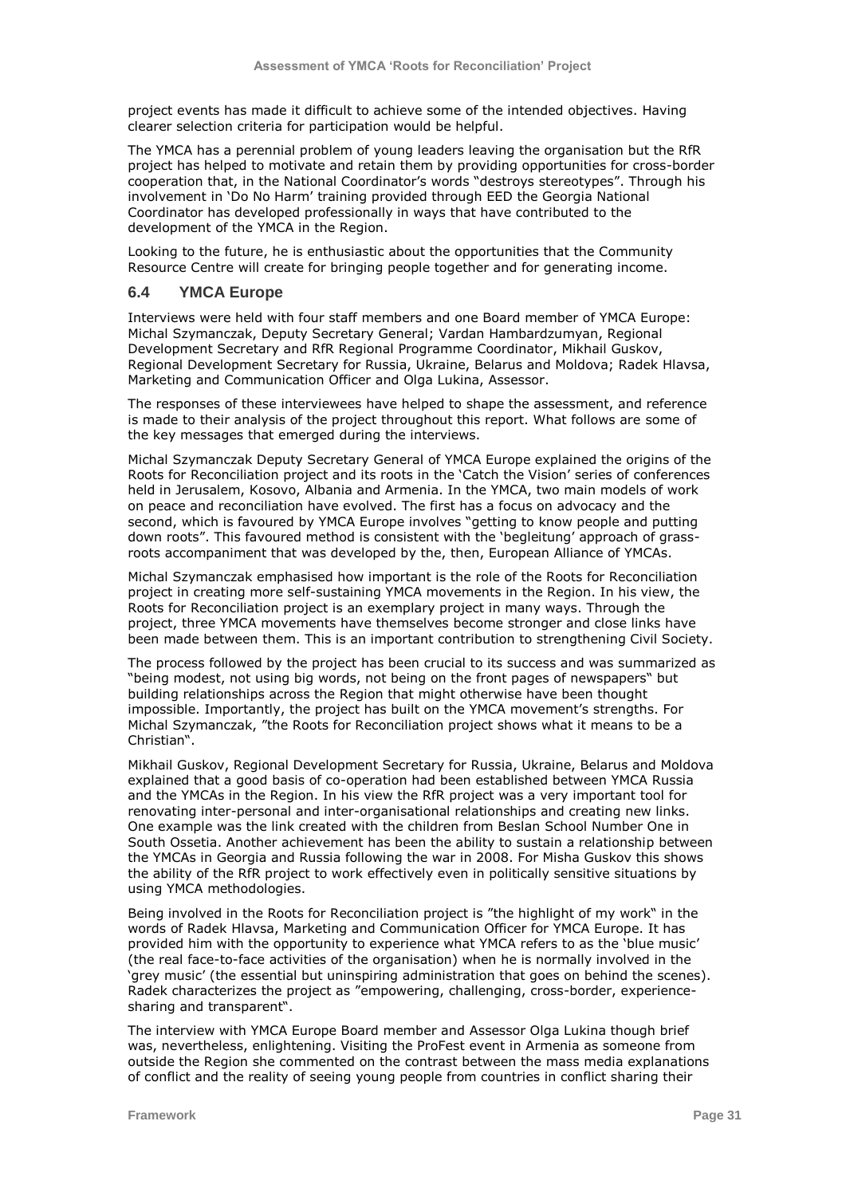project events has made it difficult to achieve some of the intended objectives. Having clearer selection criteria for participation would be helpful.

The YMCA has a perennial problem of young leaders leaving the organisation but the RfR project has helped to motivate and retain them by providing opportunities for cross-border cooperation that, in the National Coordinator's words "destroys stereotypes". Through his involvement in 'Do No Harm' training provided through EED the Georgia National Coordinator has developed professionally in ways that have contributed to the development of the YMCA in the Region.

Looking to the future, he is enthusiastic about the opportunities that the Community Resource Centre will create for bringing people together and for generating income.

## 6.4 YMCA Europe

Interviews were held with four staff members and one Board member of YMCA Europe: Michal Szymanczak, Deputy Secretary General; Vardan Hambardzumyan, Regional Development Secretary and RfR Regional Programme Coordinator, Mikhail Guskov, Regional Development Secretary for Russia, Ukraine, Belarus and Moldova; Radek Hlavsa, Marketing and Communication Officer and Olga Lukina, Assessor.

The responses of these interviewees have helped to shape the assessment, and reference is made to their analysis of the project throughout this report. What follows are some of the key messages that emerged during the interviews.

Michal Szymanczak Deputy Secretary General of YMCA Europe explained the origins of the Roots for Reconciliation project and its roots in the 'Catch the Vision' series of conferences held in Jerusalem, Kosovo, Albania and Armenia. In the YMCA, two main models of work on peace and reconciliation have evolved. The first has a focus on advocacy and the second, which is favoured by YMCA Europe involves "getting to know people and putting down roots". This favoured method is consistent with the 'begleitung' approach of grass-roots accompaniment that was developed by the, then, European Alliance of YMCAs.

Michal Szymanczak emphasised how important is the role of the Roots for Reconciliation project in creating more self-sustaining YMCA movements in the Region. In his view, the Roots for Reconciliation project is an exemplary project in many ways. Through the project, three YMCA movements have themselves become stronger and close links have been made between them. This is an important contribution to strengthening Civil Society.

The process followed by the project has been crucial to its success and was summarized as "being modest, not using big words, not being on the front pages of newspapers" but building relationships across the Region that might otherwise have been thought impossible. Importantly, the project has built on the YMCA movement's strengths. For Michal Szymanczak, "the Roots for Reconciliation project shows what it means to be a Christian".

Mikhail Guskov, Regional Development Secretary for Russia, Ukraine, Belarus and Moldova explained that a good basis of co-operation had been established between YMCA Russia and the YMCAs in the Region. In his view the RfR project was a very important tool for renovating inter-personal and inter-organisational relationships and creating new links. One example was the link created with the children from Beslan School Number One in South Ossetia. Another achievement has been the ability to sustain a relationship between the YMCAs in Georgia and Russia following the war in 2008. For Misha Guskov this shows the ability of the RfR project to work effectively even in politically sensitive situations by using YMCA methodologies.

Being involved in the Roots for Reconciliation project is "the highlight of my work" in the words of Radek Hlavsa, Marketing and Communication Officer for YMCA Europe. It has provided him with the opportunity to experience what YMCA refers to as the 'blue music' (the real face-to-face activities of the organisation) when he is normally involved in the 'grey music' (the essential but uninspiring administration that goes on behind the scenes). Radek characterizes the project as "empowering, challenging, cross-border, experience-sharing and transparent".

The interview with YMCA Europe Board member and Assessor Olga Lukina though brief was, nevertheless, enlightening. Visiting the ProFest event in Armenia as someone from outside the Region she commented on the contrast between the mass media explanations of conflict and the reality of seeing young people from countries in conflict sharing their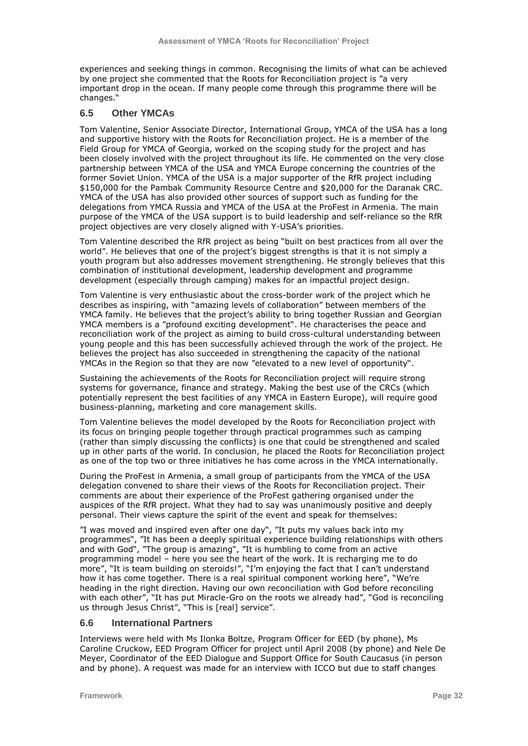experiences and seeking things in common. Recognising the limits of what can be achieved by one project she commented that the Roots for Reconciliation project is "a very important drop in the ocean. If many people come through this programme there will be changes."

## 6.5 Other YMCAs

Tom Valentine, Senior Associate Director, International Group, YMCA of the USA has a long and supportive history with the Roots for Reconciliation project. He is a member of the Field Group for YMCA of Georgia, worked on the scoping study for the project and has been closely involved with the project throughout its life. He commented on the very close partnership between YMCA of the USA and YMCA Europe concerning the countries of the former Soviet Union. YMCA of the USA is a major supporter of the RfR project including $150,000 for the Pambak Community Resource Centre and $20,000 for the Daranak CRC. YMCA of the USA has also provided other sources of support such as funding for the delegations from YMCA Russia and YMCA of the USA at the ProFest in Armenia. The main purpose of the YMCA of the USA support is to build leadership and self-reliance so the RfR project objectives are very closely aligned with Y-USA's priorities.

Tom Valentine described the RfR project as being "built on best practices from all over the world". He believes that one of the project's biggest strengths is that it is not simply a youth program but also addresses movement strengthening. He strongly believes that this combination of institutional development, leadership development and programme development (especially through camping) makes for an impactful project design.

Tom Valentine is very enthusiastic about the cross-border work of the project which he describes as inspiring, with "amazing levels of collaboration" between members of the YMCA family. He believes that the project's ability to bring together Russian and Georgian YMCA members is a "profound exciting development". He characterises the peace and reconciliation work of the project as aiming to build cross-cultural understanding between young people and this has been successfully achieved through the work of the project. He believes the project has also succeeded in strengthening the capacity of the national YMCAs in the Region so that they are now "elevated to a new level of opportunity".

Sustaining the achievements of the Roots for Reconciliation project will require strong systems for governance, finance and strategy. Making the best use of the CRCs (which potentially represent the best facilities of any YMCA in Eastern Europe), will require good business-planning, marketing and core management skills.

Tom Valentine believes the model developed by the Roots for Reconciliation project with its focus on bringing people together through practical programmes such as camping (rather than simply discussing the conflicts) is one that could be strengthened and scaled up in other parts of the world. In conclusion, he placed the Roots for Reconciliation project as one of the top two or three initiatives he has come across in the YMCA internationally.

During the ProFest in Armenia, a small group of participants from the YMCA of the USA delegation convened to share their views of the Roots for Reconciliation project. Their comments are about their experience of the ProFest gathering organised under the auspices of the RfR project. What they had to say was unanimously positive and deeply personal. Their views capture the spirit of the event and speak for themselves:

"I was moved and inspired even after one day", "It puts my values back into my programmes", "It has been a deeply spiritual experience building relationships with others and with God", "The group is amazing", "It is humbling to come from an active programming model – here you see the heart of the work. It is recharging me to do more", "It is team building on steroids!", "I'm enjoying the fact that I can't understand how it has come together. There is a real spiritual component working here", "We're heading in the right direction. Having our own reconciliation with God before reconciling with each other", "It has put Miracle-Gro on the roots we already had", "God is reconciling us through Jesus Christ", "This is [real] service".

## 6.6 International Partners

Interviews were held with Ms Ilonka Boltze, Program Officer for EED (by phone), Ms Caroline Cruckow, EED Program Officer for project until April 2008 (by phone) and Nele De Meyer, Coordinator of the EED Dialogue and Support Office for South Caucasus (in person and by phone). A request was made for an interview with ICCO but due to staff changes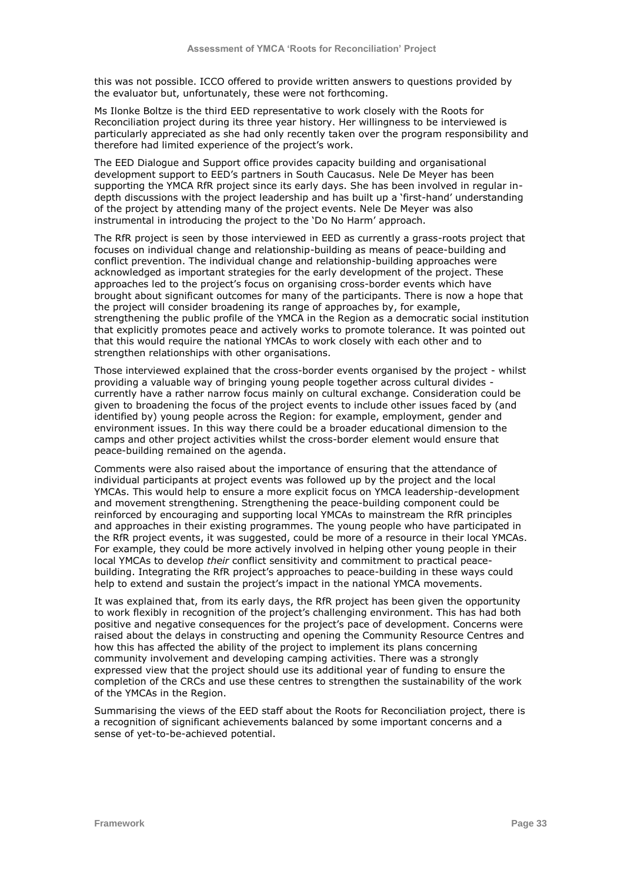this was not possible. ICCO offered to provide written answers to questions provided by the evaluator but, unfortunately, these were not forthcoming.

Ms Ilonke Boltze is the third EED representative to work closely with the Roots for Reconciliation project during its three year history. Her willingness to be interviewed is particularly appreciated as she had only recently taken over the program responsibility and therefore had limited experience of the project's work.

The EED Dialogue and Support office provides capacity building and organisational development support to EED's partners in South Caucasus. Nele De Meyer has been supporting the YMCA RfR project since its early days. She has been involved in regular in-depth discussions with the project leadership and has built up a 'first-hand' understanding of the project by attending many of the project events. Nele De Meyer was also instrumental in introducing the project to the 'Do No Harm' approach.

The RfR project is seen by those interviewed in EED as currently a grass-roots project that focuses on individual change and relationship-building as means of peace-building and conflict prevention. The individual change and relationship-building approaches were acknowledged as important strategies for the early development of the project. These approaches led to the project's focus on organising cross-border events which have brought about significant outcomes for many of the participants. There is now a hope that the project will consider broadening its range of approaches by, for example, strengthening the public profile of the YMCA in the Region as a democratic social institution that explicitly promotes peace and actively works to promote tolerance. It was pointed out that this would require the national YMCAs to work closely with each other and to strengthen relationships with other organisations.

Those interviewed explained that the cross-border events organised by the project - whilst providing a valuable way of bringing young people together across cultural divides - currently have a rather narrow focus mainly on cultural exchange. Consideration could be given to broadening the focus of the project events to include other issues faced by (and identified by) young people across the Region: for example, employment, gender and environment issues. In this way there could be a broader educational dimension to the camps and other project activities whilst the cross-border element would ensure that peace-building remained on the agenda.

Comments were also raised about the importance of ensuring that the attendance of individual participants at project events was followed up by the project and the local YMCAs. This would help to ensure a more explicit focus on YMCA leadership-development and movement strengthening. Strengthening the peace-building component could be reinforced by encouraging and supporting local YMCAs to mainstream the RfR principles and approaches in their existing programmes. The young people who have participated in the RfR project events, it was suggested, could be more of a resource in their local YMCAs. For example, they could be more actively involved in helping other young people in their local YMCAs to develop *their* conflict sensitivity and commitment to practical peace-building. Integrating the RfR project's approaches to peace-building in these ways could help to extend and sustain the project's impact in the national YMCA movements.

It was explained that, from its early days, the RfR project has been given the opportunity to work flexibly in recognition of the project's challenging environment. This has had both positive and negative consequences for the project's pace of development. Concerns were raised about the delays in constructing and opening the Community Resource Centres and how this has affected the ability of the project to implement its plans concerning community involvement and developing camping activities. There was a strongly expressed view that the project should use its additional year of funding to ensure the completion of the CRCs and use these centres to strengthen the sustainability of the work of the YMCAs in the Region.

Summarising the views of the EED staff about the Roots for Reconciliation project, there is a recognition of significant achievements balanced by some important concerns and a sense of yet-to-be-achieved potential.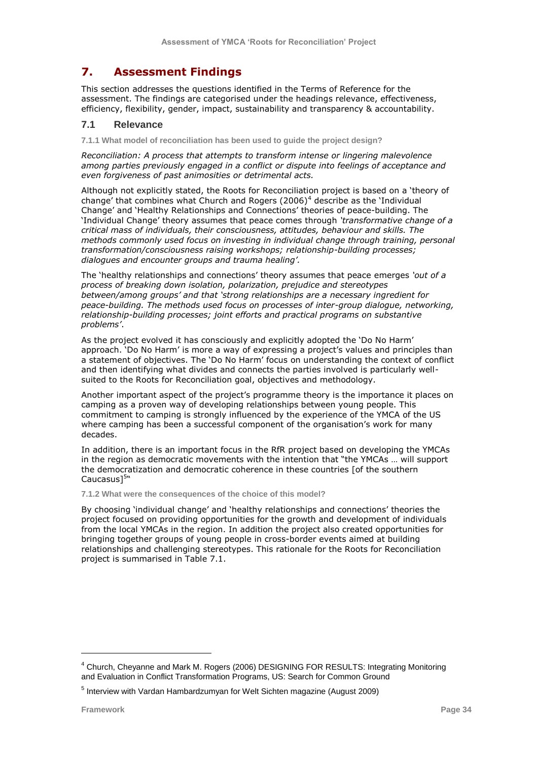## 7. Assessment Findings

This section addresses the questions identified in the Terms of Reference for the assessment. The findings are categorised under the headings relevance, effectiveness, efficiency, flexibility, gender, impact, sustainability and transparency & accountability.

### 7.1 Relevance

#### 7.1.1 What model of reconciliation has been used to guide the project design?

*Reconciliation: A process that attempts to transform intense or lingering malevolence among parties previously engaged in a conflict or dispute into feelings of acceptance and even forgiveness of past animosities or detrimental acts.*

Although not explicitly stated, the Roots for Reconciliation project is based on a 'theory of change' that combines what Church and Rogers (2006)[4] describe as the 'Individual Change' and 'Healthy Relationships and Connections' theories of peace-building. The 'Individual Change' theory assumes that peace comes through *'transformative change of a critical mass of individuals, their consciousness, attitudes, behaviour and skills. The methods commonly used focus on investing in individual change through training, personal transformation/consciousness raising workshops; relationship-building processes; dialogues and encounter groups and trauma healing'.*

The 'healthy relationships and connections' theory assumes that peace emerges *'out of a process of breaking down isolation, polarization, prejudice and stereotypes between/among groups' and that 'strong relationships are a necessary ingredient for peace-building. The methods used focus on processes of inter-group dialogue, networking, relationship-building processes; joint efforts and practical programs on substantive problems'.*

As the project evolved it has consciously and explicitly adopted the 'Do No Harm' approach. 'Do No Harm' is more a way of expressing a project's values and principles than a statement of objectives. The 'Do No Harm' focus on understanding the context of conflict and then identifying what divides and connects the parties involved is particularly well-suited to the Roots for Reconciliation goal, objectives and methodology.

Another important aspect of the project's programme theory is the importance it places on camping as a proven way of developing relationships between young people. This commitment to camping is strongly influenced by the experience of the YMCA of the US where camping has been a successful component of the organisation's work for many decades.

In addition, there is an important focus in the RfR project based on developing the YMCAs in the region as democratic movements with the intention that "the YMCAs … will support the democratization and democratic coherence in these countries [of the southern Caucasus][5]"

#### 7.1.2 What were the consequences of the choice of this model?

By choosing 'individual change' and 'healthy relationships and connections' theories the project focused on providing opportunities for the growth and development of individuals from the local YMCAs in the region. In addition the project also created opportunities for bringing together groups of young people in cross-border events aimed at building relationships and challenging stereotypes. This rationale for the Roots for Reconciliation project is summarised in Table 7.1.

---

[4] Church, Cheyanne and Mark M. Rogers (2006) DESIGNING FOR RESULTS: Integrating Monitoring and Evaluation in Conflict Transformation Programs, US: Search for Common Ground

[5] Interview with Vardan Hambardzumyan for Welt Sichten magazine (August 2009)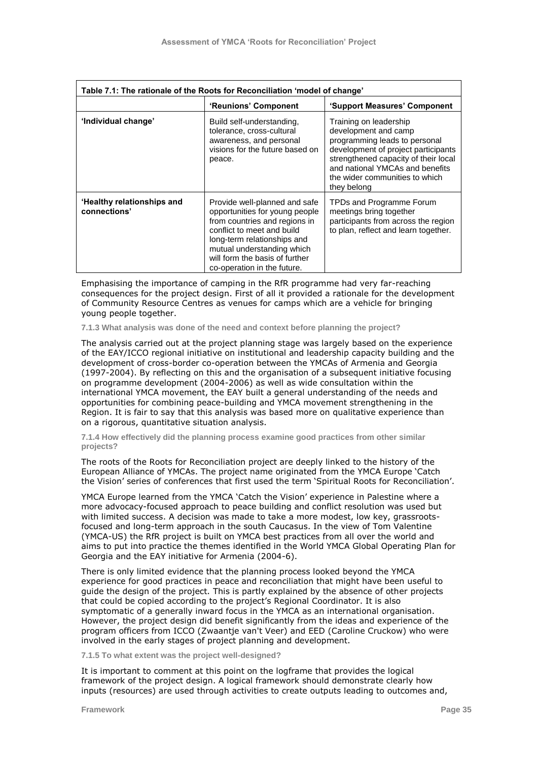| Table 7.1: The rationale of the Roots for Reconciliation 'model of change' | | |
|---|---|---|
| | 'Reunions' Component | 'Support Measures' Component |
| 'Individual change' | Build self-understanding, tolerance, cross-cultural awareness, and personal visions for the future based on peace. | Training on leadership development and camp programming leads to personal development of project participants strengthened capacity of their local and national YMCAs and benefits the wider communities to which they belong |
| 'Healthy relationships and connections' | Provide well-planned and safe opportunities for young people from countries and regions in conflict to meet and build long-term relationships and mutual understanding which will form the basis of further co-operation in the future. | TPDs and Programme Forum meetings bring together participants from across the region to plan, reflect and learn together. |

Emphasising the importance of camping in the RfR programme had very far-reaching consequences for the project design. First of all it provided a rationale for the development of Community Resource Centres as venues for camps which are a vehicle for bringing young people together.

#### 7.1.3 What analysis was done of the need and context before planning the project?

The analysis carried out at the project planning stage was largely based on the experience of the EAY/ICCO regional initiative on institutional and leadership capacity building and the development of cross-border co-operation between the YMCAs of Armenia and Georgia (1997-2004). By reflecting on this and the organisation of a subsequent initiative focusing on programme development (2004-2006) as well as wide consultation within the international YMCA movement, the EAY built a general understanding of the needs and opportunities for combining peace-building and YMCA movement strengthening in the Region. It is fair to say that this analysis was based more on qualitative experience than on a rigorous, quantitative situation analysis.

#### 7.1.4 How effectively did the planning process examine good practices from other similar projects?

The roots of the Roots for Reconciliation project are deeply linked to the history of the European Alliance of YMCAs. The project name originated from the YMCA Europe 'Catch the Vision' series of conferences that first used the term 'Spiritual Roots for Reconciliation'.

YMCA Europe learned from the YMCA 'Catch the Vision' experience in Palestine where a more advocacy-focused approach to peace building and conflict resolution was used but with limited success. A decision was made to take a more modest, low key, grassroots-focused and long-term approach in the south Caucasus. In the view of Tom Valentine (YMCA-US) the RfR project is built on YMCA best practices from all over the world and aims to put into practice the themes identified in the World YMCA Global Operating Plan for Georgia and the EAY initiative for Armenia (2004-6).

There is only limited evidence that the planning process looked beyond the YMCA experience for good practices in peace and reconciliation that might have been useful to guide the design of the project. This is partly explained by the absence of other projects that could be copied according to the project's Regional Coordinator. It is also symptomatic of a generally inward focus in the YMCA as an international organisation. However, the project design did benefit significantly from the ideas and experience of the program officers from ICCO (Zwaantje van't Veer) and EED (Caroline Cruckow) who were involved in the early stages of project planning and development.

#### 7.1.5 To what extent was the project well-designed?

It is important to comment at this point on the logframe that provides the logical framework of the project design. A logical framework should demonstrate clearly how inputs (resources) are used through activities to create outputs leading to outcomes and,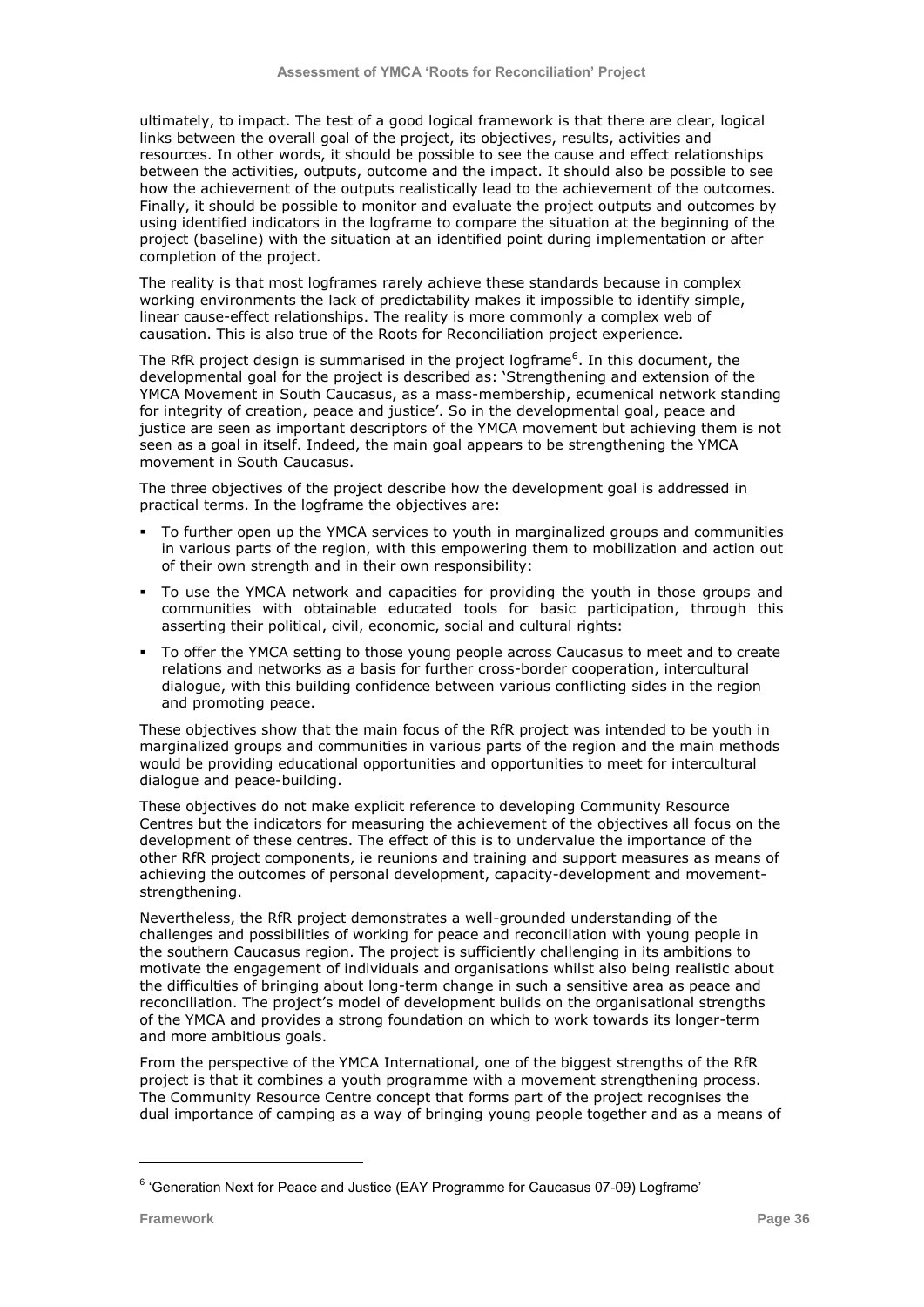ultimately, to impact. The test of a good logical framework is that there are clear, logical links between the overall goal of the project, its objectives, results, activities and resources. In other words, it should be possible to see the cause and effect relationships between the activities, outputs, outcome and the impact. It should also be possible to see how the achievement of the outputs realistically lead to the achievement of the outcomes. Finally, it should be possible to monitor and evaluate the project outputs and outcomes by using identified indicators in the logframe to compare the situation at the beginning of the project (baseline) with the situation at an identified point during implementation or after completion of the project.

The reality is that most logframes rarely achieve these standards because in complex working environments the lack of predictability makes it impossible to identify simple, linear cause-effect relationships. The reality is more commonly a complex web of causation. This is also true of the Roots for Reconciliation project experience.

The RfR project design is summarised in the project logframe[6]. In this document, the developmental goal for the project is described as: 'Strengthening and extension of the YMCA Movement in South Caucasus, as a mass-membership, ecumenical network standing for integrity of creation, peace and justice'. So in the developmental goal, peace and justice are seen as important descriptors of the YMCA movement but achieving them is not seen as a goal in itself. Indeed, the main goal appears to be strengthening the YMCA movement in South Caucasus.

The three objectives of the project describe how the development goal is addressed in practical terms. In the logframe the objectives are:

- To further open up the YMCA services to youth in marginalized groups and communities in various parts of the region, with this empowering them to mobilization and action out of their own strength and in their own responsibility:
- To use the YMCA network and capacities for providing the youth in those groups and communities with obtainable educated tools for basic participation, through this asserting their political, civil, economic, social and cultural rights:
- To offer the YMCA setting to those young people across Caucasus to meet and to create relations and networks as a basis for further cross-border cooperation, intercultural dialogue, with this building confidence between various conflicting sides in the region and promoting peace.

These objectives show that the main focus of the RfR project was intended to be youth in marginalized groups and communities in various parts of the region and the main methods would be providing educational opportunities and opportunities to meet for intercultural dialogue and peace-building.

These objectives do not make explicit reference to developing Community Resource Centres but the indicators for measuring the achievement of the objectives all focus on the development of these centres. The effect of this is to undervalue the importance of the other RfR project components, ie reunions and training and support measures as means of achieving the outcomes of personal development, capacity-development and movement-strengthening.

Nevertheless, the RfR project demonstrates a well-grounded understanding of the challenges and possibilities of working for peace and reconciliation with young people in the southern Caucasus region. The project is sufficiently challenging in its ambitions to motivate the engagement of individuals and organisations whilst also being realistic about the difficulties of bringing about long-term change in such a sensitive area as peace and reconciliation. The project's model of development builds on the organisational strengths of the YMCA and provides a strong foundation on which to work towards its longer-term and more ambitious goals.

From the perspective of the YMCA International, one of the biggest strengths of the RfR project is that it combines a youth programme with a movement strengthening process. The Community Resource Centre concept that forms part of the project recognises the dual importance of camping as a way of bringing young people together and as a means of

[6] 'Generation Next for Peace and Justice (EAY Programme for Caucasus 07-09) Logframe'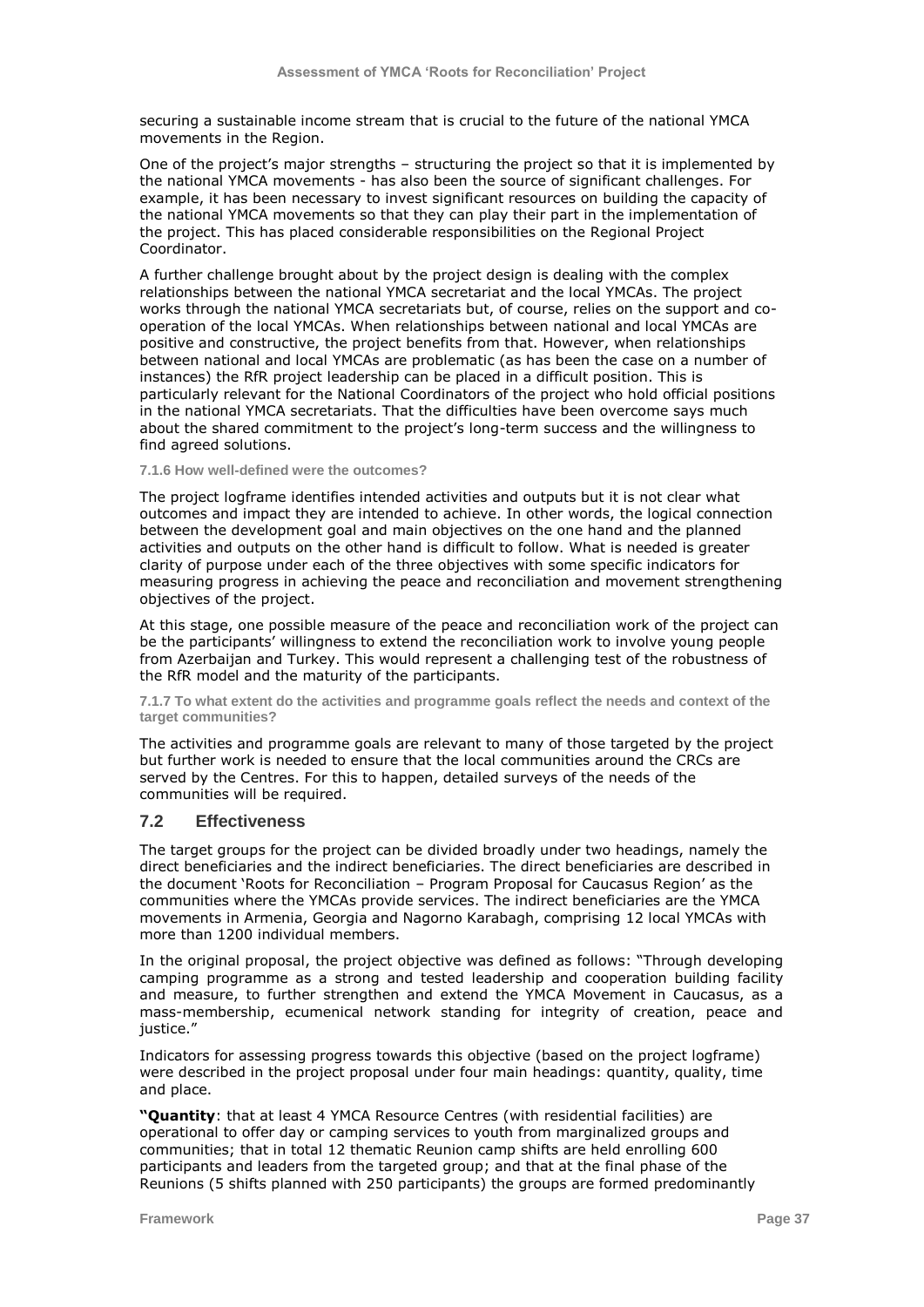securing a sustainable income stream that is crucial to the future of the national YMCA movements in the Region.

One of the project's major strengths – structuring the project so that it is implemented by the national YMCA movements - has also been the source of significant challenges. For example, it has been necessary to invest significant resources on building the capacity of the national YMCA movements so that they can play their part in the implementation of the project. This has placed considerable responsibilities on the Regional Project Coordinator.

A further challenge brought about by the project design is dealing with the complex relationships between the national YMCA secretariat and the local YMCAs. The project works through the national YMCA secretariats but, of course, relies on the support and co-operation of the local YMCAs. When relationships between national and local YMCAs are positive and constructive, the project benefits from that. However, when relationships between national and local YMCAs are problematic (as has been the case on a number of instances) the RfR project leadership can be placed in a difficult position. This is particularly relevant for the National Coordinators of the project who hold official positions in the national YMCA secretariats. That the difficulties have been overcome says much about the shared commitment to the project's long-term success and the willingness to find agreed solutions.

#### 7.1.6 How well-defined were the outcomes?

The project logframe identifies intended activities and outputs but it is not clear what outcomes and impact they are intended to achieve. In other words, the logical connection between the development goal and main objectives on the one hand and the planned activities and outputs on the other hand is difficult to follow. What is needed is greater clarity of purpose under each of the three objectives with some specific indicators for measuring progress in achieving the peace and reconciliation and movement strengthening objectives of the project.

At this stage, one possible measure of the peace and reconciliation work of the project can be the participants' willingness to extend the reconciliation work to involve young people from Azerbaijan and Turkey. This would represent a challenging test of the robustness of the RfR model and the maturity of the participants.

#### 7.1.7 To what extent do the activities and programme goals reflect the needs and context of the target communities?

The activities and programme goals are relevant to many of those targeted by the project but further work is needed to ensure that the local communities around the CRCs are served by the Centres. For this to happen, detailed surveys of the needs of the communities will be required.

## 7.2 Effectiveness

The target groups for the project can be divided broadly under two headings, namely the direct beneficiaries and the indirect beneficiaries. The direct beneficiaries are described in the document 'Roots for Reconciliation – Program Proposal for Caucasus Region' as the communities where the YMCAs provide services. The indirect beneficiaries are the YMCA movements in Armenia, Georgia and Nagorno Karabagh, comprising 12 local YMCAs with more than 1200 individual members.

In the original proposal, the project objective was defined as follows: "Through developing camping programme as a strong and tested leadership and cooperation building facility and measure, to further strengthen and extend the YMCA Movement in Caucasus, as a mass-membership, ecumenical network standing for integrity of creation, peace and justice."

Indicators for assessing progress towards this objective (based on the project logframe) were described in the project proposal under four main headings: quantity, quality, time and place.

**"Quantity**: that at least 4 YMCA Resource Centres (with residential facilities) are operational to offer day or camping services to youth from marginalized groups and communities; that in total 12 thematic Reunion camp shifts are held enrolling 600 participants and leaders from the targeted group; and that at the final phase of the Reunions (5 shifts planned with 250 participants) the groups are formed predominantly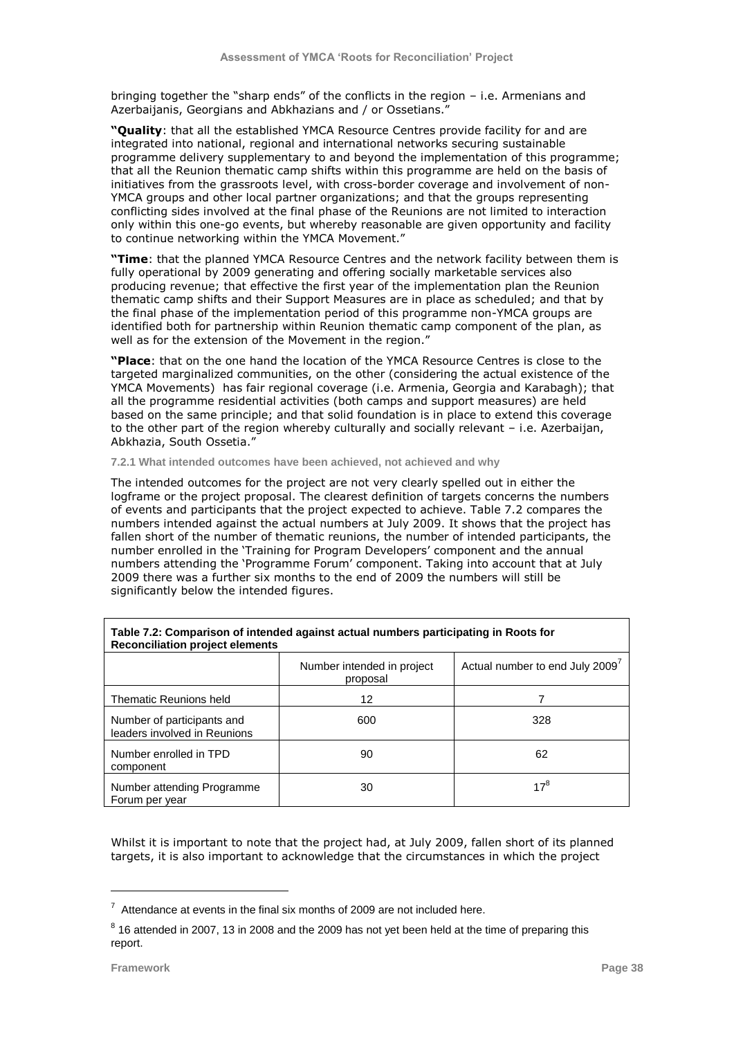bringing together the "sharp ends" of the conflicts in the region – i.e. Armenians and Azerbaijanis, Georgians and Abkhazians and / or Ossetians."

**"Quality**: that all the established YMCA Resource Centres provide facility for and are integrated into national, regional and international networks securing sustainable programme delivery supplementary to and beyond the implementation of this programme; that all the Reunion thematic camp shifts within this programme are held on the basis of initiatives from the grassroots level, with cross-border coverage and involvement of non-YMCA groups and other local partner organizations; and that the groups representing conflicting sides involved at the final phase of the Reunions are not limited to interaction only within this one-go events, but whereby reasonable are given opportunity and facility to continue networking within the YMCA Movement."

**"Time**: that the planned YMCA Resource Centres and the network facility between them is fully operational by 2009 generating and offering socially marketable services also producing revenue; that effective the first year of the implementation plan the Reunion thematic camp shifts and their Support Measures are in place as scheduled; and that by the final phase of the implementation period of this programme non-YMCA groups are identified both for partnership within Reunion thematic camp component of the plan, as well as for the extension of the Movement in the region."

**"Place**: that on the one hand the location of the YMCA Resource Centres is close to the targeted marginalized communities, on the other (considering the actual existence of the YMCA Movements) has fair regional coverage (i.e. Armenia, Georgia and Karabagh); that all the programme residential activities (both camps and support measures) are held based on the same principle; and that solid foundation is in place to extend this coverage to the other part of the region whereby culturally and socially relevant – i.e. Azerbaijan, Abkhazia, South Ossetia."

#### 7.2.1 What intended outcomes have been achieved, not achieved and why

The intended outcomes for the project are not very clearly spelled out in either the logframe or the project proposal. The clearest definition of targets concerns the numbers of events and participants that the project expected to achieve. Table 7.2 compares the numbers intended against the actual numbers at July 2009. It shows that the project has fallen short of the number of thematic reunions, the number of intended participants, the number enrolled in the 'Training for Program Developers' component and the annual numbers attending the 'Programme Forum' component. Taking into account that at July 2009 there was a further six months to the end of 2009 the numbers will still be significantly below the intended figures.

**Table 7.2: Comparison of intended against actual numbers participating in Roots for Reconciliation project elements**

| | Number intended in project proposal | Actual number to end July 2009[7] |
|---|---|---|
| Thematic Reunions held | 12 | 7 |
| Number of participants and leaders involved in Reunions | 600 | 328 |
| Number enrolled in TPD component | 90 | 62 |
| Number attending Programme Forum per year | 30 | 17[8] |

Whilst it is important to note that the project had, at July 2009, fallen short of its planned targets, it is also important to acknowledge that the circumstances in which the project

---

[7] Attendance at events in the final six months of 2009 are not included here.

[8] 16 attended in 2007, 13 in 2008 and the 2009 has not yet been held at the time of preparing this report.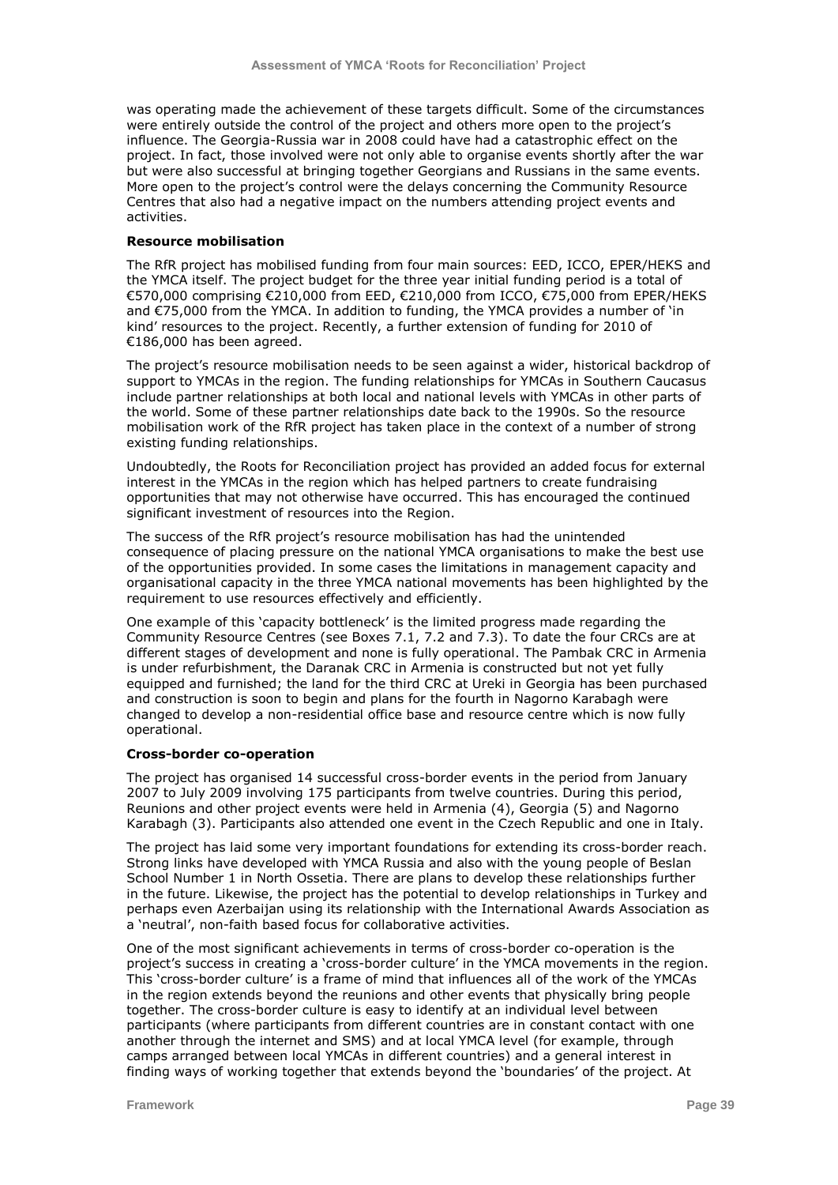was operating made the achievement of these targets difficult. Some of the circumstances were entirely outside the control of the project and others more open to the project's influence. The Georgia-Russia war in 2008 could have had a catastrophic effect on the project. In fact, those involved were not only able to organise events shortly after the war but were also successful at bringing together Georgians and Russians in the same events. More open to the project's control were the delays concerning the Community Resource Centres that also had a negative impact on the numbers attending project events and activities.

**Resource mobilisation**

The RfR project has mobilised funding from four main sources: EED, ICCO, EPER/HEKS and the YMCA itself. The project budget for the three year initial funding period is a total of €570,000 comprising €210,000 from EED, €210,000 from ICCO, €75,000 from EPER/HEKS and €75,000 from the YMCA. In addition to funding, the YMCA provides a number of 'in kind' resources to the project. Recently, a further extension of funding for 2010 of €186,000 has been agreed.

The project's resource mobilisation needs to be seen against a wider, historical backdrop of support to YMCAs in the region. The funding relationships for YMCAs in Southern Caucasus include partner relationships at both local and national levels with YMCAs in other parts of the world. Some of these partner relationships date back to the 1990s. So the resource mobilisation work of the RfR project has taken place in the context of a number of strong existing funding relationships.

Undoubtedly, the Roots for Reconciliation project has provided an added focus for external interest in the YMCAs in the region which has helped partners to create fundraising opportunities that may not otherwise have occurred. This has encouraged the continued significant investment of resources into the Region.

The success of the RfR project's resource mobilisation has had the unintended consequence of placing pressure on the national YMCA organisations to make the best use of the opportunities provided. In some cases the limitations in management capacity and organisational capacity in the three YMCA national movements has been highlighted by the requirement to use resources effectively and efficiently.

One example of this 'capacity bottleneck' is the limited progress made regarding the Community Resource Centres (see Boxes 7.1, 7.2 and 7.3). To date the four CRCs are at different stages of development and none is fully operational. The Pambak CRC in Armenia is under refurbishment, the Daranak CRC in Armenia is constructed but not yet fully equipped and furnished; the land for the third CRC at Ureki in Georgia has been purchased and construction is soon to begin and plans for the fourth in Nagorno Karabagh were changed to develop a non-residential office base and resource centre which is now fully operational.

**Cross-border co-operation**

The project has organised 14 successful cross-border events in the period from January 2007 to July 2009 involving 175 participants from twelve countries. During this period, Reunions and other project events were held in Armenia (4), Georgia (5) and Nagorno Karabagh (3). Participants also attended one event in the Czech Republic and one in Italy.

The project has laid some very important foundations for extending its cross-border reach. Strong links have developed with YMCA Russia and also with the young people of Beslan School Number 1 in North Ossetia. There are plans to develop these relationships further in the future. Likewise, the project has the potential to develop relationships in Turkey and perhaps even Azerbaijan using its relationship with the International Awards Association as a 'neutral', non-faith based focus for collaborative activities.

One of the most significant achievements in terms of cross-border co-operation is the project's success in creating a 'cross-border culture' in the YMCA movements in the region. This 'cross-border culture' is a frame of mind that influences all of the work of the YMCAs in the region extends beyond the reunions and other events that physically bring people together. The cross-border culture is easy to identify at an individual level between participants (where participants from different countries are in constant contact with one another through the internet and SMS) and at local YMCA level (for example, through camps arranged between local YMCAs in different countries) and a general interest in finding ways of working together that extends beyond the 'boundaries' of the project. At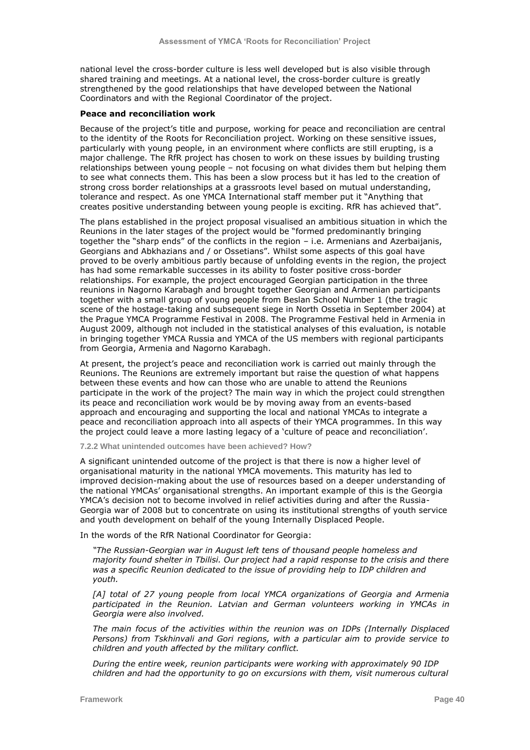national level the cross-border culture is less well developed but is also visible through shared training and meetings. At a national level, the cross-border culture is greatly strengthened by the good relationships that have developed between the National Coordinators and with the Regional Coordinator of the project.

**Peace and reconciliation work**

Because of the project's title and purpose, working for peace and reconciliation are central to the identity of the Roots for Reconciliation project. Working on these sensitive issues, particularly with young people, in an environment where conflicts are still erupting, is a major challenge. The RfR project has chosen to work on these issues by building trusting relationships between young people – not focusing on what divides them but helping them to see what connects them. This has been a slow process but it has led to the creation of strong cross border relationships at a grassroots level based on mutual understanding, tolerance and respect. As one YMCA International staff member put it "Anything that creates positive understanding between young people is exciting. RfR has achieved that".

The plans established in the project proposal visualised an ambitious situation in which the Reunions in the later stages of the project would be "formed predominantly bringing together the "sharp ends" of the conflicts in the region – i.e. Armenians and Azerbaijanis, Georgians and Abkhazians and / or Ossetians". Whilst some aspects of this goal have proved to be overly ambitious partly because of unfolding events in the region, the project has had some remarkable successes in its ability to foster positive cross-border relationships. For example, the project encouraged Georgian participation in the three reunions in Nagorno Karabagh and brought together Georgian and Armenian participants together with a small group of young people from Beslan School Number 1 (the tragic scene of the hostage-taking and subsequent siege in North Ossetia in September 2004) at the Prague YMCA Programme Festival in 2008. The Programme Festival held in Armenia in August 2009, although not included in the statistical analyses of this evaluation, is notable in bringing together YMCA Russia and YMCA of the US members with regional participants from Georgia, Armenia and Nagorno Karabagh.

At present, the project's peace and reconciliation work is carried out mainly through the Reunions. The Reunions are extremely important but raise the question of what happens between these events and how can those who are unable to attend the Reunions participate in the work of the project? The main way in which the project could strengthen its peace and reconciliation work would be by moving away from an events-based approach and encouraging and supporting the local and national YMCAs to integrate a peace and reconciliation approach into all aspects of their YMCA programmes. In this way the project could leave a more lasting legacy of a 'culture of peace and reconciliation'.

#### 7.2.2 What unintended outcomes have been achieved? How?

A significant unintended outcome of the project is that there is now a higher level of organisational maturity in the national YMCA movements. This maturity has led to improved decision-making about the use of resources based on a deeper understanding of the national YMCAs' organisational strengths. An important example of this is the Georgia YMCA's decision not to become involved in relief activities during and after the Russia-Georgia war of 2008 but to concentrate on using its institutional strengths of youth service and youth development on behalf of the young Internally Displaced People.

In the words of the RfR National Coordinator for Georgia:

> *"The Russian-Georgian war in August left tens of thousand people homeless and majority found shelter in Tbilisi. Our project had a rapid response to the crisis and there was a specific Reunion dedicated to the issue of providing help to IDP children and youth.*
>
> *[A] total of 27 young people from local YMCA organizations of Georgia and Armenia participated in the Reunion. Latvian and German volunteers working in YMCAs in Georgia were also involved.*
>
> *The main focus of the activities within the reunion was on IDPs (Internally Displaced Persons) from Tskhinvali and Gori regions, with a particular aim to provide service to children and youth affected by the military conflict.*
>
> *During the entire week, reunion participants were working with approximately 90 IDP children and had the opportunity to go on excursions with them, visit numerous cultural*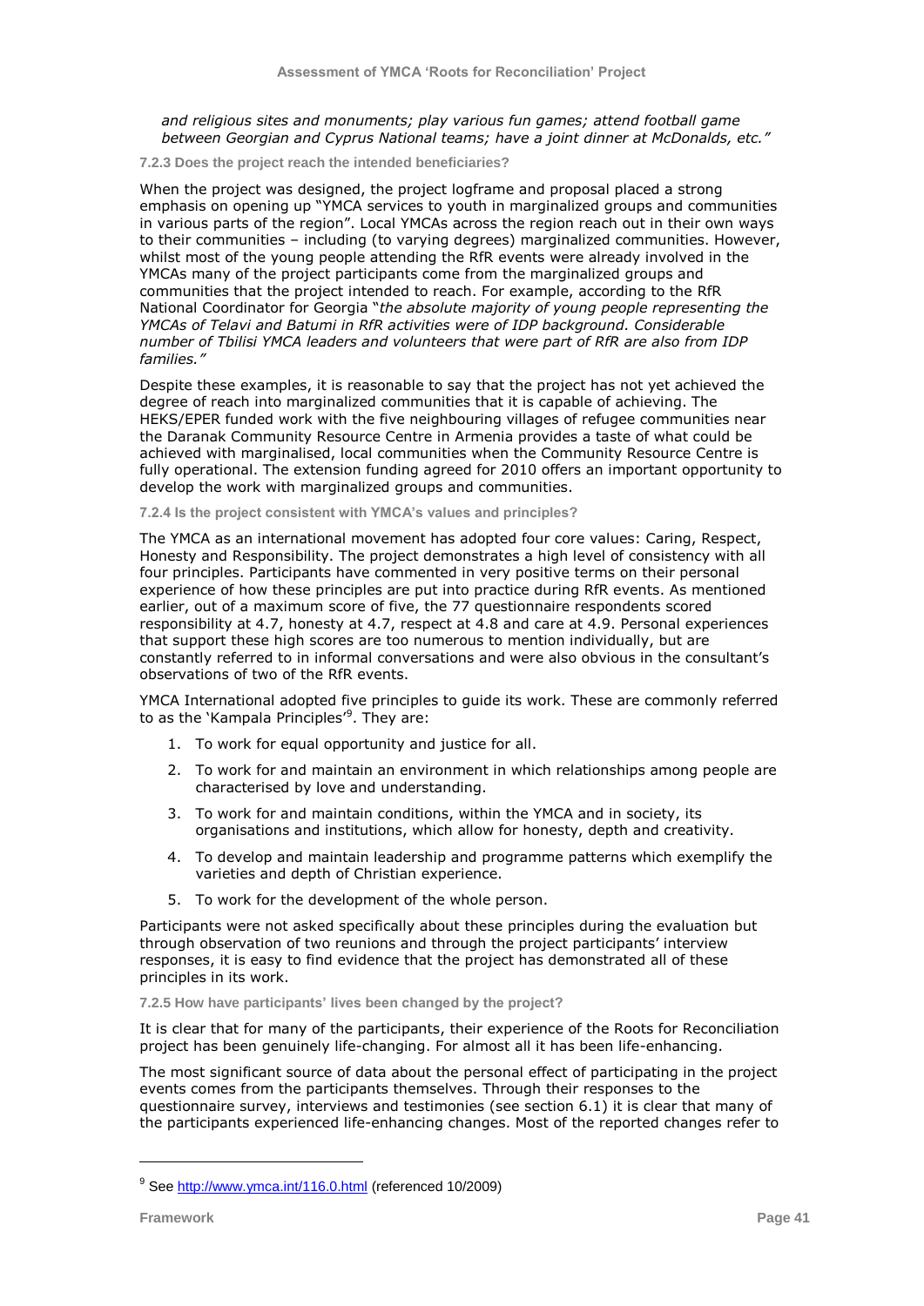*and religious sites and monuments; play various fun games; attend football game between Georgian and Cyprus National teams; have a joint dinner at McDonalds, etc."*

#### 7.2.3 Does the project reach the intended beneficiaries?

When the project was designed, the project logframe and proposal placed a strong emphasis on opening up "YMCA services to youth in marginalized groups and communities in various parts of the region". Local YMCAs across the region reach out in their own ways to their communities – including (to varying degrees) marginalized communities. However, whilst most of the young people attending the RfR events were already involved in the YMCAs many of the project participants come from the marginalized groups and communities that the project intended to reach. For example, according to the RfR National Coordinator for Georgia "*the absolute majority of young people representing the YMCAs of Telavi and Batumi in RfR activities were of IDP background. Considerable number of Tbilisi YMCA leaders and volunteers that were part of RfR are also from IDP families."*

Despite these examples, it is reasonable to say that the project has not yet achieved the degree of reach into marginalized communities that it is capable of achieving. The HEKS/EPER funded work with the five neighbouring villages of refugee communities near the Daranak Community Resource Centre in Armenia provides a taste of what could be achieved with marginalised, local communities when the Community Resource Centre is fully operational. The extension funding agreed for 2010 offers an important opportunity to develop the work with marginalized groups and communities.

#### 7.2.4 Is the project consistent with YMCA's values and principles?

The YMCA as an international movement has adopted four core values: Caring, Respect, Honesty and Responsibility. The project demonstrates a high level of consistency with all four principles. Participants have commented in very positive terms on their personal experience of how these principles are put into practice during RfR events. As mentioned earlier, out of a maximum score of five, the 77 questionnaire respondents scored responsibility at 4.7, honesty at 4.7, respect at 4.8 and care at 4.9. Personal experiences that support these high scores are too numerous to mention individually, but are constantly referred to in informal conversations and were also obvious in the consultant's observations of two of the RfR events.

YMCA International adopted five principles to guide its work. These are commonly referred to as the 'Kampala Principles'[9]. They are:

1. To work for equal opportunity and justice for all.
2. To work for and maintain an environment in which relationships among people are characterised by love and understanding.
3. To work for and maintain conditions, within the YMCA and in society, its organisations and institutions, which allow for honesty, depth and creativity.
4. To develop and maintain leadership and programme patterns which exemplify the varieties and depth of Christian experience.
5. To work for the development of the whole person.

Participants were not asked specifically about these principles during the evaluation but through observation of two reunions and through the project participants' interview responses, it is easy to find evidence that the project has demonstrated all of these principles in its work.

#### 7.2.5 How have participants' lives been changed by the project?

It is clear that for many of the participants, their experience of the Roots for Reconciliation project has been genuinely life-changing. For almost all it has been life-enhancing.

The most significant source of data about the personal effect of participating in the project events comes from the participants themselves. Through their responses to the questionnaire survey, interviews and testimonies (see section 6.1) it is clear that many of the participants experienced life-enhancing changes. Most of the reported changes refer to

---

[9] See http://www.ymca.int/116.0.html (referenced 10/2009)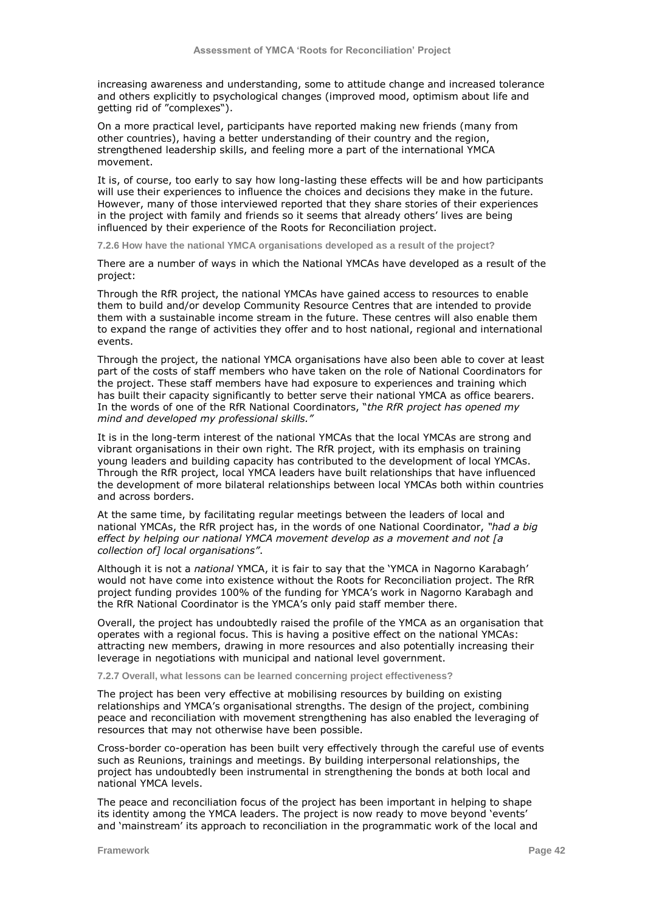increasing awareness and understanding, some to attitude change and increased tolerance and others explicitly to psychological changes (improved mood, optimism about life and getting rid of "complexes").

On a more practical level, participants have reported making new friends (many from other countries), having a better understanding of their country and the region, strengthened leadership skills, and feeling more a part of the international YMCA movement.

It is, of course, too early to say how long-lasting these effects will be and how participants will use their experiences to influence the choices and decisions they make in the future. However, many of those interviewed reported that they share stories of their experiences in the project with family and friends so it seems that already others' lives are being influenced by their experience of the Roots for Reconciliation project.

#### 7.2.6 How have the national YMCA organisations developed as a result of the project?

There are a number of ways in which the National YMCAs have developed as a result of the project:

Through the RfR project, the national YMCAs have gained access to resources to enable them to build and/or develop Community Resource Centres that are intended to provide them with a sustainable income stream in the future. These centres will also enable them to expand the range of activities they offer and to host national, regional and international events.

Through the project, the national YMCA organisations have also been able to cover at least part of the costs of staff members who have taken on the role of National Coordinators for the project. These staff members have had exposure to experiences and training which has built their capacity significantly to better serve their national YMCA as office bearers. In the words of one of the RfR National Coordinators, "*the RfR project has opened my mind and developed my professional skills."*

It is in the long-term interest of the national YMCAs that the local YMCAs are strong and vibrant organisations in their own right. The RfR project, with its emphasis on training young leaders and building capacity has contributed to the development of local YMCAs. Through the RfR project, local YMCA leaders have built relationships that have influenced the development of more bilateral relationships between local YMCAs both within countries and across borders.

At the same time, by facilitating regular meetings between the leaders of local and national YMCAs, the RfR project has, in the words of one National Coordinator, *"had a big effect by helping our national YMCA movement develop as a movement and not [a collection of] local organisations"*.

Although it is not a *national* YMCA, it is fair to say that the 'YMCA in Nagorno Karabagh' would not have come into existence without the Roots for Reconciliation project. The RfR project funding provides 100% of the funding for YMCA's work in Nagorno Karabagh and the RfR National Coordinator is the YMCA's only paid staff member there.

Overall, the project has undoubtedly raised the profile of the YMCA as an organisation that operates with a regional focus. This is having a positive effect on the national YMCAs: attracting new members, drawing in more resources and also potentially increasing their leverage in negotiations with municipal and national level government.

#### 7.2.7 Overall, what lessons can be learned concerning project effectiveness?

The project has been very effective at mobilising resources by building on existing relationships and YMCA's organisational strengths. The design of the project, combining peace and reconciliation with movement strengthening has also enabled the leveraging of resources that may not otherwise have been possible.

Cross-border co-operation has been built very effectively through the careful use of events such as Reunions, trainings and meetings. By building interpersonal relationships, the project has undoubtedly been instrumental in strengthening the bonds at both local and national YMCA levels.

The peace and reconciliation focus of the project has been important in helping to shape its identity among the YMCA leaders. The project is now ready to move beyond 'events' and 'mainstream' its approach to reconciliation in the programmatic work of the local and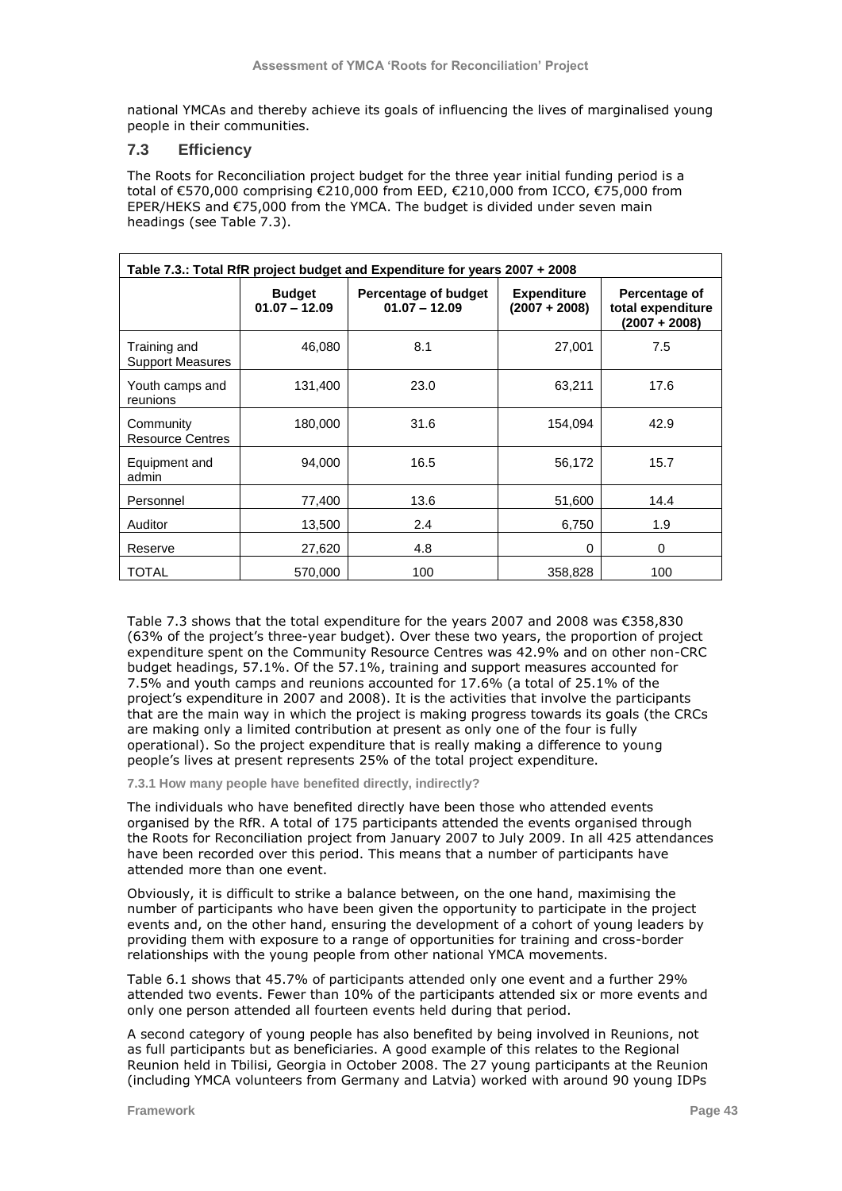national YMCAs and thereby achieve its goals of influencing the lives of marginalised young people in their communities.

## 7.3 Efficiency

The Roots for Reconciliation project budget for the three year initial funding period is a total of €570,000 comprising €210,000 from EED, €210,000 from ICCO, €75,000 from EPER/HEKS and €75,000 from the YMCA. The budget is divided under seven main headings (see Table 7.3).

**Table 7.3.: Total RfR project budget and Expenditure for years 2007 + 2008**

| | Budget 01.07 – 12.09 | Percentage of budget 01.07 – 12.09 | Expenditure (2007 + 2008) | Percentage of total expenditure (2007 + 2008) |
|---|---|---|---|---|
| Training and Support Measures | 46,080 | 8.1 | 27,001 | 7.5 |
| Youth camps and reunions | 131,400 | 23.0 | 63,211 | 17.6 |
| Community Resource Centres | 180,000 | 31.6 | 154,094 | 42.9 |
| Equipment and admin | 94,000 | 16.5 | 56,172 | 15.7 |
| Personnel | 77,400 | 13.6 | 51,600 | 14.4 |
| Auditor | 13,500 | 2.4 | 6,750 | 1.9 |
| Reserve | 27,620 | 4.8 | 0 | 0 |
| TOTAL | 570,000 | 100 | 358,828 | 100 |

Table 7.3 shows that the total expenditure for the years 2007 and 2008 was €358,830 (63% of the project's three-year budget). Over these two years, the proportion of project expenditure spent on the Community Resource Centres was 42.9% and on other non-CRC budget headings, 57.1%. Of the 57.1%, training and support measures accounted for 7.5% and youth camps and reunions accounted for 17.6% (a total of 25.1% of the project's expenditure in 2007 and 2008). It is the activities that involve the participants that are the main way in which the project is making progress towards its goals (the CRCs are making only a limited contribution at present as only one of the four is fully operational). So the project expenditure that is really making a difference to young people's lives at present represents 25% of the total project expenditure.

#### 7.3.1 How many people have benefited directly, indirectly?

The individuals who have benefited directly have been those who attended events organised by the RfR. A total of 175 participants attended the events organised through the Roots for Reconciliation project from January 2007 to July 2009. In all 425 attendances have been recorded over this period. This means that a number of participants have attended more than one event.

Obviously, it is difficult to strike a balance between, on the one hand, maximising the number of participants who have been given the opportunity to participate in the project events and, on the other hand, ensuring the development of a cohort of young leaders by providing them with exposure to a range of opportunities for training and cross-border relationships with the young people from other national YMCA movements.

Table 6.1 shows that 45.7% of participants attended only one event and a further 29% attended two events. Fewer than 10% of the participants attended six or more events and only one person attended all fourteen events held during that period.

A second category of young people has also benefited by being involved in Reunions, not as full participants but as beneficiaries. A good example of this relates to the Regional Reunion held in Tbilisi, Georgia in October 2008. The 27 young participants at the Reunion (including YMCA volunteers from Germany and Latvia) worked with around 90 young IDPs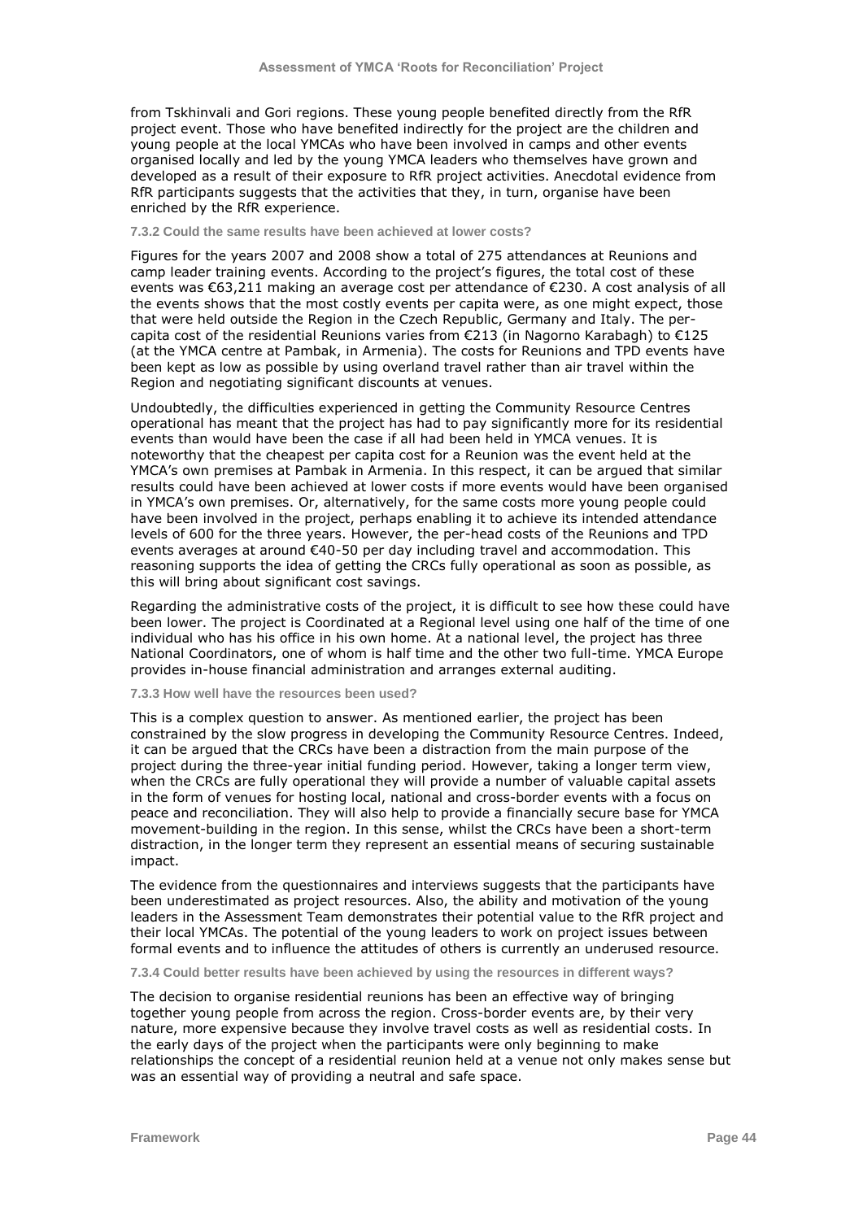from Tskhinvali and Gori regions. These young people benefited directly from the RfR project event. Those who have benefited indirectly for the project are the children and young people at the local YMCAs who have been involved in camps and other events organised locally and led by the young YMCA leaders who themselves have grown and developed as a result of their exposure to RfR project activities. Anecdotal evidence from RfR participants suggests that the activities that they, in turn, organise have been enriched by the RfR experience.

#### 7.3.2 Could the same results have been achieved at lower costs?

Figures for the years 2007 and 2008 show a total of 275 attendances at Reunions and camp leader training events. According to the project's figures, the total cost of these events was €63,211 making an average cost per attendance of €230. A cost analysis of all the events shows that the most costly events per capita were, as one might expect, those that were held outside the Region in the Czech Republic, Germany and Italy. The per-capita cost of the residential Reunions varies from €213 (in Nagorno Karabagh) to €125 (at the YMCA centre at Pambak, in Armenia). The costs for Reunions and TPD events have been kept as low as possible by using overland travel rather than air travel within the Region and negotiating significant discounts at venues.

Undoubtedly, the difficulties experienced in getting the Community Resource Centres operational has meant that the project has had to pay significantly more for its residential events than would have been the case if all had been held in YMCA venues. It is noteworthy that the cheapest per capita cost for a Reunion was the event held at the YMCA's own premises at Pambak in Armenia. In this respect, it can be argued that similar results could have been achieved at lower costs if more events would have been organised in YMCA's own premises. Or, alternatively, for the same costs more young people could have been involved in the project, perhaps enabling it to achieve its intended attendance levels of 600 for the three years. However, the per-head costs of the Reunions and TPD events averages at around €40-50 per day including travel and accommodation. This reasoning supports the idea of getting the CRCs fully operational as soon as possible, as this will bring about significant cost savings.

Regarding the administrative costs of the project, it is difficult to see how these could have been lower. The project is Coordinated at a Regional level using one half of the time of one individual who has his office in his own home. At a national level, the project has three National Coordinators, one of whom is half time and the other two full-time. YMCA Europe provides in-house financial administration and arranges external auditing.

#### 7.3.3 How well have the resources been used?

This is a complex question to answer. As mentioned earlier, the project has been constrained by the slow progress in developing the Community Resource Centres. Indeed, it can be argued that the CRCs have been a distraction from the main purpose of the project during the three-year initial funding period. However, taking a longer term view, when the CRCs are fully operational they will provide a number of valuable capital assets in the form of venues for hosting local, national and cross-border events with a focus on peace and reconciliation. They will also help to provide a financially secure base for YMCA movement-building in the region. In this sense, whilst the CRCs have been a short-term distraction, in the longer term they represent an essential means of securing sustainable impact.

The evidence from the questionnaires and interviews suggests that the participants have been underestimated as project resources. Also, the ability and motivation of the young leaders in the Assessment Team demonstrates their potential value to the RfR project and their local YMCAs. The potential of the young leaders to work on project issues between formal events and to influence the attitudes of others is currently an underused resource.

#### 7.3.4 Could better results have been achieved by using the resources in different ways?

The decision to organise residential reunions has been an effective way of bringing together young people from across the region. Cross-border events are, by their very nature, more expensive because they involve travel costs as well as residential costs. In the early days of the project when the participants were only beginning to make relationships the concept of a residential reunion held at a venue not only makes sense but was an essential way of providing a neutral and safe space.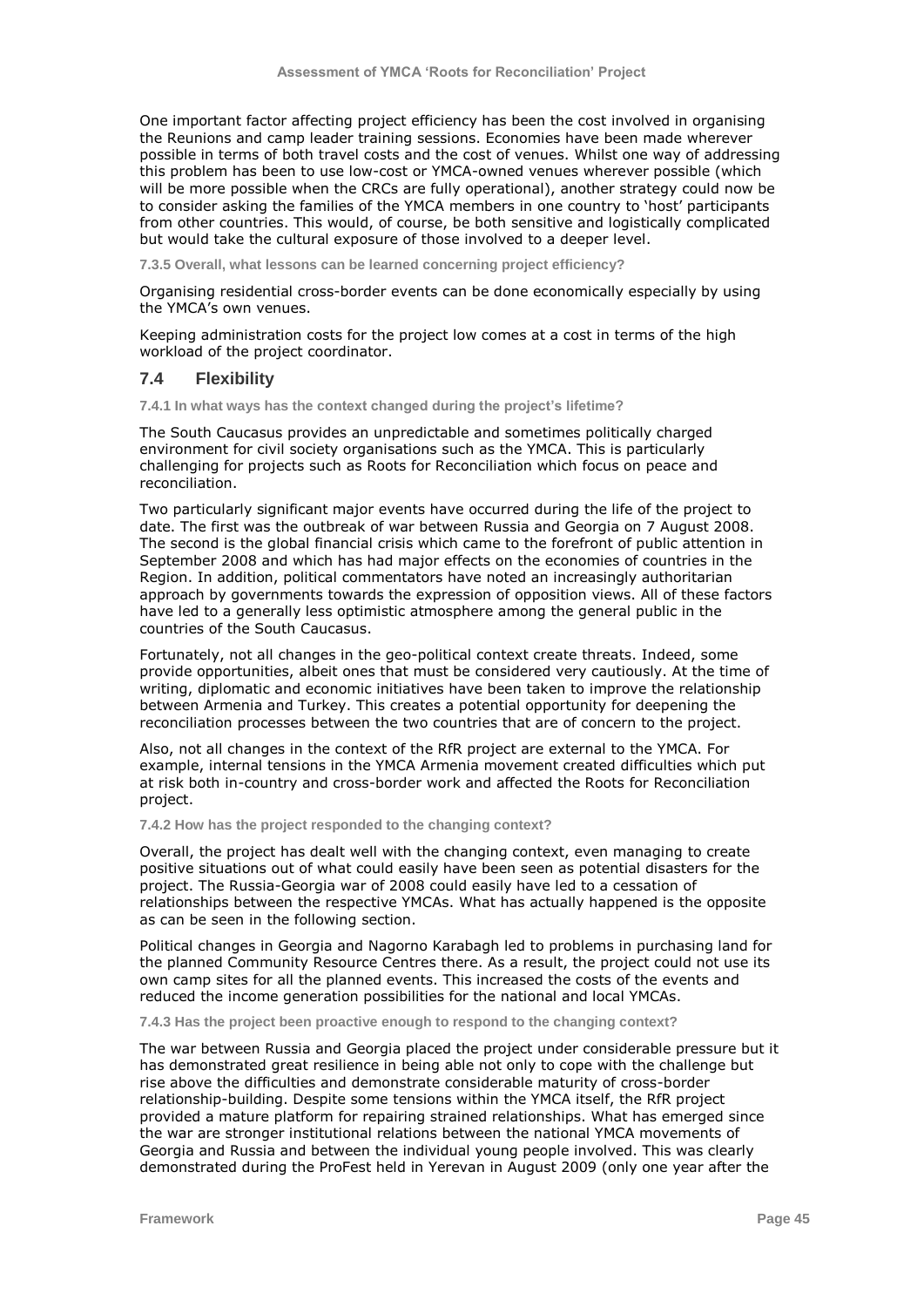One important factor affecting project efficiency has been the cost involved in organising the Reunions and camp leader training sessions. Economies have been made wherever possible in terms of both travel costs and the cost of venues. Whilst one way of addressing this problem has been to use low-cost or YMCA-owned venues wherever possible (which will be more possible when the CRCs are fully operational), another strategy could now be to consider asking the families of the YMCA members in one country to 'host' participants from other countries. This would, of course, be both sensitive and logistically complicated but would take the cultural exposure of those involved to a deeper level.

#### 7.3.5 Overall, what lessons can be learned concerning project efficiency?

Organising residential cross-border events can be done economically especially by using the YMCA's own venues.

Keeping administration costs for the project low comes at a cost in terms of the high workload of the project coordinator.

### 7.4 Flexibility

#### 7.4.1 In what ways has the context changed during the project's lifetime?

The South Caucasus provides an unpredictable and sometimes politically charged environment for civil society organisations such as the YMCA. This is particularly challenging for projects such as Roots for Reconciliation which focus on peace and reconciliation.

Two particularly significant major events have occurred during the life of the project to date. The first was the outbreak of war between Russia and Georgia on 7 August 2008. The second is the global financial crisis which came to the forefront of public attention in September 2008 and which has had major effects on the economies of countries in the Region. In addition, political commentators have noted an increasingly authoritarian approach by governments towards the expression of opposition views. All of these factors have led to a generally less optimistic atmosphere among the general public in the countries of the South Caucasus.

Fortunately, not all changes in the geo-political context create threats. Indeed, some provide opportunities, albeit ones that must be considered very cautiously. At the time of writing, diplomatic and economic initiatives have been taken to improve the relationship between Armenia and Turkey. This creates a potential opportunity for deepening the reconciliation processes between the two countries that are of concern to the project.

Also, not all changes in the context of the RfR project are external to the YMCA. For example, internal tensions in the YMCA Armenia movement created difficulties which put at risk both in-country and cross-border work and affected the Roots for Reconciliation project.

#### 7.4.2 How has the project responded to the changing context?

Overall, the project has dealt well with the changing context, even managing to create positive situations out of what could easily have been seen as potential disasters for the project. The Russia-Georgia war of 2008 could easily have led to a cessation of relationships between the respective YMCAs. What has actually happened is the opposite as can be seen in the following section.

Political changes in Georgia and Nagorno Karabagh led to problems in purchasing land for the planned Community Resource Centres there. As a result, the project could not use its own camp sites for all the planned events. This increased the costs of the events and reduced the income generation possibilities for the national and local YMCAs.

#### 7.4.3 Has the project been proactive enough to respond to the changing context?

The war between Russia and Georgia placed the project under considerable pressure but it has demonstrated great resilience in being able not only to cope with the challenge but rise above the difficulties and demonstrate considerable maturity of cross-border relationship-building. Despite some tensions within the YMCA itself, the RfR project provided a mature platform for repairing strained relationships. What has emerged since the war are stronger institutional relations between the national YMCA movements of Georgia and Russia and between the individual young people involved. This was clearly demonstrated during the ProFest held in Yerevan in August 2009 (only one year after the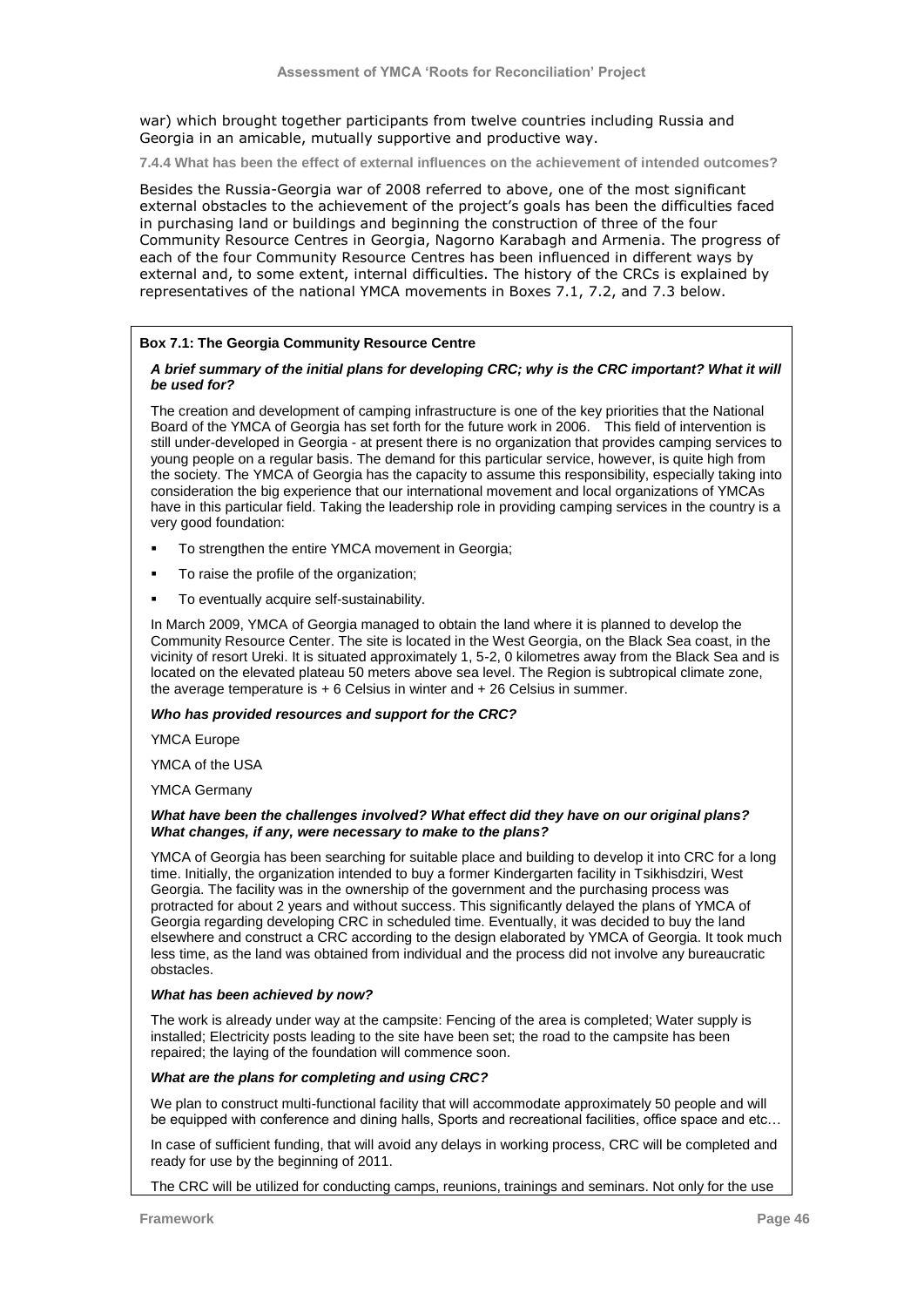war) which brought together participants from twelve countries including Russia and Georgia in an amicable, mutually supportive and productive way.

#### 7.4.4 What has been the effect of external influences on the achievement of intended outcomes?

Besides the Russia-Georgia war of 2008 referred to above, one of the most significant external obstacles to the achievement of the project's goals has been the difficulties faced in purchasing land or buildings and beginning the construction of three of the four Community Resource Centres in Georgia, Nagorno Karabagh and Armenia. The progress of each of the four Community Resource Centres has been influenced in different ways by external and, to some extent, internal difficulties. The history of the CRCs is explained by representatives of the national YMCA movements in Boxes 7.1, 7.2, and 7.3 below.

**Box 7.1: The Georgia Community Resource Centre**

***A brief summary of the initial plans for developing CRC; why is the CRC important? What it will be used for?***

The creation and development of camping infrastructure is one of the key priorities that the National Board of the YMCA of Georgia has set forth for the future work in 2006. This field of intervention is still under-developed in Georgia - at present there is no organization that provides camping services to young people on a regular basis. The demand for this particular service, however, is quite high from the society. The YMCA of Georgia has the capacity to assume this responsibility, especially taking into consideration the big experience that our international movement and local organizations of YMCAs have in this particular field. Taking the leadership role in providing camping services in the country is a very good foundation:

- To strengthen the entire YMCA movement in Georgia;
- To raise the profile of the organization;
- To eventually acquire self-sustainability.

In March 2009, YMCA of Georgia managed to obtain the land where it is planned to develop the Community Resource Center. The site is located in the West Georgia, on the Black Sea coast, in the vicinity of resort Ureki. It is situated approximately 1, 5-2, 0 kilometres away from the Black Sea and is located on the elevated plateau 50 meters above sea level. The Region is subtropical climate zone, the average temperature is + 6 Celsius in winter and + 26 Celsius in summer.

***Who has provided resources and support for the CRC?***

YMCA Europe

YMCA of the USA

YMCA Germany

***What have been the challenges involved? What effect did they have on our original plans? What changes, if any, were necessary to make to the plans?***

YMCA of Georgia has been searching for suitable place and building to develop it into CRC for a long time. Initially, the organization intended to buy a former Kindergarten facility in Tsikhisdziri, West Georgia. The facility was in the ownership of the government and the purchasing process was protracted for about 2 years and without success. This significantly delayed the plans of YMCA of Georgia regarding developing CRC in scheduled time. Eventually, it was decided to buy the land elsewhere and construct a CRC according to the design elaborated by YMCA of Georgia. It took much less time, as the land was obtained from individual and the process did not involve any bureaucratic obstacles.

***What has been achieved by now?***

The work is already under way at the campsite: Fencing of the area is completed; Water supply is installed; Electricity posts leading to the site have been set; the road to the campsite has been repaired; the laying of the foundation will commence soon.

***What are the plans for completing and using CRC?***

We plan to construct multi-functional facility that will accommodate approximately 50 people and will be equipped with conference and dining halls, Sports and recreational facilities, office space and etc…

In case of sufficient funding, that will avoid any delays in working process, CRC will be completed and ready for use by the beginning of 2011.

The CRC will be utilized for conducting camps, reunions, trainings and seminars. Not only for the use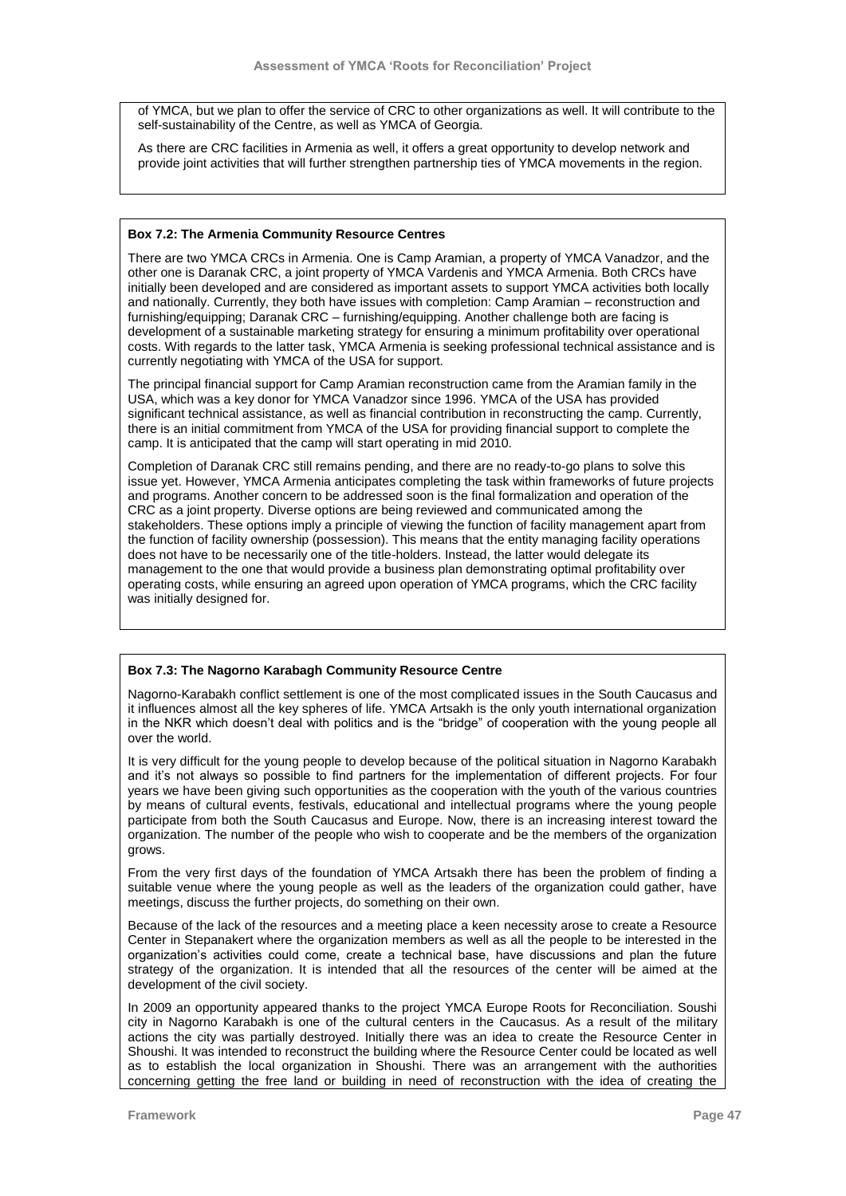of YMCA, but we plan to offer the service of CRC to other organizations as well. It will contribute to the self-sustainability of the Centre, as well as YMCA of Georgia.

As there are CRC facilities in Armenia as well, it offers a great opportunity to develop network and provide joint activities that will further strengthen partnership ties of YMCA movements in the region.

**Box 7.2: The Armenia Community Resource Centres**

There are two YMCA CRCs in Armenia. One is Camp Aramian, a property of YMCA Vanadzor, and the other one is Daranak CRC, a joint property of YMCA Vardenis and YMCA Armenia. Both CRCs have initially been developed and are considered as important assets to support YMCA activities both locally and nationally. Currently, they both have issues with completion: Camp Aramian – reconstruction and furnishing/equipping; Daranak CRC – furnishing/equipping. Another challenge both are facing is development of a sustainable marketing strategy for ensuring a minimum profitability over operational costs. With regards to the latter task, YMCA Armenia is seeking professional technical assistance and is currently negotiating with YMCA of the USA for support.

The principal financial support for Camp Aramian reconstruction came from the Aramian family in the USA, which was a key donor for YMCA Vanadzor since 1996. YMCA of the USA has provided significant technical assistance, as well as financial contribution in reconstructing the camp. Currently, there is an initial commitment from YMCA of the USA for providing financial support to complete the camp. It is anticipated that the camp will start operating in mid 2010.

Completion of Daranak CRC still remains pending, and there are no ready-to-go plans to solve this issue yet. However, YMCA Armenia anticipates completing the task within frameworks of future projects and programs. Another concern to be addressed soon is the final formalization and operation of the CRC as a joint property. Diverse options are being reviewed and communicated among the stakeholders. These options imply a principle of viewing the function of facility management apart from the function of facility ownership (possession). This means that the entity managing facility operations does not have to be necessarily one of the title-holders. Instead, the latter would delegate its management to the one that would provide a business plan demonstrating optimal profitability over operating costs, while ensuring an agreed upon operation of YMCA programs, which the CRC facility was initially designed for.

**Box 7.3: The Nagorno Karabagh Community Resource Centre**

Nagorno-Karabakh conflict settlement is one of the most complicated issues in the South Caucasus and it influences almost all the key spheres of life. YMCA Artsakh is the only youth international organization in the NKR which doesn't deal with politics and is the "bridge" of cooperation with the young people all over the world.

It is very difficult for the young people to develop because of the political situation in Nagorno Karabakh and it's not always so possible to find partners for the implementation of different projects. For four years we have been giving such opportunities as the cooperation with the youth of the various countries by means of cultural events, festivals, educational and intellectual programs where the young people participate from both the South Caucasus and Europe. Now, there is an increasing interest toward the organization. The number of the people who wish to cooperate and be the members of the organization grows.

From the very first days of the foundation of YMCA Artsakh there has been the problem of finding a suitable venue where the young people as well as the leaders of the organization could gather, have meetings, discuss the further projects, do something on their own.

Because of the lack of the resources and a meeting place a keen necessity arose to create a Resource Center in Stepanakert where the organization members as well as all the people to be interested in the organization's activities could come, create a technical base, have discussions and plan the future strategy of the organization. It is intended that all the resources of the center will be aimed at the development of the civil society.

In 2009 an opportunity appeared thanks to the project YMCA Europe Roots for Reconciliation. Soushi city in Nagorno Karabakh is one of the cultural centers in the Caucasus. As a result of the military actions the city was partially destroyed. Initially there was an idea to create the Resource Center in Shoushi. It was intended to reconstruct the building where the Resource Center could be located as well as to establish the local organization in Shoushi. There was an arrangement with the authorities concerning getting the free land or building in need of reconstruction with the idea of creating the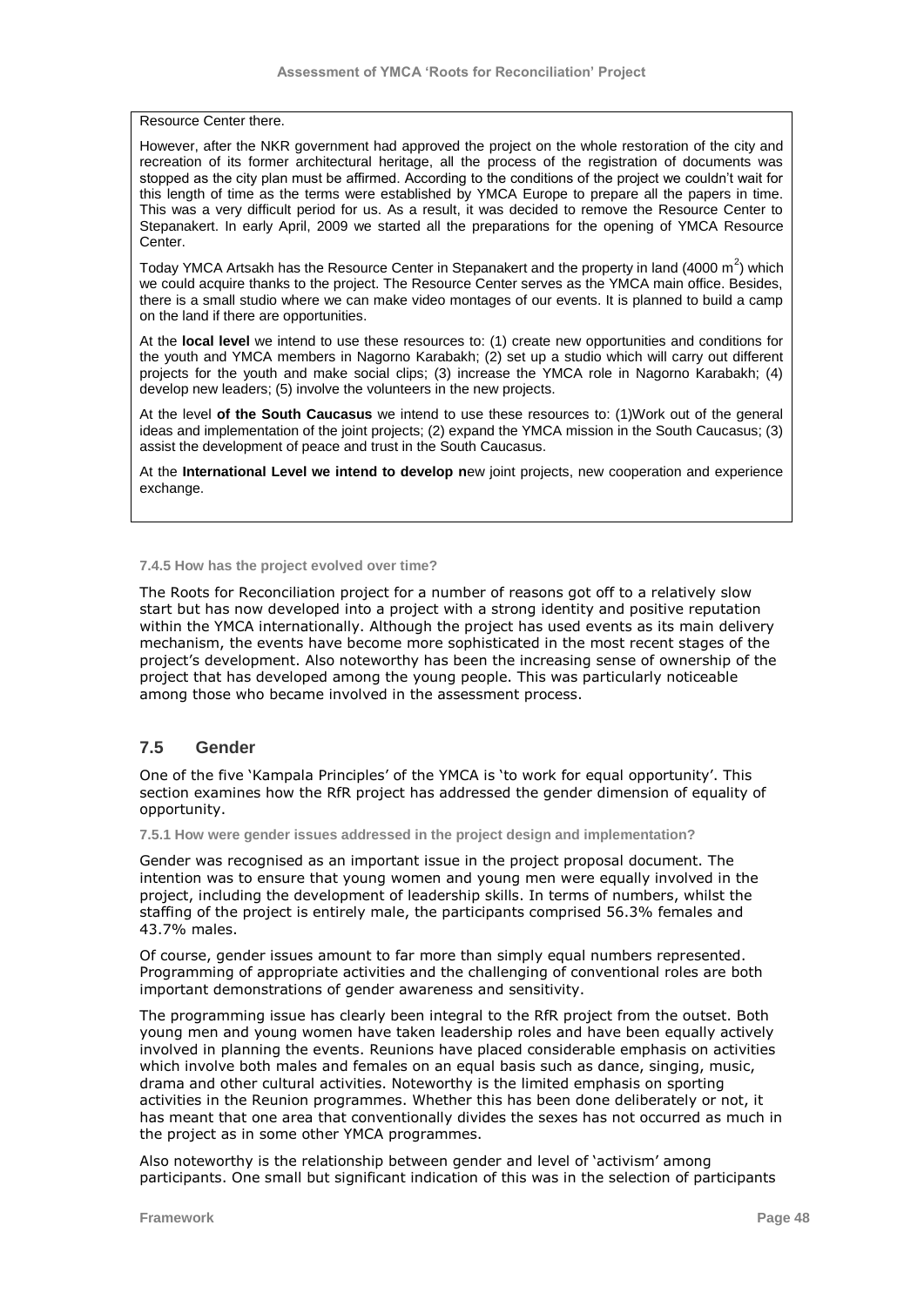Resource Center there.

However, after the NKR government had approved the project on the whole restoration of the city and recreation of its former architectural heritage, all the process of the registration of documents was stopped as the city plan must be affirmed. According to the conditions of the project we couldn't wait for this length of time as the terms were established by YMCA Europe to prepare all the papers in time. This was a very difficult period for us. As a result, it was decided to remove the Resource Center to Stepanakert. In early April, 2009 we started all the preparations for the opening of YMCA Resource Center.

Today YMCA Artsakh has the Resource Center in Stepanakert and the property in land (4000 $m^2$) which we could acquire thanks to the project. The Resource Center serves as the YMCA main office. Besides, there is a small studio where we can make video montages of our events. It is planned to build a camp on the land if there are opportunities.

At the **local level** we intend to use these resources to: (1) create new opportunities and conditions for the youth and YMCA members in Nagorno Karabakh; (2) set up a studio which will carry out different projects for the youth and make social clips; (3) increase the YMCA role in Nagorno Karabakh; (4) develop new leaders; (5) involve the volunteers in the new projects.

At the level **of the South Caucasus** we intend to use these resources to: (1)Work out of the general ideas and implementation of the joint projects; (2) expand the YMCA mission in the South Caucasus; (3) assist the development of peace and trust in the South Caucasus.

At the **International Level we intend to develop n**ew joint projects, new cooperation and experience exchange.

#### 7.4.5 How has the project evolved over time?

The Roots for Reconciliation project for a number of reasons got off to a relatively slow start but has now developed into a project with a strong identity and positive reputation within the YMCA internationally. Although the project has used events as its main delivery mechanism, the events have become more sophisticated in the most recent stages of the project's development. Also noteworthy has been the increasing sense of ownership of the project that has developed among the young people. This was particularly noticeable among those who became involved in the assessment process.

## 7.5 Gender

One of the five 'Kampala Principles' of the YMCA is 'to work for equal opportunity'. This section examines how the RfR project has addressed the gender dimension of equality of opportunity.

#### 7.5.1 How were gender issues addressed in the project design and implementation?

Gender was recognised as an important issue in the project proposal document. The intention was to ensure that young women and young men were equally involved in the project, including the development of leadership skills. In terms of numbers, whilst the staffing of the project is entirely male, the participants comprised 56.3% females and 43.7% males.

Of course, gender issues amount to far more than simply equal numbers represented. Programming of appropriate activities and the challenging of conventional roles are both important demonstrations of gender awareness and sensitivity.

The programming issue has clearly been integral to the RfR project from the outset. Both young men and young women have taken leadership roles and have been equally actively involved in planning the events. Reunions have placed considerable emphasis on activities which involve both males and females on an equal basis such as dance, singing, music, drama and other cultural activities. Noteworthy is the limited emphasis on sporting activities in the Reunion programmes. Whether this has been done deliberately or not, it has meant that one area that conventionally divides the sexes has not occurred as much in the project as in some other YMCA programmes.

Also noteworthy is the relationship between gender and level of 'activism' among participants. One small but significant indication of this was in the selection of participants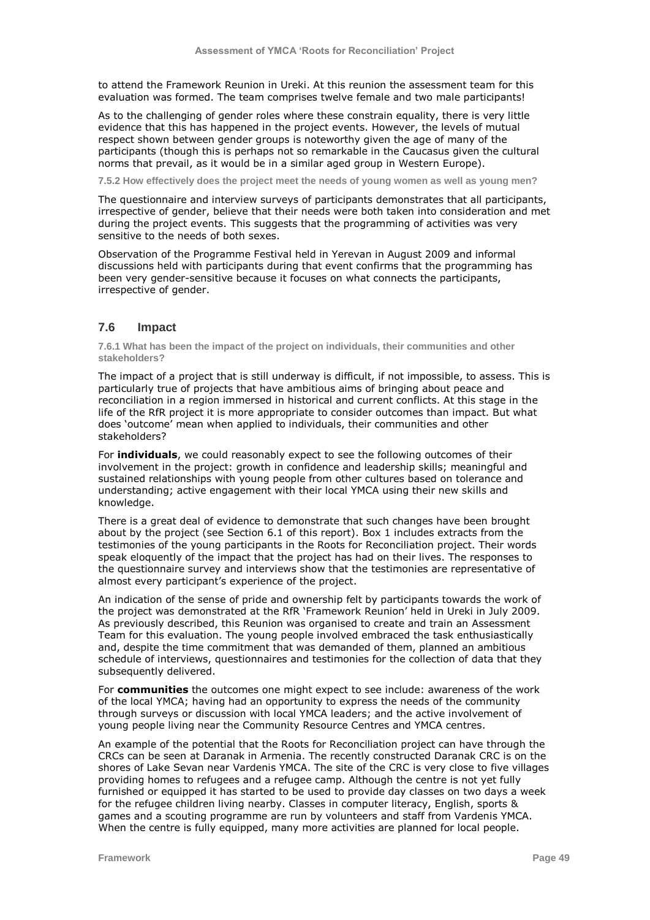to attend the Framework Reunion in Ureki. At this reunion the assessment team for this evaluation was formed. The team comprises twelve female and two male participants!

As to the challenging of gender roles where these constrain equality, there is very little evidence that this has happened in the project events. However, the levels of mutual respect shown between gender groups is noteworthy given the age of many of the participants (though this is perhaps not so remarkable in the Caucasus given the cultural norms that prevail, as it would be in a similar aged group in Western Europe).

#### 7.5.2 How effectively does the project meet the needs of young women as well as young men?

The questionnaire and interview surveys of participants demonstrates that all participants, irrespective of gender, believe that their needs were both taken into consideration and met during the project events. This suggests that the programming of activities was very sensitive to the needs of both sexes.

Observation of the Programme Festival held in Yerevan in August 2009 and informal discussions held with participants during that event confirms that the programming has been very gender-sensitive because it focuses on what connects the participants, irrespective of gender.

## 7.6 Impact

#### 7.6.1 What has been the impact of the project on individuals, their communities and other stakeholders?

The impact of a project that is still underway is difficult, if not impossible, to assess. This is particularly true of projects that have ambitious aims of bringing about peace and reconciliation in a region immersed in historical and current conflicts. At this stage in the life of the RfR project it is more appropriate to consider outcomes than impact. But what does 'outcome' mean when applied to individuals, their communities and other stakeholders?

For **individuals**, we could reasonably expect to see the following outcomes of their involvement in the project: growth in confidence and leadership skills; meaningful and sustained relationships with young people from other cultures based on tolerance and understanding; active engagement with their local YMCA using their new skills and knowledge.

There is a great deal of evidence to demonstrate that such changes have been brought about by the project (see Section 6.1 of this report). Box 1 includes extracts from the testimonies of the young participants in the Roots for Reconciliation project. Their words speak eloquently of the impact that the project has had on their lives. The responses to the questionnaire survey and interviews show that the testimonies are representative of almost every participant's experience of the project.

An indication of the sense of pride and ownership felt by participants towards the work of the project was demonstrated at the RfR 'Framework Reunion' held in Ureki in July 2009. As previously described, this Reunion was organised to create and train an Assessment Team for this evaluation. The young people involved embraced the task enthusiastically and, despite the time commitment that was demanded of them, planned an ambitious schedule of interviews, questionnaires and testimonies for the collection of data that they subsequently delivered.

For **communities** the outcomes one might expect to see include: awareness of the work of the local YMCA; having had an opportunity to express the needs of the community through surveys or discussion with local YMCA leaders; and the active involvement of young people living near the Community Resource Centres and YMCA centres.

An example of the potential that the Roots for Reconciliation project can have through the CRCs can be seen at Daranak in Armenia. The recently constructed Daranak CRC is on the shores of Lake Sevan near Vardenis YMCA. The site of the CRC is very close to five villages providing homes to refugees and a refugee camp. Although the centre is not yet fully furnished or equipped it has started to be used to provide day classes on two days a week for the refugee children living nearby. Classes in computer literacy, English, sports & games and a scouting programme are run by volunteers and staff from Vardenis YMCA. When the centre is fully equipped, many more activities are planned for local people.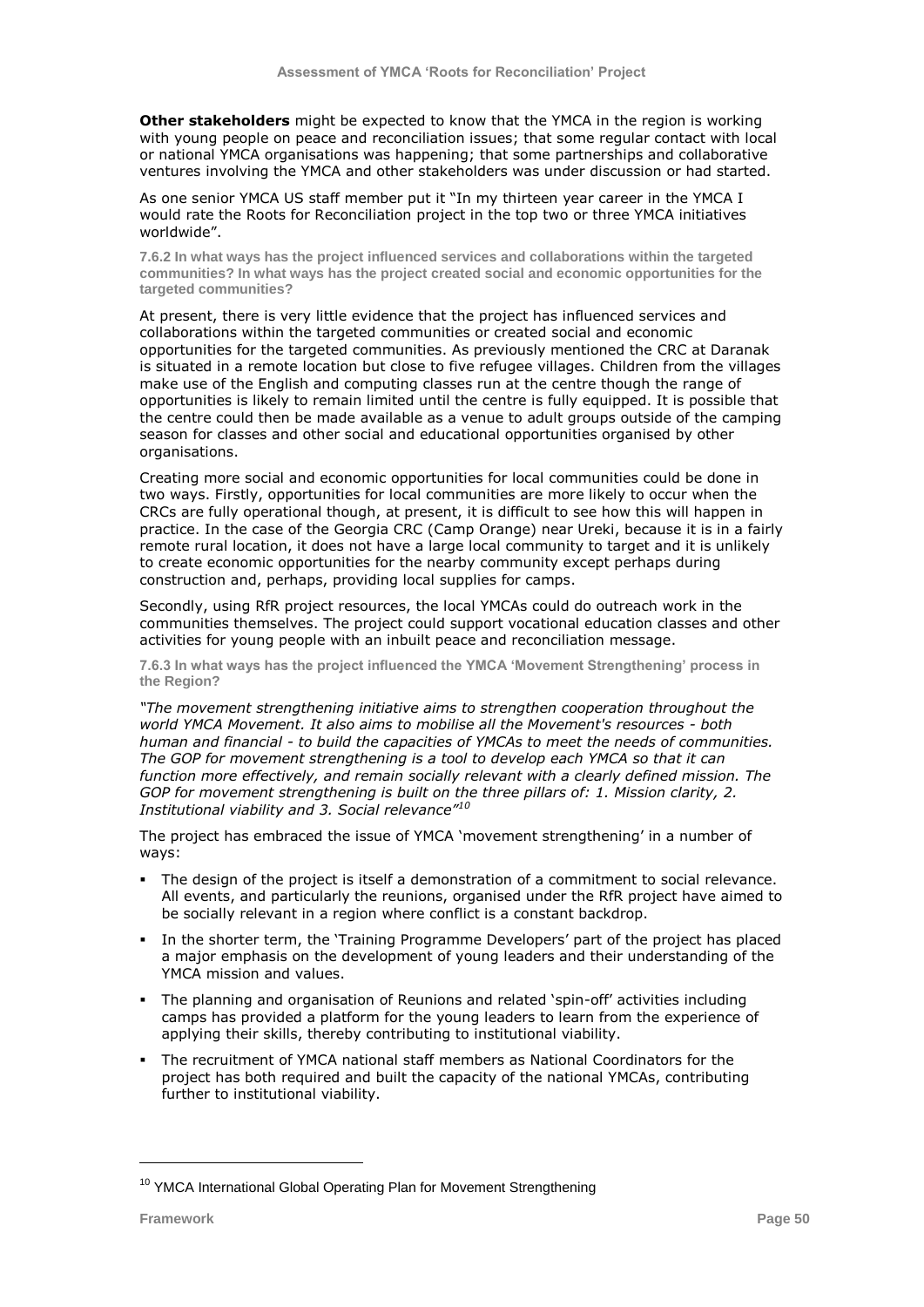**Other stakeholders** might be expected to know that the YMCA in the region is working with young people on peace and reconciliation issues; that some regular contact with local or national YMCA organisations was happening; that some partnerships and collaborative ventures involving the YMCA and other stakeholders was under discussion or had started.

As one senior YMCA US staff member put it "In my thirteen year career in the YMCA I would rate the Roots for Reconciliation project in the top two or three YMCA initiatives worldwide".

#### 7.6.2 In what ways has the project influenced services and collaborations within the targeted communities? In what ways has the project created social and economic opportunities for the targeted communities?

At present, there is very little evidence that the project has influenced services and collaborations within the targeted communities or created social and economic opportunities for the targeted communities. As previously mentioned the CRC at Daranak is situated in a remote location but close to five refugee villages. Children from the villages make use of the English and computing classes run at the centre though the range of opportunities is likely to remain limited until the centre is fully equipped. It is possible that the centre could then be made available as a venue to adult groups outside of the camping season for classes and other social and educational opportunities organised by other organisations.

Creating more social and economic opportunities for local communities could be done in two ways. Firstly, opportunities for local communities are more likely to occur when the CRCs are fully operational though, at present, it is difficult to see how this will happen in practice. In the case of the Georgia CRC (Camp Orange) near Ureki, because it is in a fairly remote rural location, it does not have a large local community to target and it is unlikely to create economic opportunities for the nearby community except perhaps during construction and, perhaps, providing local supplies for camps.

Secondly, using RfR project resources, the local YMCAs could do outreach work in the communities themselves. The project could support vocational education classes and other activities for young people with an inbuilt peace and reconciliation message.

#### 7.6.3 In what ways has the project influenced the YMCA 'Movement Strengthening' process in the Region?

*"The movement strengthening initiative aims to strengthen cooperation throughout the world YMCA Movement. It also aims to mobilise all the Movement's resources - both human and financial - to build the capacities of YMCAs to meet the needs of communities. The GOP for movement strengthening is a tool to develop each YMCA so that it can function more effectively, and remain socially relevant with a clearly defined mission. The GOP for movement strengthening is built on the three pillars of: 1. Mission clarity, 2. Institutional viability and 3. Social relevance"*[10]

The project has embraced the issue of YMCA 'movement strengthening' in a number of ways:

- The design of the project is itself a demonstration of a commitment to social relevance. All events, and particularly the reunions, organised under the RfR project have aimed to be socially relevant in a region where conflict is a constant backdrop.
- In the shorter term, the 'Training Programme Developers' part of the project has placed a major emphasis on the development of young leaders and their understanding of the YMCA mission and values.
- The planning and organisation of Reunions and related 'spin-off' activities including camps has provided a platform for the young leaders to learn from the experience of applying their skills, thereby contributing to institutional viability.
- The recruitment of YMCA national staff members as National Coordinators for the project has both required and built the capacity of the national YMCAs, contributing further to institutional viability.

---

[10] YMCA International Global Operating Plan for Movement Strengthening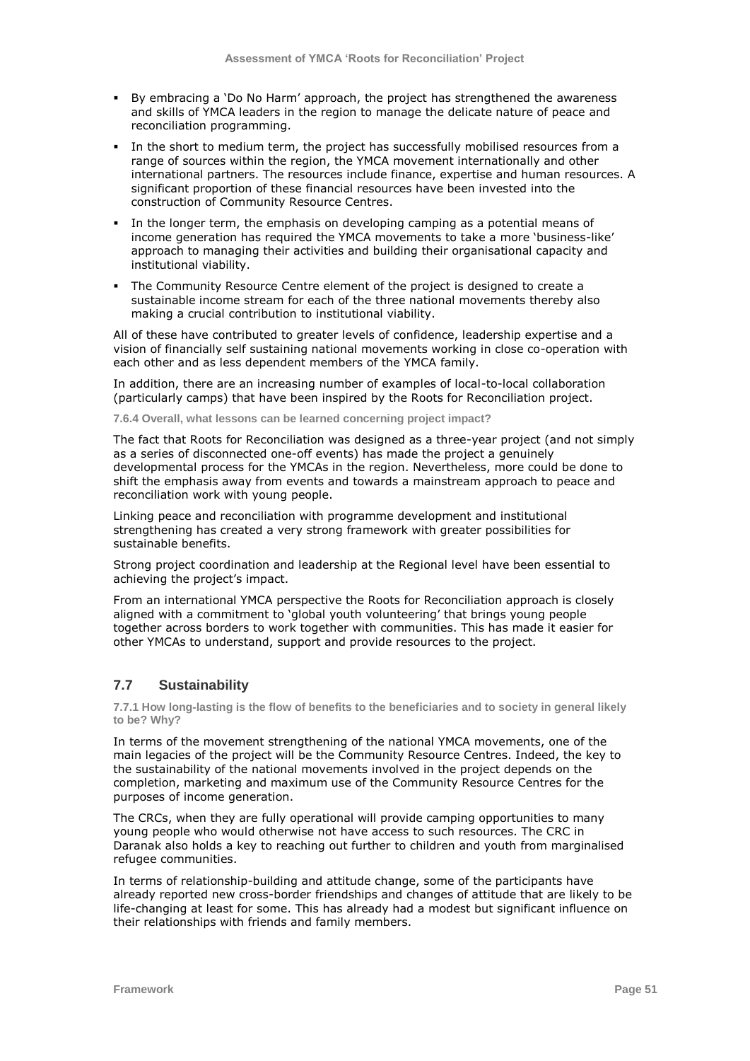- By embracing a 'Do No Harm' approach, the project has strengthened the awareness and skills of YMCA leaders in the region to manage the delicate nature of peace and reconciliation programming.
- In the short to medium term, the project has successfully mobilised resources from a range of sources within the region, the YMCA movement internationally and other international partners. The resources include finance, expertise and human resources. A significant proportion of these financial resources have been invested into the construction of Community Resource Centres.
- In the longer term, the emphasis on developing camping as a potential means of income generation has required the YMCA movements to take a more 'business-like' approach to managing their activities and building their organisational capacity and institutional viability.
- The Community Resource Centre element of the project is designed to create a sustainable income stream for each of the three national movements thereby also making a crucial contribution to institutional viability.

All of these have contributed to greater levels of confidence, leadership expertise and a vision of financially self sustaining national movements working in close co-operation with each other and as less dependent members of the YMCA family.

In addition, there are an increasing number of examples of local-to-local collaboration (particularly camps) that have been inspired by the Roots for Reconciliation project.

#### 7.6.4 Overall, what lessons can be learned concerning project impact?

The fact that Roots for Reconciliation was designed as a three-year project (and not simply as a series of disconnected one-off events) has made the project a genuinely developmental process for the YMCAs in the region. Nevertheless, more could be done to shift the emphasis away from events and towards a mainstream approach to peace and reconciliation work with young people.

Linking peace and reconciliation with programme development and institutional strengthening has created a very strong framework with greater possibilities for sustainable benefits.

Strong project coordination and leadership at the Regional level have been essential to achieving the project's impact.

From an international YMCA perspective the Roots for Reconciliation approach is closely aligned with a commitment to 'global youth volunteering' that brings young people together across borders to work together with communities. This has made it easier for other YMCAs to understand, support and provide resources to the project.

## 7.7 Sustainability

#### 7.7.1 How long-lasting is the flow of benefits to the beneficiaries and to society in general likely to be? Why?

In terms of the movement strengthening of the national YMCA movements, one of the main legacies of the project will be the Community Resource Centres. Indeed, the key to the sustainability of the national movements involved in the project depends on the completion, marketing and maximum use of the Community Resource Centres for the purposes of income generation.

The CRCs, when they are fully operational will provide camping opportunities to many young people who would otherwise not have access to such resources. The CRC in Daranak also holds a key to reaching out further to children and youth from marginalised refugee communities.

In terms of relationship-building and attitude change, some of the participants have already reported new cross-border friendships and changes of attitude that are likely to be life-changing at least for some. This has already had a modest but significant influence on their relationships with friends and family members.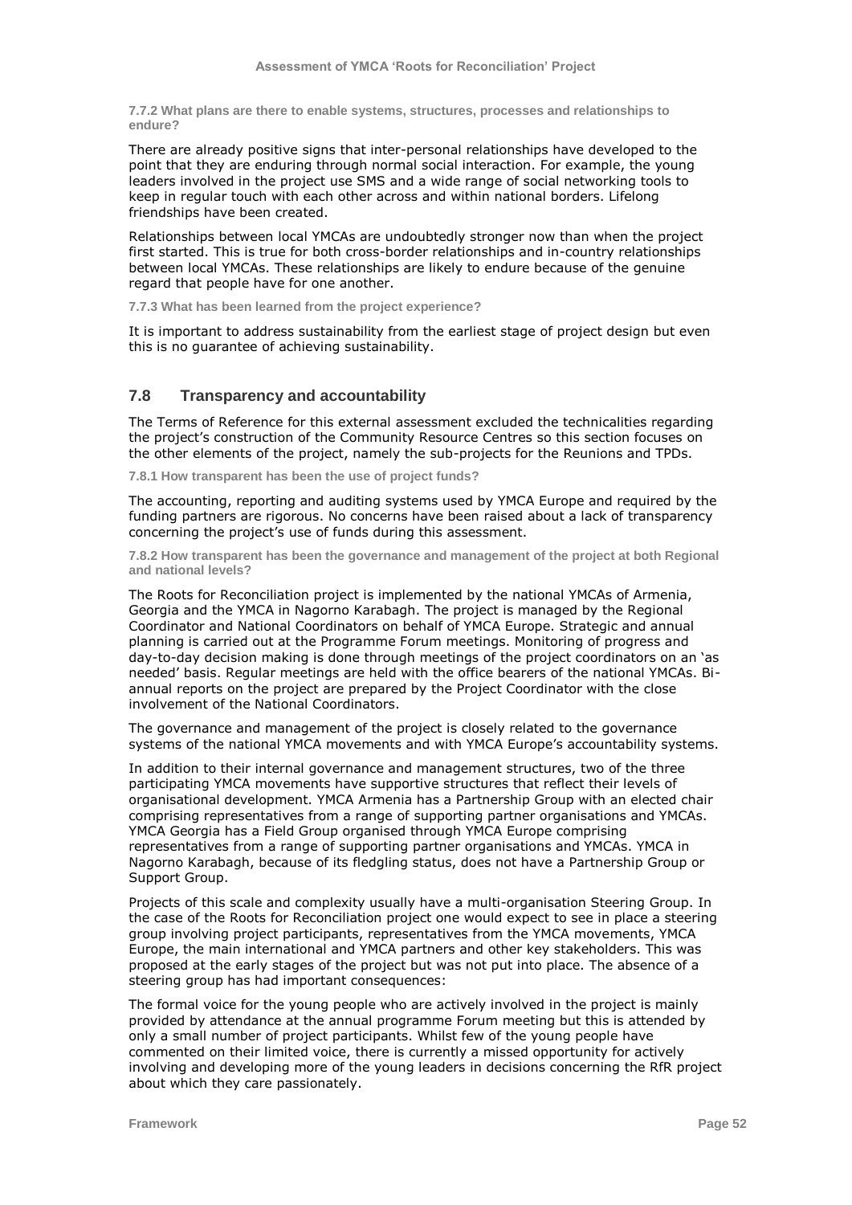#### 7.7.2 What plans are there to enable systems, structures, processes and relationships to endure?

There are already positive signs that inter-personal relationships have developed to the point that they are enduring through normal social interaction. For example, the young leaders involved in the project use SMS and a wide range of social networking tools to keep in regular touch with each other across and within national borders. Lifelong friendships have been created.

Relationships between local YMCAs are undoubtedly stronger now than when the project first started. This is true for both cross-border relationships and in-country relationships between local YMCAs. These relationships are likely to endure because of the genuine regard that people have for one another.

#### 7.7.3 What has been learned from the project experience?

It is important to address sustainability from the earliest stage of project design but even this is no guarantee of achieving sustainability.

## 7.8 Transparency and accountability

The Terms of Reference for this external assessment excluded the technicalities regarding the project's construction of the Community Resource Centres so this section focuses on the other elements of the project, namely the sub-projects for the Reunions and TPDs.

#### 7.8.1 How transparent has been the use of project funds?

The accounting, reporting and auditing systems used by YMCA Europe and required by the funding partners are rigorous. No concerns have been raised about a lack of transparency concerning the project's use of funds during this assessment.

#### 7.8.2 How transparent has been the governance and management of the project at both Regional and national levels?

The Roots for Reconciliation project is implemented by the national YMCAs of Armenia, Georgia and the YMCA in Nagorno Karabagh. The project is managed by the Regional Coordinator and National Coordinators on behalf of YMCA Europe. Strategic and annual planning is carried out at the Programme Forum meetings. Monitoring of progress and day-to-day decision making is done through meetings of the project coordinators on an 'as needed' basis. Regular meetings are held with the office bearers of the national YMCAs. Bi-annual reports on the project are prepared by the Project Coordinator with the close involvement of the National Coordinators.

The governance and management of the project is closely related to the governance systems of the national YMCA movements and with YMCA Europe's accountability systems.

In addition to their internal governance and management structures, two of the three participating YMCA movements have supportive structures that reflect their levels of organisational development. YMCA Armenia has a Partnership Group with an elected chair comprising representatives from a range of supporting partner organisations and YMCAs. YMCA Georgia has a Field Group organised through YMCA Europe comprising representatives from a range of supporting partner organisations and YMCAs. YMCA in Nagorno Karabagh, because of its fledgling status, does not have a Partnership Group or Support Group.

Projects of this scale and complexity usually have a multi-organisation Steering Group. In the case of the Roots for Reconciliation project one would expect to see in place a steering group involving project participants, representatives from the YMCA movements, YMCA Europe, the main international and YMCA partners and other key stakeholders. This was proposed at the early stages of the project but was not put into place. The absence of a steering group has had important consequences:

The formal voice for the young people who are actively involved in the project is mainly provided by attendance at the annual programme Forum meeting but this is attended by only a small number of project participants. Whilst few of the young people have commented on their limited voice, there is currently a missed opportunity for actively involving and developing more of the young leaders in decisions concerning the RfR project about which they care passionately.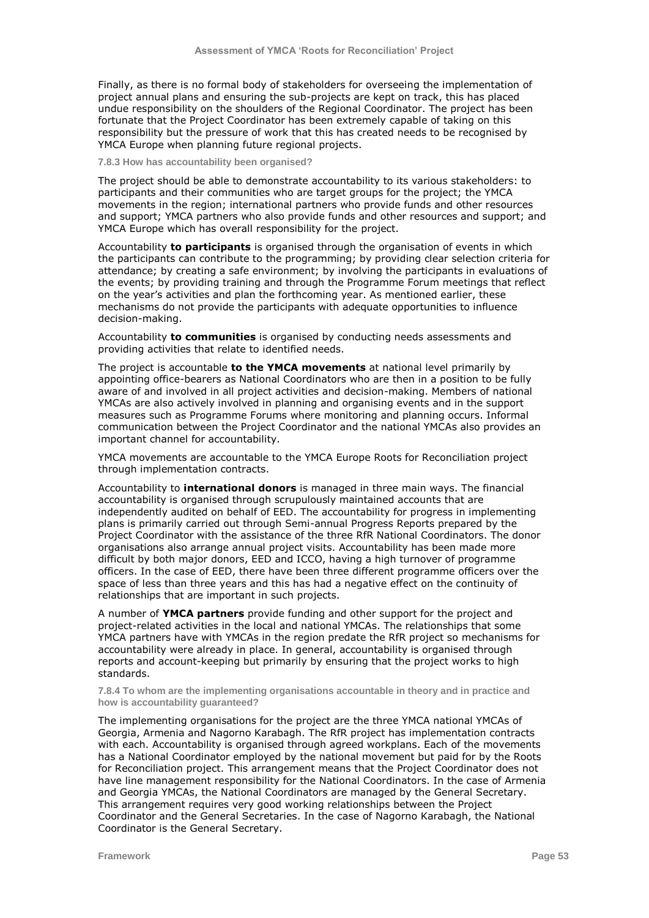Finally, as there is no formal body of stakeholders for overseeing the implementation of project annual plans and ensuring the sub-projects are kept on track, this has placed undue responsibility on the shoulders of the Regional Coordinator. The project has been fortunate that the Project Coordinator has been extremely capable of taking on this responsibility but the pressure of work that this has created needs to be recognised by YMCA Europe when planning future regional projects.

#### 7.8.3 How has accountability been organised?

The project should be able to demonstrate accountability to its various stakeholders: to participants and their communities who are target groups for the project; the YMCA movements in the region; international partners who provide funds and other resources and support; YMCA partners who also provide funds and other resources and support; and YMCA Europe which has overall responsibility for the project.

Accountability **to participants** is organised through the organisation of events in which the participants can contribute to the programming; by providing clear selection criteria for attendance; by creating a safe environment; by involving the participants in evaluations of the events; by providing training and through the Programme Forum meetings that reflect on the year's activities and plan the forthcoming year. As mentioned earlier, these mechanisms do not provide the participants with adequate opportunities to influence decision-making.

Accountability **to communities** is organised by conducting needs assessments and providing activities that relate to identified needs.

The project is accountable **to the YMCA movements** at national level primarily by appointing office-bearers as National Coordinators who are then in a position to be fully aware of and involved in all project activities and decision-making. Members of national YMCAs are also actively involved in planning and organising events and in the support measures such as Programme Forums where monitoring and planning occurs. Informal communication between the Project Coordinator and the national YMCAs also provides an important channel for accountability.

YMCA movements are accountable to the YMCA Europe Roots for Reconciliation project through implementation contracts.

Accountability to **international donors** is managed in three main ways. The financial accountability is organised through scrupulously maintained accounts that are independently audited on behalf of EED. The accountability for progress in implementing plans is primarily carried out through Semi-annual Progress Reports prepared by the Project Coordinator with the assistance of the three RfR National Coordinators. The donor organisations also arrange annual project visits. Accountability has been made more difficult by both major donors, EED and ICCO, having a high turnover of programme officers. In the case of EED, there have been three different programme officers over the space of less than three years and this has had a negative effect on the continuity of relationships that are important in such projects.

A number of **YMCA partners** provide funding and other support for the project and project-related activities in the local and national YMCAs. The relationships that some YMCA partners have with YMCAs in the region predate the RfR project so mechanisms for accountability were already in place. In general, accountability is organised through reports and account-keeping but primarily by ensuring that the project works to high standards.

#### 7.8.4 To whom are the implementing organisations accountable in theory and in practice and how is accountability guaranteed?

The implementing organisations for the project are the three YMCA national YMCAs of Georgia, Armenia and Nagorno Karabagh. The RfR project has implementation contracts with each. Accountability is organised through agreed workplans. Each of the movements has a National Coordinator employed by the national movement but paid for by the Roots for Reconciliation project. This arrangement means that the Project Coordinator does not have line management responsibility for the National Coordinators. In the case of Armenia and Georgia YMCAs, the National Coordinators are managed by the General Secretary. This arrangement requires very good working relationships between the Project Coordinator and the General Secretaries. In the case of Nagorno Karabagh, the National Coordinator is the General Secretary.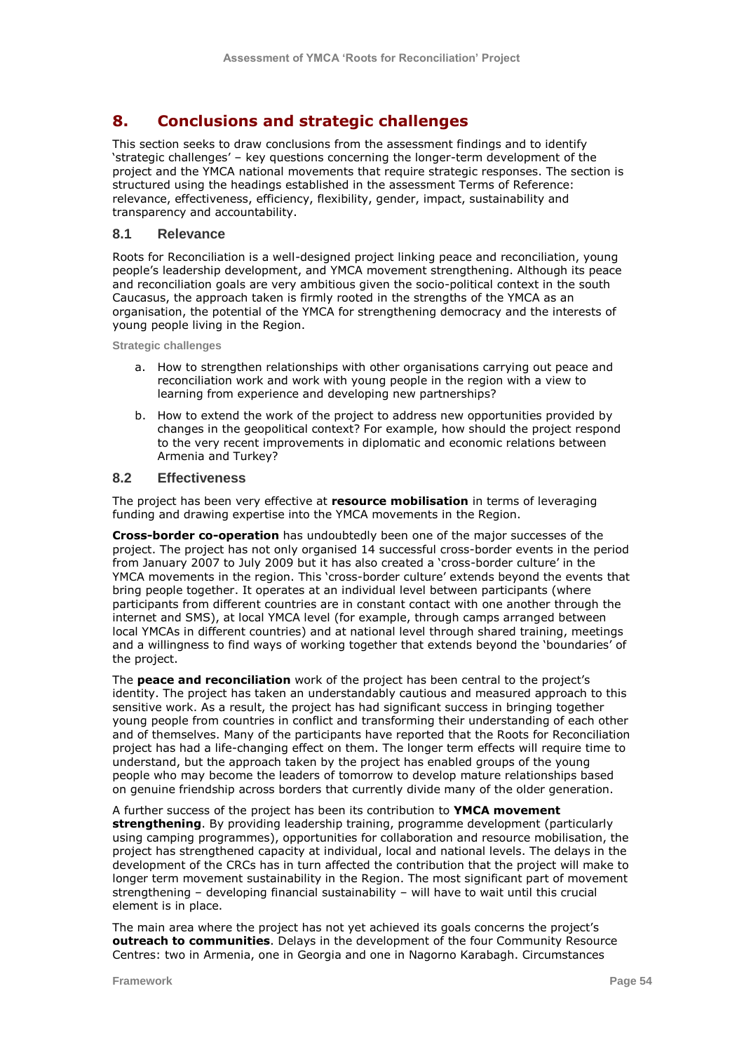## 8. Conclusions and strategic challenges

This section seeks to draw conclusions from the assessment findings and to identify 'strategic challenges' – key questions concerning the longer-term development of the project and the YMCA national movements that require strategic responses. The section is structured using the headings established in the assessment Terms of Reference: relevance, effectiveness, efficiency, flexibility, gender, impact, sustainability and transparency and accountability.

### 8.1 Relevance

Roots for Reconciliation is a well-designed project linking peace and reconciliation, young people's leadership development, and YMCA movement strengthening. Although its peace and reconciliation goals are very ambitious given the socio-political context in the south Caucasus, the approach taken is firmly rooted in the strengths of the YMCA as an organisation, the potential of the YMCA for strengthening democracy and the interests of young people living in the Region.

#### Strategic challenges

a. How to strengthen relationships with other organisations carrying out peace and reconciliation work and work with young people in the region with a view to learning from experience and developing new partnerships?

b. How to extend the work of the project to address new opportunities provided by changes in the geopolitical context? For example, how should the project respond to the very recent improvements in diplomatic and economic relations between Armenia and Turkey?

### 8.2 Effectiveness

The project has been very effective at **resource mobilisation** in terms of leveraging funding and drawing expertise into the YMCA movements in the Region.

**Cross-border co-operation** has undoubtedly been one of the major successes of the project. The project has not only organised 14 successful cross-border events in the period from January 2007 to July 2009 but it has also created a 'cross-border culture' in the YMCA movements in the region. This 'cross-border culture' extends beyond the events that bring people together. It operates at an individual level between participants (where participants from different countries are in constant contact with one another through the internet and SMS), at local YMCA level (for example, through camps arranged between local YMCAs in different countries) and at national level through shared training, meetings and a willingness to find ways of working together that extends beyond the 'boundaries' of the project.

The **peace and reconciliation** work of the project has been central to the project's identity. The project has taken an understandably cautious and measured approach to this sensitive work. As a result, the project has had significant success in bringing together young people from countries in conflict and transforming their understanding of each other and of themselves. Many of the participants have reported that the Roots for Reconciliation project has had a life-changing effect on them. The longer term effects will require time to understand, but the approach taken by the project has enabled groups of the young people who may become the leaders of tomorrow to develop mature relationships based on genuine friendship across borders that currently divide many of the older generation.

A further success of the project has been its contribution to **YMCA movement strengthening**. By providing leadership training, programme development (particularly using camping programmes), opportunities for collaboration and resource mobilisation, the project has strengthened capacity at individual, local and national levels. The delays in the development of the CRCs has in turn affected the contribution that the project will make to longer term movement sustainability in the Region. The most significant part of movement strengthening – developing financial sustainability – will have to wait until this crucial element is in place.

The main area where the project has not yet achieved its goals concerns the project's **outreach to communities**. Delays in the development of the four Community Resource Centres: two in Armenia, one in Georgia and one in Nagorno Karabagh. Circumstances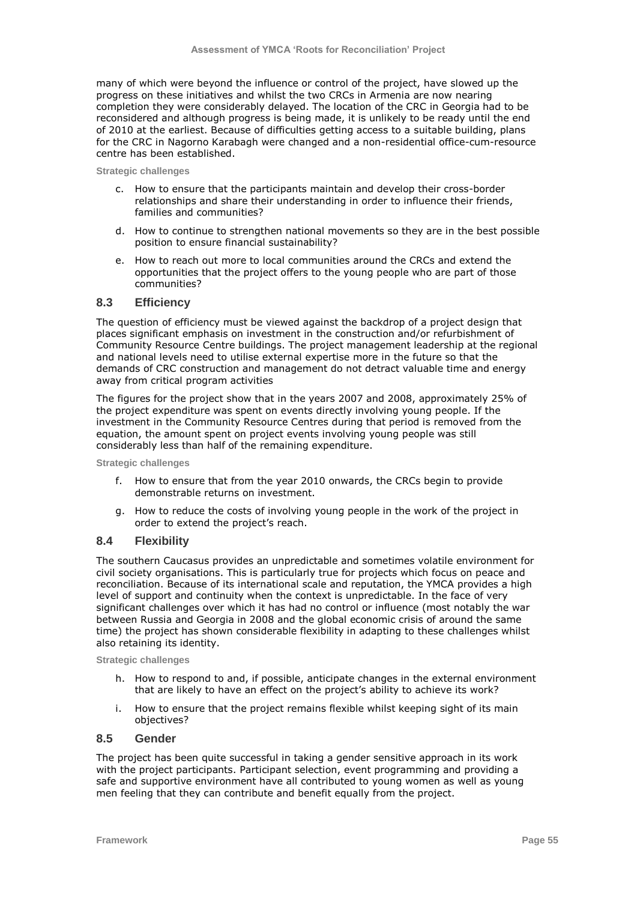many of which were beyond the influence or control of the project, have slowed up the progress on these initiatives and whilst the two CRCs in Armenia are now nearing completion they were considerably delayed. The location of the CRC in Georgia had to be reconsidered and although progress is being made, it is unlikely to be ready until the end of 2010 at the earliest. Because of difficulties getting access to a suitable building, plans for the CRC in Nagorno Karabagh were changed and a non-residential office-cum-resource centre has been established.

**Strategic challenges**

c. How to ensure that the participants maintain and develop their cross-border relationships and share their understanding in order to influence their friends, families and communities?

d. How to continue to strengthen national movements so they are in the best possible position to ensure financial sustainability?

e. How to reach out more to local communities around the CRCs and extend the opportunities that the project offers to the young people who are part of those communities?

### 8.3 Efficiency

The question of efficiency must be viewed against the backdrop of a project design that places significant emphasis on investment in the construction and/or refurbishment of Community Resource Centre buildings. The project management leadership at the regional and national levels need to utilise external expertise more in the future so that the demands of CRC construction and management do not detract valuable time and energy away from critical program activities

The figures for the project show that in the years 2007 and 2008, approximately 25% of the project expenditure was spent on events directly involving young people. If the investment in the Community Resource Centres during that period is removed from the equation, the amount spent on project events involving young people was still considerably less than half of the remaining expenditure.

**Strategic challenges**

f. How to ensure that from the year 2010 onwards, the CRCs begin to provide demonstrable returns on investment.

g. How to reduce the costs of involving young people in the work of the project in order to extend the project's reach.

### 8.4 Flexibility

The southern Caucasus provides an unpredictable and sometimes volatile environment for civil society organisations. This is particularly true for projects which focus on peace and reconciliation. Because of its international scale and reputation, the YMCA provides a high level of support and continuity when the context is unpredictable. In the face of very significant challenges over which it has had no control or influence (most notably the war between Russia and Georgia in 2008 and the global economic crisis of around the same time) the project has shown considerable flexibility in adapting to these challenges whilst also retaining its identity.

**Strategic challenges**

h. How to respond to and, if possible, anticipate changes in the external environment that are likely to have an effect on the project's ability to achieve its work?

i. How to ensure that the project remains flexible whilst keeping sight of its main objectives?

### 8.5 Gender

The project has been quite successful in taking a gender sensitive approach in its work with the project participants. Participant selection, event programming and providing a safe and supportive environment have all contributed to young women as well as young men feeling that they can contribute and benefit equally from the project.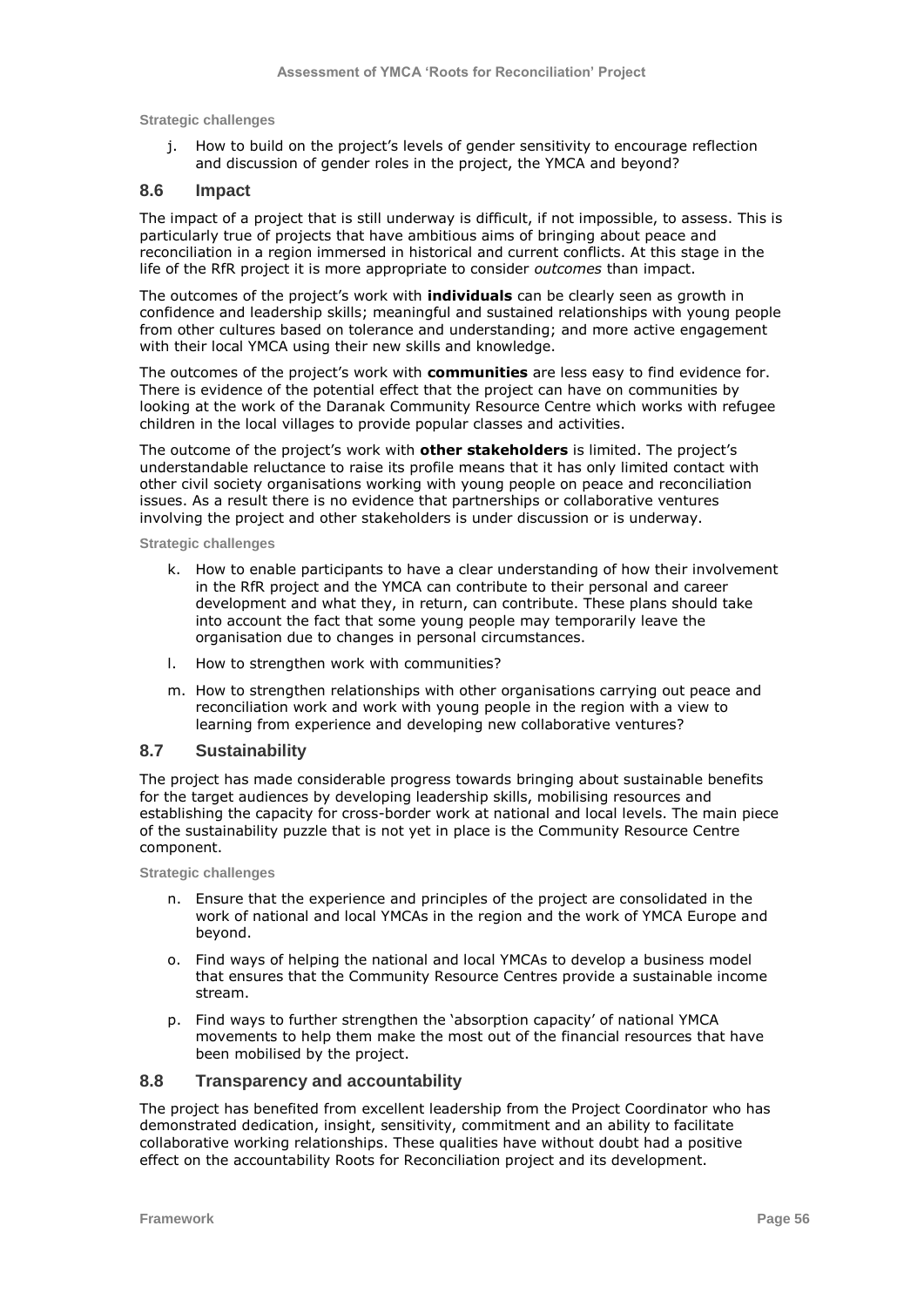**Strategic challenges**

j. How to build on the project's levels of gender sensitivity to encourage reflection and discussion of gender roles in the project, the YMCA and beyond?

## 8.6 Impact

The impact of a project that is still underway is difficult, if not impossible, to assess. This is particularly true of projects that have ambitious aims of bringing about peace and reconciliation in a region immersed in historical and current conflicts. At this stage in the life of the RfR project it is more appropriate to consider *outcomes* than impact.

The outcomes of the project's work with **individuals** can be clearly seen as growth in confidence and leadership skills; meaningful and sustained relationships with young people from other cultures based on tolerance and understanding; and more active engagement with their local YMCA using their new skills and knowledge.

The outcomes of the project's work with **communities** are less easy to find evidence for. There is evidence of the potential effect that the project can have on communities by looking at the work of the Daranak Community Resource Centre which works with refugee children in the local villages to provide popular classes and activities.

The outcome of the project's work with **other stakeholders** is limited. The project's understandable reluctance to raise its profile means that it has only limited contact with other civil society organisations working with young people on peace and reconciliation issues. As a result there is no evidence that partnerships or collaborative ventures involving the project and other stakeholders is under discussion or is underway.

**Strategic challenges**

k. How to enable participants to have a clear understanding of how their involvement in the RfR project and the YMCA can contribute to their personal and career development and what they, in return, can contribute. These plans should take into account the fact that some young people may temporarily leave the organisation due to changes in personal circumstances.

l. How to strengthen work with communities?

m. How to strengthen relationships with other organisations carrying out peace and reconciliation work and work with young people in the region with a view to learning from experience and developing new collaborative ventures?

## 8.7 Sustainability

The project has made considerable progress towards bringing about sustainable benefits for the target audiences by developing leadership skills, mobilising resources and establishing the capacity for cross-border work at national and local levels. The main piece of the sustainability puzzle that is not yet in place is the Community Resource Centre component.

**Strategic challenges**

n. Ensure that the experience and principles of the project are consolidated in the work of national and local YMCAs in the region and the work of YMCA Europe and beyond.

o. Find ways of helping the national and local YMCAs to develop a business model that ensures that the Community Resource Centres provide a sustainable income stream.

p. Find ways to further strengthen the 'absorption capacity' of national YMCA movements to help them make the most out of the financial resources that have been mobilised by the project.

## 8.8 Transparency and accountability

The project has benefited from excellent leadership from the Project Coordinator who has demonstrated dedication, insight, sensitivity, commitment and an ability to facilitate collaborative working relationships. These qualities have without doubt had a positive effect on the accountability Roots for Reconciliation project and its development.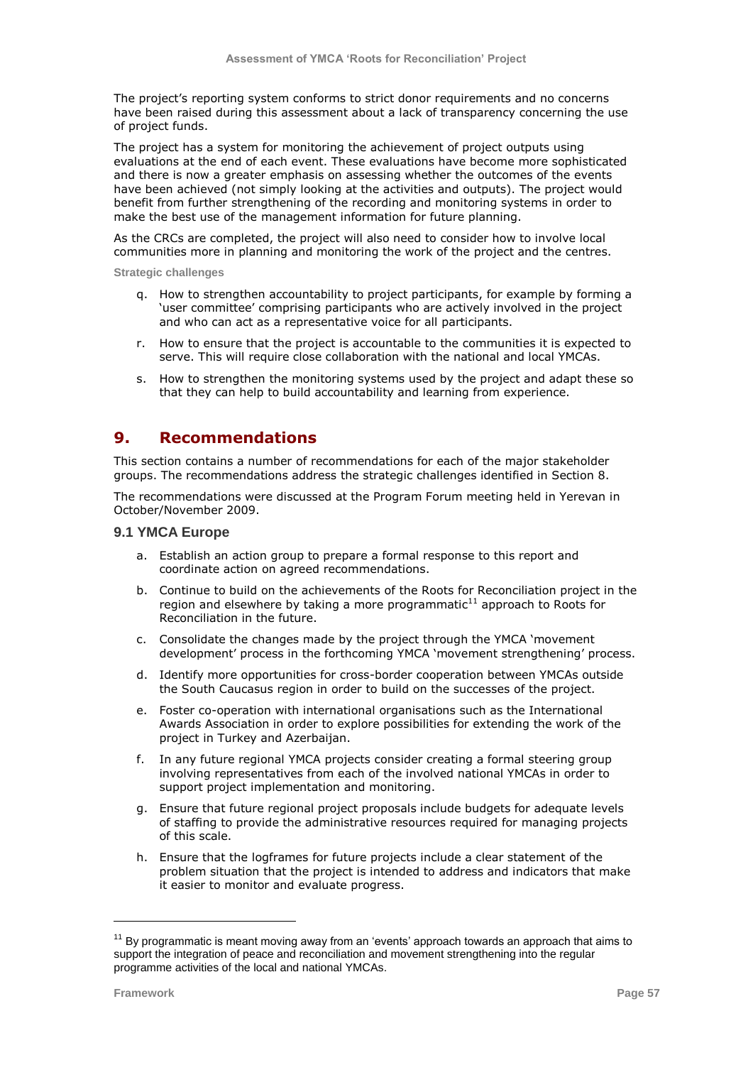The project's reporting system conforms to strict donor requirements and no concerns have been raised during this assessment about a lack of transparency concerning the use of project funds.

The project has a system for monitoring the achievement of project outputs using evaluations at the end of each event. These evaluations have become more sophisticated and there is now a greater emphasis on assessing whether the outcomes of the events have been achieved (not simply looking at the activities and outputs). The project would benefit from further strengthening of the recording and monitoring systems in order to make the best use of the management information for future planning.

As the CRCs are completed, the project will also need to consider how to involve local communities more in planning and monitoring the work of the project and the centres.

**Strategic challenges**

q. How to strengthen accountability to project participants, for example by forming a 'user committee' comprising participants who are actively involved in the project and who can act as a representative voice for all participants.

r. How to ensure that the project is accountable to the communities it is expected to serve. This will require close collaboration with the national and local YMCAs.

s. How to strengthen the monitoring systems used by the project and adapt these so that they can help to build accountability and learning from experience.

# 9. Recommendations

This section contains a number of recommendations for each of the major stakeholder groups. The recommendations address the strategic challenges identified in Section 8.

The recommendations were discussed at the Program Forum meeting held in Yerevan in October/November 2009.

## 9.1 YMCA Europe

a. Establish an action group to prepare a formal response to this report and coordinate action on agreed recommendations.

b. Continue to build on the achievements of the Roots for Reconciliation project in the region and elsewhere by taking a more programmatic[11] approach to Roots for Reconciliation in the future.

c. Consolidate the changes made by the project through the YMCA 'movement development' process in the forthcoming YMCA 'movement strengthening' process.

d. Identify more opportunities for cross-border cooperation between YMCAs outside the South Caucasus region in order to build on the successes of the project.

e. Foster co-operation with international organisations such as the International Awards Association in order to explore possibilities for extending the work of the project in Turkey and Azerbaijan.

f. In any future regional YMCA projects consider creating a formal steering group involving representatives from each of the involved national YMCAs in order to support project implementation and monitoring.

g. Ensure that future regional project proposals include budgets for adequate levels of staffing to provide the administrative resources required for managing projects of this scale.

h. Ensure that the logframes for future projects include a clear statement of the problem situation that the project is intended to address and indicators that make it easier to monitor and evaluate progress.

---

[11] By programmatic is meant moving away from an 'events' approach towards an approach that aims to support the integration of peace and reconciliation and movement strengthening into the regular programme activities of the local and national YMCAs.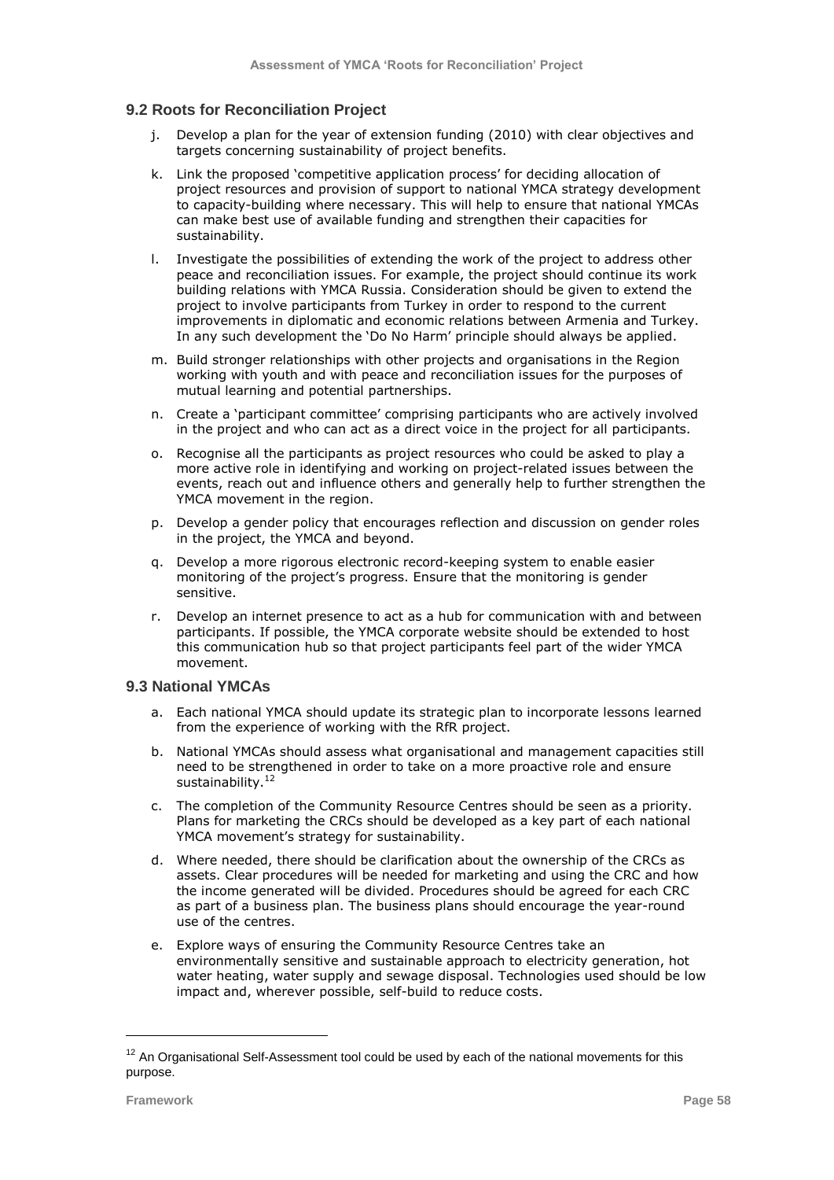## 9.2 Roots for Reconciliation Project

j. Develop a plan for the year of extension funding (2010) with clear objectives and targets concerning sustainability of project benefits.

k. Link the proposed 'competitive application process' for deciding allocation of project resources and provision of support to national YMCA strategy development to capacity-building where necessary. This will help to ensure that national YMCAs can make best use of available funding and strengthen their capacities for sustainability.

l. Investigate the possibilities of extending the work of the project to address other peace and reconciliation issues. For example, the project should continue its work building relations with YMCA Russia. Consideration should be given to extend the project to involve participants from Turkey in order to respond to the current improvements in diplomatic and economic relations between Armenia and Turkey. In any such development the 'Do No Harm' principle should always be applied.

m. Build stronger relationships with other projects and organisations in the Region working with youth and with peace and reconciliation issues for the purposes of mutual learning and potential partnerships.

n. Create a 'participant committee' comprising participants who are actively involved in the project and who can act as a direct voice in the project for all participants.

o. Recognise all the participants as project resources who could be asked to play a more active role in identifying and working on project-related issues between the events, reach out and influence others and generally help to further strengthen the YMCA movement in the region.

p. Develop a gender policy that encourages reflection and discussion on gender roles in the project, the YMCA and beyond.

q. Develop a more rigorous electronic record-keeping system to enable easier monitoring of the project's progress. Ensure that the monitoring is gender sensitive.

r. Develop an internet presence to act as a hub for communication with and between participants. If possible, the YMCA corporate website should be extended to host this communication hub so that project participants feel part of the wider YMCA movement.

## 9.3 National YMCAs

a. Each national YMCA should update its strategic plan to incorporate lessons learned from the experience of working with the RfR project.

b. National YMCAs should assess what organisational and management capacities still need to be strengthened in order to take on a more proactive role and ensure sustainability.[12]

c. The completion of the Community Resource Centres should be seen as a priority. Plans for marketing the CRCs should be developed as a key part of each national YMCA movement's strategy for sustainability.

d. Where needed, there should be clarification about the ownership of the CRCs as assets. Clear procedures will be needed for marketing and using the CRC and how the income generated will be divided. Procedures should be agreed for each CRC as part of a business plan. The business plans should encourage the year-round use of the centres.

e. Explore ways of ensuring the Community Resource Centres take an environmentally sensitive and sustainable approach to electricity generation, hot water heating, water supply and sewage disposal. Technologies used should be low impact and, wherever possible, self-build to reduce costs.

---

[12] An Organisational Self-Assessment tool could be used by each of the national movements for this purpose.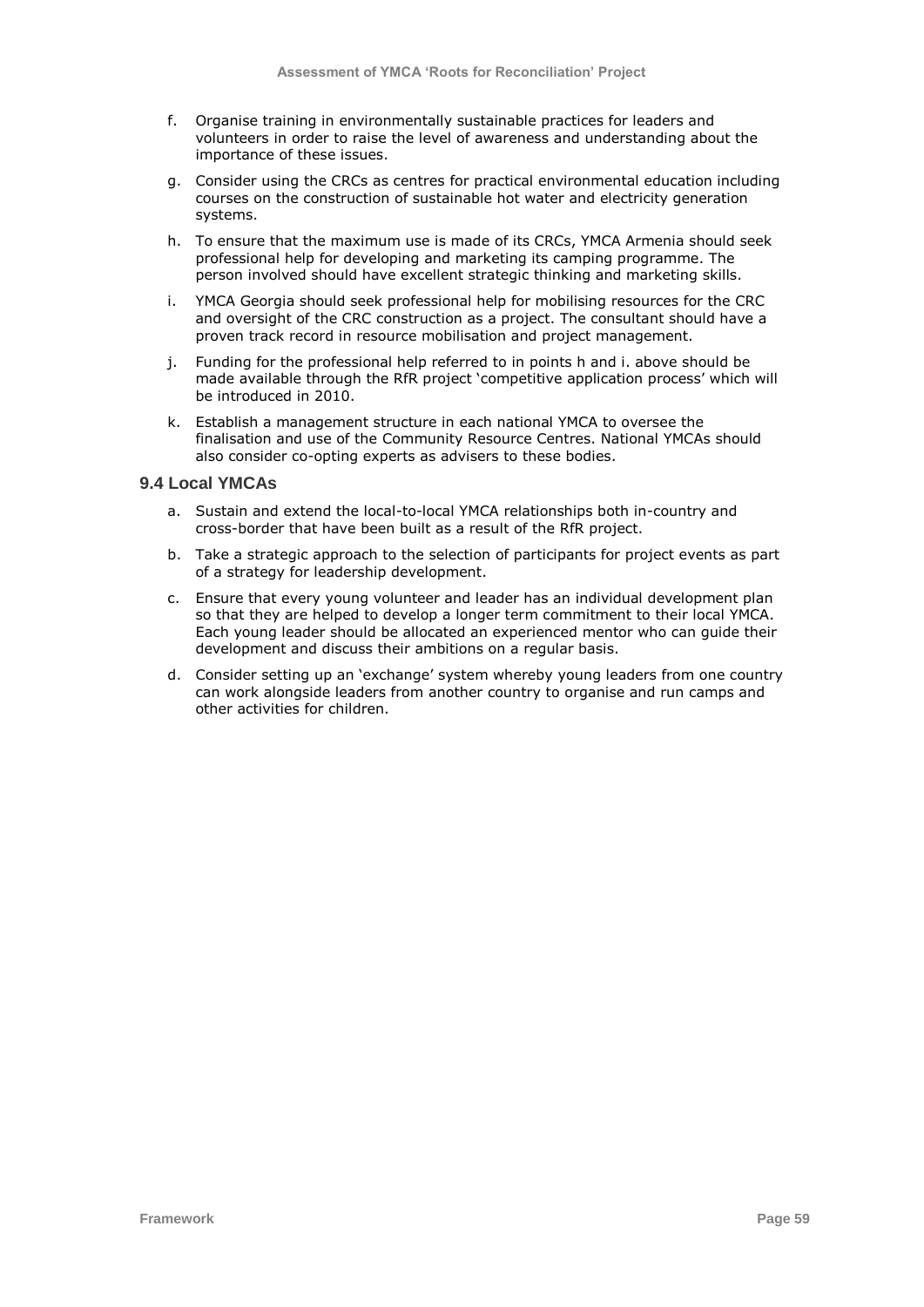f. Organise training in environmentally sustainable practices for leaders and volunteers in order to raise the level of awareness and understanding about the importance of these issues.

g. Consider using the CRCs as centres for practical environmental education including courses on the construction of sustainable hot water and electricity generation systems.

h. To ensure that the maximum use is made of its CRCs, YMCA Armenia should seek professional help for developing and marketing its camping programme. The person involved should have excellent strategic thinking and marketing skills.

i. YMCA Georgia should seek professional help for mobilising resources for the CRC and oversight of the CRC construction as a project. The consultant should have a proven track record in resource mobilisation and project management.

j. Funding for the professional help referred to in points h and i. above should be made available through the RfR project 'competitive application process' which will be introduced in 2010.

k. Establish a management structure in each national YMCA to oversee the finalisation and use of the Community Resource Centres. National YMCAs should also consider co-opting experts as advisers to these bodies.

## 9.4 Local YMCAs

a. Sustain and extend the local-to-local YMCA relationships both in-country and cross-border that have been built as a result of the RfR project.

b. Take a strategic approach to the selection of participants for project events as part of a strategy for leadership development.

c. Ensure that every young volunteer and leader has an individual development plan so that they are helped to develop a longer term commitment to their local YMCA. Each young leader should be allocated an experienced mentor who can guide their development and discuss their ambitions on a regular basis.

d. Consider setting up an 'exchange' system whereby young leaders from one country can work alongside leaders from another country to organise and run camps and other activities for children.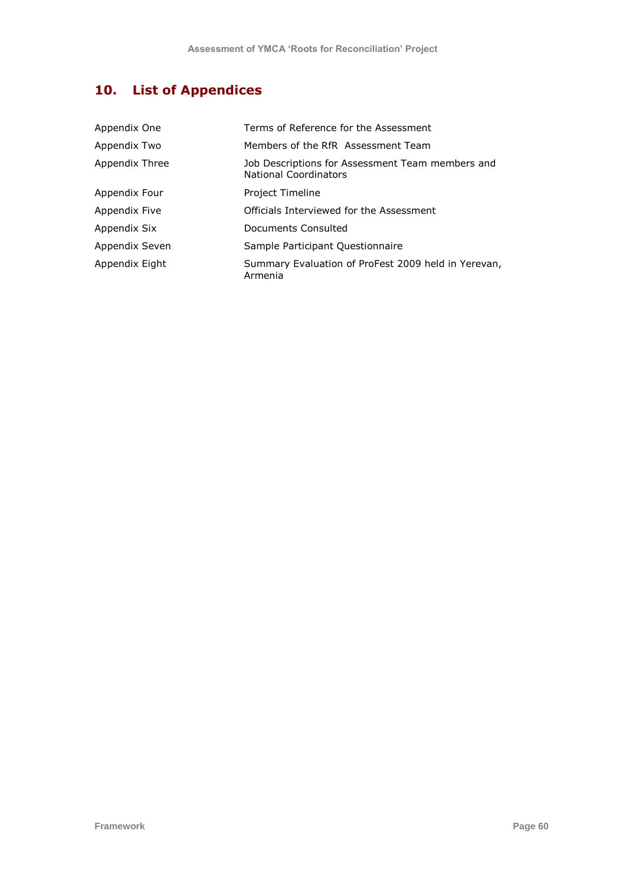## 10. List of Appendices

| | |
|---|---|
| Appendix One | Terms of Reference for the Assessment |
| Appendix Two | Members of the RfR Assessment Team |
| Appendix Three | Job Descriptions for Assessment Team members and National Coordinators |
| Appendix Four | Project Timeline |
| Appendix Five | Officials Interviewed for the Assessment |
| Appendix Six | Documents Consulted |
| Appendix Seven | Sample Participant Questionnaire |
| Appendix Eight | Summary Evaluation of ProFest 2009 held in Yerevan, Armenia |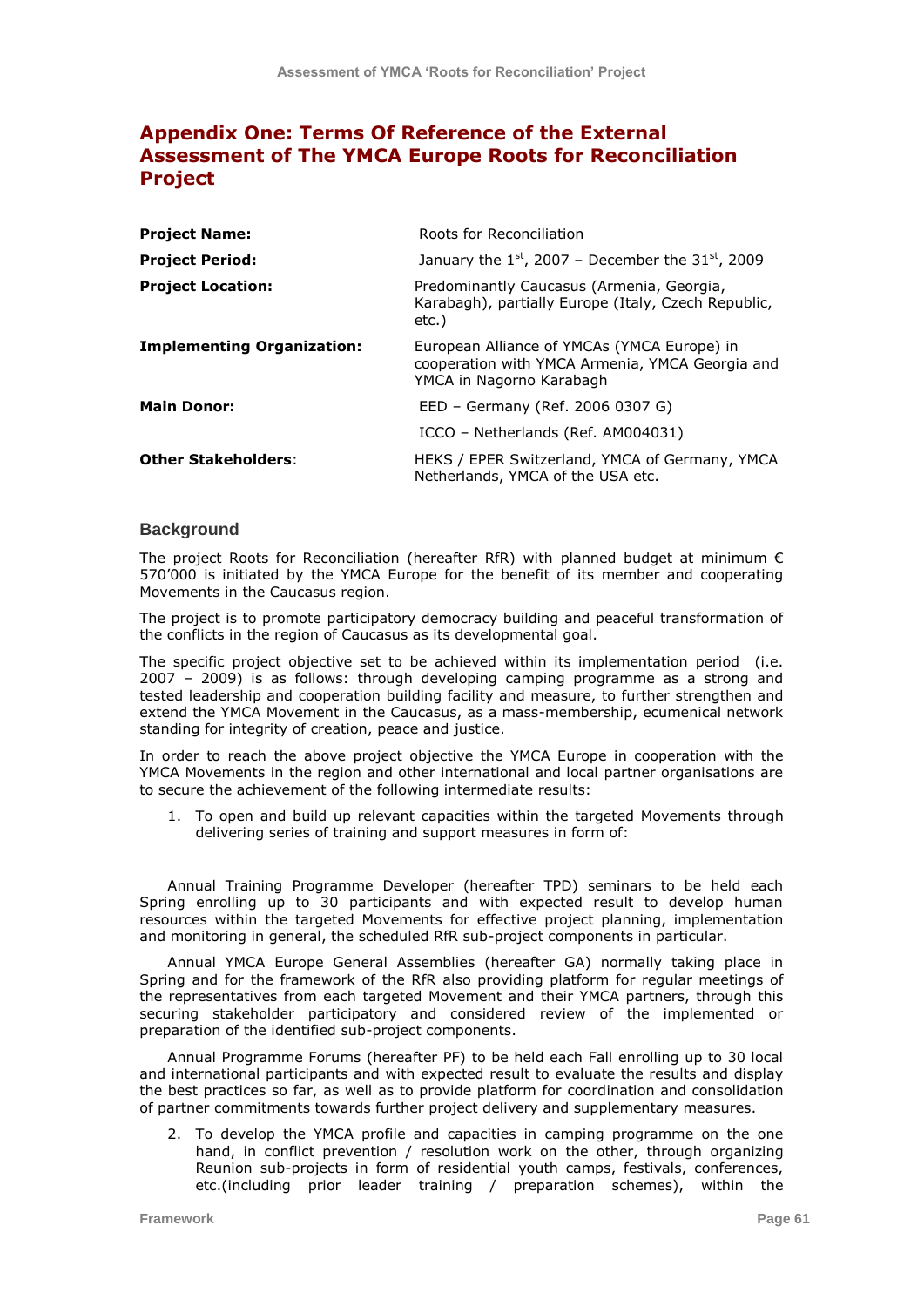## Appendix One: Terms Of Reference of the External Assessment of The YMCA Europe Roots for Reconciliation Project

| | |
|---|---|
| **Project Name:** | Roots for Reconciliation |
| **Project Period:** | January the 1st, 2007 – December the 31st, 2009 |
| **Project Location:** | Predominantly Caucasus (Armenia, Georgia, Karabagh), partially Europe (Italy, Czech Republic, etc.) |
| **Implementing Organization:** | European Alliance of YMCAs (YMCA Europe) in cooperation with YMCA Armenia, YMCA Georgia and YMCA in Nagorno Karabagh |
| **Main Donor:** | EED – Germany (Ref. 2006 0307 G) |
| | ICCO – Netherlands (Ref. AM004031) |
| **Other Stakeholders**: | HEKS / EPER Switzerland, YMCA of Germany, YMCA Netherlands, YMCA of the USA etc. |

### Background

The project Roots for Reconciliation (hereafter RfR) with planned budget at minimum € 570'000 is initiated by the YMCA Europe for the benefit of its member and cooperating Movements in the Caucasus region.

The project is to promote participatory democracy building and peaceful transformation of the conflicts in the region of Caucasus as its developmental goal.

The specific project objective set to be achieved within its implementation period (i.e. 2007 – 2009) is as follows: through developing camping programme as a strong and tested leadership and cooperation building facility and measure, to further strengthen and extend the YMCA Movement in the Caucasus, as a mass-membership, ecumenical network standing for integrity of creation, peace and justice.

In order to reach the above project objective the YMCA Europe in cooperation with the YMCA Movements in the region and other international and local partner organisations are to secure the achievement of the following intermediate results:

1. To open and build up relevant capacities within the targeted Movements through delivering series of training and support measures in form of:

Annual Training Programme Developer (hereafter TPD) seminars to be held each Spring enrolling up to 30 participants and with expected result to develop human resources within the targeted Movements for effective project planning, implementation and monitoring in general, the scheduled RfR sub-project components in particular.

Annual YMCA Europe General Assemblies (hereafter GA) normally taking place in Spring and for the framework of the RfR also providing platform for regular meetings of the representatives from each targeted Movement and their YMCA partners, through this securing stakeholder participatory and considered review of the implemented or preparation of the identified sub-project components.

Annual Programme Forums (hereafter PF) to be held each Fall enrolling up to 30 local and international participants and with expected result to evaluate the results and display the best practices so far, as well as to provide platform for coordination and consolidation of partner commitments towards further project delivery and supplementary measures.

2. To develop the YMCA profile and capacities in camping programme on the one hand, in conflict prevention / resolution work on the other, through organizing Reunion sub-projects in form of residential youth camps, festivals, conferences, etc.(including prior leader training / preparation schemes), within the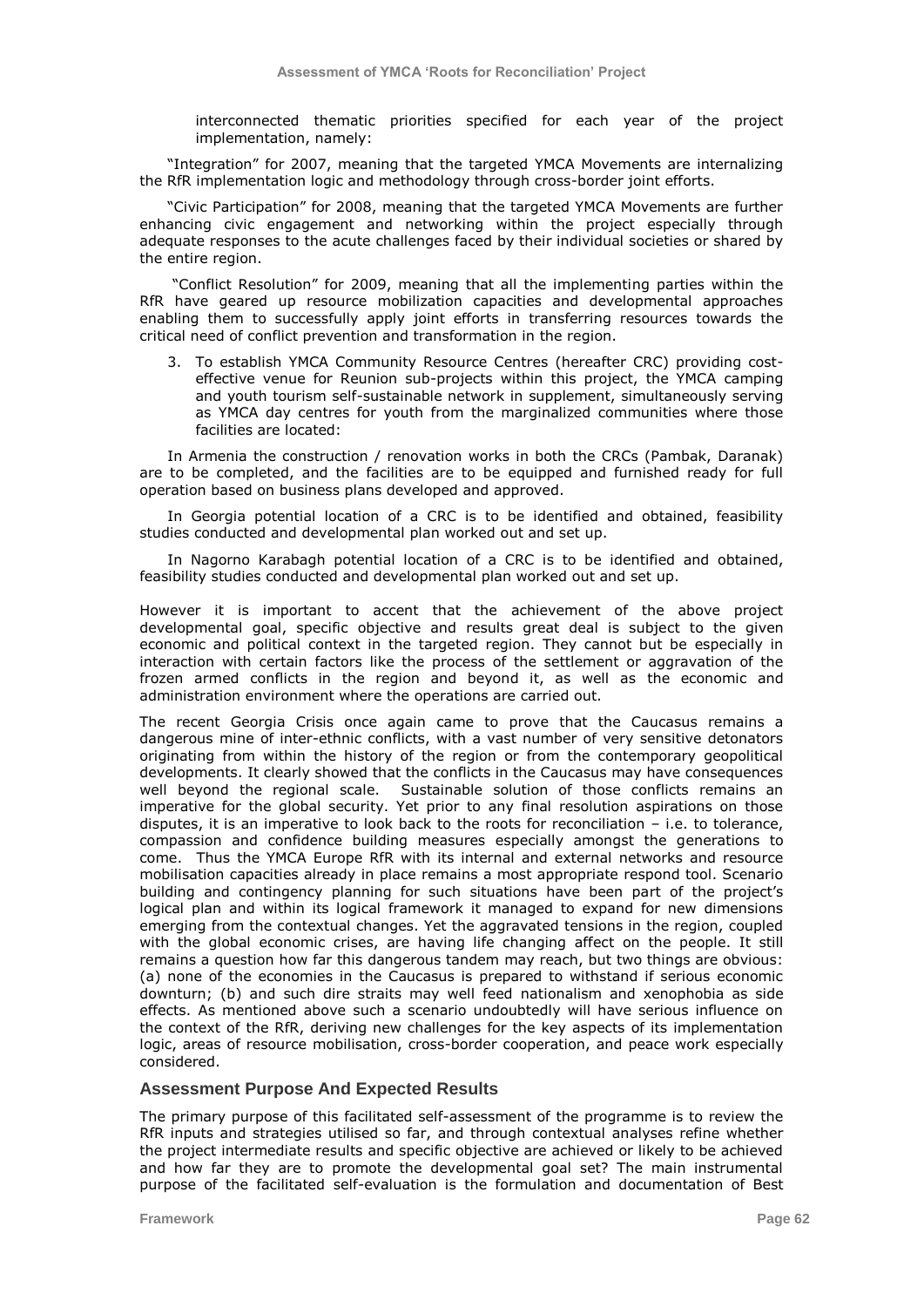interconnected thematic priorities specified for each year of the project implementation, namely:

"Integration" for 2007, meaning that the targeted YMCA Movements are internalizing the RfR implementation logic and methodology through cross-border joint efforts.

"Civic Participation" for 2008, meaning that the targeted YMCA Movements are further enhancing civic engagement and networking within the project especially through adequate responses to the acute challenges faced by their individual societies or shared by the entire region.

"Conflict Resolution" for 2009, meaning that all the implementing parties within the RfR have geared up resource mobilization capacities and developmental approaches enabling them to successfully apply joint efforts in transferring resources towards the critical need of conflict prevention and transformation in the region.

3. To establish YMCA Community Resource Centres (hereafter CRC) providing cost-effective venue for Reunion sub-projects within this project, the YMCA camping and youth tourism self-sustainable network in supplement, simultaneously serving as YMCA day centres for youth from the marginalized communities where those facilities are located:

In Armenia the construction / renovation works in both the CRCs (Pambak, Daranak) are to be completed, and the facilities are to be equipped and furnished ready for full operation based on business plans developed and approved.

In Georgia potential location of a CRC is to be identified and obtained, feasibility studies conducted and developmental plan worked out and set up.

In Nagorno Karabagh potential location of a CRC is to be identified and obtained, feasibility studies conducted and developmental plan worked out and set up.

However it is important to accent that the achievement of the above project developmental goal, specific objective and results great deal is subject to the given economic and political context in the targeted region. They cannot but be especially in interaction with certain factors like the process of the settlement or aggravation of the frozen armed conflicts in the region and beyond it, as well as the economic and administration environment where the operations are carried out.

The recent Georgia Crisis once again came to prove that the Caucasus remains a dangerous mine of inter-ethnic conflicts, with a vast number of very sensitive detonators originating from within the history of the region or from the contemporary geopolitical developments. It clearly showed that the conflicts in the Caucasus may have consequences well beyond the regional scale. Sustainable solution of those conflicts remains an imperative for the global security. Yet prior to any final resolution aspirations on those disputes, it is an imperative to look back to the roots for reconciliation – i.e. to tolerance, compassion and confidence building measures especially amongst the generations to come. Thus the YMCA Europe RfR with its internal and external networks and resource mobilisation capacities already in place remains a most appropriate respond tool. Scenario building and contingency planning for such situations have been part of the project's logical plan and within its logical framework it managed to expand for new dimensions emerging from the contextual changes. Yet the aggravated tensions in the region, coupled with the global economic crises, are having life changing affect on the people. It still remains a question how far this dangerous tandem may reach, but two things are obvious: (a) none of the economies in the Caucasus is prepared to withstand if serious economic downturn; (b) and such dire straits may well feed nationalism and xenophobia as side effects. As mentioned above such a scenario undoubtedly will have serious influence on the context of the RfR, deriving new challenges for the key aspects of its implementation logic, areas of resource mobilisation, cross-border cooperation, and peace work especially considered.

### Assessment Purpose And Expected Results

The primary purpose of this facilitated self-assessment of the programme is to review the RfR inputs and strategies utilised so far, and through contextual analyses refine whether the project intermediate results and specific objective are achieved or likely to be achieved and how far they are to promote the developmental goal set? The main instrumental purpose of the facilitated self-evaluation is the formulation and documentation of Best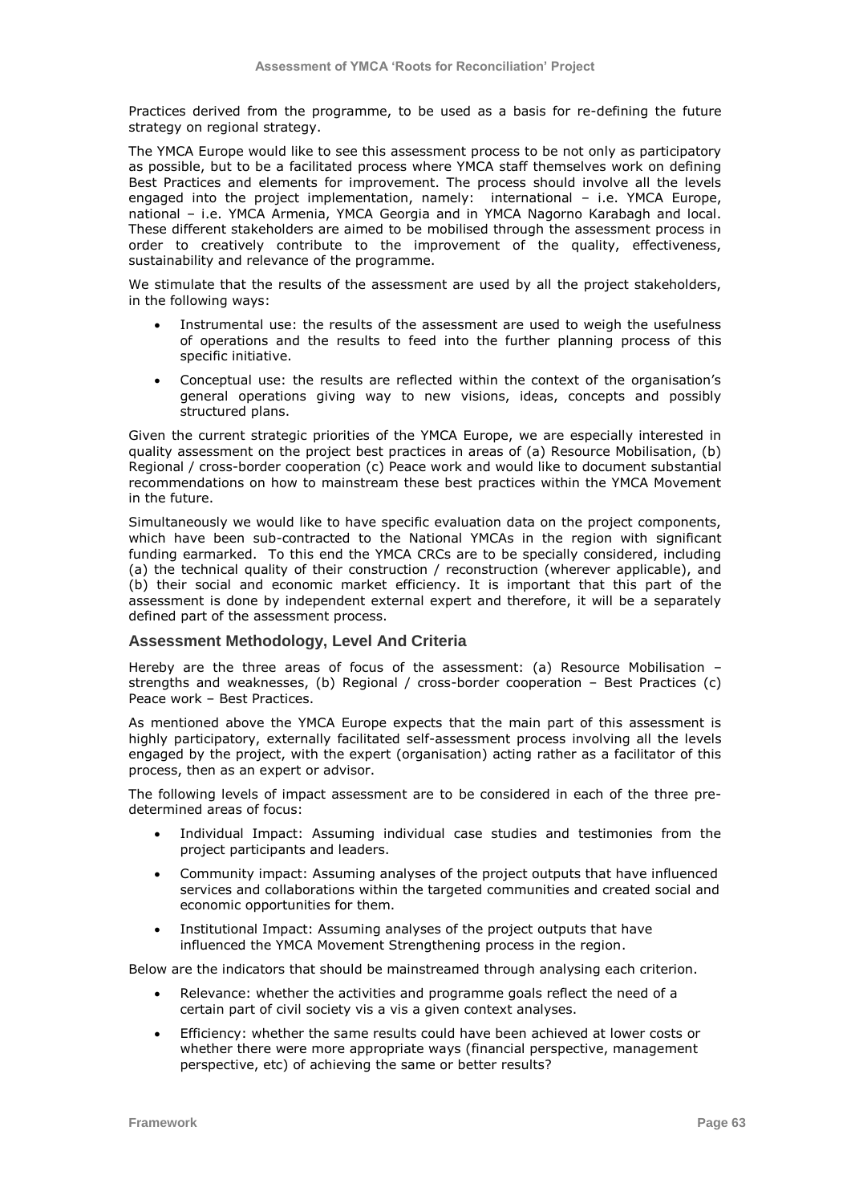Practices derived from the programme, to be used as a basis for re-defining the future strategy on regional strategy.

The YMCA Europe would like to see this assessment process to be not only as participatory as possible, but to be a facilitated process where YMCA staff themselves work on defining Best Practices and elements for improvement. The process should involve all the levels engaged into the project implementation, namely: international – i.e. YMCA Europe, national – i.e. YMCA Armenia, YMCA Georgia and in YMCA Nagorno Karabagh and local. These different stakeholders are aimed to be mobilised through the assessment process in order to creatively contribute to the improvement of the quality, effectiveness, sustainability and relevance of the programme.

We stimulate that the results of the assessment are used by all the project stakeholders, in the following ways:

- Instrumental use: the results of the assessment are used to weigh the usefulness of operations and the results to feed into the further planning process of this specific initiative.
- Conceptual use: the results are reflected within the context of the organisation's general operations giving way to new visions, ideas, concepts and possibly structured plans.

Given the current strategic priorities of the YMCA Europe, we are especially interested in quality assessment on the project best practices in areas of (a) Resource Mobilisation, (b) Regional / cross-border cooperation (c) Peace work and would like to document substantial recommendations on how to mainstream these best practices within the YMCA Movement in the future.

Simultaneously we would like to have specific evaluation data on the project components, which have been sub-contracted to the National YMCAs in the region with significant funding earmarked. To this end the YMCA CRCs are to be specially considered, including (a) the technical quality of their construction / reconstruction (wherever applicable), and (b) their social and economic market efficiency. It is important that this part of the assessment is done by independent external expert and therefore, it will be a separately defined part of the assessment process.

### Assessment Methodology, Level And Criteria

Hereby are the three areas of focus of the assessment: (a) Resource Mobilisation – strengths and weaknesses, (b) Regional / cross-border cooperation – Best Practices (c) Peace work – Best Practices.

As mentioned above the YMCA Europe expects that the main part of this assessment is highly participatory, externally facilitated self-assessment process involving all the levels engaged by the project, with the expert (organisation) acting rather as a facilitator of this process, then as an expert or advisor.

The following levels of impact assessment are to be considered in each of the three pre-determined areas of focus:

- Individual Impact: Assuming individual case studies and testimonies from the project participants and leaders.
- Community impact: Assuming analyses of the project outputs that have influenced services and collaborations within the targeted communities and created social and economic opportunities for them.
- Institutional Impact: Assuming analyses of the project outputs that have influenced the YMCA Movement Strengthening process in the region.

Below are the indicators that should be mainstreamed through analysing each criterion.

- Relevance: whether the activities and programme goals reflect the need of a certain part of civil society vis a vis a given context analyses.
- Efficiency: whether the same results could have been achieved at lower costs or whether there were more appropriate ways (financial perspective, management perspective, etc) of achieving the same or better results?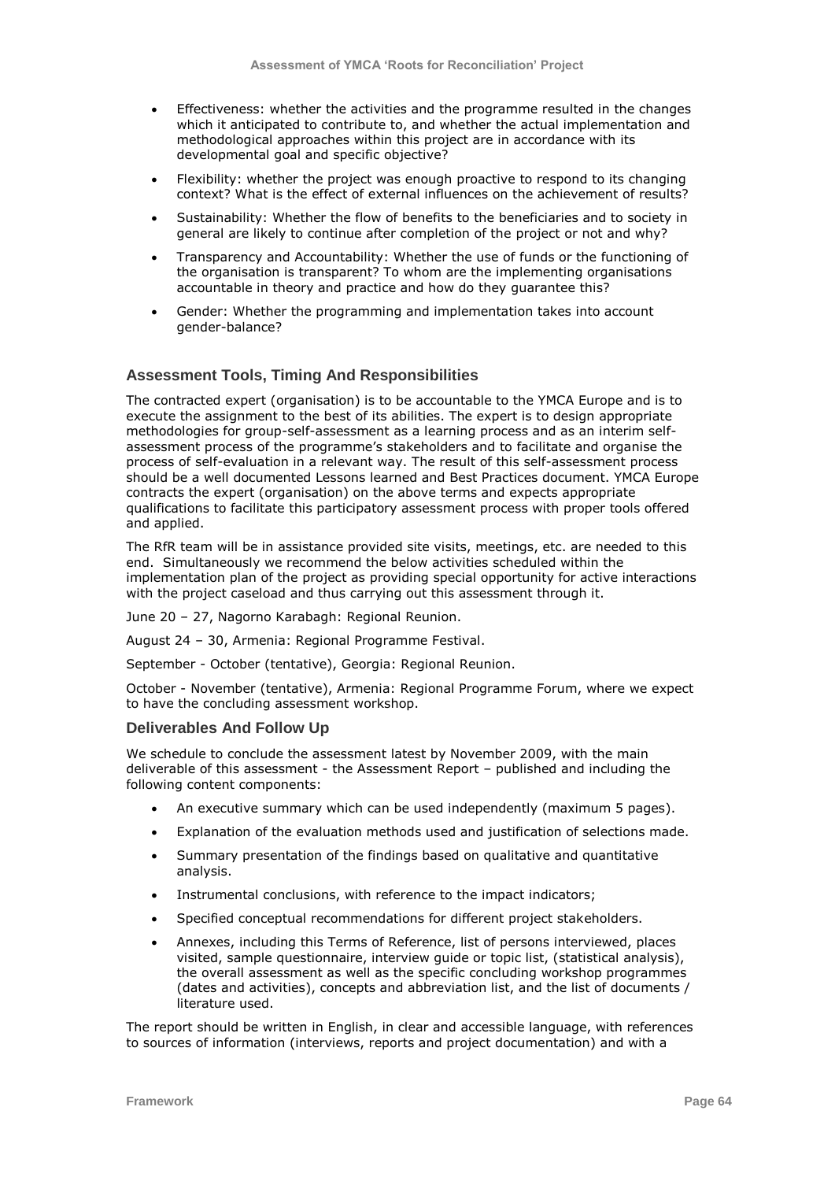- Effectiveness: whether the activities and the programme resulted in the changes which it anticipated to contribute to, and whether the actual implementation and methodological approaches within this project are in accordance with its developmental goal and specific objective?
- Flexibility: whether the project was enough proactive to respond to its changing context? What is the effect of external influences on the achievement of results?
- Sustainability: Whether the flow of benefits to the beneficiaries and to society in general are likely to continue after completion of the project or not and why?
- Transparency and Accountability: Whether the use of funds or the functioning of the organisation is transparent? To whom are the implementing organisations accountable in theory and practice and how do they guarantee this?
- Gender: Whether the programming and implementation takes into account gender-balance?

### Assessment Tools, Timing And Responsibilities

The contracted expert (organisation) is to be accountable to the YMCA Europe and is to execute the assignment to the best of its abilities. The expert is to design appropriate methodologies for group-self-assessment as a learning process and as an interim self-assessment process of the programme's stakeholders and to facilitate and organise the process of self-evaluation in a relevant way. The result of this self-assessment process should be a well documented Lessons learned and Best Practices document. YMCA Europe contracts the expert (organisation) on the above terms and expects appropriate qualifications to facilitate this participatory assessment process with proper tools offered and applied.

The RfR team will be in assistance provided site visits, meetings, etc. are needed to this end. Simultaneously we recommend the below activities scheduled within the implementation plan of the project as providing special opportunity for active interactions with the project caseload and thus carrying out this assessment through it.

June 20 – 27, Nagorno Karabagh: Regional Reunion.

August 24 – 30, Armenia: Regional Programme Festival.

September - October (tentative), Georgia: Regional Reunion.

October - November (tentative), Armenia: Regional Programme Forum, where we expect to have the concluding assessment workshop.

### Deliverables And Follow Up

We schedule to conclude the assessment latest by November 2009, with the main deliverable of this assessment - the Assessment Report – published and including the following content components:

- An executive summary which can be used independently (maximum 5 pages).
- Explanation of the evaluation methods used and justification of selections made.
- Summary presentation of the findings based on qualitative and quantitative analysis.
- Instrumental conclusions, with reference to the impact indicators;
- Specified conceptual recommendations for different project stakeholders.
- Annexes, including this Terms of Reference, list of persons interviewed, places visited, sample questionnaire, interview guide or topic list, (statistical analysis), the overall assessment as well as the specific concluding workshop programmes (dates and activities), concepts and abbreviation list, and the list of documents / literature used.

The report should be written in English, in clear and accessible language, with references to sources of information (interviews, reports and project documentation) and with a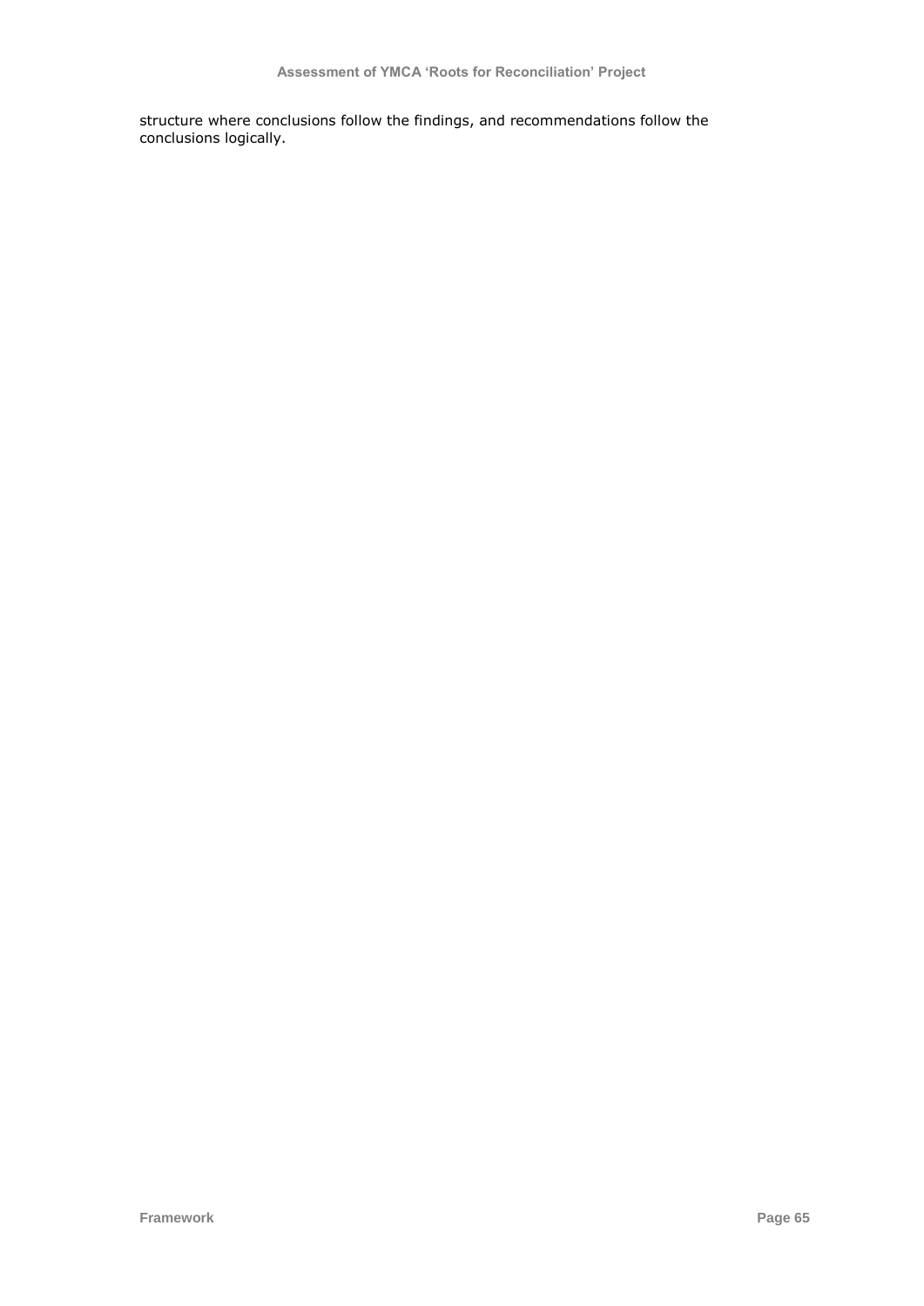structure where conclusions follow the findings, and recommendations follow the conclusions logically.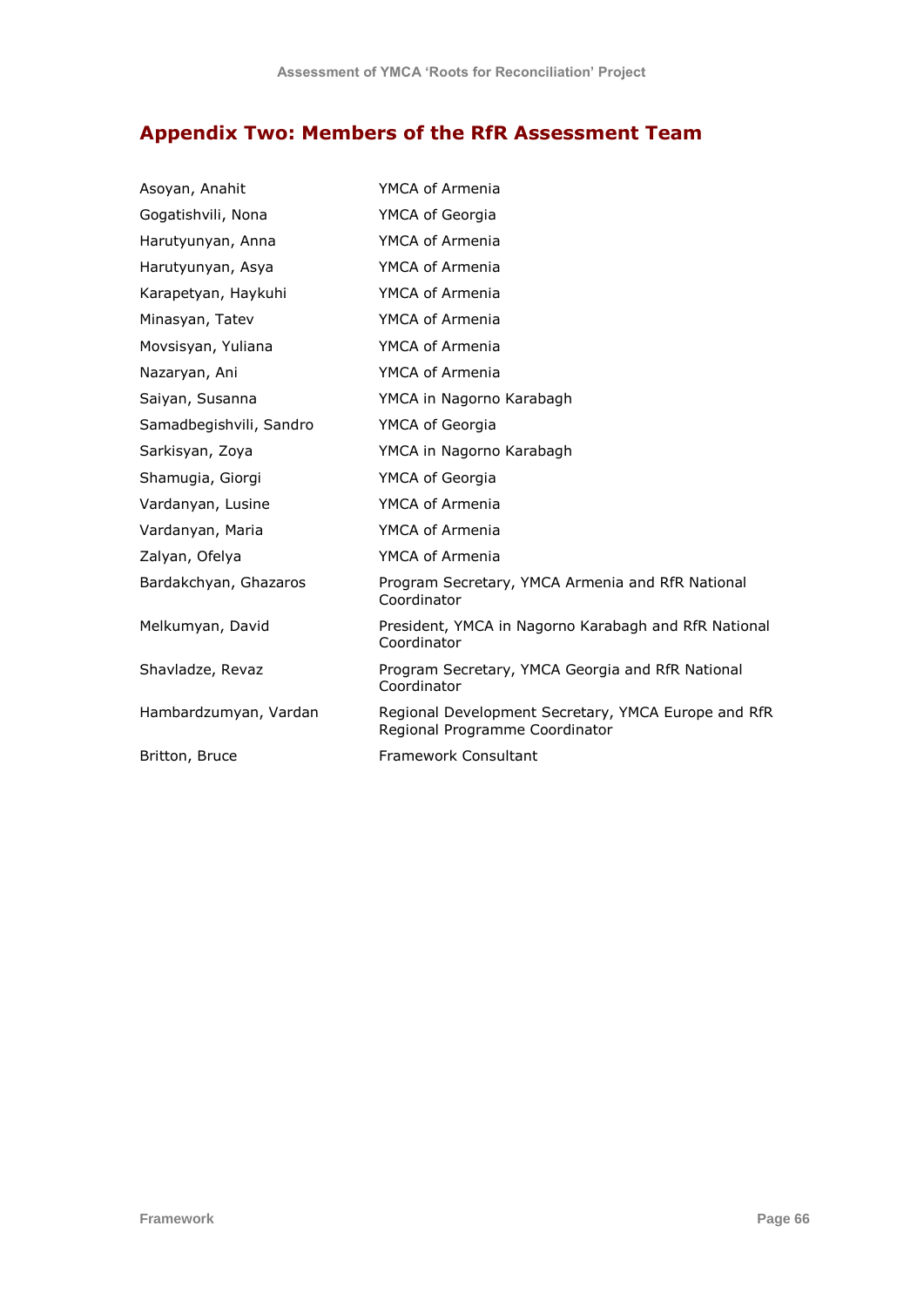## Appendix Two: Members of the RfR Assessment Team

| | |
|---|---|
| Asoyan, Anahit | YMCA of Armenia |
| Gogatishvili, Nona | YMCA of Georgia |
| Harutyunyan, Anna | YMCA of Armenia |
| Harutyunyan, Asya | YMCA of Armenia |
| Karapetyan, Haykuhi | YMCA of Armenia |
| Minasyan, Tatev | YMCA of Armenia |
| Movsisyan, Yuliana | YMCA of Armenia |
| Nazaryan, Ani | YMCA of Armenia |
| Saiyan, Susanna | YMCA in Nagorno Karabagh |
| Samadbegishvili, Sandro | YMCA of Georgia |
| Sarkisyan, Zoya | YMCA in Nagorno Karabagh |
| Shamugia, Giorgi | YMCA of Georgia |
| Vardanyan, Lusine | YMCA of Armenia |
| Vardanyan, Maria | YMCA of Armenia |
| Zalyan, Ofelya | YMCA of Armenia |
| Bardakchyan, Ghazaros | Program Secretary, YMCA Armenia and RfR National Coordinator |
| Melkumyan, David | President, YMCA in Nagorno Karabagh and RfR National Coordinator |
| Shavladze, Revaz | Program Secretary, YMCA Georgia and RfR National Coordinator |
| Hambardzumyan, Vardan | Regional Development Secretary, YMCA Europe and RfR Regional Programme Coordinator |
| Britton, Bruce | Framework Consultant |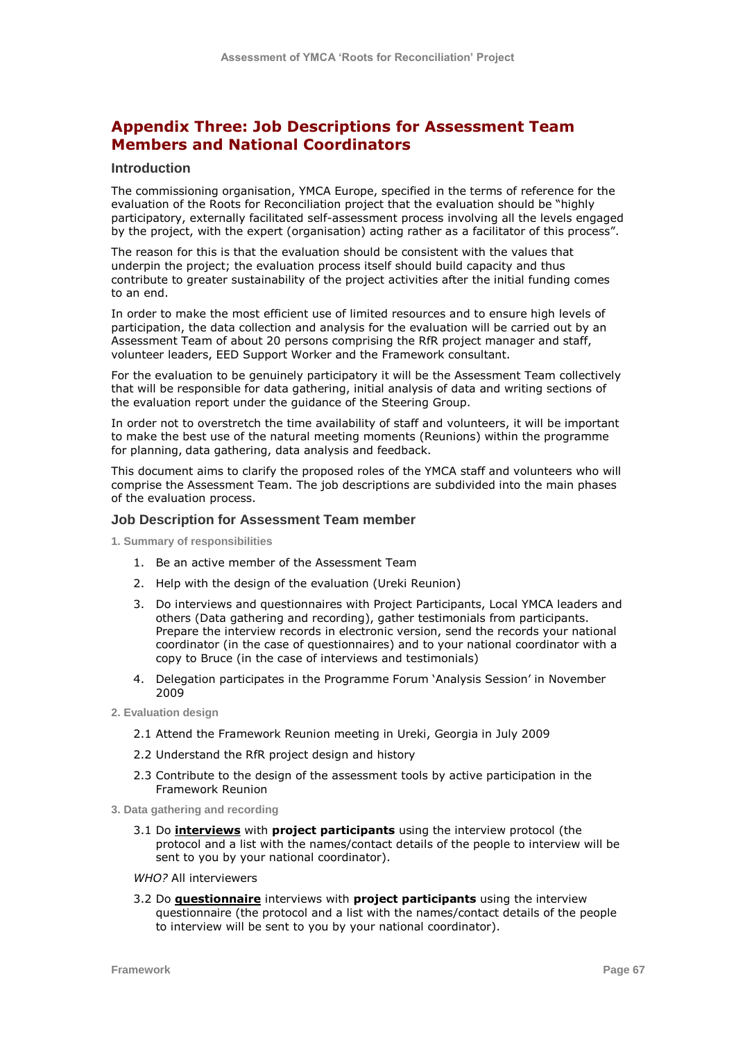## Appendix Three: Job Descriptions for Assessment Team Members and National Coordinators

### Introduction

The commissioning organisation, YMCA Europe, specified in the terms of reference for the evaluation of the Roots for Reconciliation project that the evaluation should be "highly participatory, externally facilitated self-assessment process involving all the levels engaged by the project, with the expert (organisation) acting rather as a facilitator of this process".

The reason for this is that the evaluation should be consistent with the values that underpin the project; the evaluation process itself should build capacity and thus contribute to greater sustainability of the project activities after the initial funding comes to an end.

In order to make the most efficient use of limited resources and to ensure high levels of participation, the data collection and analysis for the evaluation will be carried out by an Assessment Team of about 20 persons comprising the RfR project manager and staff, volunteer leaders, EED Support Worker and the Framework consultant.

For the evaluation to be genuinely participatory it will be the Assessment Team collectively that will be responsible for data gathering, initial analysis of data and writing sections of the evaluation report under the guidance of the Steering Group.

In order not to overstretch the time availability of staff and volunteers, it will be important to make the best use of the natural meeting moments (Reunions) within the programme for planning, data gathering, data analysis and feedback.

This document aims to clarify the proposed roles of the YMCA staff and volunteers who will comprise the Assessment Team. The job descriptions are subdivided into the main phases of the evaluation process.

### Job Description for Assessment Team member

#### 1. Summary of responsibilities

1. Be an active member of the Assessment Team
2. Help with the design of the evaluation (Ureki Reunion)
3. Do interviews and questionnaires with Project Participants, Local YMCA leaders and others (Data gathering and recording), gather testimonials from participants. Prepare the interview records in electronic version, send the records your national coordinator (in the case of questionnaires) and to your national coordinator with a copy to Bruce (in the case of interviews and testimonials)
4. Delegation participates in the Programme Forum 'Analysis Session' in November 2009

#### 2. Evaluation design

2.1 Attend the Framework Reunion meeting in Ureki, Georgia in July 2009

2.2 Understand the RfR project design and history

2.3 Contribute to the design of the assessment tools by active participation in the Framework Reunion

#### 3. Data gathering and recording

3.1 Do **interviews** with **project participants** using the interview protocol (the protocol and a list with the names/contact details of the people to interview will be sent to you by your national coordinator).

*WHO?* All interviewers

3.2 Do **questionnaire** interviews with **project participants** using the interview questionnaire (the protocol and a list with the names/contact details of the people to interview will be sent to you by your national coordinator).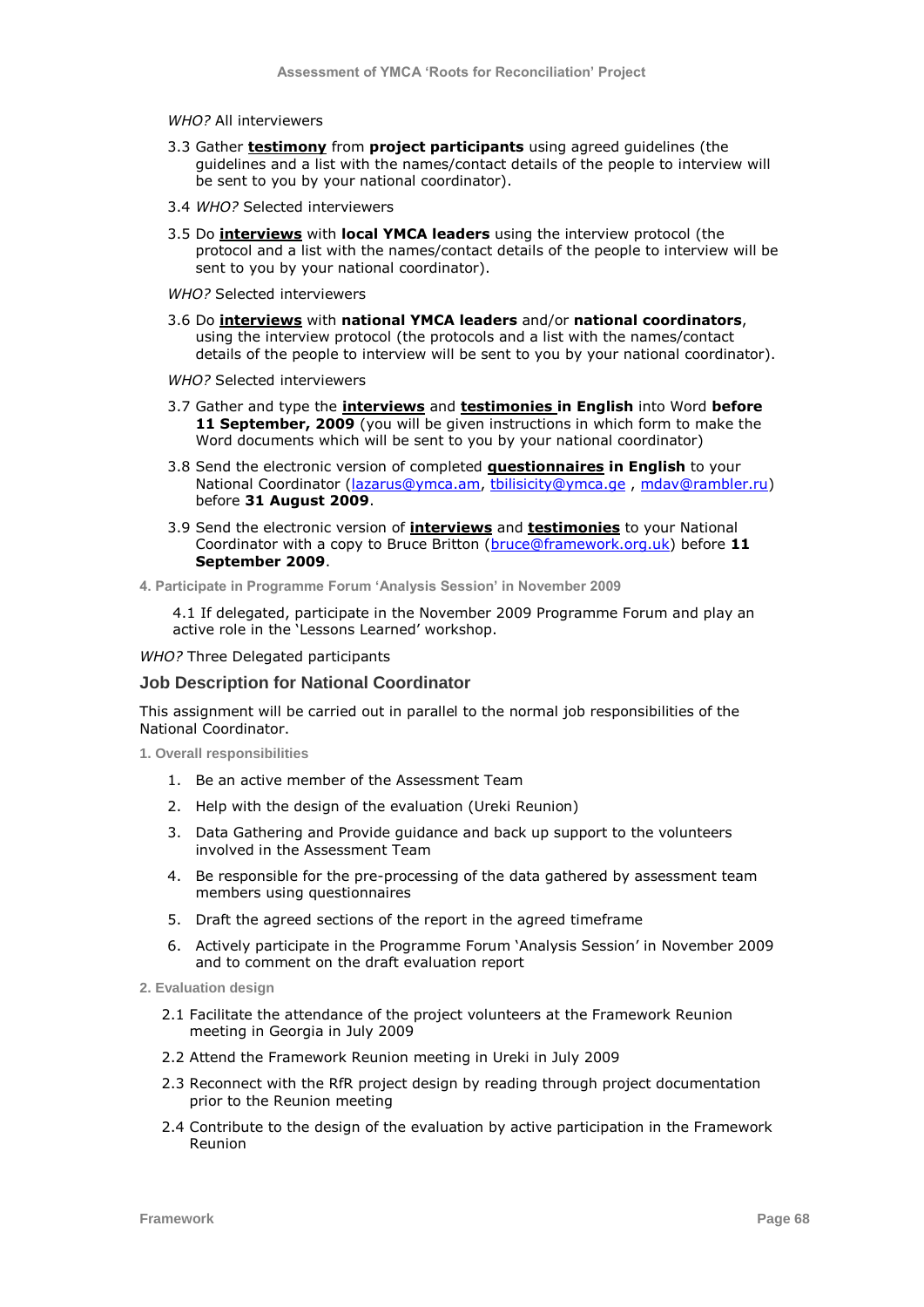*WHO?* All interviewers

3.3 Gather **testimony** from **project participants** using agreed guidelines (the guidelines and a list with the names/contact details of the people to interview will be sent to you by your national coordinator).

3.4 *WHO?* Selected interviewers

3.5 Do **interviews** with **local YMCA leaders** using the interview protocol (the protocol and a list with the names/contact details of the people to interview will be sent to you by your national coordinator).

*WHO?* Selected interviewers

3.6 Do **interviews** with **national YMCA leaders** and/or **national coordinators**, using the interview protocol (the protocols and a list with the names/contact details of the people to interview will be sent to you by your national coordinator).

*WHO?* Selected interviewers

3.7 Gather and type the **interviews** and **testimonies in English** into Word **before 11 September, 2009** (you will be given instructions in which form to make the Word documents which will be sent to you by your national coordinator)

3.8 Send the electronic version of completed **questionnaires in English** to your National Coordinator (lazarus@ymca.am, tbilisicity@ymca.ge , mdav@rambler.ru) before **31 August 2009**.

3.9 Send the electronic version of **interviews** and **testimonies** to your National Coordinator with a copy to Bruce Britton (bruce@framework.org.uk) before **11 September 2009**.

#### 4. Participate in Programme Forum 'Analysis Session' in November 2009

4.1 If delegated, participate in the November 2009 Programme Forum and play an active role in the 'Lessons Learned' workshop.

*WHO?* Three Delegated participants

### Job Description for National Coordinator

This assignment will be carried out in parallel to the normal job responsibilities of the National Coordinator.

#### 1. Overall responsibilities

1. Be an active member of the Assessment Team
2. Help with the design of the evaluation (Ureki Reunion)
3. Data Gathering and Provide guidance and back up support to the volunteers involved in the Assessment Team
4. Be responsible for the pre-processing of the data gathered by assessment team members using questionnaires
5. Draft the agreed sections of the report in the agreed timeframe
6. Actively participate in the Programme Forum 'Analysis Session' in November 2009 and to comment on the draft evaluation report

#### 2. Evaluation design

2.1 Facilitate the attendance of the project volunteers at the Framework Reunion meeting in Georgia in July 2009

2.2 Attend the Framework Reunion meeting in Ureki in July 2009

2.3 Reconnect with the RfR project design by reading through project documentation prior to the Reunion meeting

2.4 Contribute to the design of the evaluation by active participation in the Framework Reunion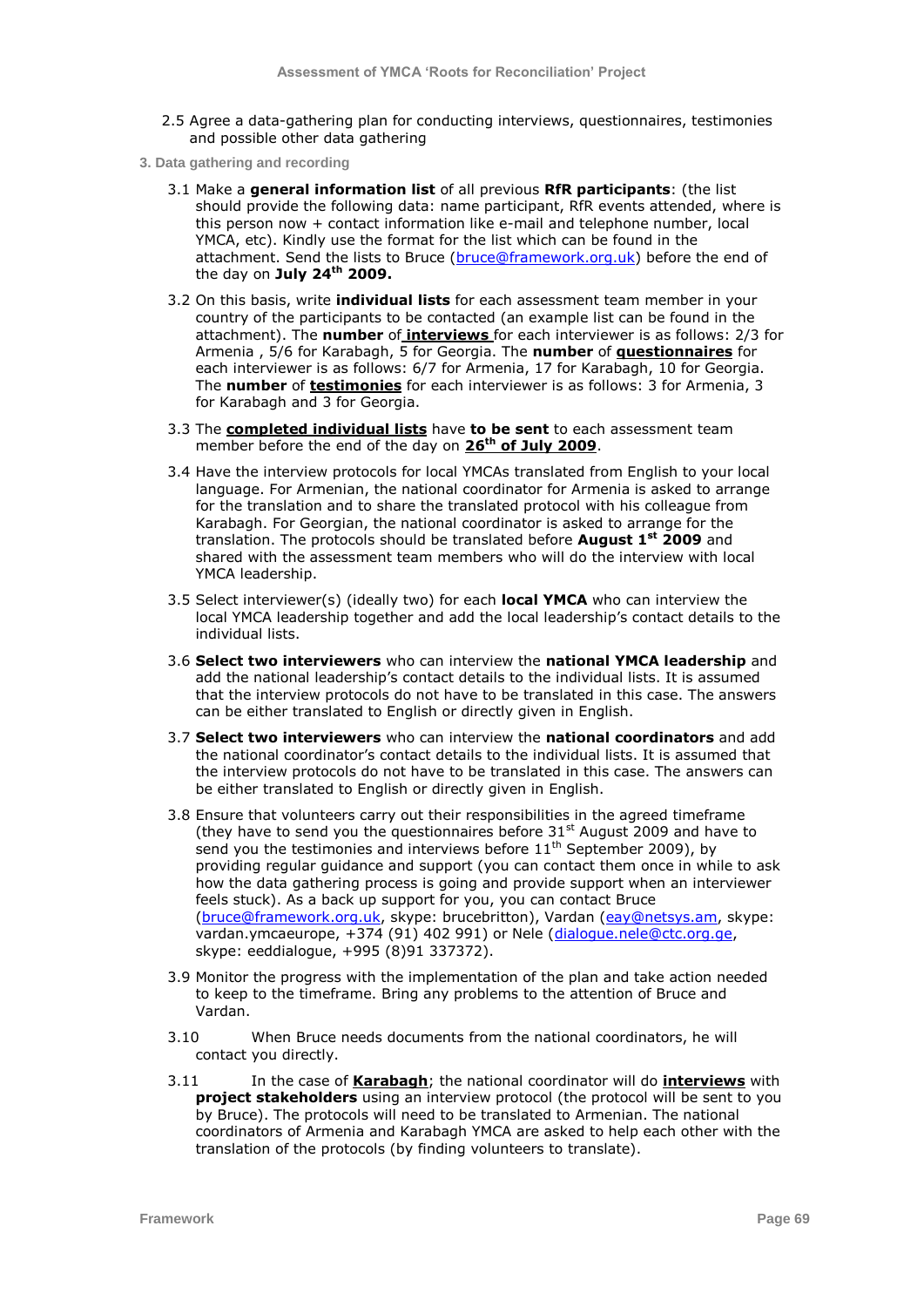2.5 Agree a data-gathering plan for conducting interviews, questionnaires, testimonies and possible other data gathering

### 3. Data gathering and recording

3.1 Make a **general information list** of all previous **RfR participants**: (the list should provide the following data: name participant, RfR events attended, where is this person now + contact information like e-mail and telephone number, local YMCA, etc). Kindly use the format for the list which can be found in the attachment. Send the lists to Bruce (bruce@framework.org.uk) before the end of the day on **July 24th 2009.**

3.2 On this basis, write **individual lists** for each assessment team member in your country of the participants to be contacted (an example list can be found in the attachment). The **number** of **interviews** for each interviewer is as follows: 2/3 for Armenia , 5/6 for Karabagh, 5 for Georgia. The **number** of **questionnaires** for each interviewer is as follows: 6/7 for Armenia, 17 for Karabagh, 10 for Georgia. The **number** of **testimonies** for each interviewer is as follows: 3 for Armenia, 3 for Karabagh and 3 for Georgia.

3.3 The **completed individual lists** have **to be sent** to each assessment team member before the end of the day on **26th of July 2009**.

3.4 Have the interview protocols for local YMCAs translated from English to your local language. For Armenian, the national coordinator for Armenia is asked to arrange for the translation and to share the translated protocol with his colleague from Karabagh. For Georgian, the national coordinator is asked to arrange for the translation. The protocols should be translated before **August 1st 2009** and shared with the assessment team members who will do the interview with local YMCA leadership.

3.5 Select interviewer(s) (ideally two) for each **local YMCA** who can interview the local YMCA leadership together and add the local leadership's contact details to the individual lists.

3.6 **Select two interviewers** who can interview the **national YMCA leadership** and add the national leadership's contact details to the individual lists. It is assumed that the interview protocols do not have to be translated in this case. The answers can be either translated to English or directly given in English.

3.7 **Select two interviewers** who can interview the **national coordinators** and add the national coordinator's contact details to the individual lists. It is assumed that the interview protocols do not have to be translated in this case. The answers can be either translated to English or directly given in English.

3.8 Ensure that volunteers carry out their responsibilities in the agreed timeframe (they have to send you the questionnaires before 31st August 2009 and have to send you the testimonies and interviews before 11th September 2009), by providing regular guidance and support (you can contact them once in while to ask how the data gathering process is going and provide support when an interviewer feels stuck). As a back up support for you, you can contact Bruce (bruce@framework.org.uk, skype: brucebritton), Vardan (eay@netsys.am, skype: vardan.ymcaeurope, +374 (91) 402 991) or Nele (dialogue.nele@ctc.org.ge, skype: eeddialogue, +995 (8)91 337372).

3.9 Monitor the progress with the implementation of the plan and take action needed to keep to the timeframe. Bring any problems to the attention of Bruce and Vardan.

3.10 When Bruce needs documents from the national coordinators, he will contact you directly.

3.11 In the case of **Karabagh**; the national coordinator will do **interviews** with **project stakeholders** using an interview protocol (the protocol will be sent to you by Bruce). The protocols will need to be translated to Armenian. The national coordinators of Armenia and Karabagh YMCA are asked to help each other with the translation of the protocols (by finding volunteers to translate).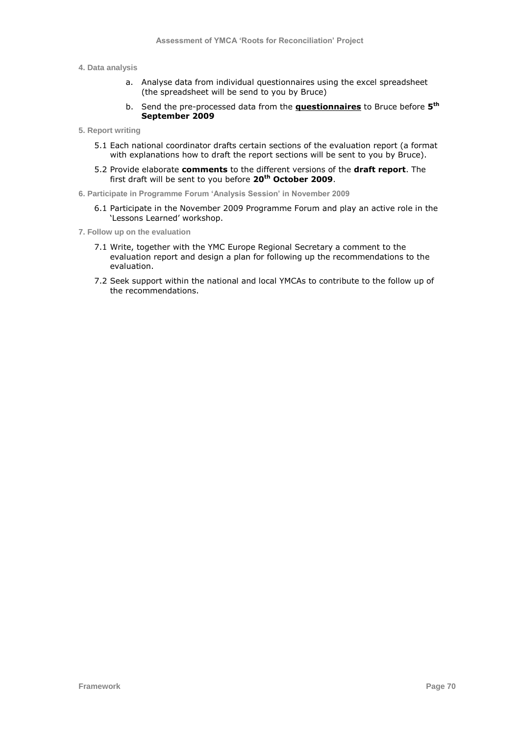**4. Data analysis**

a. Analyse data from individual questionnaires using the excel spreadsheet (the spreadsheet will be send to you by Bruce)

b. Send the pre-processed data from the **questionnaires** to Bruce before **5th September 2009**

**5. Report writing**

5.1 Each national coordinator drafts certain sections of the evaluation report (a format with explanations how to draft the report sections will be sent to you by Bruce).

5.2 Provide elaborate **comments** to the different versions of the **draft report**. The first draft will be sent to you before **20th October 2009**.

**6. Participate in Programme Forum 'Analysis Session' in November 2009**

6.1 Participate in the November 2009 Programme Forum and play an active role in the 'Lessons Learned' workshop.

**7. Follow up on the evaluation**

7.1 Write, together with the YMC Europe Regional Secretary a comment to the evaluation report and design a plan for following up the recommendations to the evaluation.

7.2 Seek support within the national and local YMCAs to contribute to the follow up of the recommendations.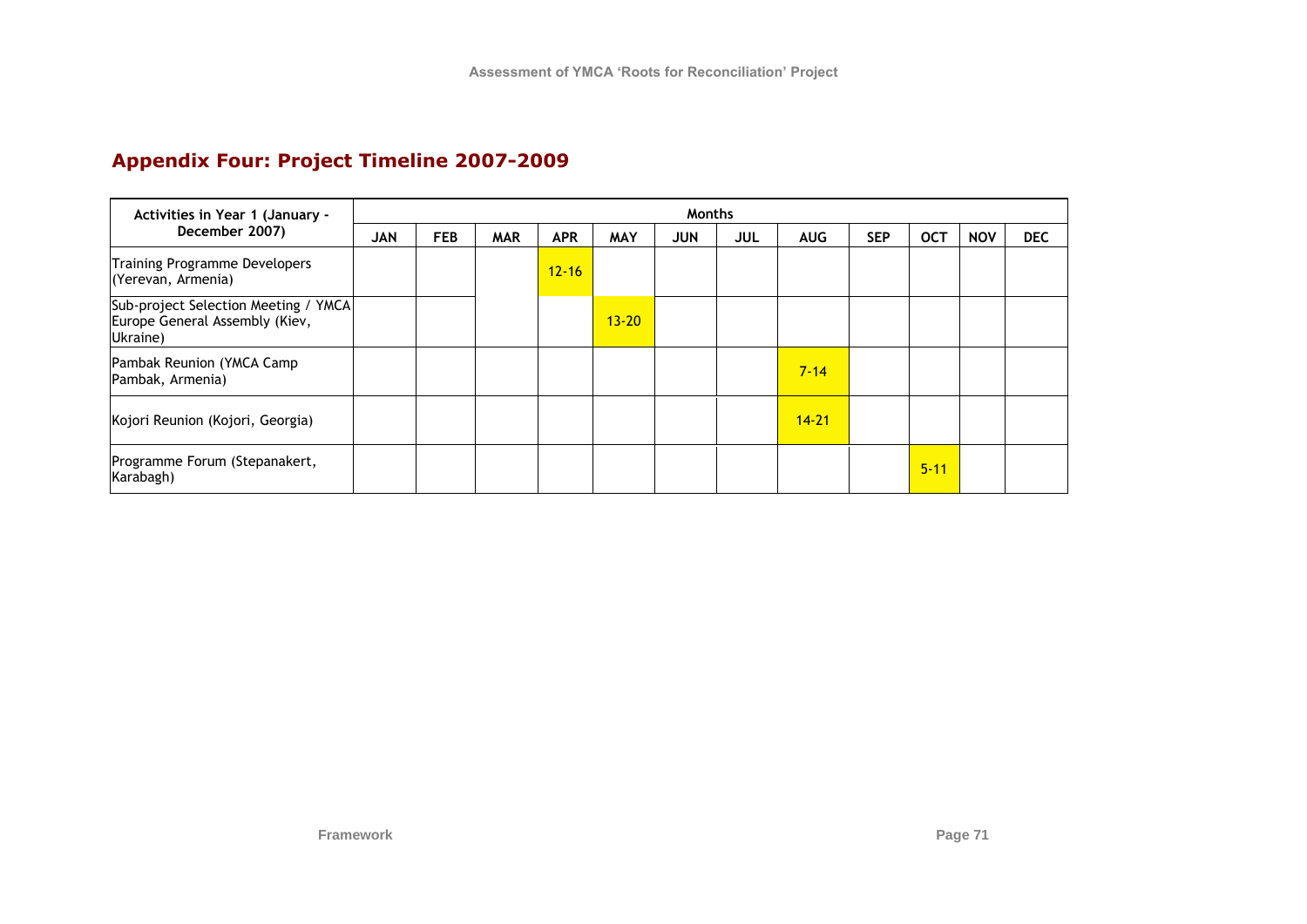## Appendix Four: Project Timeline 2007-2009

| Activities in Year 1 (January - December 2007) | Months | | | | | | | | | | | |
|---|---|---|---|---|---|---|---|---|---|---|---|---|
| | JAN | FEB | MAR | APR | MAY | JUN | JUL | AUG | SEP | OCT | NOV | DEC |
| Training Programme Developers (Yerevan, Armenia) | | | | 12-16 | | | | | | | | |
| Sub-project Selection Meeting / YMCA Europe General Assembly (Kiev, Ukraine) | | | | | 13-20 | | | | | | | |
| Pambak Reunion (YMCA Camp Pambak, Armenia) | | | | | | | | 7-14 | | | | |
| Kojori Reunion (Kojori, Georgia) | | | | | | | | 14-21 | | | | |
| Programme Forum (Stepanakert, Karabagh) | | | | | | | | | | 5-11 | | |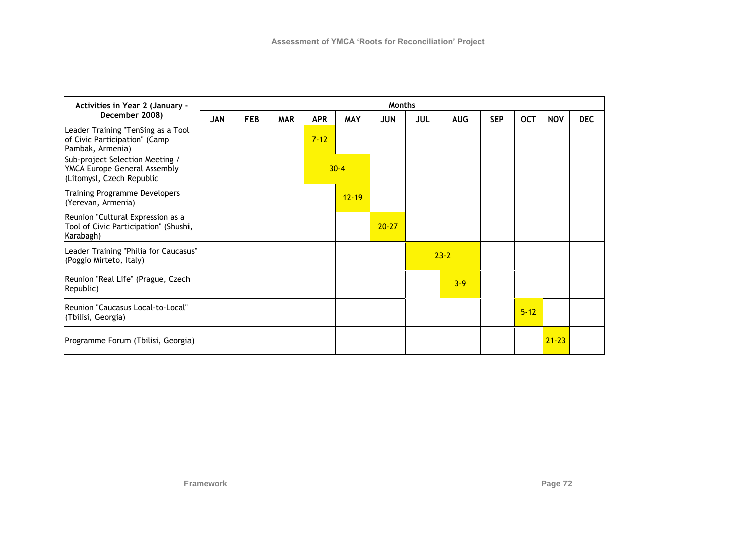| Activities in Year 2 (January - December 2008) | Months | | | | | | | | | | | |
|---|---|---|---|---|---|---|---|---|---|---|---|---|
| | JAN | FEB | MAR | APR | MAY | JUN | JUL | AUG | SEP | OCT | NOV | DEC |
| Leader Training "TenSing as a Tool of Civic Participation" (Camp Pambak, Armenia) | | | | 7-12 | | | | | | | | |
| Sub-project Selection Meeting / YMCA Europe General Assembly (Litomysl, Czech Republic | | | | 30-4 | | | | | | | | |
| Training Programme Developers (Yerevan, Armenia) | | | | | 12-19 | | | | | | | |
| Reunion "Cultural Expression as a Tool of Civic Participation" (Shushi, Karabagh) | | | | | | 20-27 | | | | | | |
| Leader Training "Philia for Caucasus" (Poggio Mirteto, Italy) | | | | | | | 23-2 | | | | | |
| Reunion "Real Life" (Prague, Czech Republic) | | | | | | | | 3-9 | | | | |
| Reunion "Caucasus Local-to-Local" (Tbilisi, Georgia) | | | | | | | | | | 5-12 | | |
| Programme Forum (Tbilisi, Georgia) | | | | | | | | | | | 21-23 | |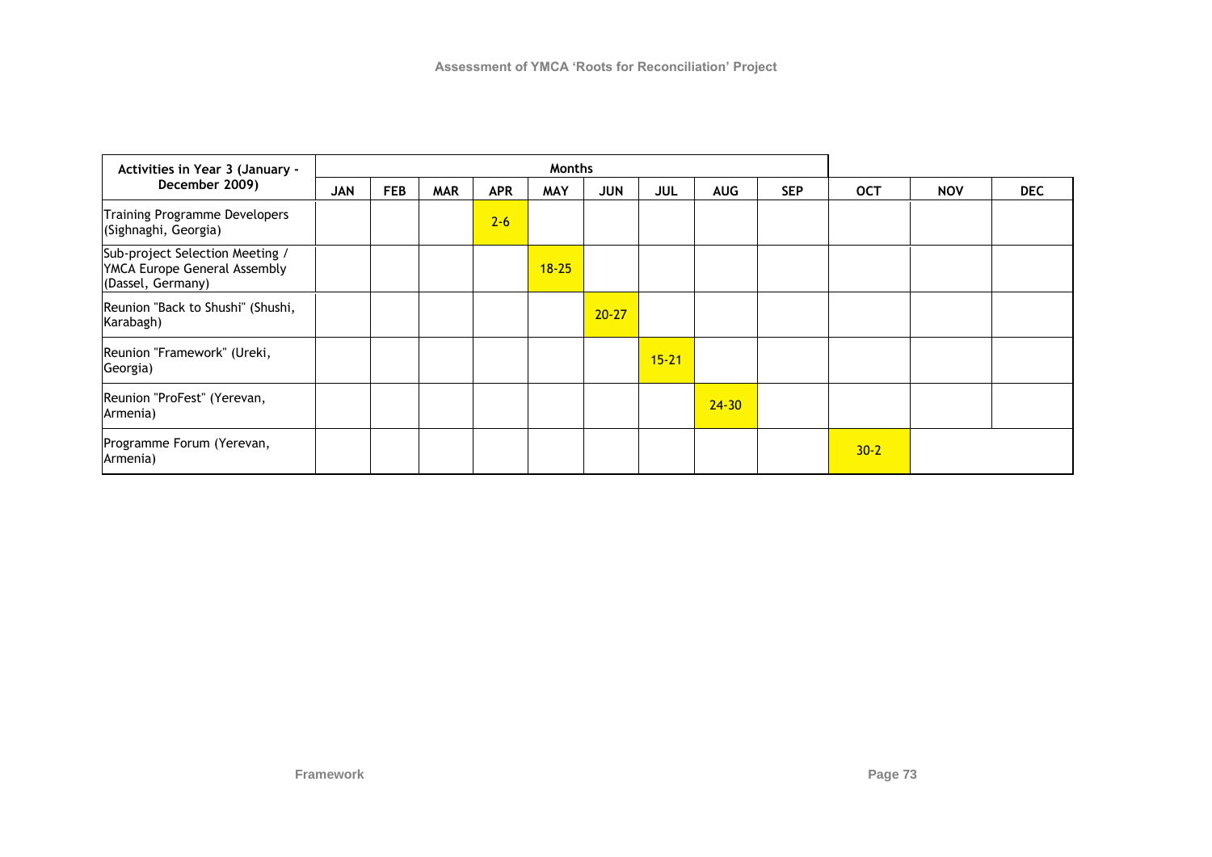| Activities in Year 3 (January - December 2009) | Months | | | | | | | | | | | |
|---|---|---|---|---|---|---|---|---|---|---|---|---|
| | JAN | FEB | MAR | APR | MAY | JUN | JUL | AUG | SEP | OCT | NOV | DEC |
| Training Programme Developers (Sighnaghi, Georgia) | | | | 2-6 | | | | | | | | |
| Sub-project Selection Meeting / YMCA Europe General Assembly (Dassel, Germany) | | | | | 18-25 | | | | | | | |
| Reunion "Back to Shushi" (Shushi, Karabagh) | | | | | | 20-27 | | | | | | |
| Reunion "Framework" (Ureki, Georgia) | | | | | | | 15-21 | | | | | |
| Reunion "ProFest" (Yerevan, Armenia) | | | | | | | | 24-30 | | | | |
| Programme Forum (Yerevan, Armenia) | | | | | | | | | | 30-2 | | |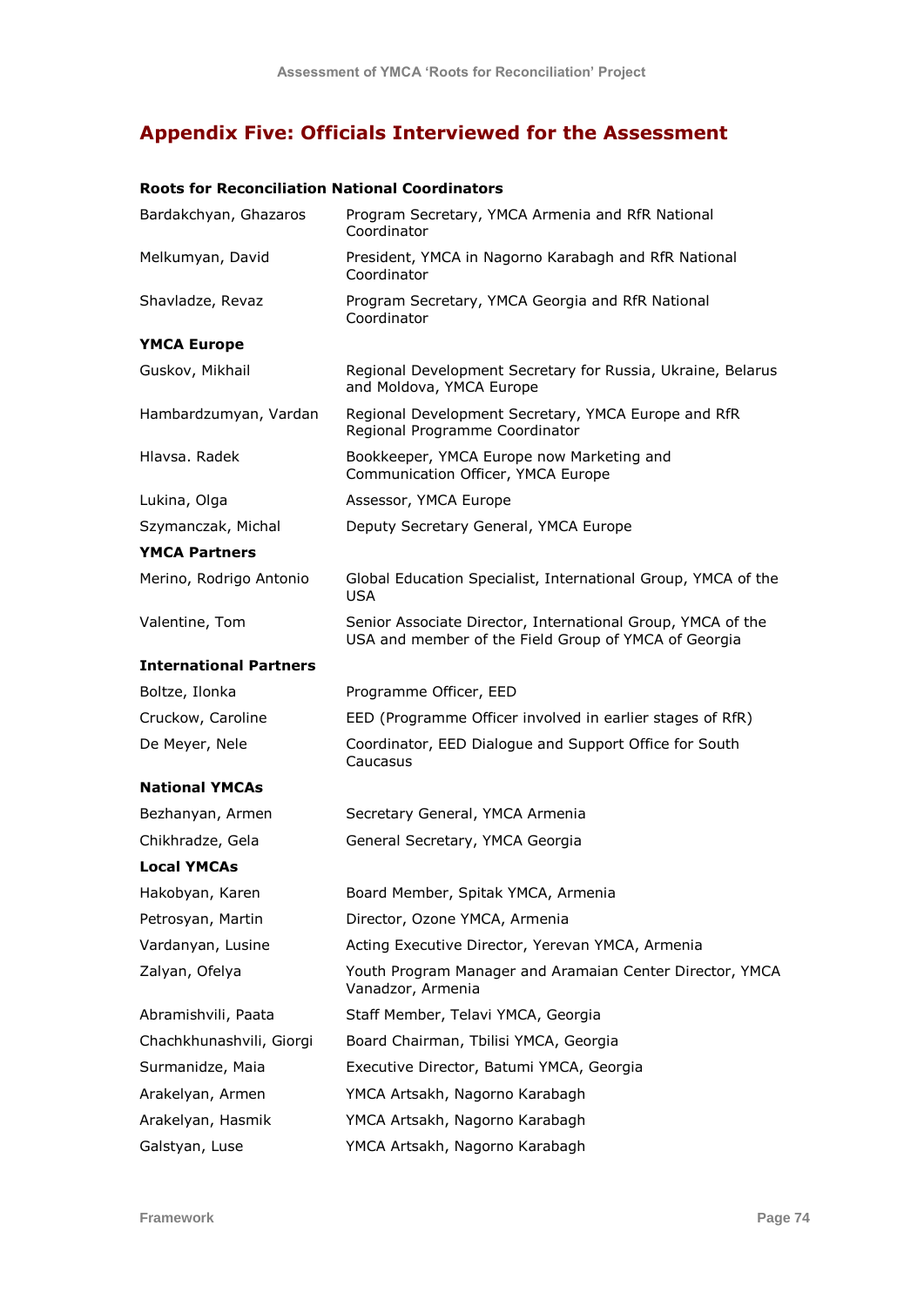## Appendix Five: Officials Interviewed for the Assessment

**Roots for Reconciliation National Coordinators**

| | |
|---|---|
| Bardakchyan, Ghazaros | Program Secretary, YMCA Armenia and RfR National Coordinator |
| Melkumyan, David | President, YMCA in Nagorno Karabagh and RfR National Coordinator |
| Shavladze, Revaz | Program Secretary, YMCA Georgia and RfR National Coordinator |
| **YMCA Europe** | |
| Guskov, Mikhail | Regional Development Secretary for Russia, Ukraine, Belarus and Moldova, YMCA Europe |
| Hambardzumyan, Vardan | Regional Development Secretary, YMCA Europe and RfR Regional Programme Coordinator |
| Hlavsa. Radek | Bookkeeper, YMCA Europe now Marketing and Communication Officer, YMCA Europe |
| Lukina, Olga | Assessor, YMCA Europe |
| Szymanczak, Michal | Deputy Secretary General, YMCA Europe |
| **YMCA Partners** | |
| Merino, Rodrigo Antonio | Global Education Specialist, International Group, YMCA of the USA |
| Valentine, Tom | Senior Associate Director, International Group, YMCA of the USA and member of the Field Group of YMCA of Georgia |
| **International Partners** | |
| Boltze, Ilonka | Programme Officer, EED |
| Cruckow, Caroline | EED (Programme Officer involved in earlier stages of RfR) |
| De Meyer, Nele | Coordinator, EED Dialogue and Support Office for South Caucasus |
| **National YMCAs** | |
| Bezhanyan, Armen | Secretary General, YMCA Armenia |
| Chikhradze, Gela | General Secretary, YMCA Georgia |
| **Local YMCAs** | |
| Hakobyan, Karen | Board Member, Spitak YMCA, Armenia |
| Petrosyan, Martin | Director, Ozone YMCA, Armenia |
| Vardanyan, Lusine | Acting Executive Director, Yerevan YMCA, Armenia |
| Zalyan, Ofelya | Youth Program Manager and Aramaian Center Director, YMCA Vanadzor, Armenia |
| Abramishvili, Paata | Staff Member, Telavi YMCA, Georgia |
| Chachkhunashvili, Giorgi | Board Chairman, Tbilisi YMCA, Georgia |
| Surmanidze, Maia | Executive Director, Batumi YMCA, Georgia |
| Arakelyan, Armen | YMCA Artsakh, Nagorno Karabagh |
| Arakelyan, Hasmik | YMCA Artsakh, Nagorno Karabagh |
| Galstyan, Luse | YMCA Artsakh, Nagorno Karabagh |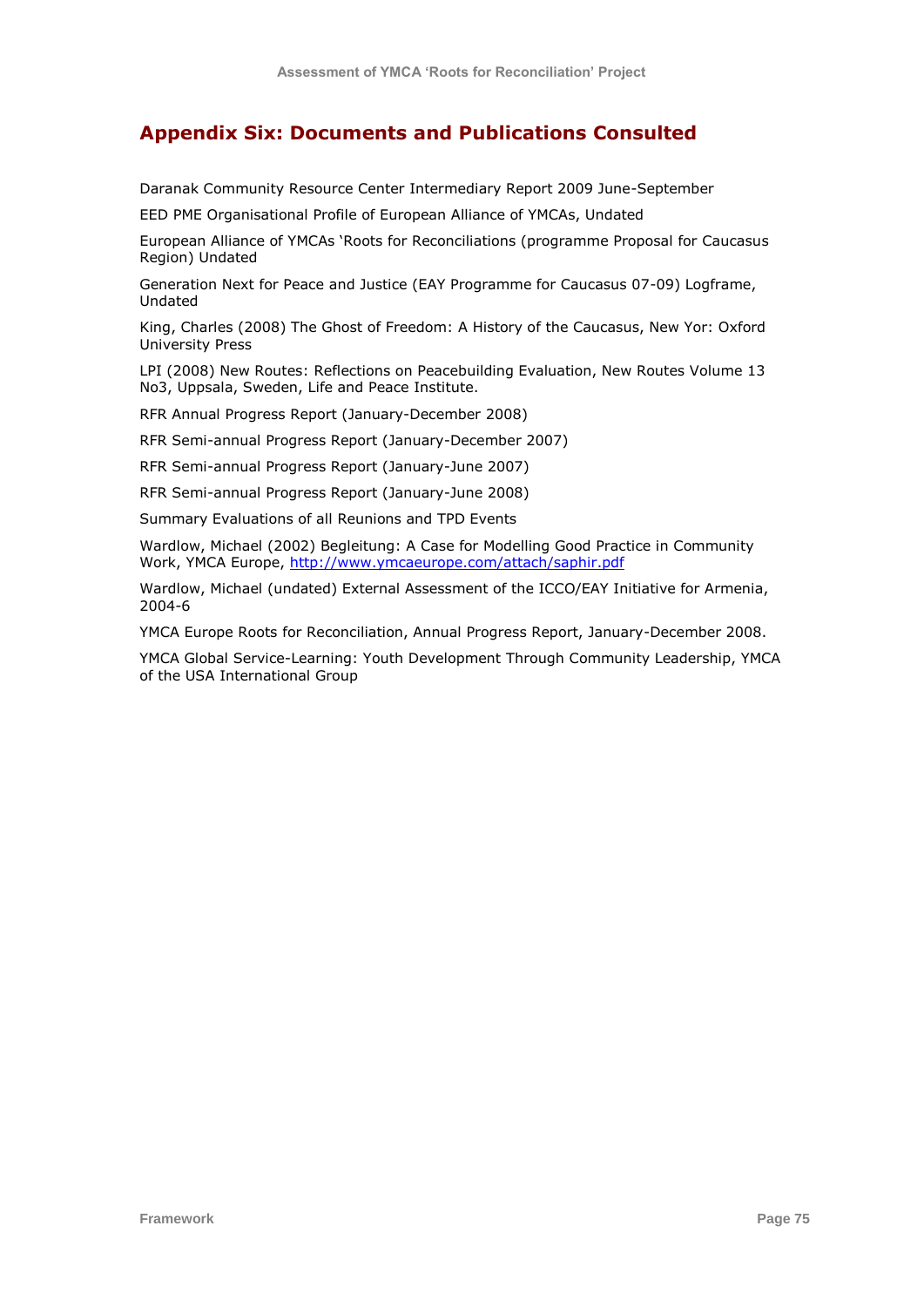## Appendix Six: Documents and Publications Consulted

Daranak Community Resource Center Intermediary Report 2009 June-September

EED PME Organisational Profile of European Alliance of YMCAs, Undated

European Alliance of YMCAs 'Roots for Reconciliations (programme Proposal for Caucasus Region) Undated

Generation Next for Peace and Justice (EAY Programme for Caucasus 07-09) Logframe, Undated

King, Charles (2008) The Ghost of Freedom: A History of the Caucasus, New Yor: Oxford University Press

LPI (2008) New Routes: Reflections on Peacebuilding Evaluation, New Routes Volume 13 No3, Uppsala, Sweden, Life and Peace Institute.

RFR Annual Progress Report (January-December 2008)

RFR Semi-annual Progress Report (January-December 2007)

RFR Semi-annual Progress Report (January-June 2007)

RFR Semi-annual Progress Report (January-June 2008)

Summary Evaluations of all Reunions and TPD Events

Wardlow, Michael (2002) Begleitung: A Case for Modelling Good Practice in Community Work, YMCA Europe, http://www.ymcaeurope.com/attach/saphir.pdf

Wardlow, Michael (undated) External Assessment of the ICCO/EAY Initiative for Armenia, 2004-6

YMCA Europe Roots for Reconciliation, Annual Progress Report, January-December 2008.

YMCA Global Service-Learning: Youth Development Through Community Leadership, YMCA of the USA International Group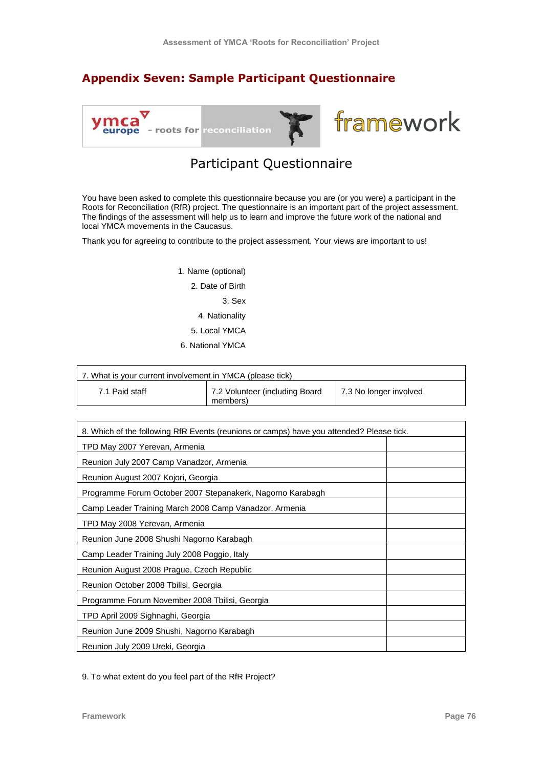## Appendix Seven: Sample Participant Questionnaire

ymca europe - roots for reconciliation

framework

# Participant Questionnaire

You have been asked to complete this questionnaire because you are (or you were) a participant in the Roots for Reconciliation (RfR) project. The questionnaire is an important part of the project assessment. The findings of the assessment will help us to learn and improve the future work of the national and local YMCA movements in the Caucasus.

Thank you for agreeing to contribute to the project assessment. Your views are important to us!

1. Name (optional)
2. Date of Birth
3. Sex
4. Nationality
5. Local YMCA
6. National YMCA

| 7. What is your current involvement in YMCA (please tick) | | |
|---|---|---|
| 7.1 Paid staff | 7.2 Volunteer (including Board members) | 7.3 No longer involved |

| 8. Which of the following RfR Events (reunions or camps) have you attended? Please tick. | |
|---|---|
| TPD May 2007 Yerevan, Armenia | |
| Reunion July 2007 Camp Vanadzor, Armenia | |
| Reunion August 2007 Kojori, Georgia | |
| Programme Forum October 2007 Stepanakerk, Nagorno Karabagh | |
| Camp Leader Training March 2008 Camp Vanadzor, Armenia | |
| TPD May 2008 Yerevan, Armenia | |
| Reunion June 2008 Shushi Nagorno Karabagh | |
| Camp Leader Training July 2008 Poggio, Italy | |
| Reunion August 2008 Prague, Czech Republic | |
| Reunion October 2008 Tbilisi, Georgia | |
| Programme Forum November 2008 Tbilisi, Georgia | |
| TPD April 2009 Sighnaghi, Georgia | |
| Reunion June 2009 Shushi, Nagorno Karabagh | |
| Reunion July 2009 Ureki, Georgia | |

9. To what extent do you feel part of the RfR Project?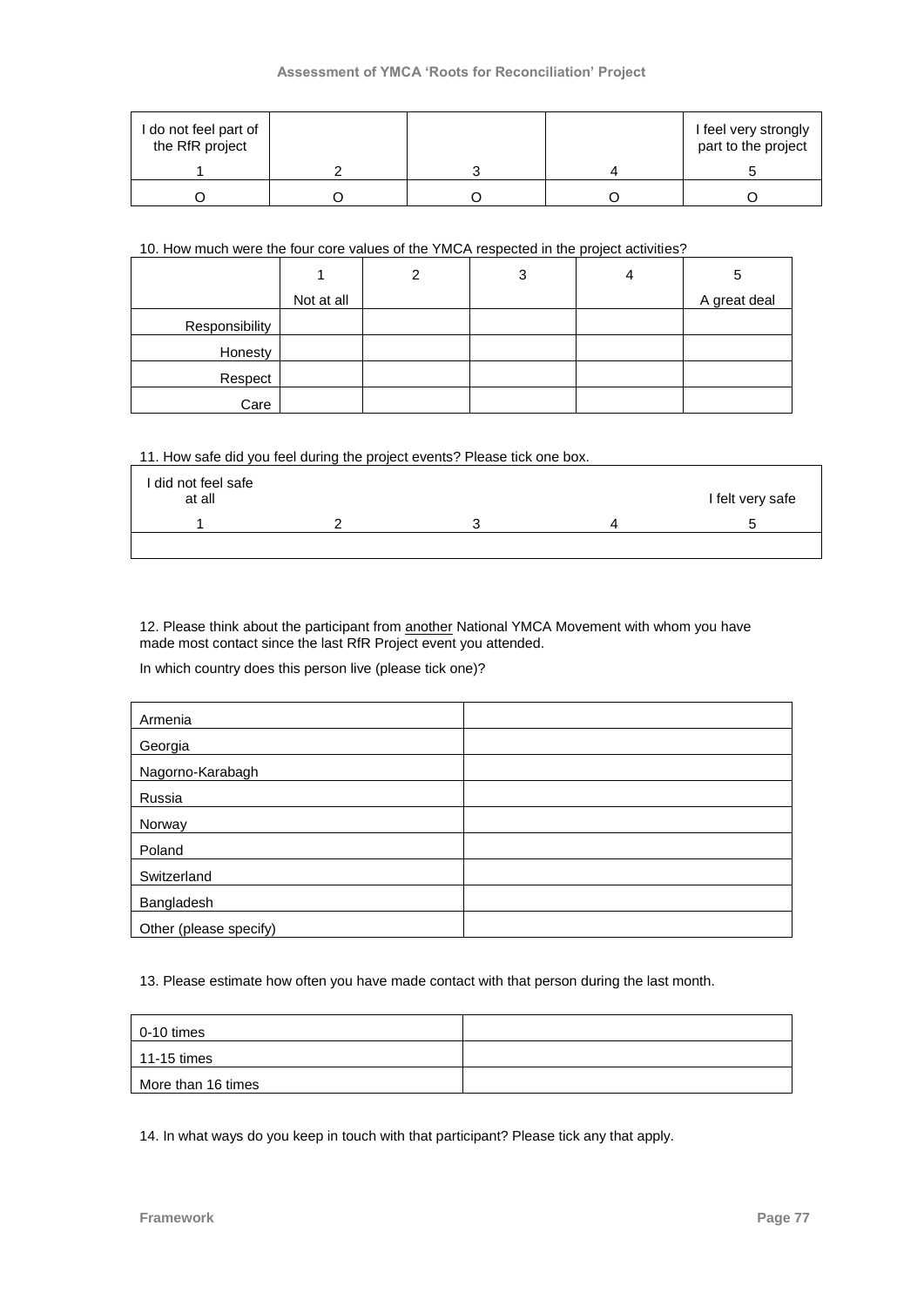| I do not feel part of the RfR project | | | | I feel very strongly part to the project |
|---|---|---|---|---|
| 1 | 2 | 3 | 4 | 5 |
| O | O | O | O | O |

10. How much were the four core values of the YMCA respected in the project activities?

| | 1<br>Not at all | 2 | 3 | 4 | 5<br>A great deal |
|---|---|---|---|---|---|
| Responsibility | | | | | |
| Honesty | | | | | |
| Respect | | | | | |
| Care | | | | | |

11. How safe did you feel during the project events? Please tick one box.

| I did not feel safe at all | | | | I felt very safe |
|---|---|---|---|---|
| 1 | 2 | 3 | 4 | 5 |
| | | | | |

12. Please think about the participant from another National YMCA Movement with whom you have made most contact since the last RfR Project event you attended.

In which country does this person live (please tick one)?

| | |
|---|---|
| Armenia | |
| Georgia | |
| Nagorno-Karabagh | |
| Russia | |
| Norway | |
| Poland | |
| Switzerland | |
| Bangladesh | |
| Other (please specify) | |

13. Please estimate how often you have made contact with that person during the last month.

| | |
|---|---|
| 0-10 times | |
| 11-15 times | |
| More than 16 times | |

14. In what ways do you keep in touch with that participant? Please tick any that apply.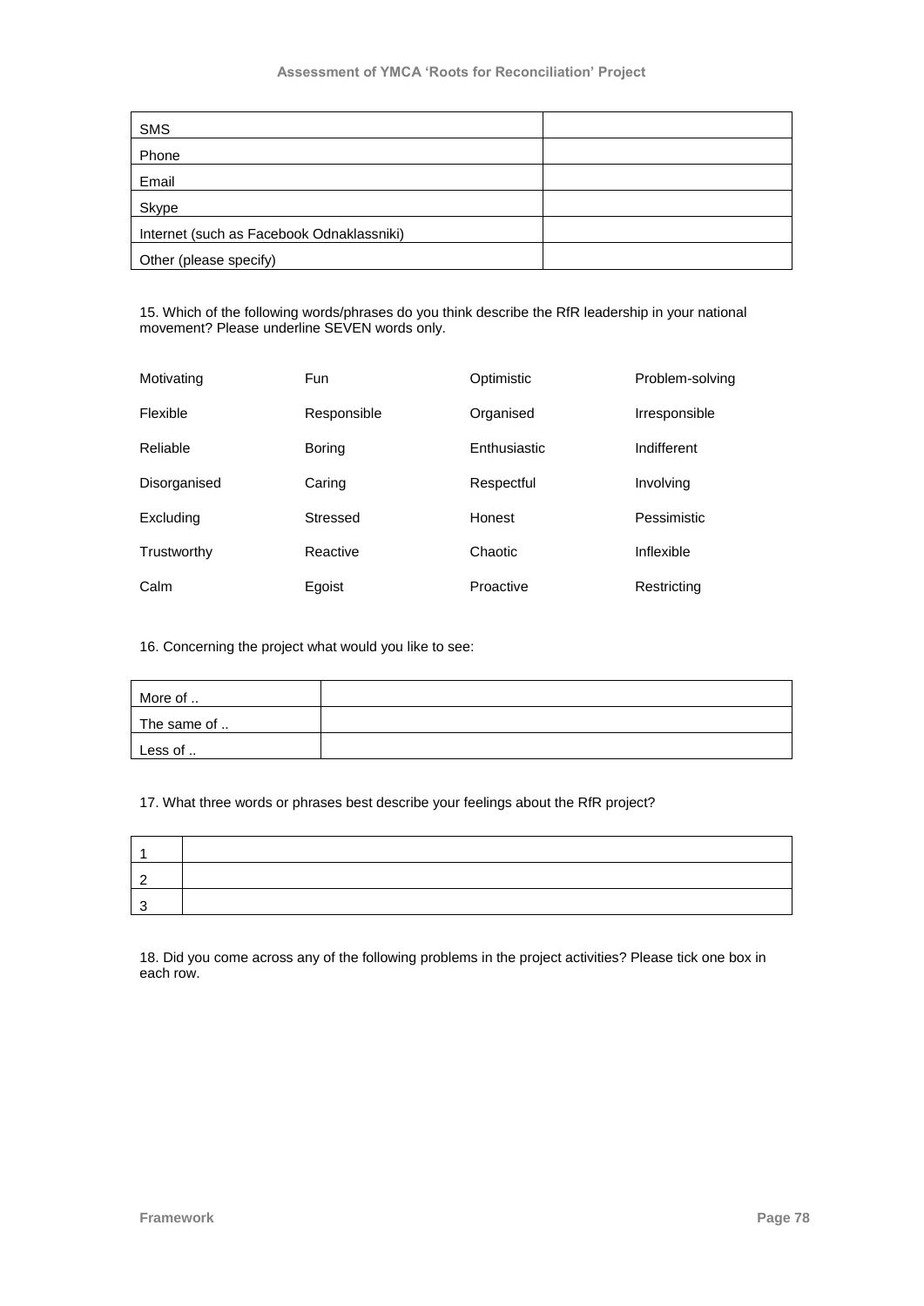| SMS | |
|---|---|
| Phone | |
| Email | |
| Skype | |
| Internet (such as Facebook Odnaklassniki) | |
| Other (please specify) | |

15. Which of the following words/phrases do you think describe the RfR leadership in your national movement? Please underline SEVEN words only.

| | | | |
|---|---|---|---|
| Motivating | Fun | Optimistic | Problem-solving |
| Flexible | Responsible | Organised | Irresponsible |
| Reliable | Boring | Enthusiastic | Indifferent |
| Disorganised | Caring | Respectful | Involving |
| Excluding | Stressed | Honest | Pessimistic |
| Trustworthy | Reactive | Chaotic | Inflexible |
| Calm | Egoist | Proactive | Restricting |

16. Concerning the project what would you like to see:

| More of .. | |
|---|---|
| The same of .. | |
| Less of .. | |

17. What three words or phrases best describe your feelings about the RfR project?

| 1 | |
|---|---|
| 2 | |
| 3 | |

18. Did you come across any of the following problems in the project activities? Please tick one box in each row.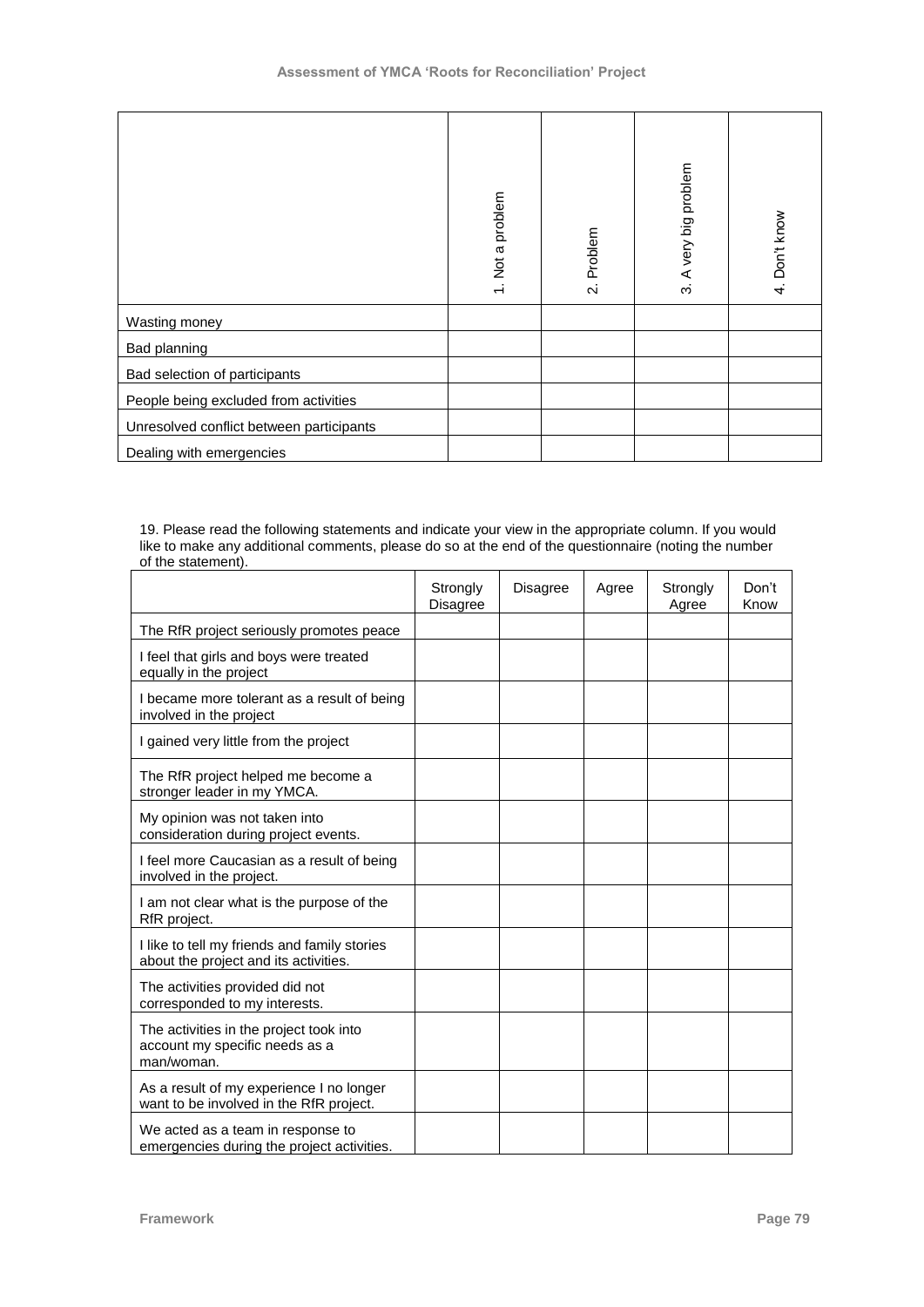| | 1. Not a problem | 2. Problem | 3. A very big problem | 4. Don't know |
|---|---|---|---|---|
| Wasting money | | | | |
| Bad planning | | | | |
| Bad selection of participants | | | | |
| People being excluded from activities | | | | |
| Unresolved conflict between participants | | | | |
| Dealing with emergencies | | | | |

19. Please read the following statements and indicate your view in the appropriate column. If you would like to make any additional comments, please do so at the end of the questionnaire (noting the number of the statement).

| | Strongly Disagree | Disagree | Agree | Strongly Agree | Don't Know |
|---|---|---|---|---|---|
| The RfR project seriously promotes peace | | | | | |
| I feel that girls and boys were treated equally in the project | | | | | |
| I became more tolerant as a result of being involved in the project | | | | | |
| I gained very little from the project | | | | | |
| The RfR project helped me become a stronger leader in my YMCA. | | | | | |
| My opinion was not taken into consideration during project events. | | | | | |
| I feel more Caucasian as a result of being involved in the project. | | | | | |
| I am not clear what is the purpose of the RfR project. | | | | | |
| I like to tell my friends and family stories about the project and its activities. | | | | | |
| The activities provided did not corresponded to my interests. | | | | | |
| The activities in the project took into account my specific needs as a man/woman. | | | | | |
| As a result of my experience I no longer want to be involved in the RfR project. | | | | | |
| We acted as a team in response to emergencies during the project activities. | | | | | |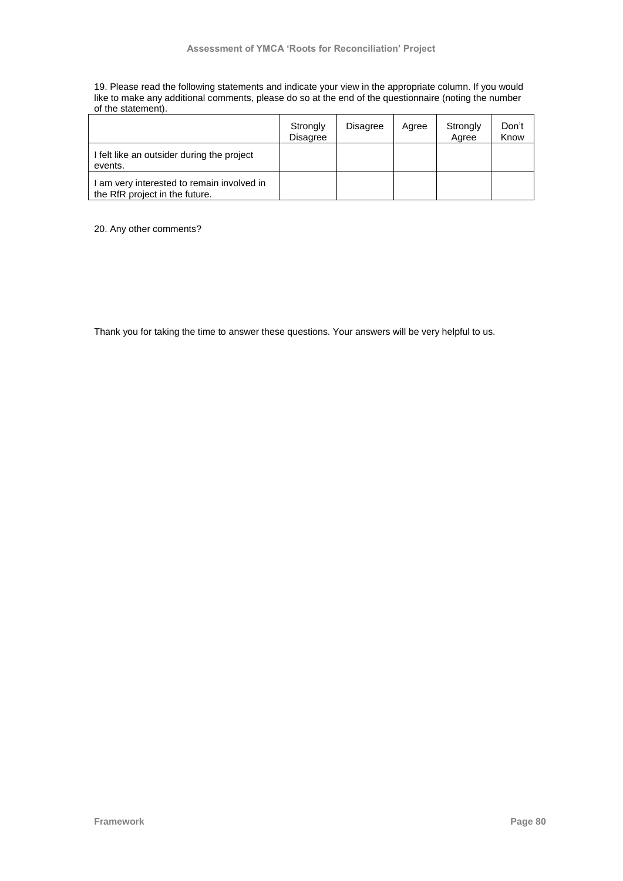19. Please read the following statements and indicate your view in the appropriate column. If you would like to make any additional comments, please do so at the end of the questionnaire (noting the number of the statement).

| | Strongly Disagree | Disagree | Agree | Strongly Agree | Don't Know |
|---|---|---|---|---|---|
| I felt like an outsider during the project events. | | | | | |
| I am very interested to remain involved in the RfR project in the future. | | | | | |

20. Any other comments?

Thank you for taking the time to answer these questions. Your answers will be very helpful to us.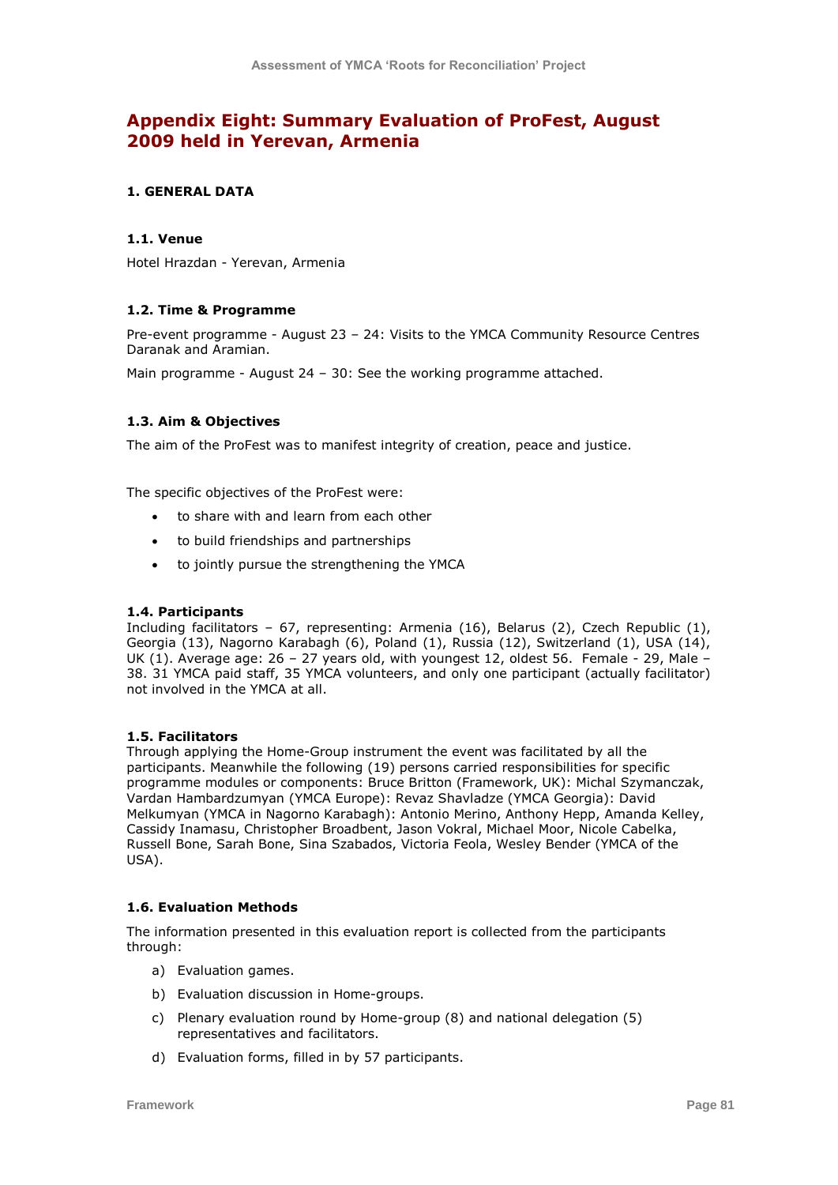## Appendix Eight: Summary Evaluation of ProFest, August 2009 held in Yerevan, Armenia

### 1. GENERAL DATA

#### 1.1. Venue

Hotel Hrazdan - Yerevan, Armenia

#### 1.2. Time & Programme

Pre-event programme - August 23 – 24: Visits to the YMCA Community Resource Centres Daranak and Aramian.

Main programme - August 24 – 30: See the working programme attached.

#### 1.3. Aim & Objectives

The aim of the ProFest was to manifest integrity of creation, peace and justice.

The specific objectives of the ProFest were:

- to share with and learn from each other
- to build friendships and partnerships
- to jointly pursue the strengthening the YMCA

#### 1.4. Participants

Including facilitators – 67, representing: Armenia (16), Belarus (2), Czech Republic (1), Georgia (13), Nagorno Karabagh (6), Poland (1), Russia (12), Switzerland (1), USA (14), UK (1). Average age: 26 – 27 years old, with youngest 12, oldest 56. Female - 29, Male – 38. 31 YMCA paid staff, 35 YMCA volunteers, and only one participant (actually facilitator) not involved in the YMCA at all.

#### 1.5. Facilitators

Through applying the Home-Group instrument the event was facilitated by all the participants. Meanwhile the following (19) persons carried responsibilities for specific programme modules or components: Bruce Britton (Framework, UK): Michal Szymanczak, Vardan Hambardzumyan (YMCA Europe): Revaz Shavladze (YMCA Georgia): David Melkumyan (YMCA in Nagorno Karabagh): Antonio Merino, Anthony Hepp, Amanda Kelley, Cassidy Inamasu, Christopher Broadbent, Jason Vokral, Michael Moor, Nicole Cabelka, Russell Bone, Sarah Bone, Sina Szabados, Victoria Feola, Wesley Bender (YMCA of the USA).

#### 1.6. Evaluation Methods

The information presented in this evaluation report is collected from the participants through:

a) Evaluation games.
b) Evaluation discussion in Home-groups.
c) Plenary evaluation round by Home-group (8) and national delegation (5) representatives and facilitators.
d) Evaluation forms, filled in by 57 participants.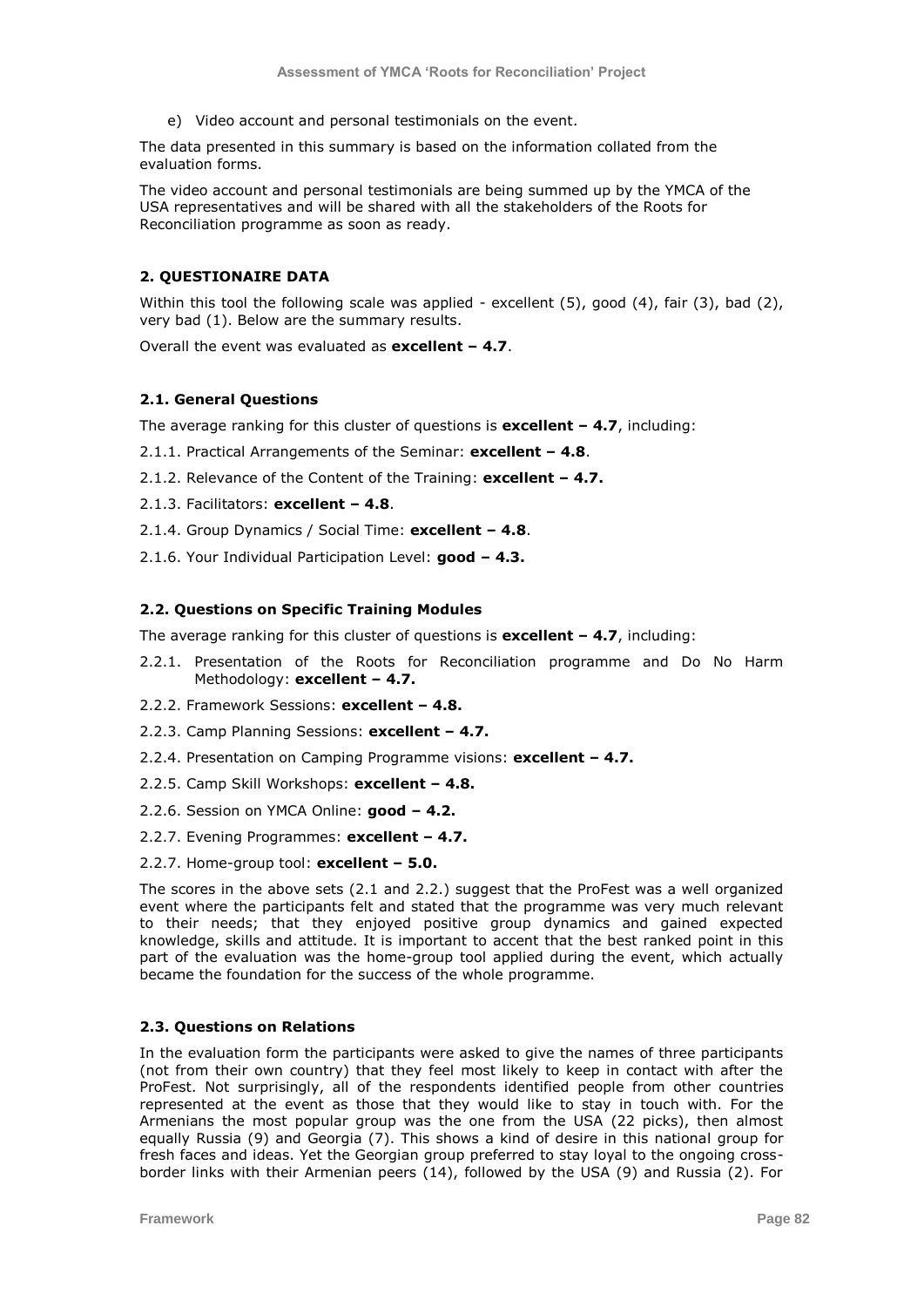e) Video account and personal testimonials on the event.

The data presented in this summary is based on the information collated from the evaluation forms.

The video account and personal testimonials are being summed up by the YMCA of the USA representatives and will be shared with all the stakeholders of the Roots for Reconciliation programme as soon as ready.

## 2. QUESTIONAIRE DATA

Within this tool the following scale was applied - excellent (5), good (4), fair (3), bad (2), very bad (1). Below are the summary results.

Overall the event was evaluated as **excellent – 4.7**.

### 2.1. General Questions

The average ranking for this cluster of questions is **excellent – 4.7**, including:

2.1.1. Practical Arrangements of the Seminar: **excellent – 4.8**.

2.1.2. Relevance of the Content of the Training: **excellent – 4.7.**

2.1.3. Facilitators: **excellent – 4.8**.

2.1.4. Group Dynamics / Social Time: **excellent – 4.8**.

2.1.6. Your Individual Participation Level: **good – 4.3.**

### 2.2. Questions on Specific Training Modules

The average ranking for this cluster of questions is **excellent – 4.7**, including:

2.2.1. Presentation of the Roots for Reconciliation programme and Do No Harm Methodology: **excellent – 4.7.**

2.2.2. Framework Sessions: **excellent – 4.8.**

2.2.3. Camp Planning Sessions: **excellent – 4.7.**

2.2.4. Presentation on Camping Programme visions: **excellent – 4.7.**

2.2.5. Camp Skill Workshops: **excellent – 4.8.**

2.2.6. Session on YMCA Online: **good – 4.2.**

2.2.7. Evening Programmes: **excellent – 4.7.**

2.2.7. Home-group tool: **excellent – 5.0.**

The scores in the above sets (2.1 and 2.2.) suggest that the ProFest was a well organized event where the participants felt and stated that the programme was very much relevant to their needs; that they enjoyed positive group dynamics and gained expected knowledge, skills and attitude. It is important to accent that the best ranked point in this part of the evaluation was the home-group tool applied during the event, which actually became the foundation for the success of the whole programme.

### 2.3. Questions on Relations

In the evaluation form the participants were asked to give the names of three participants (not from their own country) that they feel most likely to keep in contact with after the ProFest. Not surprisingly, all of the respondents identified people from other countries represented at the event as those that they would like to stay in touch with. For the Armenians the most popular group was the one from the USA (22 picks), then almost equally Russia (9) and Georgia (7). This shows a kind of desire in this national group for fresh faces and ideas. Yet the Georgian group preferred to stay loyal to the ongoing cross-border links with their Armenian peers (14), followed by the USA (9) and Russia (2). For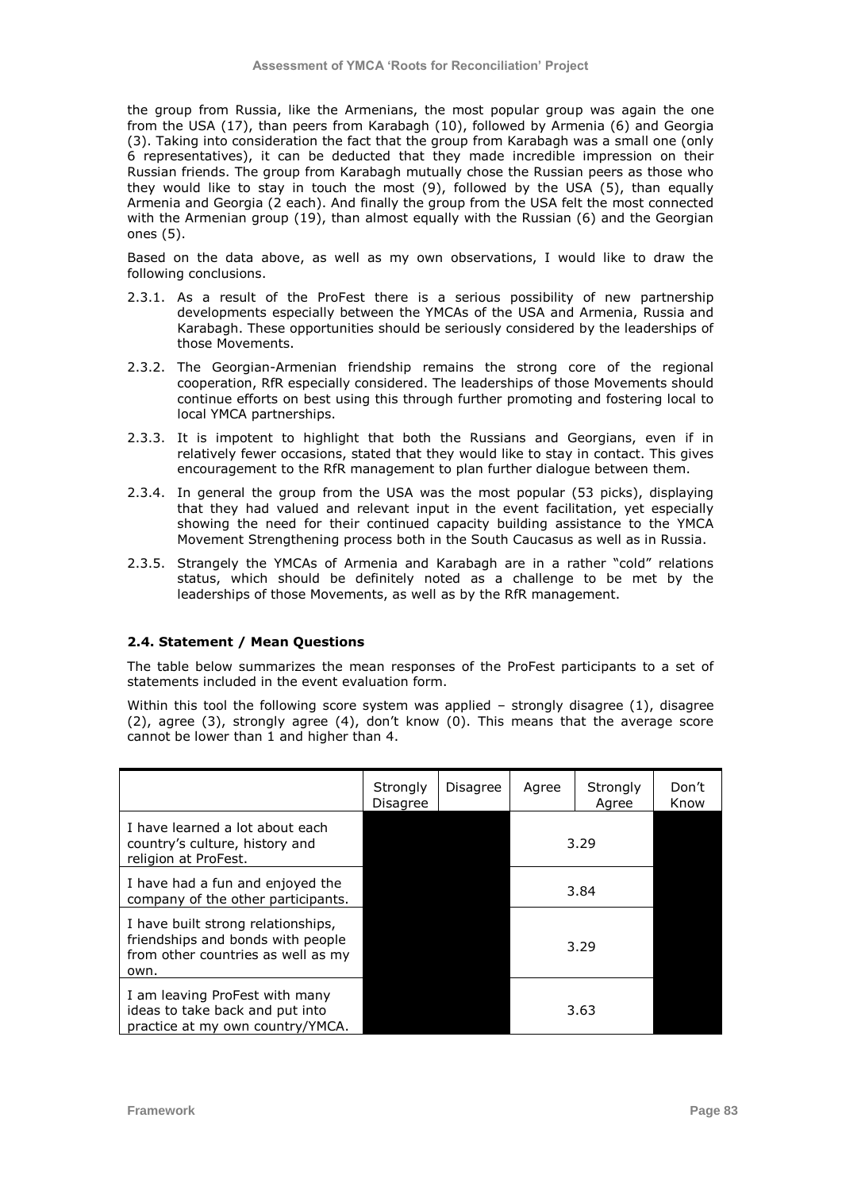the group from Russia, like the Armenians, the most popular group was again the one from the USA (17), than peers from Karabagh (10), followed by Armenia (6) and Georgia (3). Taking into consideration the fact that the group from Karabagh was a small one (only 6 representatives), it can be deducted that they made incredible impression on their Russian friends. The group from Karabagh mutually chose the Russian peers as those who they would like to stay in touch the most (9), followed by the USA (5), than equally Armenia and Georgia (2 each). And finally the group from the USA felt the most connected with the Armenian group (19), than almost equally with the Russian (6) and the Georgian ones (5).

Based on the data above, as well as my own observations, I would like to draw the following conclusions.

2.3.1. As a result of the ProFest there is a serious possibility of new partnership developments especially between the YMCAs of the USA and Armenia, Russia and Karabagh. These opportunities should be seriously considered by the leaderships of those Movements.

2.3.2. The Georgian-Armenian friendship remains the strong core of the regional cooperation, RfR especially considered. The leaderships of those Movements should continue efforts on best using this through further promoting and fostering local to local YMCA partnerships.

2.3.3. It is impotent to highlight that both the Russians and Georgians, even if in relatively fewer occasions, stated that they would like to stay in contact. This gives encouragement to the RfR management to plan further dialogue between them.

2.3.4. In general the group from the USA was the most popular (53 picks), displaying that they had valued and relevant input in the event facilitation, yet especially showing the need for their continued capacity building assistance to the YMCA Movement Strengthening process both in the South Caucasus as well as in Russia.

2.3.5. Strangely the YMCAs of Armenia and Karabagh are in a rather "cold" relations status, which should be definitely noted as a challenge to be met by the leaderships of those Movements, as well as by the RfR management.

### 2.4. Statement / Mean Questions

The table below summarizes the mean responses of the ProFest participants to a set of statements included in the event evaluation form.

Within this tool the following score system was applied – strongly disagree (1), disagree (2), agree (3), strongly agree (4), don't know (0). This means that the average score cannot be lower than 1 and higher than 4.

| | Strongly Disagree | Disagree | Agree | Strongly Agree | Don't Know |
|---|---|---|---|---|---|
| I have learned a lot about each country's culture, history and religion at ProFest. | | | 3.29 | | |
| I have had a fun and enjoyed the company of the other participants. | | | 3.84 | | |
| I have built strong relationships, friendships and bonds with people from other countries as well as my own. | | | 3.29 | | |
| I am leaving ProFest with many ideas to take back and put into practice at my own country/YMCA. | | | 3.63 | | |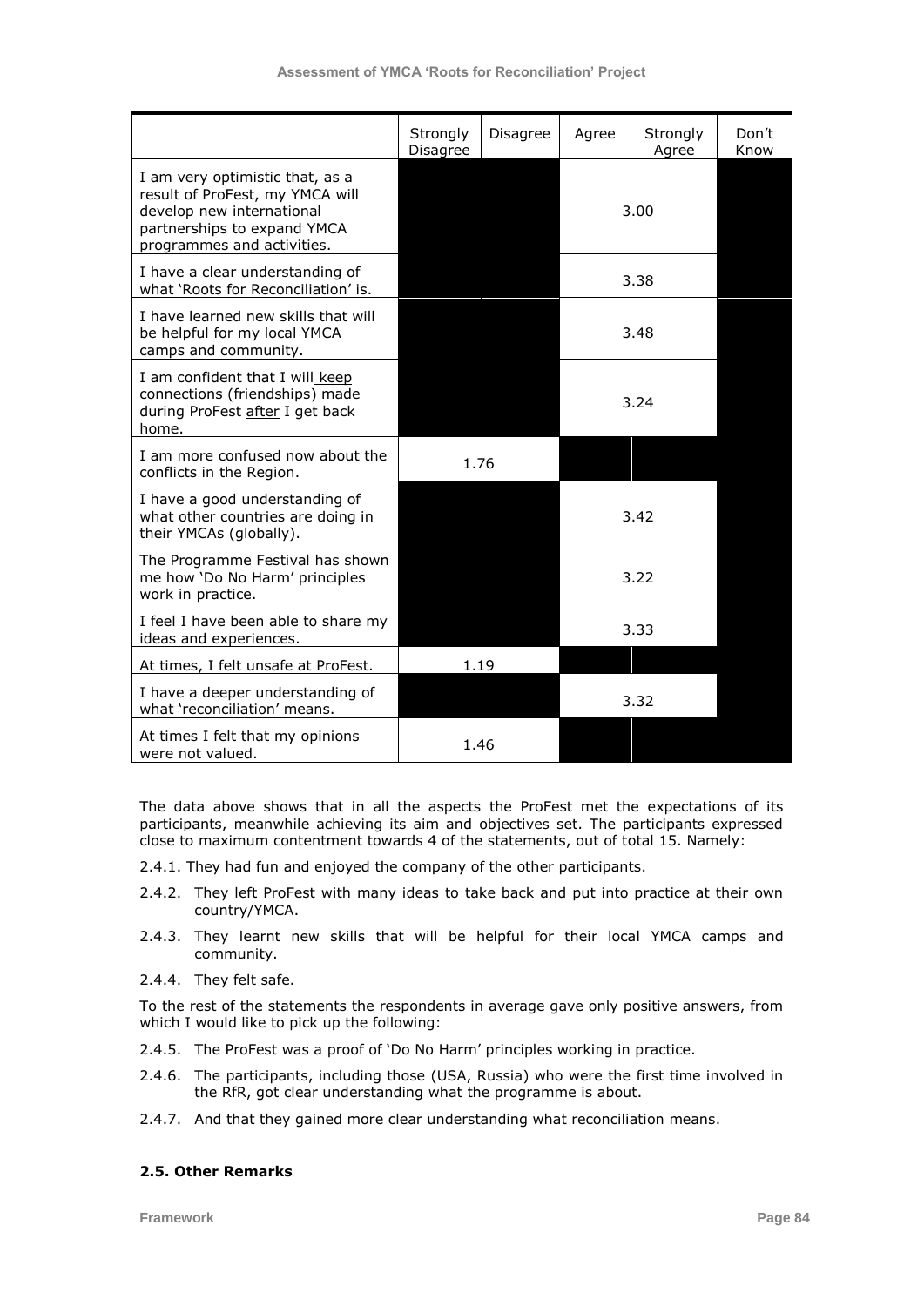| | Strongly Disagree | Disagree | Agree | Strongly Agree | Don't Know |
|---|---|---|---|---|---|
| I am very optimistic that, as a result of ProFest, my YMCA will develop new international partnerships to expand YMCA programmes and activities. | | | 3.00 | | |
| I have a clear understanding of what 'Roots for Reconciliation' is. | | | 3.38 | | |
| I have learned new skills that will be helpful for my local YMCA camps and community. | | | 3.48 | | |
| I am confident that I will keep connections (friendships) made during ProFest after I get back home. | | | 3.24 | | |
| I am more confused now about the conflicts in the Region. | 1.76 | | | | |
| I have a good understanding of what other countries are doing in their YMCAs (globally). | | | 3.42 | | |
| The Programme Festival has shown me how 'Do No Harm' principles work in practice. | | | 3.22 | | |
| I feel I have been able to share my ideas and experiences. | | | 3.33 | | |
| At times, I felt unsafe at ProFest. | 1.19 | | | | |
| I have a deeper understanding of what 'reconciliation' means. | | | 3.32 | | |
| At times I felt that my opinions were not valued. | 1.46 | | | | |

The data above shows that in all the aspects the ProFest met the expectations of its participants, meanwhile achieving its aim and objectives set. The participants expressed close to maximum contentment towards 4 of the statements, out of total 15. Namely:

2.4.1. They had fun and enjoyed the company of the other participants.

2.4.2. They left ProFest with many ideas to take back and put into practice at their own country/YMCA.

2.4.3. They learnt new skills that will be helpful for their local YMCA camps and community.

2.4.4. They felt safe.

To the rest of the statements the respondents in average gave only positive answers, from which I would like to pick up the following:

2.4.5. The ProFest was a proof of 'Do No Harm' principles working in practice.

2.4.6. The participants, including those (USA, Russia) who were the first time involved in the RfR, got clear understanding what the programme is about.

2.4.7. And that they gained more clear understanding what reconciliation means.

### 2.5. Other Remarks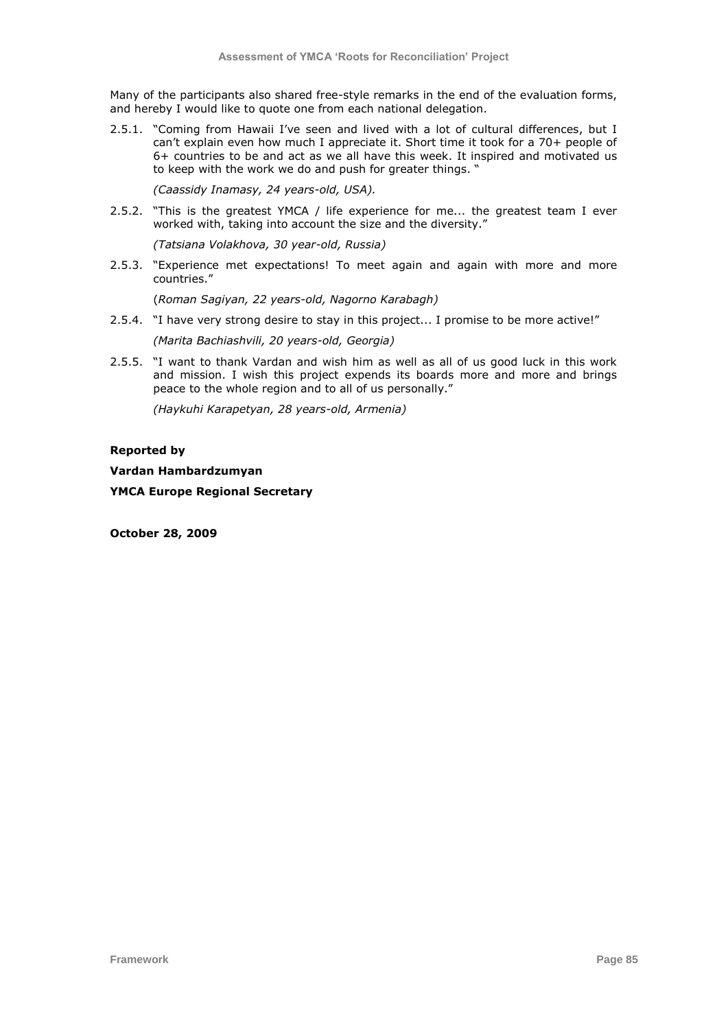Many of the participants also shared free-style remarks in the end of the evaluation forms, and hereby I would like to quote one from each national delegation.

2.5.1. "Coming from Hawaii I've seen and lived with a lot of cultural differences, but I can't explain even how much I appreciate it. Short time it took for a 70+ people of 6+ countries to be and act as we all have this week. It inspired and motivated us to keep with the work we do and push for greater things. "

*(Caassidy Inamasy, 24 years-old, USA).*

2.5.2. "This is the greatest YMCA / life experience for me... the greatest team I ever worked with, taking into account the size and the diversity."

*(Tatsiana Volakhova, 30 year-old, Russia)*

2.5.3. "Experience met expectations! To meet again and again with more and more countries."

(*Roman Sagiyan, 22 years-old, Nagorno Karabagh)*

2.5.4. "I have very strong desire to stay in this project... I promise to be more active!"

*(Marita Bachiashvili, 20 years-old, Georgia)*

2.5.5. "I want to thank Vardan and wish him as well as all of us good luck in this work and mission. I wish this project expends its boards more and more and brings peace to the whole region and to all of us personally."

*(Haykuhi Karapetyan, 28 years-old, Armenia)*

**Reported by**

**Vardan Hambardzumyan**

**YMCA Europe Regional Secretary**

**October 28, 2009**